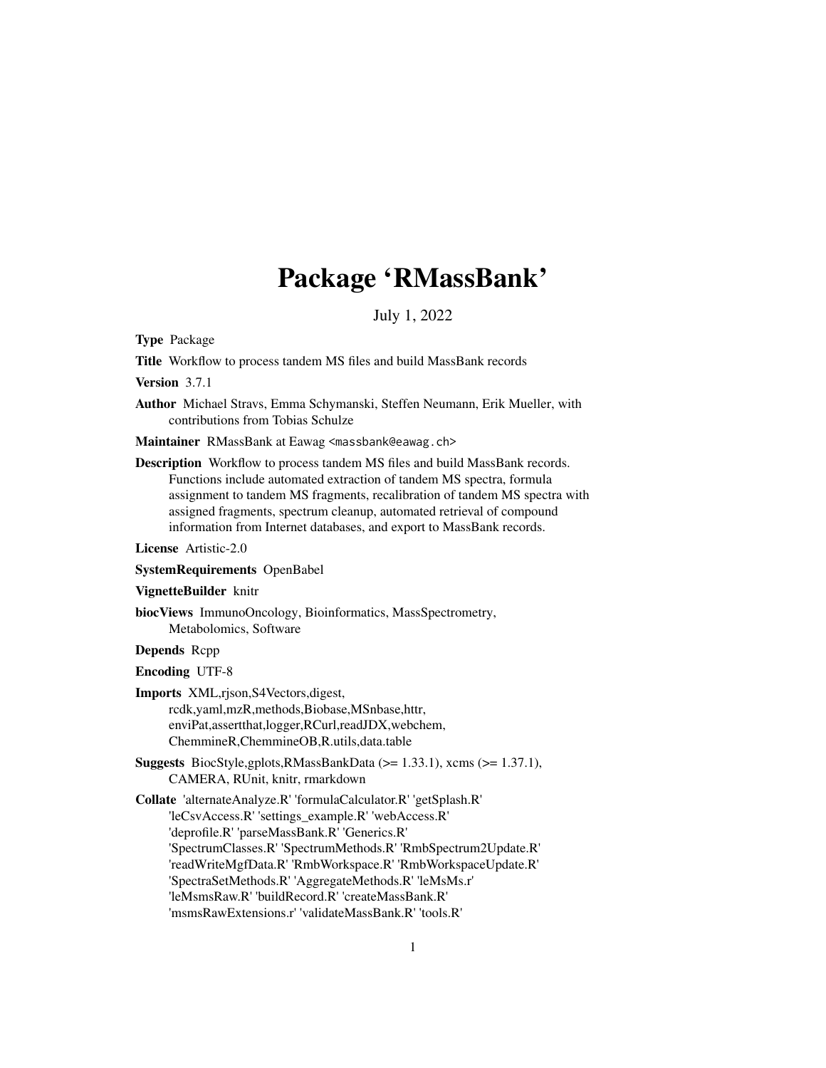# Package 'RMassBank'

July 1, 2022

**Type** Package

**Title** Workflow to process tandem MS files and build MassBank records

**Version** 3.7.1

**Author** Michael Stravs, Emma Schymanski, Steffen Neumann, Erik Mueller, with contributions from Tobias Schulze

**Maintainer** RMassBank at Eawag <massbank@eawag.ch>

**Description** Workflow to process tandem MS files and build MassBank records. Functions include automated extraction of tandem MS spectra, formula assignment to tandem MS fragments, recalibration of tandem MS spectra with assigned fragments, spectrum cleanup, automated retrieval of compound information from Internet databases, and export to MassBank records.

**License** Artistic-2.0

**SystemRequirements** OpenBabel

**VignetteBuilder** knitr

**biocViews** ImmunoOncology, Bioinformatics, MassSpectrometry, Metabolomics, Software

**Depends** Rcpp

**Encoding** UTF-8

**Imports** XML,rjson,S4Vectors,digest, rcdk,yaml,mzR,methods,Biobase,MSnbase,httr, enviPat,assertthat,logger,RCurl,readJDX,webchem, ChemmineR,ChemmineOB,R.utils,data.table

**Suggests** BiocStyle,gplots,RMassBankData (>= 1.33.1), xcms (>= 1.37.1), CAMERA, RUnit, knitr, rmarkdown

**Collate** 'alternateAnalyze.R' 'formulaCalculator.R' 'getSplash.R' 'leCsvAccess.R' 'settings_example.R' 'webAccess.R' 'deprofile.R' 'parseMassBank.R' 'Generics.R' 'SpectrumClasses.R' 'SpectrumMethods.R' 'RmbSpectrum2Update.R' 'readWriteMgfData.R' 'RmbWorkspace.R' 'RmbWorkspaceUpdate.R' 'SpectraSetMethods.R' 'AggregateMethods.R' 'leMsMs.r' 'leMsmsRaw.R' 'buildRecord.R' 'createMassBank.R' 'msmsRawExtensions.r' 'validateMassBank.R' 'tools.R'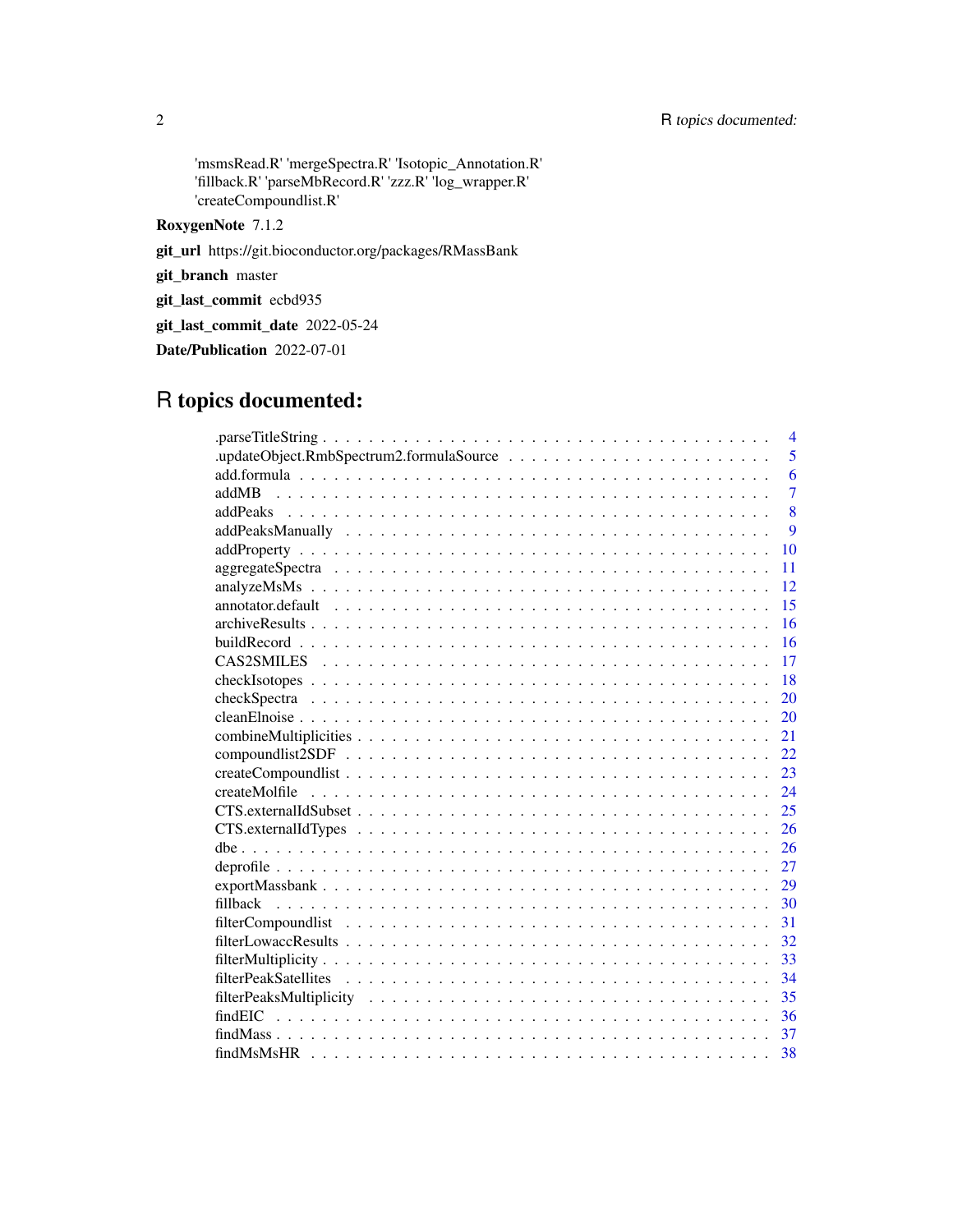'msmsRead.R' 'mergeSpectra.R' 'Isotopic_Annotation.R' 'fillback.R' 'parseMbRecord.R' 'zzz.R' 'log_wrapper.R' 'createCompoundlist.R'

**RoxygenNote** 7.1.2

**git_url** https://git.bioconductor.org/packages/RMassBank

**git_branch** master

**git_last_commit** ecbd935

**git_last_commit_date** 2022-05-24

**Date/Publication** 2022-07-01

# R topics documented:

| | |
|---|---|
| .parseTitleString | 4 |
| .updateObject.RmbSpectrum2.formulaSource | 5 |
| add.formula | 6 |
| addMB | 7 |
| addPeaks | 8 |
| addPeaksManually | 9 |
| addProperty | 10 |
| aggregateSpectra | 11 |
| analyzeMsMs | 12 |
| annotator.default | 15 |
| archiveResults | 16 |
| buildRecord | 16 |
| CAS2SMILES | 17 |
| checkIsotopes | 18 |
| checkSpectra | 20 |
| cleanElnoise | 20 |
| combineMultiplicities | 21 |
| compoundlist2SDF | 22 |
| createCompoundlist | 23 |
| createMolfile | 24 |
| CTS.externalIdSubset | 25 |
| CTS.externalIdTypes | 26 |
| dbe | 26 |
| deprofile | 27 |
| exportMassbank | 29 |
| fillback | 30 |
| filterCompoundlist | 31 |
| filterLowaccResults | 32 |
| filterMultiplicity | 33 |
| filterPeakSatellites | 34 |
| filterPeaksMultiplicity | 35 |
| findEIC | 36 |
| findMass | 37 |
| findMsMsHR | 38 |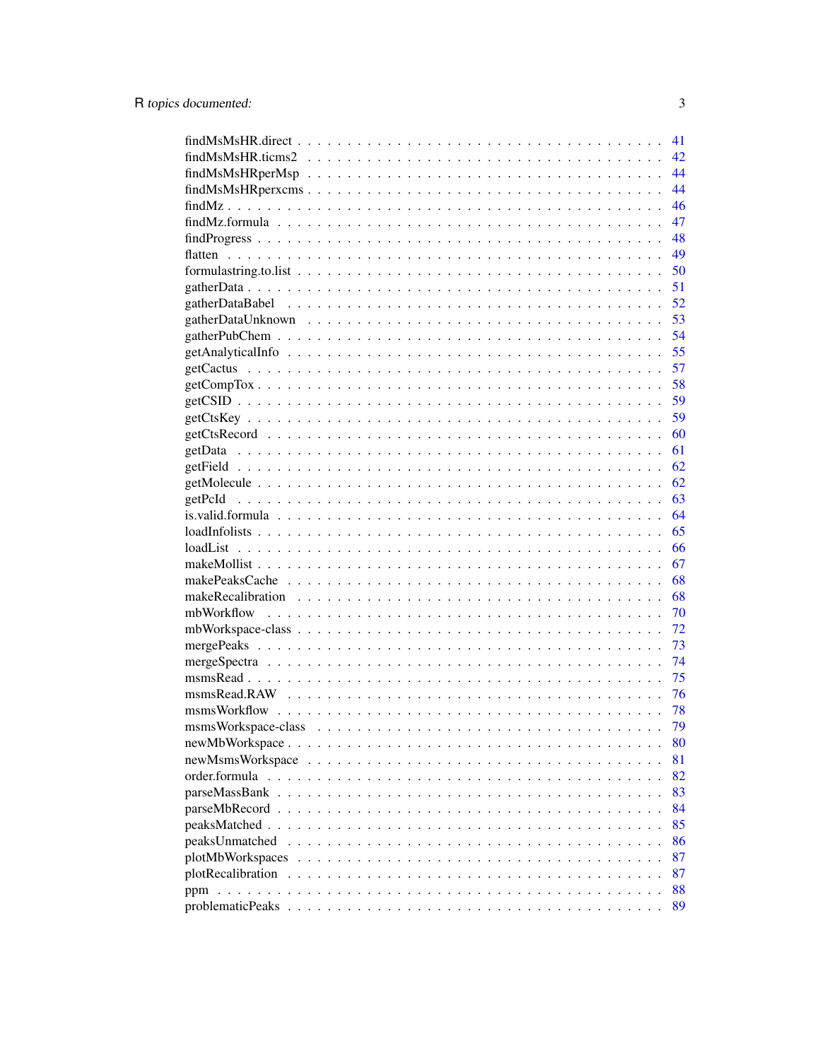findMsMsHR.direct . . . . . . . . . . . . . . . . . . . . . . . . . . . . . . . . 41
findMsMsHR.ticms2 . . . . . . . . . . . . . . . . . . . . . . . . . . . . . . . . 42
findMsMsHRperMsp . . . . . . . . . . . . . . . . . . . . . . . . . . . . . . . . 44
findMsMsHRperxcms . . . . . . . . . . . . . . . . . . . . . . . . . . . . . . . . 44
findMz . . . . . . . . . . . . . . . . . . . . . . . . . . . . . . . . . . . . . 46
findMz.formula . . . . . . . . . . . . . . . . . . . . . . . . . . . . . . . . . 47
findProgress . . . . . . . . . . . . . . . . . . . . . . . . . . . . . . . . . . 48
flatten . . . . . . . . . . . . . . . . . . . . . . . . . . . . . . . . . . . . . 49
formulastring.to.list . . . . . . . . . . . . . . . . . . . . . . . . . . . . . . 50
gatherData . . . . . . . . . . . . . . . . . . . . . . . . . . . . . . . . . . . 51
gatherDataBabel . . . . . . . . . . . . . . . . . . . . . . . . . . . . . . . . . 52
gatherDataUnknown . . . . . . . . . . . . . . . . . . . . . . . . . . . . . . . . 53
gatherPubChem . . . . . . . . . . . . . . . . . . . . . . . . . . . . . . . . . . 54
getAnalyticalInfo . . . . . . . . . . . . . . . . . . . . . . . . . . . . . . . . 55
getCactus . . . . . . . . . . . . . . . . . . . . . . . . . . . . . . . . . . . . 57
getCompTox . . . . . . . . . . . . . . . . . . . . . . . . . . . . . . . . . . . 58
getCSID . . . . . . . . . . . . . . . . . . . . . . . . . . . . . . . . . . . . . 59
getCtsKey . . . . . . . . . . . . . . . . . . . . . . . . . . . . . . . . . . . . 59
getCtsRecord . . . . . . . . . . . . . . . . . . . . . . . . . . . . . . . . . . 60
getData . . . . . . . . . . . . . . . . . . . . . . . . . . . . . . . . . . . . . 61
getField . . . . . . . . . . . . . . . . . . . . . . . . . . . . . . . . . . . . 62
getMolecule . . . . . . . . . . . . . . . . . . . . . . . . . . . . . . . . . . . 62
getPcId . . . . . . . . . . . . . . . . . . . . . . . . . . . . . . . . . . . . . 63
is.valid.formula . . . . . . . . . . . . . . . . . . . . . . . . . . . . . . . . 64
loadInfolists . . . . . . . . . . . . . . . . . . . . . . . . . . . . . . . . . . 65
loadList . . . . . . . . . . . . . . . . . . . . . . . . . . . . . . . . . . . . 66
makeMollist . . . . . . . . . . . . . . . . . . . . . . . . . . . . . . . . . . . 67
makePeaksCache . . . . . . . . . . . . . . . . . . . . . . . . . . . . . . . . . 68
makeRecalibration . . . . . . . . . . . . . . . . . . . . . . . . . . . . . . . . 68
mbWorkflow . . . . . . . . . . . . . . . . . . . . . . . . . . . . . . . . . . . 70
mbWorkspace-class . . . . . . . . . . . . . . . . . . . . . . . . . . . . . . . . 72
mergePeaks . . . . . . . . . . . . . . . . . . . . . . . . . . . . . . . . . . . 73
mergeSpectra . . . . . . . . . . . . . . . . . . . . . . . . . . . . . . . . . . 74
msmsRead . . . . . . . . . . . . . . . . . . . . . . . . . . . . . . . . . . . . 75
msmsRead.RAW . . . . . . . . . . . . . . . . . . . . . . . . . . . . . . . . . . 76
msmsWorkflow . . . . . . . . . . . . . . . . . . . . . . . . . . . . . . . . . . 78
msmsWorkspace-class . . . . . . . . . . . . . . . . . . . . . . . . . . . . . . . 79
newMbWorkspace . . . . . . . . . . . . . . . . . . . . . . . . . . . . . . . . . 80
newMsmsWorkspace . . . . . . . . . . . . . . . . . . . . . . . . . . . . . . . . 81
order.formula . . . . . . . . . . . . . . . . . . . . . . . . . . . . . . . . . . 82
parseMassBank . . . . . . . . . . . . . . . . . . . . . . . . . . . . . . . . . . 83
parseMbRecord . . . . . . . . . . . . . . . . . . . . . . . . . . . . . . . . . . 84
peaksMatched . . . . . . . . . . . . . . . . . . . . . . . . . . . . . . . . . . 85
peaksUnmatched . . . . . . . . . . . . . . . . . . . . . . . . . . . . . . . . . 86
plotMbWorkspaces . . . . . . . . . . . . . . . . . . . . . . . . . . . . . . . . 87
plotRecalibration . . . . . . . . . . . . . . . . . . . . . . . . . . . . . . . . 87
ppm . . . . . . . . . . . . . . . . . . . . . . . . . . . . . . . . . . . . . . . 88
problematicPeaks . . . . . . . . . . . . . . . . . . . . . . . . . . . . . . . . 89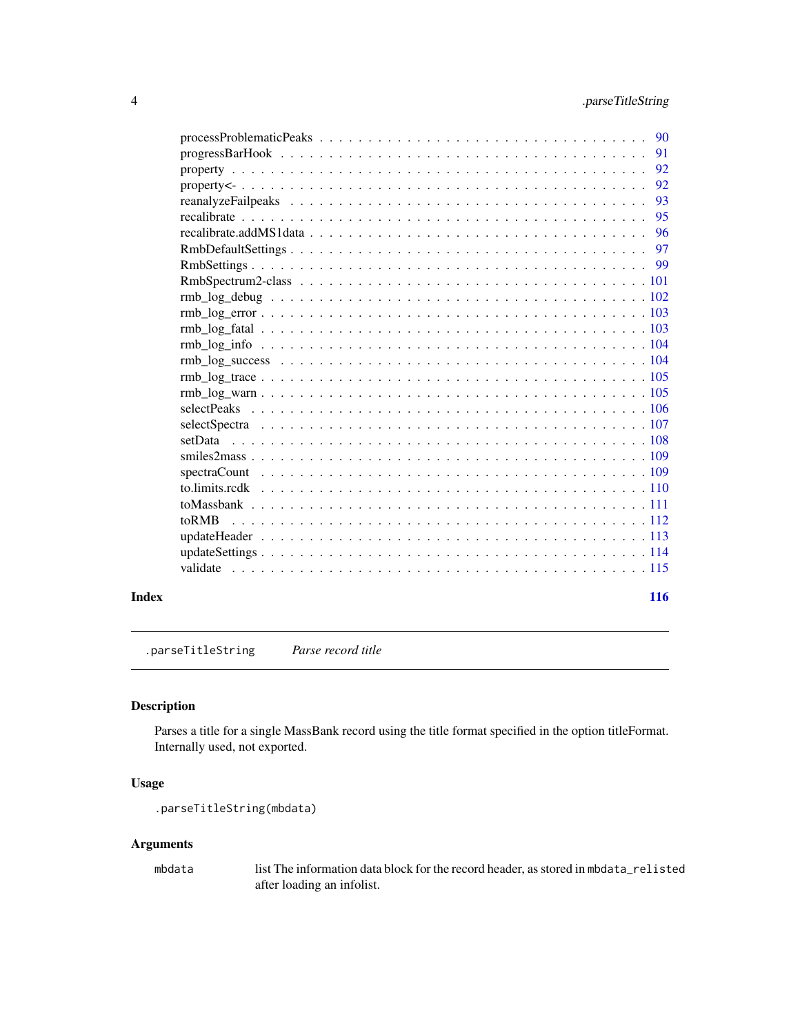processProblematicPeaks . . . . . . . . . . . . . . . . . . . . . . . . . . . . . . . 90
progressBarHook . . . . . . . . . . . . . . . . . . . . . . . . . . . . . . . . . . 91
property . . . . . . . . . . . . . . . . . . . . . . . . . . . . . . . . . . . . . . 92
property<- . . . . . . . . . . . . . . . . . . . . . . . . . . . . . . . . . . . . 92
reanalyzeFailpeaks . . . . . . . . . . . . . . . . . . . . . . . . . . . . . . . . 93
recalibrate . . . . . . . . . . . . . . . . . . . . . . . . . . . . . . . . . . . . 95
recalibrate.addMS1data . . . . . . . . . . . . . . . . . . . . . . . . . . . . . . 96
RmbDefaultSettings . . . . . . . . . . . . . . . . . . . . . . . . . . . . . . . . 97
RmbSettings . . . . . . . . . . . . . . . . . . . . . . . . . . . . . . . . . . . . 99
RmbSpectrum2-class . . . . . . . . . . . . . . . . . . . . . . . . . . . . . . . . 101
rmb_log_debug . . . . . . . . . . . . . . . . . . . . . . . . . . . . . . . . . . . 102
rmb_log_error . . . . . . . . . . . . . . . . . . . . . . . . . . . . . . . . . . . 103
rmb_log_fatal . . . . . . . . . . . . . . . . . . . . . . . . . . . . . . . . . . . 103
rmb_log_info . . . . . . . . . . . . . . . . . . . . . . . . . . . . . . . . . . . 104
rmb_log_success . . . . . . . . . . . . . . . . . . . . . . . . . . . . . . . . . . 104
rmb_log_trace . . . . . . . . . . . . . . . . . . . . . . . . . . . . . . . . . . . 105
rmb_log_warn . . . . . . . . . . . . . . . . . . . . . . . . . . . . . . . . . . . . 105
selectPeaks . . . . . . . . . . . . . . . . . . . . . . . . . . . . . . . . . . . . 106
selectSpectra . . . . . . . . . . . . . . . . . . . . . . . . . . . . . . . . . . . 107
setData . . . . . . . . . . . . . . . . . . . . . . . . . . . . . . . . . . . . . . 108
smiles2mass . . . . . . . . . . . . . . . . . . . . . . . . . . . . . . . . . . . . 109
spectraCount . . . . . . . . . . . . . . . . . . . . . . . . . . . . . . . . . . . 109
to.limits.rcdk . . . . . . . . . . . . . . . . . . . . . . . . . . . . . . . . . . 110
toMassbank . . . . . . . . . . . . . . . . . . . . . . . . . . . . . . . . . . . . 111
toRMB . . . . . . . . . . . . . . . . . . . . . . . . . . . . . . . . . . . . . . . 112
updateHeader . . . . . . . . . . . . . . . . . . . . . . . . . . . . . . . . . . . 113
updateSettings . . . . . . . . . . . . . . . . . . . . . . . . . . . . . . . . . . 114
validate . . . . . . . . . . . . . . . . . . . . . . . . . . . . . . . . . . . . . . 115

**Index** **116**

---

`.parseTitleString` *Parse record title*

---

### Description

Parses a title for a single MassBank record using the title format specified in the option titleFormat. Internally used, not exported.

### Usage

```
.parseTitleString(mbdata)
```

### Arguments

| | |
|---|---|
| `mbdata` | list The information data block for the record header, as stored in `mbdata_relisted` after loading an infolist. |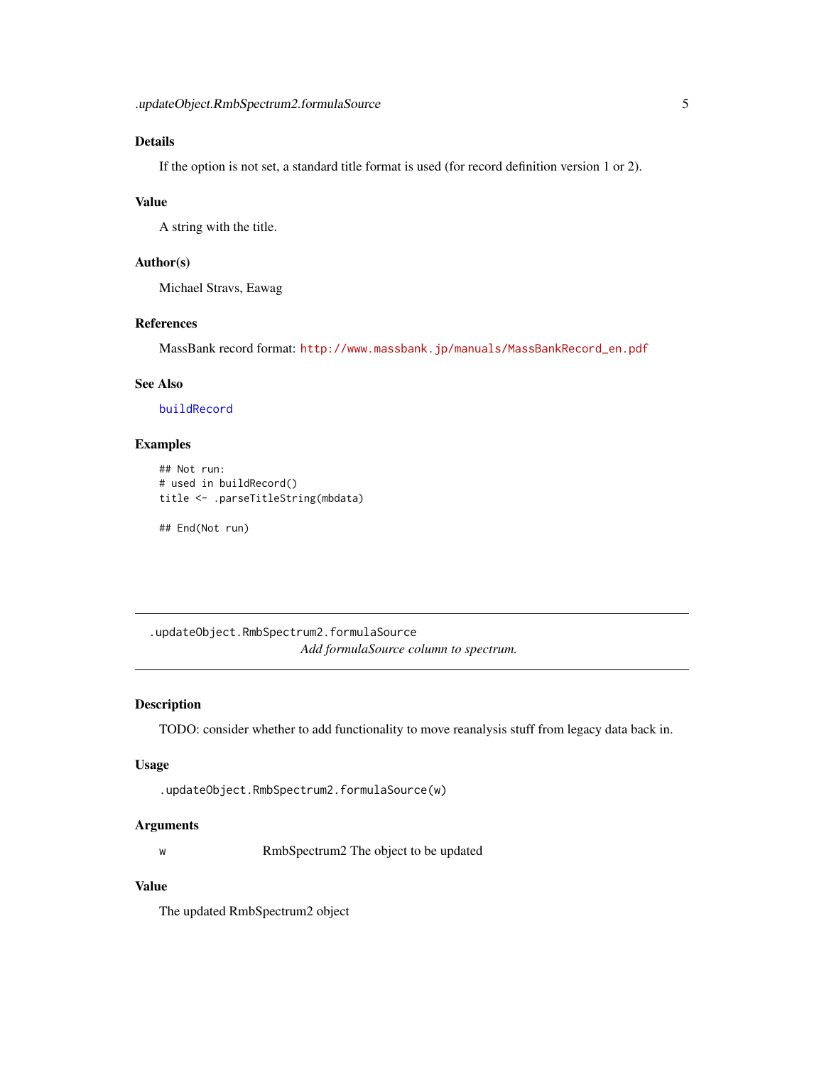## Details

If the option is not set, a standard title format is used (for record definition version 1 or 2).

## Value

A string with the title.

## Author(s)

Michael Stravs, Eawag

## References

MassBank record format: http://www.massbank.jp/manuals/MassBankRecord_en.pdf

## See Also

buildRecord

## Examples

```
## Not run:
# used in buildRecord()
title <- .parseTitleString(mbdata)

## End(Not run)
```

---

# .updateObject.RmbSpectrum2.formulaSource

*Add formulaSource column to spectrum.*

---

## Description

TODO: consider whether to add functionality to move reanalysis stuff from legacy data back in.

## Usage

```
.updateObject.RmbSpectrum2.formulaSource(w)
```

## Arguments

| | |
|---|---|
| w | RmbSpectrum2 The object to be updated |

## Value

The updated RmbSpectrum2 object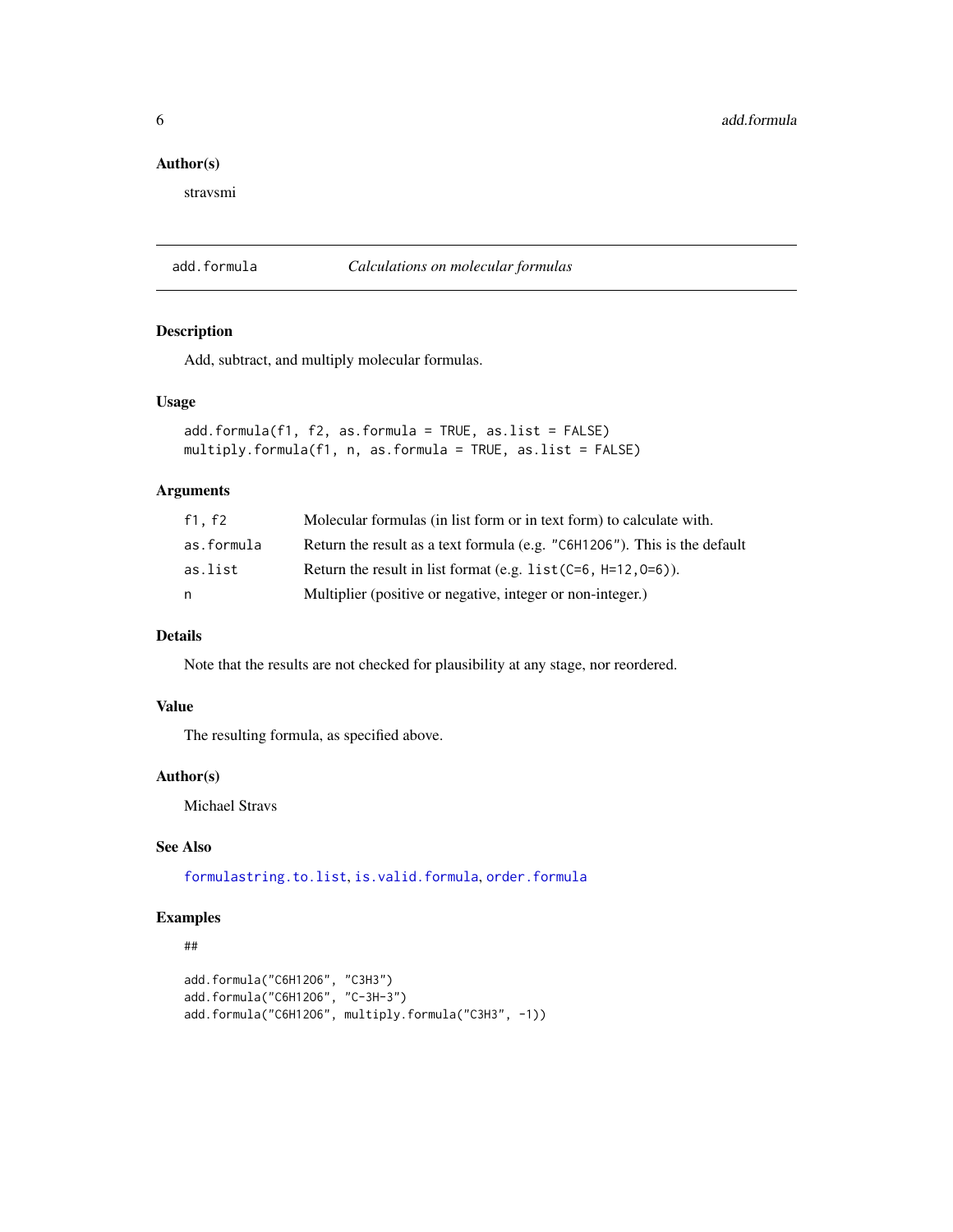### Author(s)

stravsmi

---

## add.formula — *Calculations on molecular formulas*

### Description

Add, subtract, and multiply molecular formulas.

### Usage

```
add.formula(f1, f2, as.formula = TRUE, as.list = FALSE)
multiply.formula(f1, n, as.formula = TRUE, as.list = FALSE)
```

### Arguments

| | |
|---|---|
| `f1, f2` | Molecular formulas (in list form or in text form) to calculate with. |
| `as.formula` | Return the result as a text formula (e.g. `"C6H12O6"`). This is the default |
| `as.list` | Return the result in list format (e.g. `list(C=6, H=12,O=6)`). |
| `n` | Multiplier (positive or negative, integer or non-integer.) |

### Details

Note that the results are not checked for plausibility at any stage, nor reordered.

### Value

The resulting formula, as specified above.

### Author(s)

Michael Stravs

### See Also

`formulastring.to.list`, `is.valid.formula`, `order.formula`

### Examples

```
##

add.formula("C6H12O6", "C3H3")
add.formula("C6H12O6", "C-3H-3")
add.formula("C6H12O6", multiply.formula("C3H3", -1))
```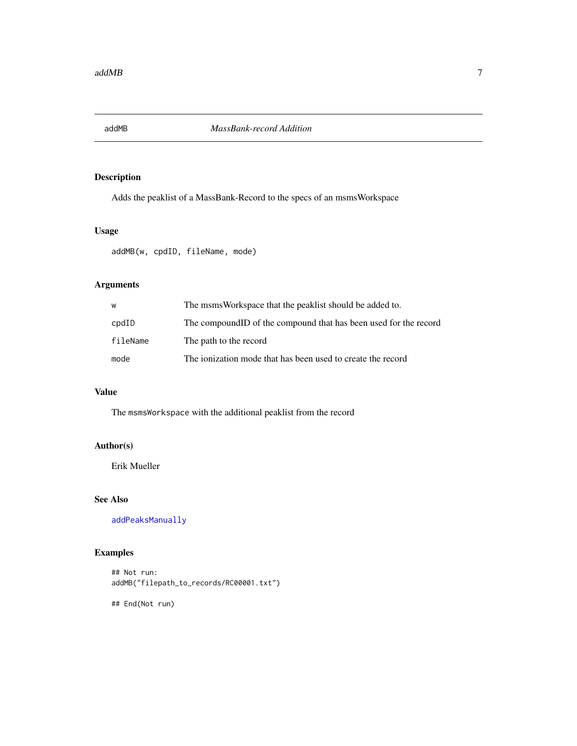# addMB *MassBank-record Addition*

## Description

Adds the peaklist of a MassBank-Record to the specs of an msmsWorkspace

## Usage

```
addMB(w, cpdID, fileName, mode)
```

## Arguments

| | |
|---|---|
| w | The msmsWorkspace that the peaklist should be added to. |
| cpdID | The compoundID of the compound that has been used for the record |
| fileName | The path to the record |
| mode | The ionization mode that has been used to create the record |

## Value

The `msmsWorkspace` with the additional peaklist from the record

## Author(s)

Erik Mueller

## See Also

`addPeaksManually`

## Examples

```
## Not run:
addMB("filepath_to_records/RC00001.txt")

## End(Not run)
```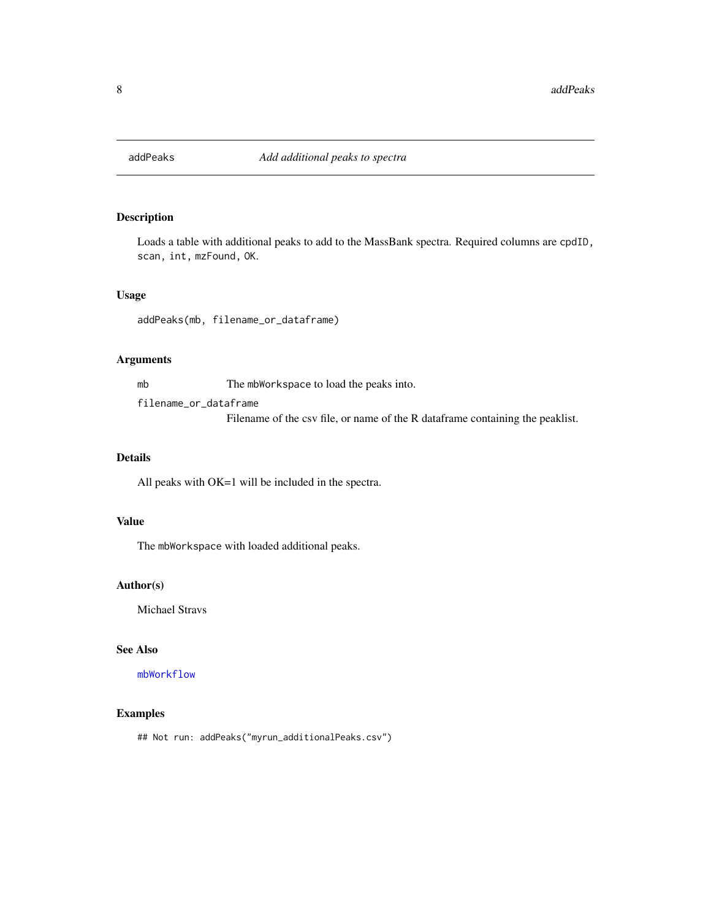addPeaks *Add additional peaks to spectra*

## Description

Loads a table with additional peaks to add to the MassBank spectra. Required columns are `cpdID`, `scan`, `int`, `mzFound`, `OK`.

## Usage

```
addPeaks(mb, filename_or_dataframe)
```

## Arguments

| | |
|---|---|
| `mb` | The `mbWorkspace` to load the peaks into. |
| `filename_or_dataframe` | Filename of the csv file, or name of the R dataframe containing the peaklist. |

## Details

All peaks with OK=1 will be included in the spectra.

## Value

The `mbWorkspace` with loaded additional peaks.

## Author(s)

Michael Stravs

## See Also

`mbWorkflow`

## Examples

```
## Not run: addPeaks("myrun_additionalPeaks.csv")
```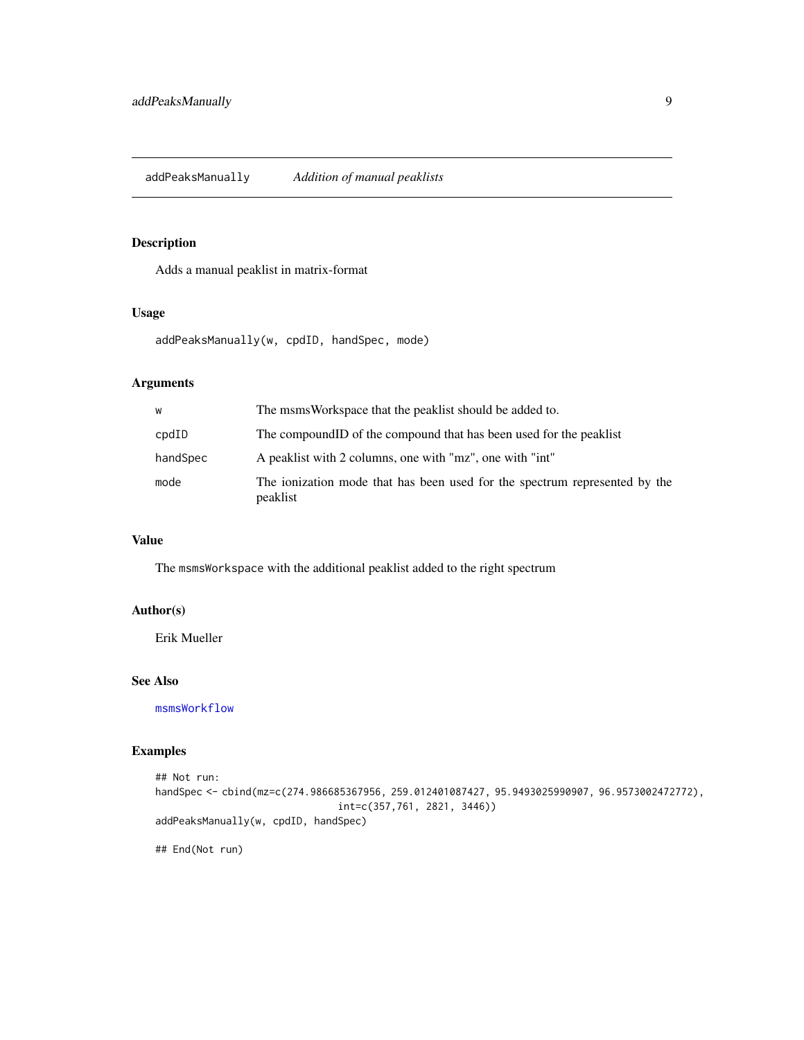`addPeaksManually` *Addition of manual peaklists*

## Description

Adds a manual peaklist in matrix-format

## Usage

```
addPeaksManually(w, cpdID, handSpec, mode)
```

## Arguments

| | |
|---|---|
| w | The msmsWorkspace that the peaklist should be added to. |
| cpdID | The compoundID of the compound that has been used for the peaklist |
| handSpec | A peaklist with 2 columns, one with "mz", one with "int" |
| mode | The ionization mode that has been used for the spectrum represented by the peaklist |

## Value

The `msmsWorkspace` with the additional peaklist added to the right spectrum

## Author(s)

Erik Mueller

## See Also

`msmsWorkflow`

## Examples

```
## Not run:
handSpec <- cbind(mz=c(274.986685367956, 259.012401087427, 95.9493025990907, 96.9573002472772),
                           int=c(357,761, 2821, 3446))
addPeaksManually(w, cpdID, handSpec)

## End(Not run)
```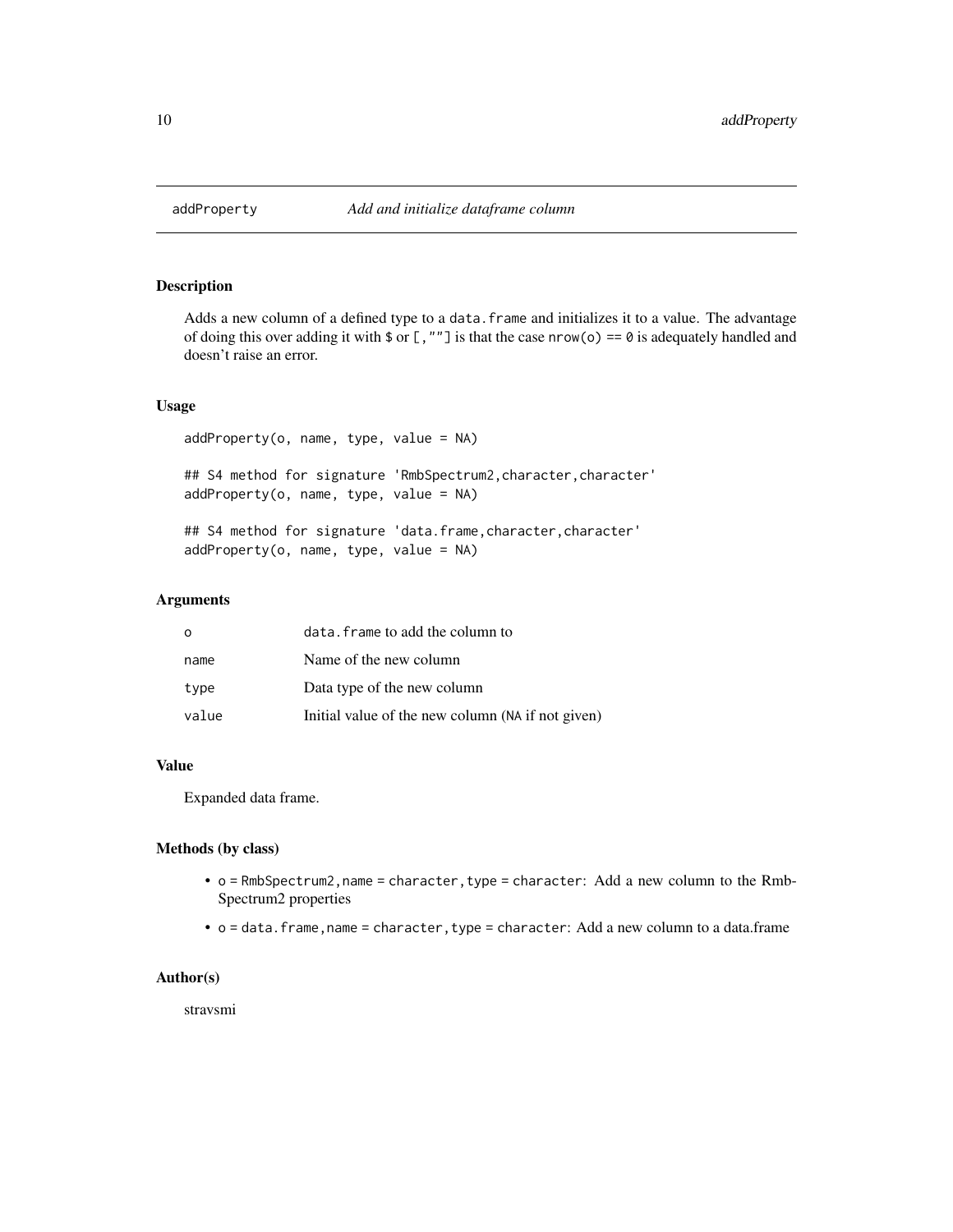# addProperty — *Add and initialize dataframe column*

## Description

Adds a new column of a defined type to a `data.frame` and initializes it to a value. The advantage of doing this over adding it with `$` or `[,""]` is that the case `nrow(o) == 0` is adequately handled and doesn't raise an error.

## Usage

```
addProperty(o, name, type, value = NA)

## S4 method for signature 'RmbSpectrum2,character,character'
addProperty(o, name, type, value = NA)

## S4 method for signature 'data.frame,character,character'
addProperty(o, name, type, value = NA)
```

## Arguments

| | |
|---|---|
| `o` | `data.frame` to add the column to |
| `name` | Name of the new column |
| `type` | Data type of the new column |
| `value` | Initial value of the new column (`NA` if not given) |

## Value

Expanded data frame.

## Methods (by class)

- `o = RmbSpectrum2,name = character,type = character`: Add a new column to the RmbSpectrum2 properties
- `o = data.frame,name = character,type = character`: Add a new column to a data.frame

## Author(s)

stravsmi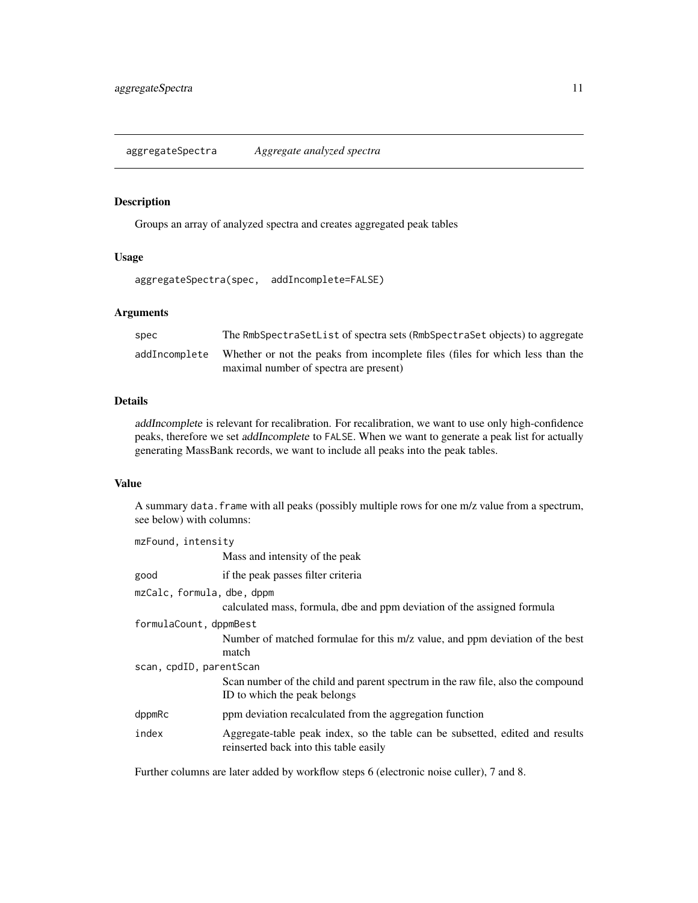## aggregateSpectra — *Aggregate analyzed spectra*

### Description

Groups an array of analyzed spectra and creates aggregated peak tables

### Usage

```
aggregateSpectra(spec,  addIncomplete=FALSE)
```

### Arguments

| | |
|---|---|
| `spec` | The `RmbSpectraSetList` of spectra sets (`RmbSpectraSet` objects) to aggregate |
| `addIncomplete` | Whether or not the peaks from incomplete files (files for which less than the maximal number of spectra are present) |

### Details

*addIncomplete* is relevant for recalibration. For recalibration, we want to use only high-confidence peaks, therefore we set *addIncomplete* to `FALSE`. When we want to generate a peak list for actually generating MassBank records, we want to include all peaks into the peak tables.

### Value

A summary `data.frame` with all peaks (possibly multiple rows for one m/z value from a spectrum, see below) with columns:

| | |
|---|---|
| `mzFound, intensity` | Mass and intensity of the peak |
| `good` | if the peak passes filter criteria |
| `mzCalc, formula, dbe, dppm` | calculated mass, formula, dbe and ppm deviation of the assigned formula |
| `formulaCount, dppmBest` | Number of matched formulae for this m/z value, and ppm deviation of the best match |
| `scan, cpdID, parentScan` | Scan number of the child and parent spectrum in the raw file, also the compound ID to which the peak belongs |
| `dppmRc` | ppm deviation recalculated from the aggregation function |
| `index` | Aggregate-table peak index, so the table can be subsetted, edited and results reinserted back into this table easily |

Further columns are later added by workflow steps 6 (electronic noise culler), 7 and 8.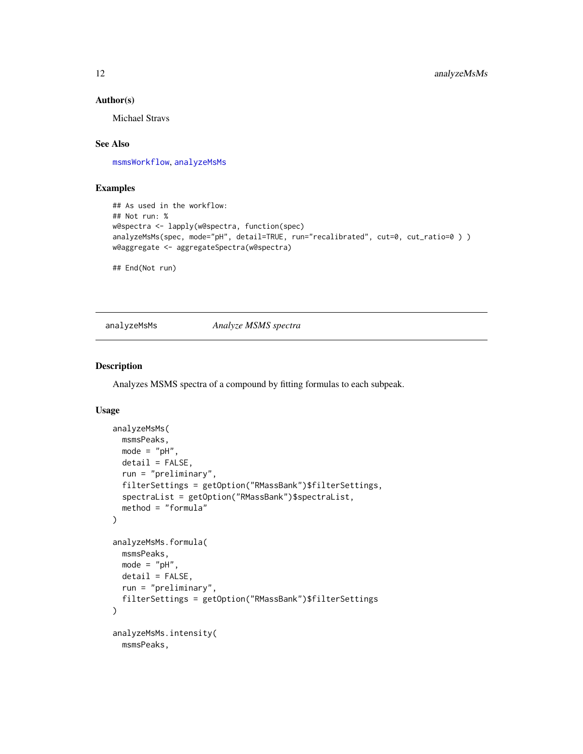### Author(s)

Michael Stravs

### See Also

msmsWorkflow, analyzeMsMs

### Examples

```
## As used in the workflow:
## Not run: %
w@spectra <- lapply(w@spectra, function(spec)
analyzeMsMs(spec, mode="pH", detail=TRUE, run="recalibrated", cut=0, cut_ratio=0 ) )
w@aggregate <- aggregateSpectra(w@spectra)

## End(Not run)
```

---

## analyzeMsMs *Analyze MSMS spectra*

---

### Description

Analyzes MSMS spectra of a compound by fitting formulas to each subpeak.

### Usage

```
analyzeMsMs(
  msmsPeaks,
  mode = "pH",
  detail = FALSE,
  run = "preliminary",
  filterSettings = getOption("RMassBank")$filterSettings,
  spectraList = getOption("RMassBank")$spectraList,
  method = "formula"
)

analyzeMsMs.formula(
  msmsPeaks,
  mode = "pH",
  detail = FALSE,
  run = "preliminary",
  filterSettings = getOption("RMassBank")$filterSettings
)

analyzeMsMs.intensity(
  msmsPeaks,
```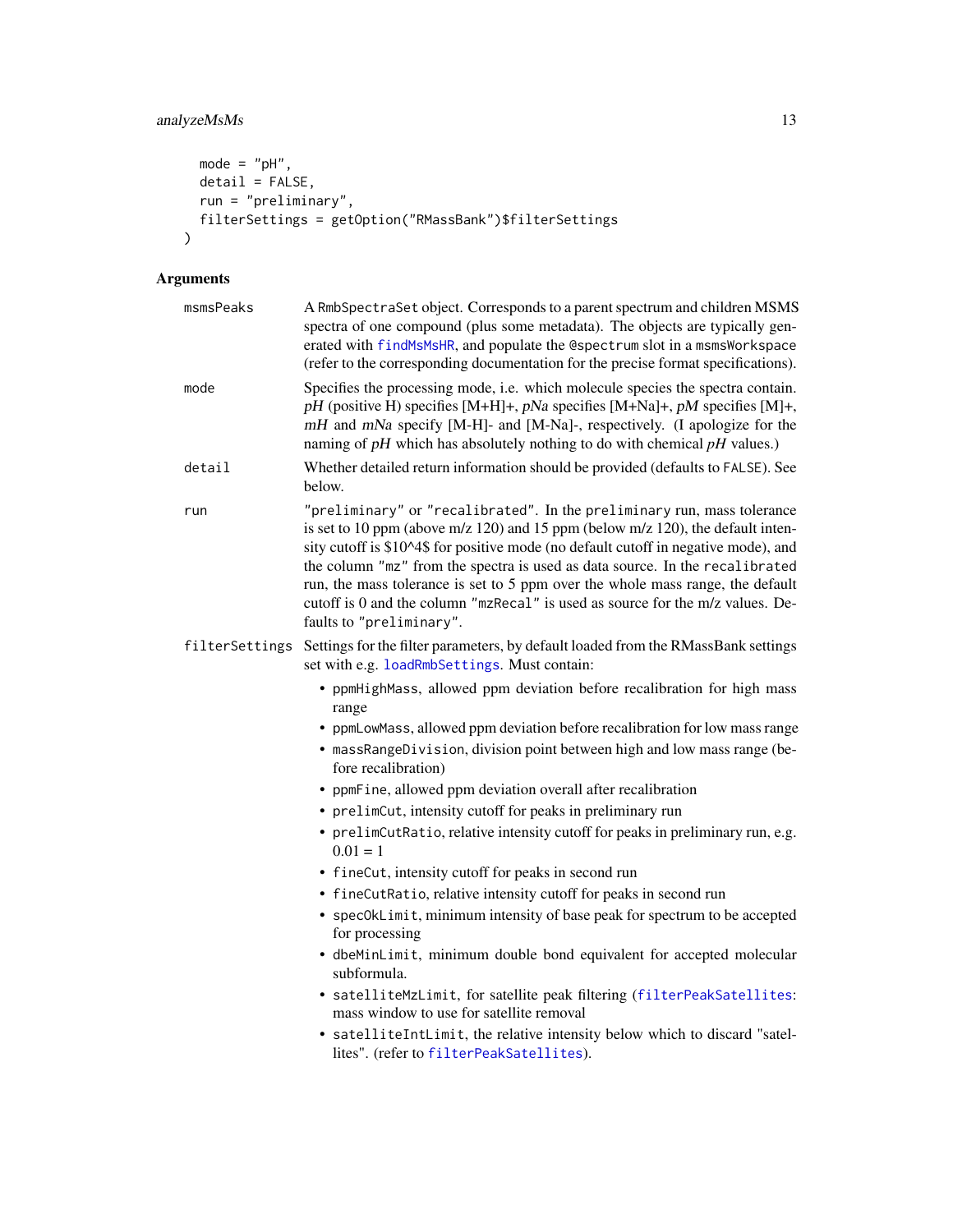```
  mode = "pH",
  detail = FALSE,
  run = "preliminary",
  filterSettings = getOption("RMassBank")$filterSettings
)
```

## Arguments

**msmsPeaks** A `RmbSpectraSet` object. Corresponds to a parent spectrum and children MSMS spectra of one compound (plus some metadata). The objects are typically generated with `findMsMsHR`, and populate the `@spectrum` slot in a `msmsWorkspace` (refer to the corresponding documentation for the precise format specifications).

**mode** Specifies the processing mode, i.e. which molecule species the spectra contain. *pH* (positive H) specifies [M+H]+, *pNa* specifies [M+Na]+, *pM* specifies [M]+, *mH* and *mNa* specify [M-H]- and [M-Na]-, respectively. (I apologize for the naming of *pH* which has absolutely nothing to do with chemical *pH* values.)

**detail** Whether detailed return information should be provided (defaults to `FALSE`). See below.

**run** `"preliminary"` or `"recalibrated"`. In the `preliminary` run, mass tolerance is set to 10 ppm (above m/z 120) and 15 ppm (below m/z 120), the default intensity cutoff is $10^4$ for positive mode (no default cutoff in negative mode), and the column `"mz"` from the spectra is used as data source. In the `recalibrated` run, the mass tolerance is set to 5 ppm over the whole mass range, the default cutoff is 0 and the column `"mzRecal"` is used as source for the m/z values. Defaults to `"preliminary"`.

**filterSettings** Settings for the filter parameters, by default loaded from the RMassBank settings set with e.g. `loadRmbSettings`. Must contain:

- `ppmHighMass`, allowed ppm deviation before recalibration for high mass range
- `ppmLowMass`, allowed ppm deviation before recalibration for low mass range
- `massRangeDivision`, division point between high and low mass range (before recalibration)
- `ppmFine`, allowed ppm deviation overall after recalibration
- `prelimCut`, intensity cutoff for peaks in preliminary run
- `prelimCutRatio`, relative intensity cutoff for peaks in preliminary run, e.g. 0.01 = 1
- `fineCut`, intensity cutoff for peaks in second run
- `fineCutRatio`, relative intensity cutoff for peaks in second run
- `specOkLimit`, minimum intensity of base peak for spectrum to be accepted for processing
- `dbeMinLimit`, minimum double bond equivalent for accepted molecular subformula.
- `satelliteMzLimit`, for satellite peak filtering (`filterPeakSatellites`: mass window to use for satellite removal
- `satelliteIntLimit`, the relative intensity below which to discard "satellites". (refer to `filterPeakSatellites`).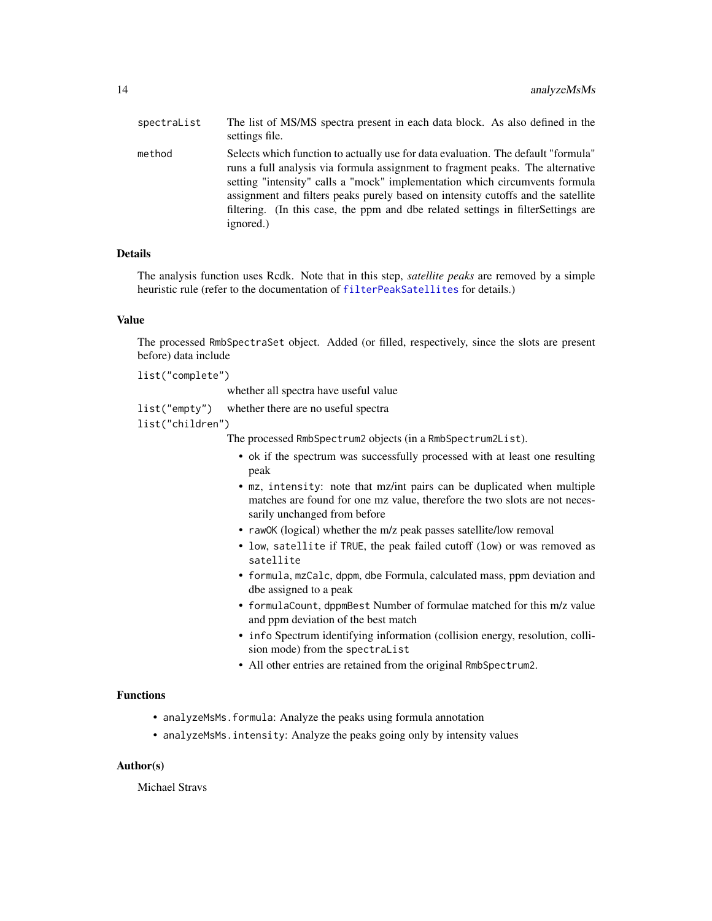spectraList
: The list of MS/MS spectra present in each data block. As also defined in the settings file.

method
: Selects which function to actually use for data evaluation. The default "formula" runs a full analysis via formula assignment to fragment peaks. The alternative setting "intensity" calls a "mock" implementation which circumvents formula assignment and filters peaks purely based on intensity cutoffs and the satellite filtering. (In this case, the ppm and dbe related settings in filterSettings are ignored.)

### Details

The analysis function uses Rcdk. Note that in this step, *satellite peaks* are removed by a simple heuristic rule (refer to the documentation of `filterPeakSatellites` for details.)

### Value

The processed `RmbSpectraSet` object. Added (or filled, respectively, since the slots are present before) data include

`list("complete")`
: whether all spectra have useful value

`list("empty")`
: whether there are no useful spectra

`list("children")`
: The processed `RmbSpectrum2` objects (in a `RmbSpectrum2List`).

- `ok` if the spectrum was successfully processed with at least one resulting peak
- `mz`, `intensity`: note that mz/int pairs can be duplicated when multiple matches are found for one mz value, therefore the two slots are not necessarily unchanged from before
- `rawOK` (logical) whether the m/z peak passes satellite/low removal
- `low`, `satellite` if `TRUE`, the peak failed cutoff (`low`) or was removed as `satellite`
- `formula`, `mzCalc`, `dppm`, `dbe` Formula, calculated mass, ppm deviation and dbe assigned to a peak
- `formulaCount`, `dppmBest` Number of formulae matched for this m/z value and ppm deviation of the best match
- `info` Spectrum identifying information (collision energy, resolution, collision mode) from the `spectraList`
- All other entries are retained from the original `RmbSpectrum2`.

### Functions

- `analyzeMsMs.formula`: Analyze the peaks using formula annotation
- `analyzeMsMs.intensity`: Analyze the peaks going only by intensity values

### Author(s)

Michael Stravs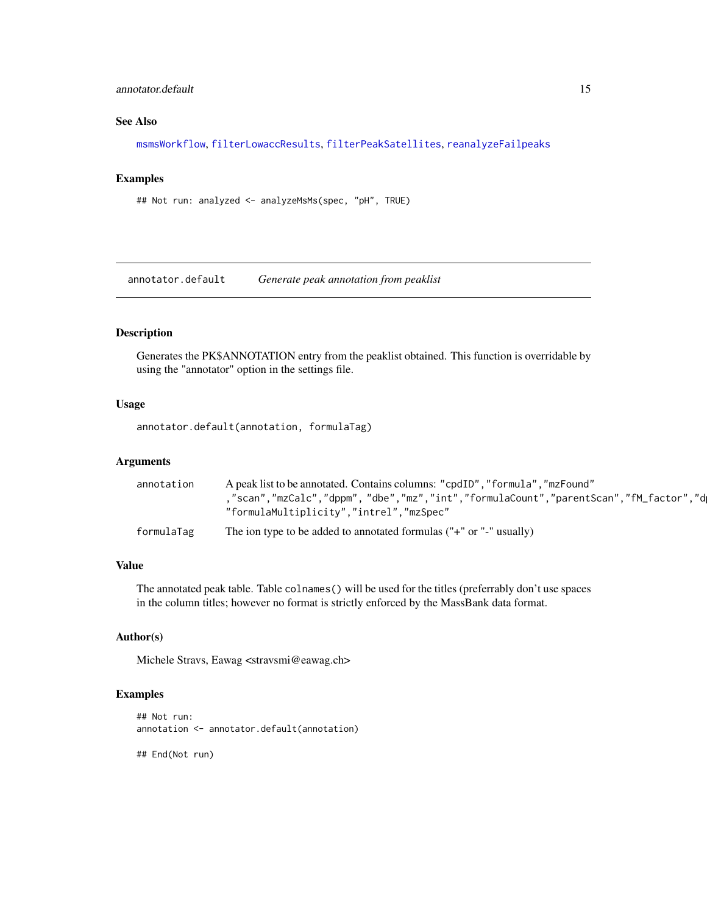### See Also

msmsWorkflow, filterLowaccResults, filterPeakSatellites, reanalyzeFailpeaks

### Examples

```
## Not run: analyzed <- analyzeMsMs(spec, "pH", TRUE)
```

## annotator.default *Generate peak annotation from peaklist*

### Description

Generates the PK$ANNOTATION entry from the peaklist obtained. This function is overridable by using the "annotator" option in the settings file.

### Usage

```
annotator.default(annotation, formulaTag)
```

### Arguments

| | |
|---|---|
| annotation | A peak list to be annotated. Contains columns: "cpdID","formula","mzFound" ,"scan","mzCalc","dppm", "dbe","mz","int","formulaCount","parentScan","fM_factor","d "formulaMultiplicity","intrel","mzSpec" |
| formulaTag | The ion type to be added to annotated formulas ("+" or "-" usually) |

### Value

The annotated peak table. Table colnames() will be used for the titles (preferrably don't use spaces in the column titles; however no format is strictly enforced by the MassBank data format.

### Author(s)

Michele Stravs, Eawag <stravsmi@eawag.ch>

### Examples

```
## Not run:
annotation <- annotator.default(annotation)

## End(Not run)
```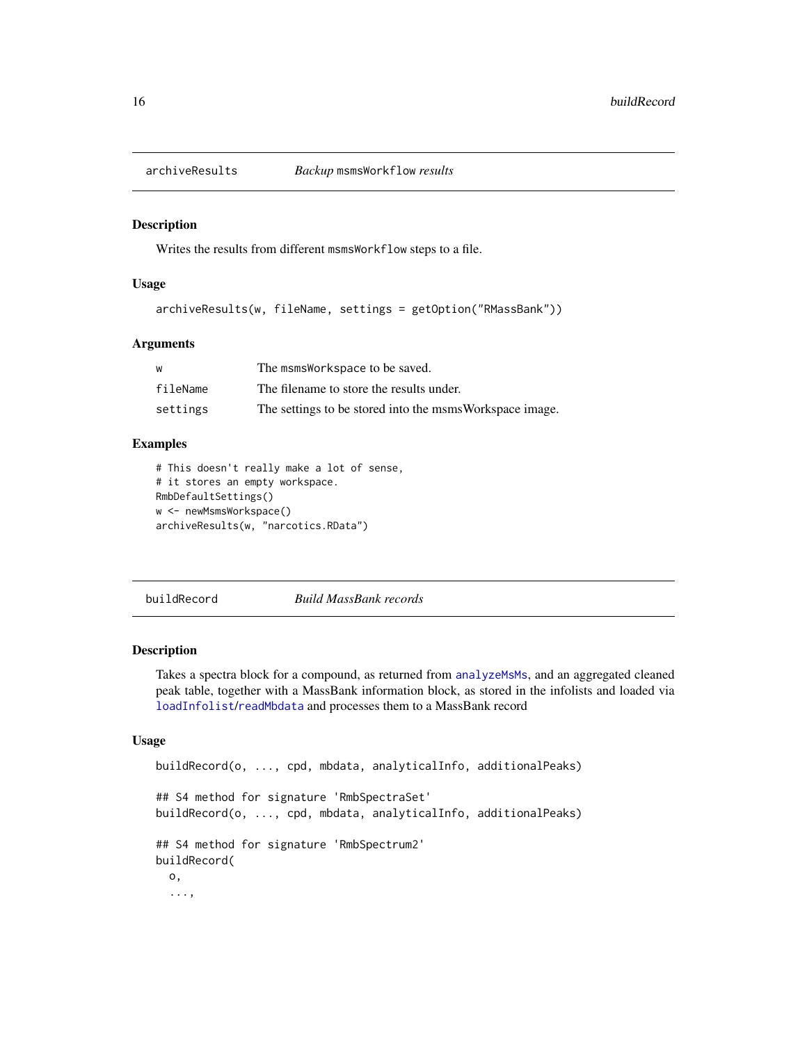## archiveResults — *Backup* `msmsWorkflow` *results*

### Description

Writes the results from different `msmsWorkflow` steps to a file.

### Usage

```
archiveResults(w, fileName, settings = getOption("RMassBank"))
```

### Arguments

| | |
|---|---|
| w | The `msmsWorkspace` to be saved. |
| fileName | The filename to store the results under. |
| settings | The settings to be stored into the msmsWorkspace image. |

### Examples

```
# This doesn't really make a lot of sense,
# it stores an empty workspace.
RmbDefaultSettings()
w <- newMsmsWorkspace()
archiveResults(w, "narcotics.RData")
```

## buildRecord — *Build MassBank records*

### Description

Takes a spectra block for a compound, as returned from `analyzeMsMs`, and an aggregated cleaned peak table, together with a MassBank information block, as stored in the infolists and loaded via `loadInfolist`/`readMbdata` and processes them to a MassBank record

### Usage

```
buildRecord(o, ..., cpd, mbdata, analyticalInfo, additionalPeaks)

## S4 method for signature 'RmbSpectraSet'
buildRecord(o, ..., cpd, mbdata, analyticalInfo, additionalPeaks)

## S4 method for signature 'RmbSpectrum2'
buildRecord(
  o,
  ...,
```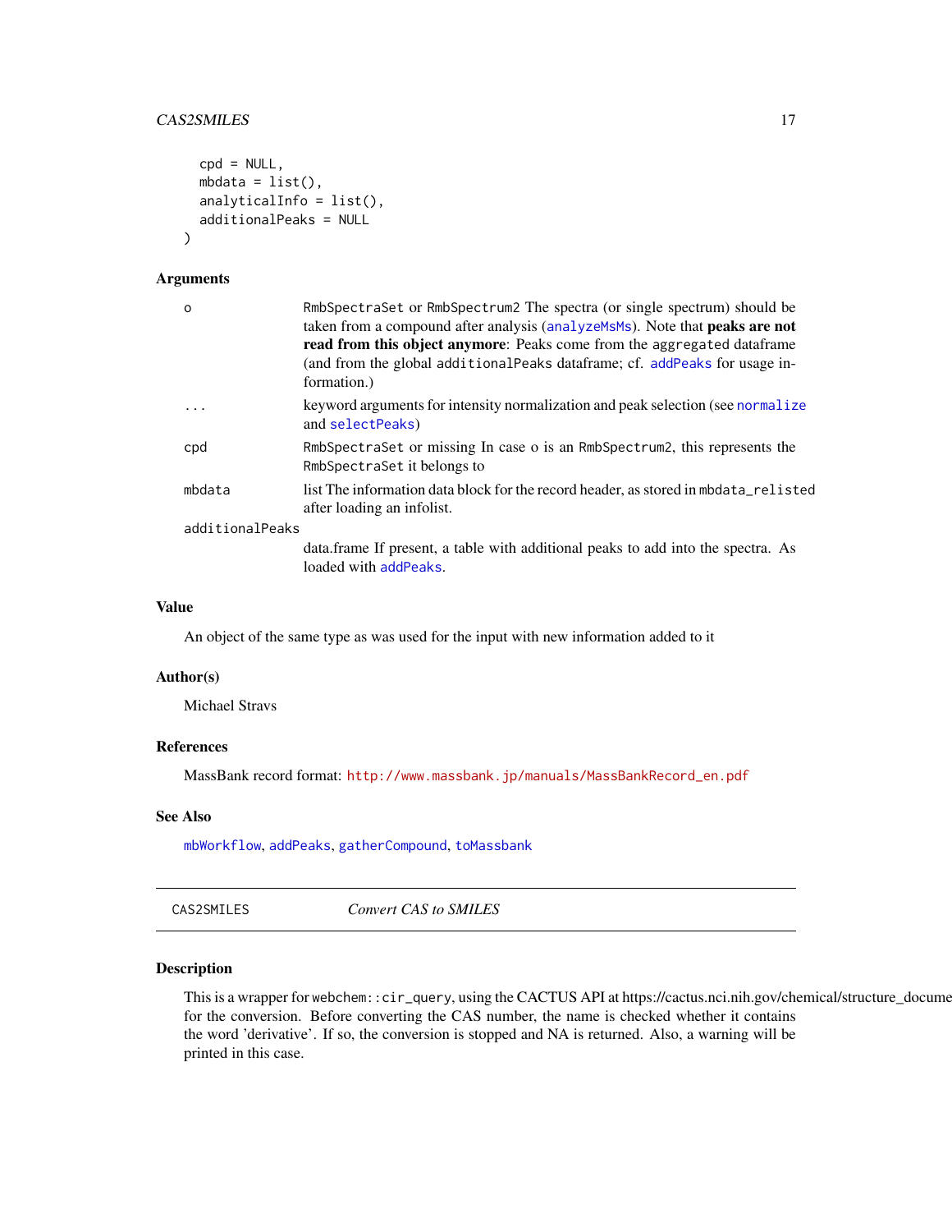```
    cpd = NULL,
    mbdata = list(),
    analyticalInfo = list(),
    additionalPeaks = NULL
)
```

### Arguments

| | |
|---|---|
| o | RmbSpectraSet or RmbSpectrum2 The spectra (or single spectrum) should be taken from a compound after analysis (analyzeMsMs). Note that **peaks are not read from this object anymore**: Peaks come from the aggregated dataframe (and from the global additionalPeaks dataframe; cf. addPeaks for usage information.) |
| ... | keyword arguments for intensity normalization and peak selection (see normalize and selectPeaks) |
| cpd | RmbSpectraSet or missing In case o is an RmbSpectrum2, this represents the RmbSpectraSet it belongs to |
| mbdata | list The information data block for the record header, as stored in mbdata_relisted after loading an infolist. |
| additionalPeaks | data.frame If present, a table with additional peaks to add into the spectra. As loaded with addPeaks. |

### Value

An object of the same type as was used for the input with new information added to it

### Author(s)

Michael Stravs

### References

MassBank record format: http://www.massbank.jp/manuals/MassBankRecord_en.pdf

### See Also

mbWorkflow, addPeaks, gatherCompound, toMassbank

---

## CAS2SMILES *Convert CAS to SMILES*

### Description

This is a wrapper for webchem::cir_query, using the CACTUS API at https://cactus.nci.nih.gov/chemical/structure_docume for the conversion. Before converting the CAS number, the name is checked whether it contains the word 'derivative'. If so, the conversion is stopped and NA is returned. Also, a warning will be printed in this case.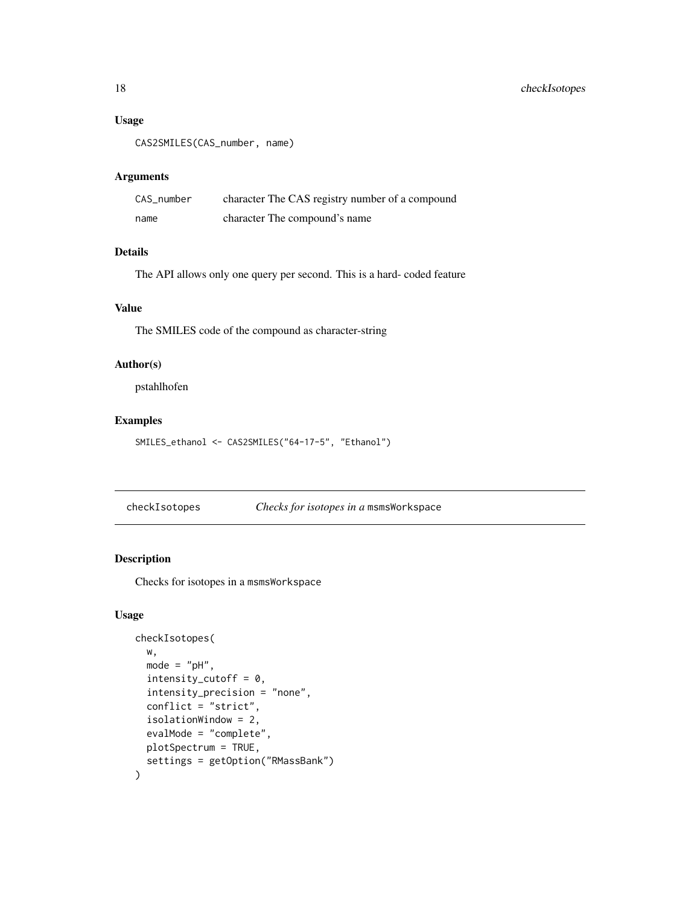### Usage

```
CAS2SMILES(CAS_number, name)
```

### Arguments

| | |
|---|---|
| CAS_number | character The CAS registry number of a compound |
| name | character The compound's name |

### Details

The API allows only one query per second. This is a hard- coded feature

### Value

The SMILES code of the compound as character-string

### Author(s)

pstahlhofen

### Examples

```
SMILES_ethanol <- CAS2SMILES("64-17-5", "Ethanol")
```

---

## checkIsotopes — *Checks for isotopes in a* msmsWorkspace

---

### Description

Checks for isotopes in a msmsWorkspace

### Usage

```
checkIsotopes(
  w,
  mode = "pH",
  intensity_cutoff = 0,
  intensity_precision = "none",
  conflict = "strict",
  isolationWindow = 2,
  evalMode = "complete",
  plotSpectrum = TRUE,
  settings = getOption("RMassBank")
)
```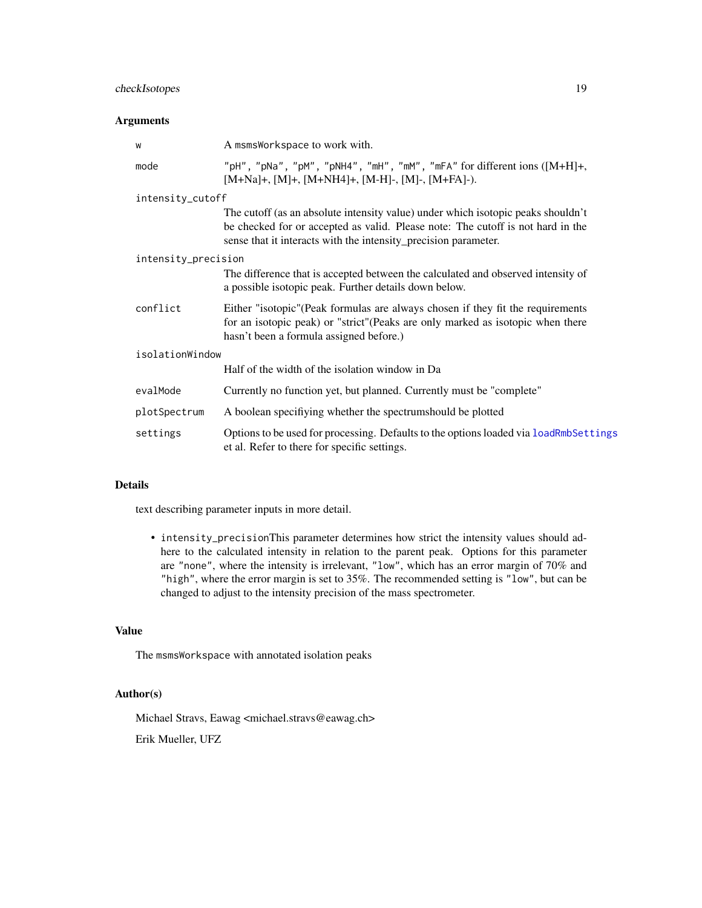## Arguments

| | |
|---|---|
| `w` | A `msmsWorkspace` to work with. |
| `mode` | `"pH"`, `"pNa"`, `"pM"`, `"pNH4"`, `"mH"`, `"mM"`, `"mFA"` for different ions ([M+H]+, [M+Na]+, [M]+, [M+NH4]+, [M-H]-, [M]-, [M+FA]-). |
| `intensity_cutoff` | The cutoff (as an absolute intensity value) under which isotopic peaks shouldn't be checked for or accepted as valid. Please note: The cutoff is not hard in the sense that it interacts with the intensity_precision parameter. |
| `intensity_precision` | The difference that is accepted between the calculated and observed intensity of a possible isotopic peak. Further details down below. |
| `conflict` | Either "isotopic"(Peak formulas are always chosen if they fit the requirements for an isotopic peak) or "strict"(Peaks are only marked as isotopic when there hasn't been a formula assigned before.) |
| `isolationWindow` | Half of the width of the isolation window in Da |
| `evalMode` | Currently no function yet, but planned. Currently must be "complete" |
| `plotSpectrum` | A boolean specifiying whether the spectrumshould be plotted |
| `settings` | Options to be used for processing. Defaults to the options loaded via `loadRmbSettings` et al. Refer to there for specific settings. |

## Details

text describing parameter inputs in more detail.

- `intensity_precision`This parameter determines how strict the intensity values should adhere to the calculated intensity in relation to the parent peak. Options for this parameter are `"none"`, where the intensity is irrelevant, `"low"`, which has an error margin of 70% and `"high"`, where the error margin is set to 35%. The recommended setting is `"low"`, but can be changed to adjust to the intensity precision of the mass spectrometer.

## Value

The `msmsWorkspace` with annotated isolation peaks

## Author(s)

Michael Stravs, Eawag <michael.stravs@eawag.ch>

Erik Mueller, UFZ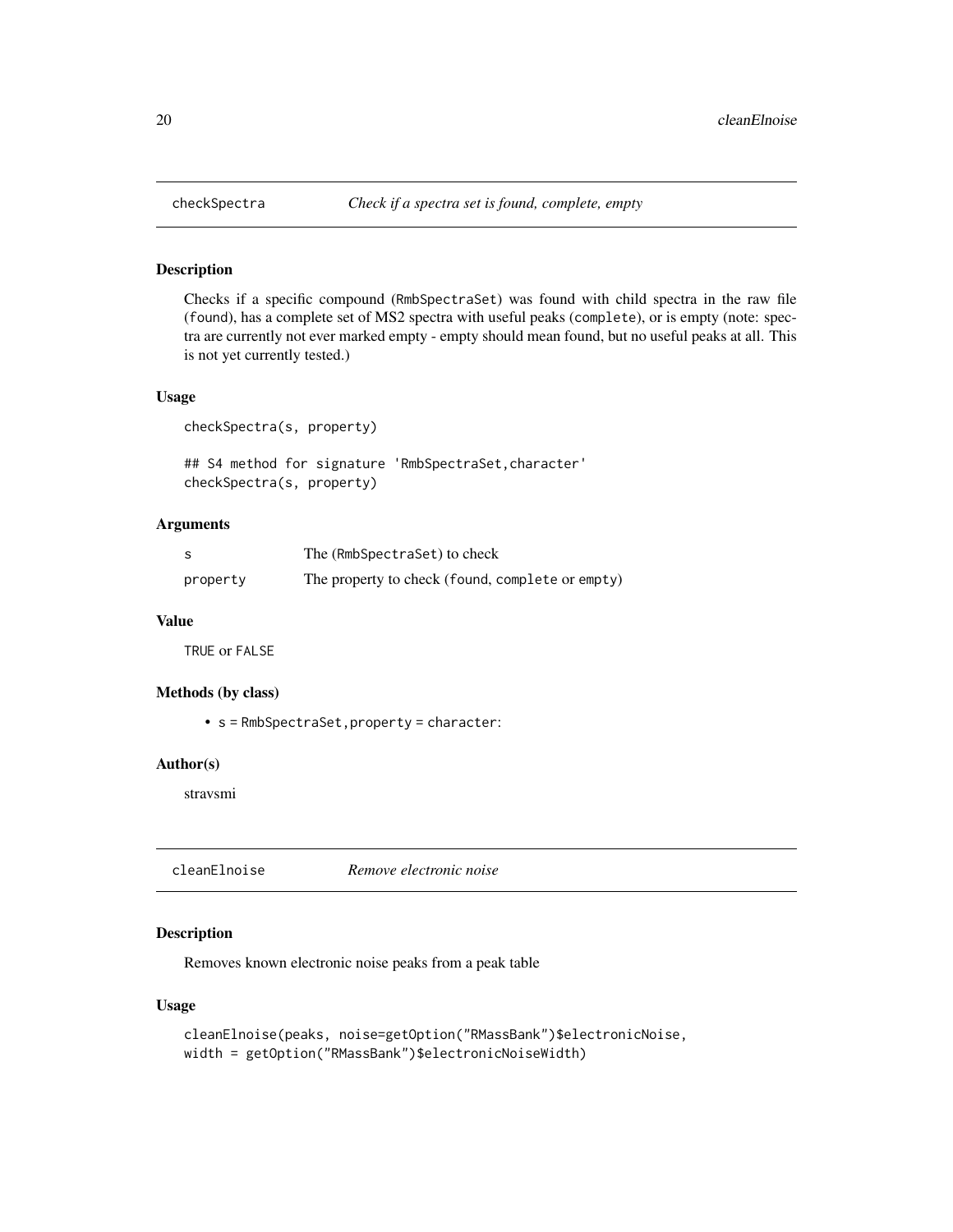## checkSpectra *Check if a spectra set is found, complete, empty*

### Description

Checks if a specific compound (RmbSpectraSet) was found with child spectra in the raw file (found), has a complete set of MS2 spectra with useful peaks (complete), or is empty (note: spectra are currently not ever marked empty - empty should mean found, but no useful peaks at all. This is not yet currently tested.)

### Usage

```
checkSpectra(s, property)

## S4 method for signature 'RmbSpectraSet,character'
checkSpectra(s, property)
```

### Arguments

| | |
|---|---|
| s | The (RmbSpectraSet) to check |
| property | The property to check (found, complete or empty) |

### Value

TRUE or FALSE

### Methods (by class)

- s = RmbSpectraSet,property = character:

### Author(s)

stravsmi

## cleanElnoise *Remove electronic noise*

### Description

Removes known electronic noise peaks from a peak table

### Usage

```
cleanElnoise(peaks, noise=getOption("RMassBank")$electronicNoise,
width = getOption("RMassBank")$electronicNoiseWidth)
```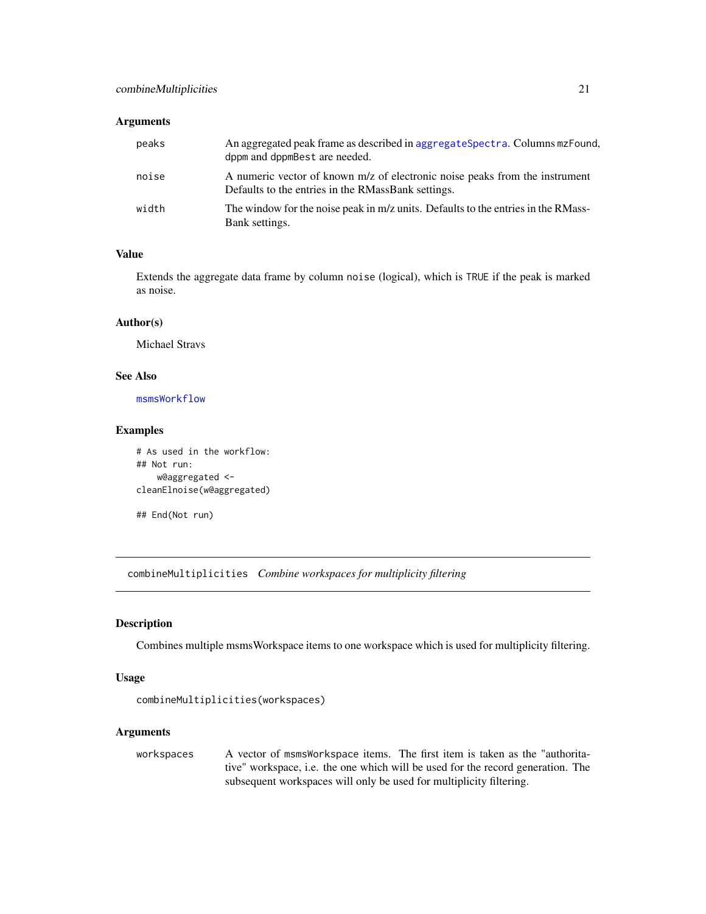## Arguments

peaks An aggregated peak frame as described in aggregateSpectra. Columns mzFound, dppm and dppmBest are needed.

noise A numeric vector of known m/z of electronic noise peaks from the instrument Defaults to the entries in the RMassBank settings.

width The window for the noise peak in m/z units. Defaults to the entries in the RMassBank settings.

## Value

Extends the aggregate data frame by column noise (logical), which is TRUE if the peak is marked as noise.

## Author(s)

Michael Stravs

## See Also

msmsWorkflow

## Examples

```
# As used in the workflow:
## Not run:
    w@aggregated <-
cleanElnoise(w@aggregated)

## End(Not run)
```

---

# combineMultiplicities *Combine workspaces for multiplicity filtering*

## Description

Combines multiple msmsWorkspace items to one workspace which is used for multiplicity filtering.

## Usage

```
combineMultiplicities(workspaces)
```

## Arguments

workspaces A vector of msmsWorkspace items. The first item is taken as the "authoritative" workspace, i.e. the one which will be used for the record generation. The subsequent workspaces will only be used for multiplicity filtering.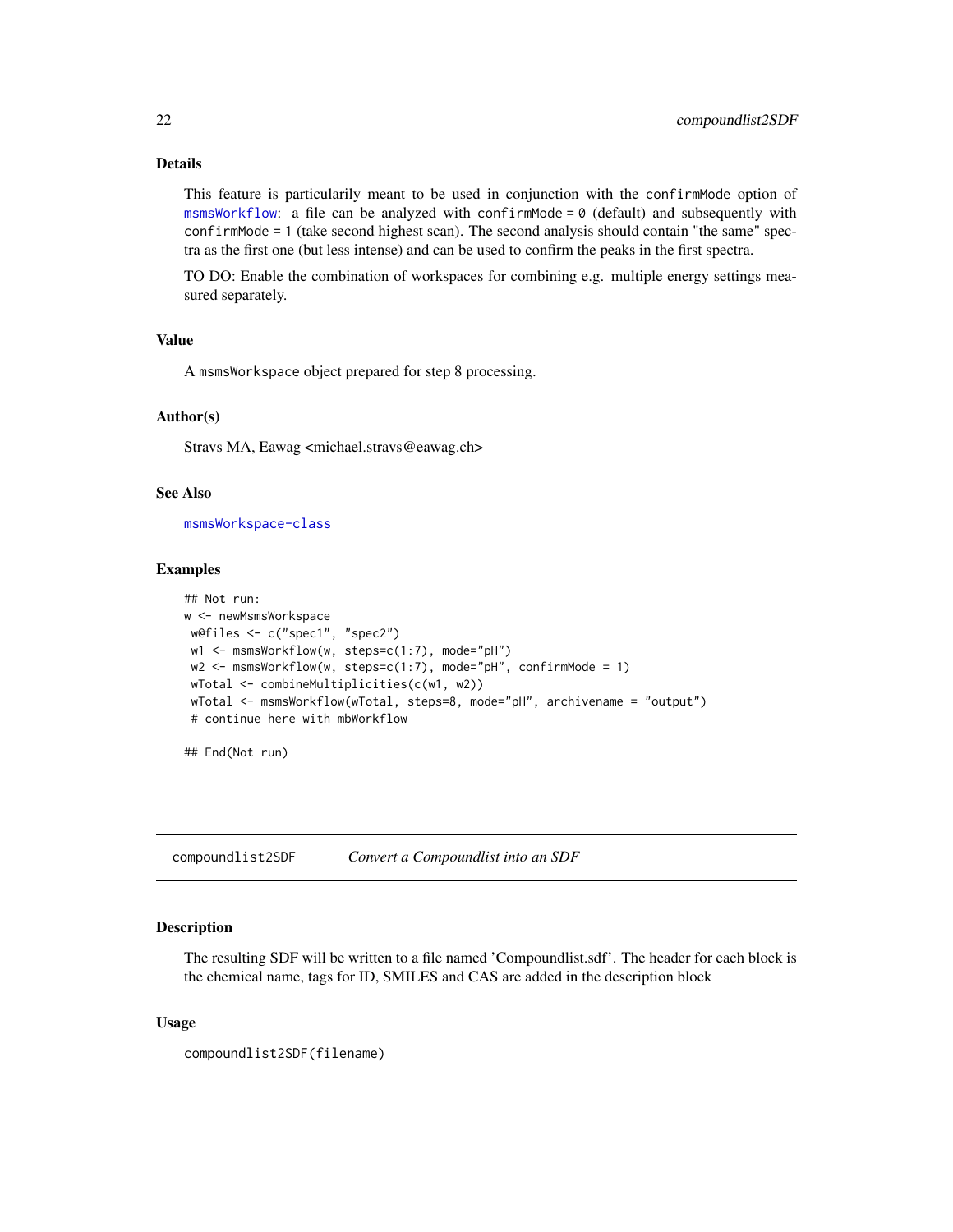### Details

This feature is particularily meant to be used in conjunction with the `confirmMode` option of `msmsWorkflow`: a file can be analyzed with `confirmMode = 0` (default) and subsequently with `confirmMode = 1` (take second highest scan). The second analysis should contain "the same" spectra as the first one (but less intense) and can be used to confirm the peaks in the first spectra.

TO DO: Enable the combination of workspaces for combining e.g. multiple energy settings measured separately.

### Value

A `msmsWorkspace` object prepared for step 8 processing.

### Author(s)

Stravs MA, Eawag <michael.stravs@eawag.ch>

### See Also

`msmsWorkspace-class`

### Examples

```
## Not run:
w <- newMsmsWorkspace
 w@files <- c("spec1", "spec2")
 w1 <- msmsWorkflow(w, steps=c(1:7), mode="pH")
 w2 <- msmsWorkflow(w, steps=c(1:7), mode="pH", confirmMode = 1)
 wTotal <- combineMultiplicities(c(w1, w2))
 wTotal <- msmsWorkflow(wTotal, steps=8, mode="pH", archivename = "output")
 # continue here with mbWorkflow

## End(Not run)
```

---

## compoundlist2SDF    *Convert a Compoundlist into an SDF*

### Description

The resulting SDF will be written to a file named 'Compoundlist.sdf'. The header for each block is the chemical name, tags for ID, SMILES and CAS are added in the description block

### Usage

```
compoundlist2SDF(filename)
```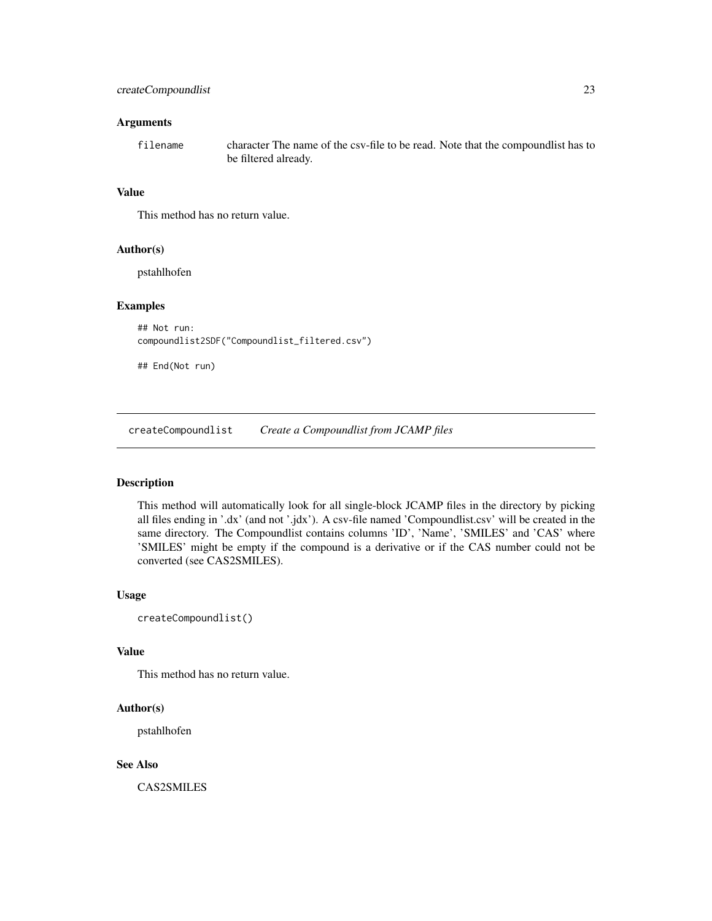### Arguments

| | |
|---|---|
| `filename` | character The name of the csv-file to be read. Note that the compoundlist has to be filtered already. |

### Value

This method has no return value.

### Author(s)

pstahlhofen

### Examples

```
## Not run:
compoundlist2SDF("Compoundlist_filtered.csv")

## End(Not run)
```

---

## `createCompoundlist` *Create a Compoundlist from JCAMP files*

---

### Description

This method will automatically look for all single-block JCAMP files in the directory by picking all files ending in '.dx' (and not '.jdx'). A csv-file named 'Compoundlist.csv' will be created in the same directory. The Compoundlist contains columns 'ID', 'Name', 'SMILES' and 'CAS' where 'SMILES' might be empty if the compound is a derivative or if the CAS number could not be converted (see CAS2SMILES).

### Usage

```
createCompoundlist()
```

### Value

This method has no return value.

### Author(s)

pstahlhofen

### See Also

CAS2SMILES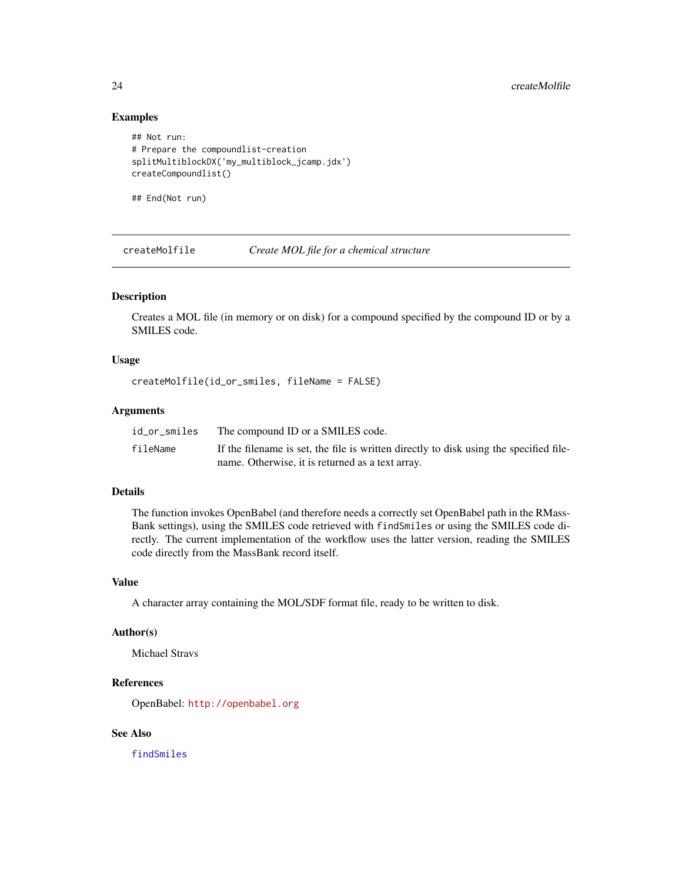## Examples

```
## Not run:
# Prepare the compoundlist-creation
splitMultiblockDX('my_multiblock_jcamp.jdx')
createCompoundlist()

## End(Not run)
```

---

# createMolfile — *Create MOL file for a chemical structure*

---

## Description

Creates a MOL file (in memory or on disk) for a compound specified by the compound ID or by a SMILES code.

## Usage

```
createMolfile(id_or_smiles, fileName = FALSE)
```

## Arguments

| | |
|---|---|
| `id_or_smiles` | The compound ID or a SMILES code. |
| `fileName` | If the filename is set, the file is written directly to disk using the specified filename. Otherwise, it is returned as a text array. |

## Details

The function invokes OpenBabel (and therefore needs a correctly set OpenBabel path in the RMassBank settings), using the SMILES code retrieved with `findSmiles` or using the SMILES code directly. The current implementation of the workflow uses the latter version, reading the SMILES code directly from the MassBank record itself.

## Value

A character array containing the MOL/SDF format file, ready to be written to disk.

## Author(s)

Michael Stravs

## References

OpenBabel: http://openbabel.org

## See Also

`findSmiles`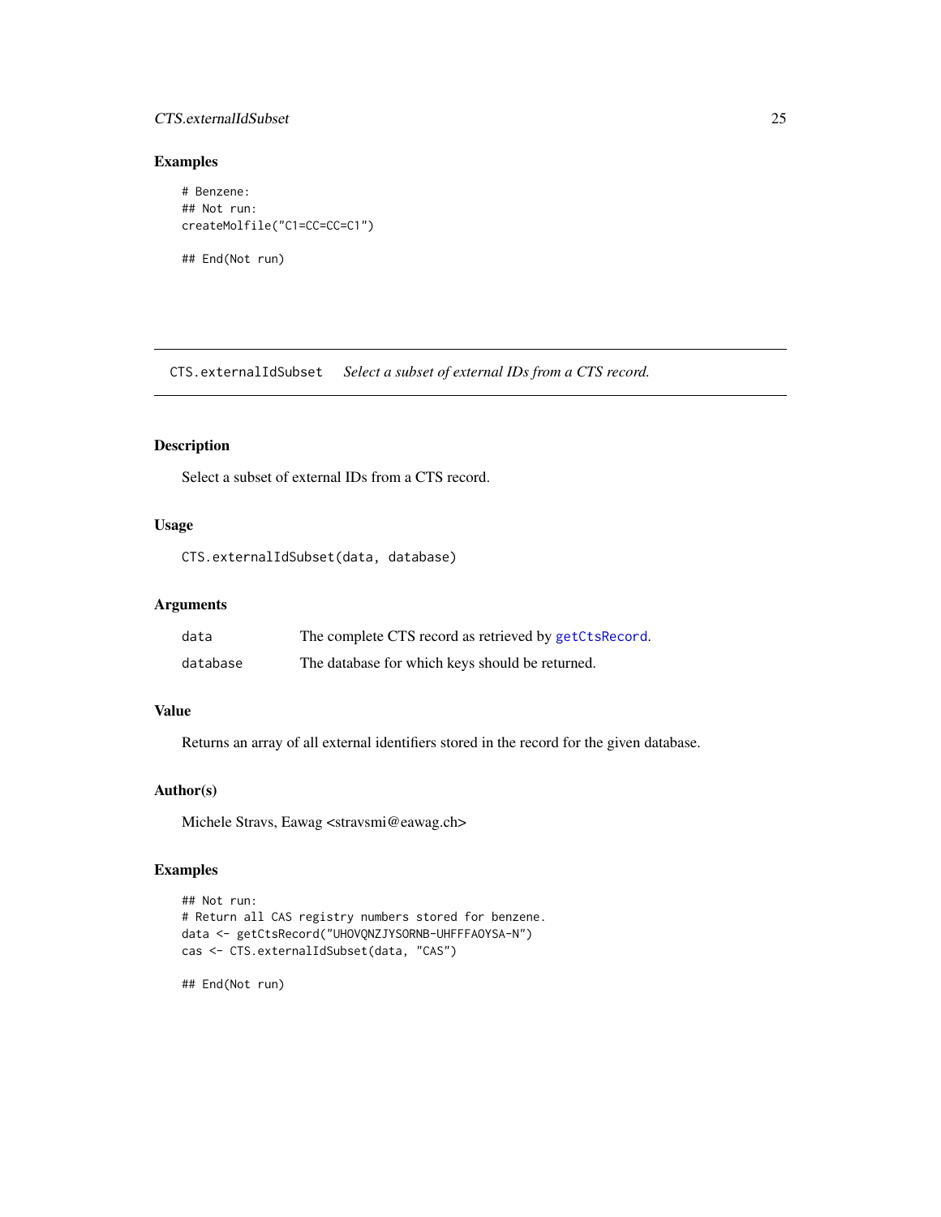## Examples

```
# Benzene:
## Not run:
createMolfile("C1=CC=CC=C1")

## End(Not run)
```

---

`CTS.externalIdSubset` *Select a subset of external IDs from a CTS record.*

---

### Description

Select a subset of external IDs from a CTS record.

### Usage

```
CTS.externalIdSubset(data, database)
```

### Arguments

| | |
|---|---|
| `data` | The complete CTS record as retrieved by `getCtsRecord`. |
| `database` | The database for which keys should be returned. |

### Value

Returns an array of all external identifiers stored in the record for the given database.

### Author(s)

Michele Stravs, Eawag <stravsmi@eawag.ch>

### Examples

```
## Not run:
# Return all CAS registry numbers stored for benzene.
data <- getCtsRecord("UHOVQNZJYSORNB-UHFFFAOYSA-N")
cas <- CTS.externalIdSubset(data, "CAS")

## End(Not run)
```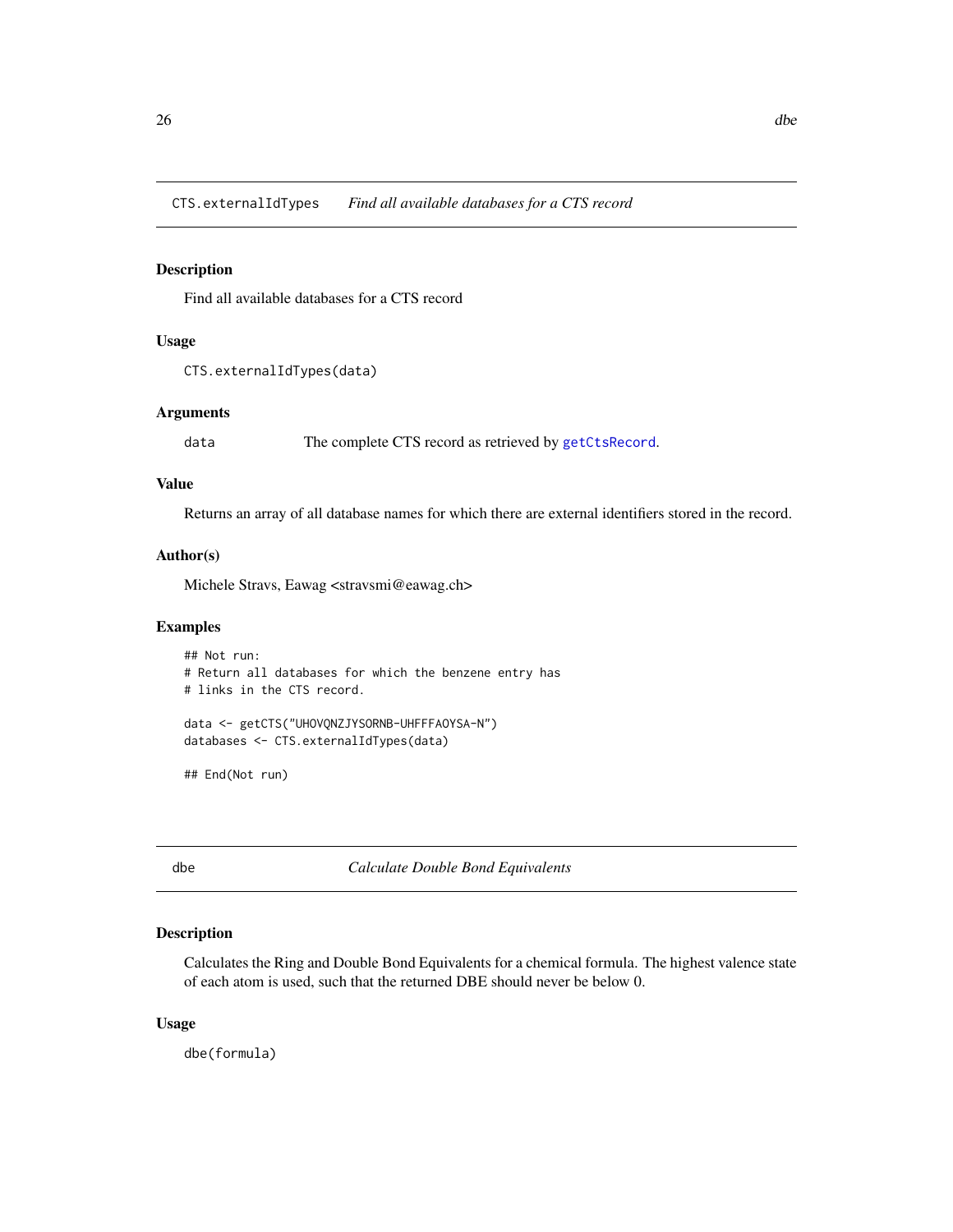CTS.externalIdTypes *Find all available databases for a CTS record*

### Description

Find all available databases for a CTS record

### Usage

```
CTS.externalIdTypes(data)
```

### Arguments

| | |
|---|---|
| data | The complete CTS record as retrieved by getCtsRecord. |

### Value

Returns an array of all database names for which there are external identifiers stored in the record.

### Author(s)

Michele Stravs, Eawag <stravsmi@eawag.ch>

### Examples

```
## Not run:
# Return all databases for which the benzene entry has
# links in the CTS record.

data <- getCTS("UHOVQNZJYSORNB-UHFFFAOYSA-N")
databases <- CTS.externalIdTypes(data)

## End(Not run)
```

---

dbe *Calculate Double Bond Equivalents*

### Description

Calculates the Ring and Double Bond Equivalents for a chemical formula. The highest valence state of each atom is used, such that the returned DBE should never be below 0.

### Usage

```
dbe(formula)
```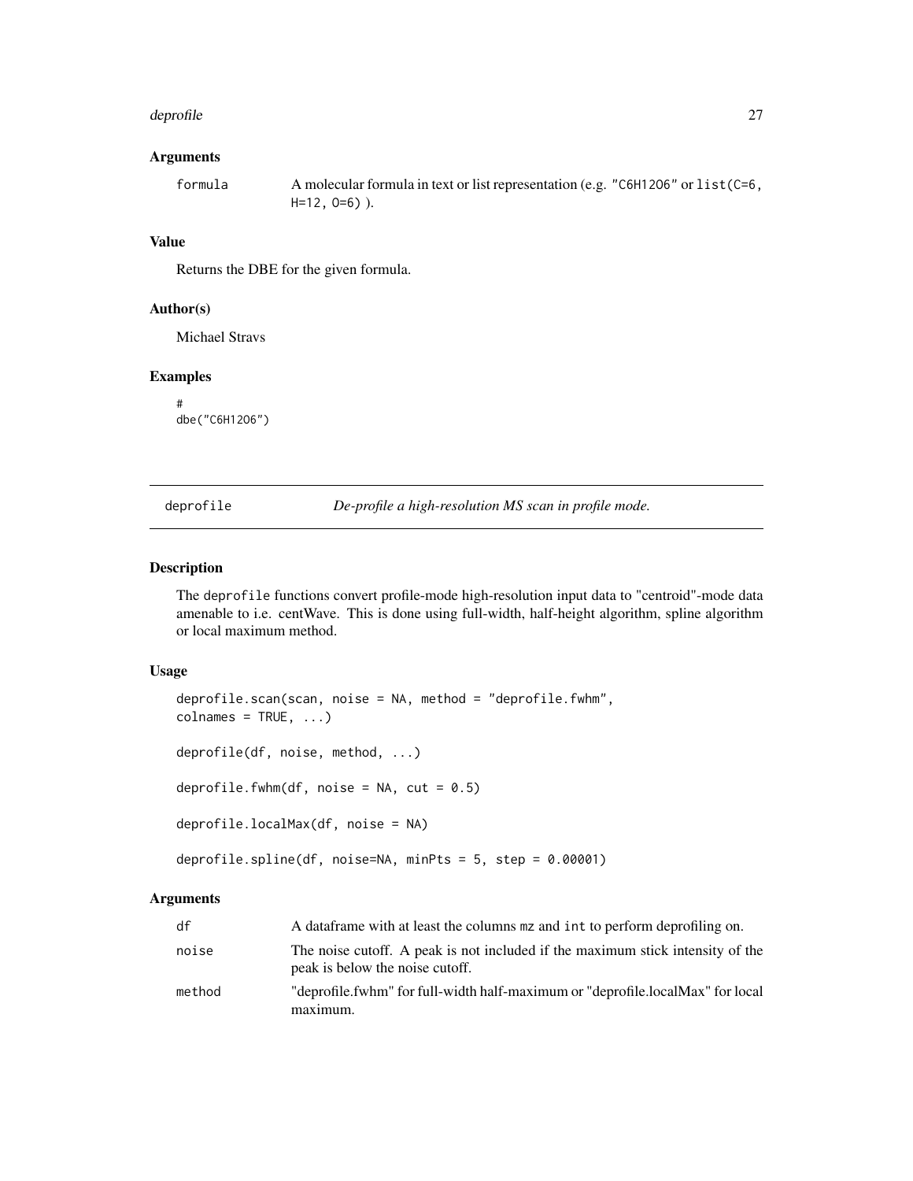## Arguments

| | |
|---|---|
| formula | A molecular formula in text or list representation (e.g. "C6H12O6" or list(C=6, H=12, O=6) ). |

## Value

Returns the DBE for the given formula.

## Author(s)

Michael Stravs

## Examples

```
#
dbe("C6H12O6")
```

---

# deprofile — *De-profile a high-resolution MS scan in profile mode.*

---

## Description

The deprofile functions convert profile-mode high-resolution input data to "centroid"-mode data amenable to i.e. centWave. This is done using full-width, half-height algorithm, spline algorithm or local maximum method.

## Usage

```
deprofile.scan(scan, noise = NA, method = "deprofile.fwhm",
colnames = TRUE, ...)

deprofile(df, noise, method, ...)

deprofile.fwhm(df, noise = NA, cut = 0.5)

deprofile.localMax(df, noise = NA)

deprofile.spline(df, noise=NA, minPts = 5, step = 0.00001)
```

## Arguments

| | |
|---|---|
| df | A dataframe with at least the columns mz and int to perform deprofiling on. |
| noise | The noise cutoff. A peak is not included if the maximum stick intensity of the peak is below the noise cutoff. |
| method | "deprofile.fwhm" for full-width half-maximum or "deprofile.localMax" for local maximum. |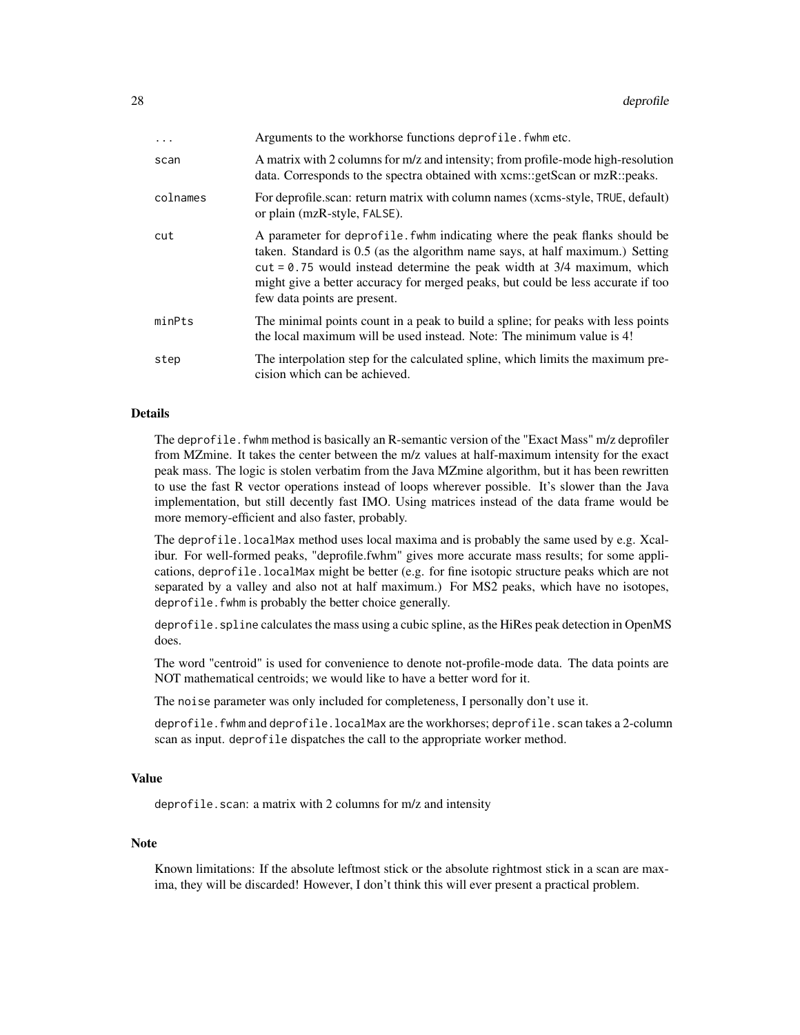| | |
|---|---|
| ... | Arguments to the workhorse functions `deprofile.fwhm` etc. |
| scan | A matrix with 2 columns for m/z and intensity; from profile-mode high-resolution data. Corresponds to the spectra obtained with xcms::getScan or mzR::peaks. |
| colnames | For deprofile.scan: return matrix with column names (xcms-style, `TRUE`, default) or plain (mzR-style, `FALSE`). |
| cut | A parameter for `deprofile.fwhm` indicating where the peak flanks should be taken. Standard is 0.5 (as the algorithm name says, at half maximum.) Setting `cut = 0.75` would instead determine the peak width at 3/4 maximum, which might give a better accuracy for merged peaks, but could be less accurate if too few data points are present. |
| minPts | The minimal points count in a peak to build a spline; for peaks with less points the local maximum will be used instead. Note: The minimum value is 4! |
| step | The interpolation step for the calculated spline, which limits the maximum precision which can be achieved. |

## Details

The `deprofile.fwhm` method is basically an R-semantic version of the "Exact Mass" m/z deprofiler from MZmine. It takes the center between the m/z values at half-maximum intensity for the exact peak mass. The logic is stolen verbatim from the Java MZmine algorithm, but it has been rewritten to use the fast R vector operations instead of loops wherever possible. It's slower than the Java implementation, but still decently fast IMO. Using matrices instead of the data frame would be more memory-efficient and also faster, probably.

The `deprofile.localMax` method uses local maxima and is probably the same used by e.g. Xcalibur. For well-formed peaks, "deprofile.fwhm" gives more accurate mass results; for some applications, `deprofile.localMax` might be better (e.g. for fine isotopic structure peaks which are not separated by a valley and also not at half maximum.) For MS2 peaks, which have no isotopes, `deprofile.fwhm` is probably the better choice generally.

`deprofile.spline` calculates the mass using a cubic spline, as the HiRes peak detection in OpenMS does.

The word "centroid" is used for convenience to denote not-profile-mode data. The data points are NOT mathematical centroids; we would like to have a better word for it.

The `noise` parameter was only included for completeness, I personally don't use it.

`deprofile.fwhm` and `deprofile.localMax` are the workhorses; `deprofile.scan` takes a 2-column scan as input. `deprofile` dispatches the call to the appropriate worker method.

## Value

`deprofile.scan`: a matrix with 2 columns for m/z and intensity

## Note

Known limitations: If the absolute leftmost stick or the absolute rightmost stick in a scan are maxima, they will be discarded! However, I don't think this will ever present a practical problem.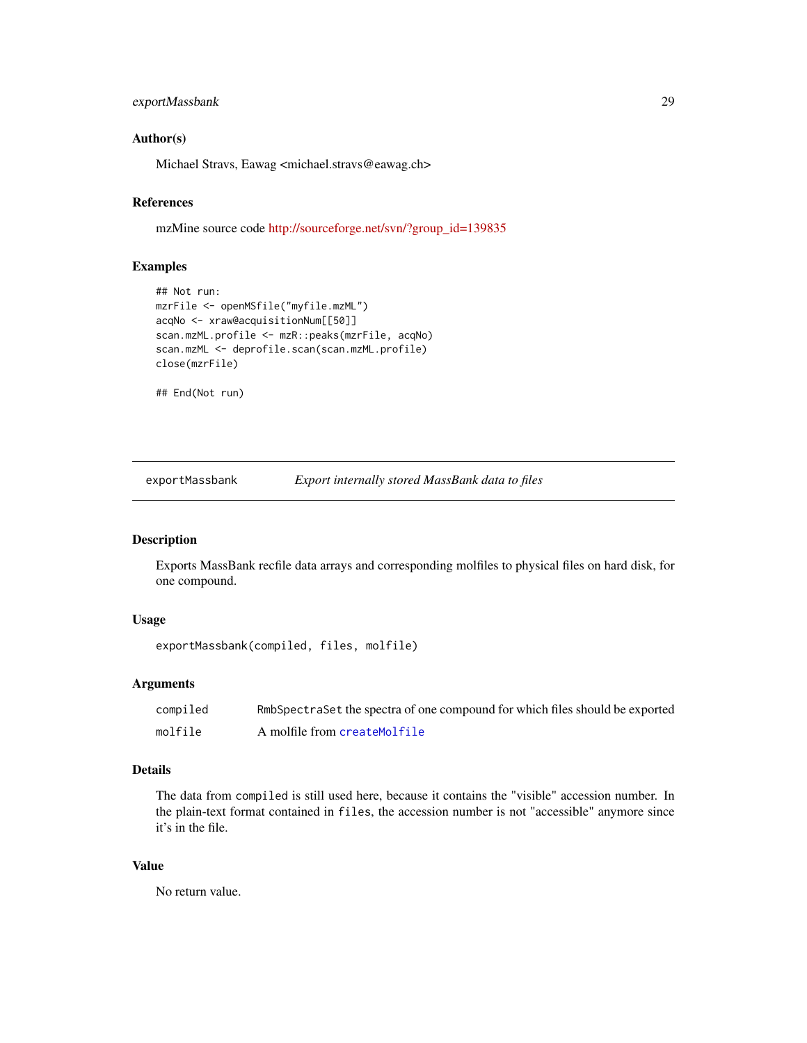### Author(s)

Michael Stravs, Eawag <michael.stravs@eawag.ch>

### References

mzMine source code http://sourceforge.net/svn/?group_id=139835

### Examples

```
## Not run:
mzrFile <- openMSfile("myfile.mzML")
acqNo <- xraw@acquisitionNum[[50]]
scan.mzML.profile <- mzR::peaks(mzrFile, acqNo)
scan.mzML <- deprofile.scan(scan.mzML.profile)
close(mzrFile)

## End(Not run)
```

---

## exportMassbank — *Export internally stored MassBank data to files*

### Description

Exports MassBank recfile data arrays and corresponding molfiles to physical files on hard disk, for one compound.

### Usage

```
exportMassbank(compiled, files, molfile)
```

### Arguments

| | |
|---|---|
| `compiled` | `RmbSpectraSet` the spectra of one compound for which files should be exported |
| `molfile` | A molfile from `createMolfile` |

### Details

The data from `compiled` is still used here, because it contains the "visible" accession number. In the plain-text format contained in `files`, the accession number is not "accessible" anymore since it's in the file.

### Value

No return value.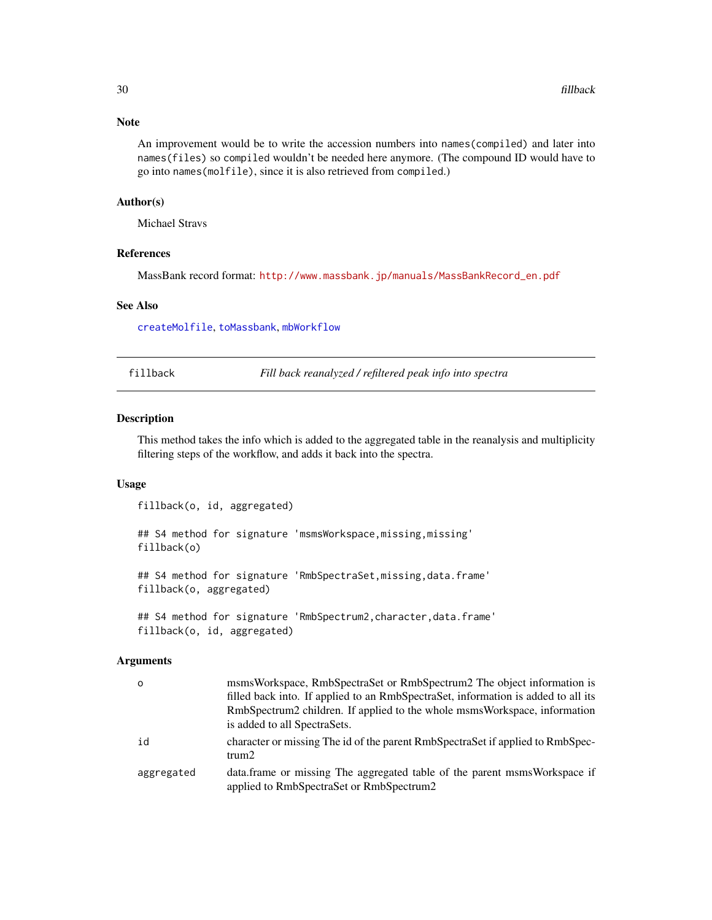### Note

An improvement would be to write the accession numbers into `names(compiled)` and later into `names(files)` so `compiled` wouldn't be needed here anymore. (The compound ID would have to go into `names(molfile)`, since it is also retrieved from `compiled`.)

### Author(s)

Michael Stravs

### References

MassBank record format: http://www.massbank.jp/manuals/MassBankRecord_en.pdf

### See Also

`createMolfile`, `toMassbank`, `mbWorkflow`

---

## fillback — *Fill back reanalyzed / refiltered peak info into spectra*

---

### Description

This method takes the info which is added to the aggregated table in the reanalysis and multiplicity filtering steps of the workflow, and adds it back into the spectra.

### Usage

```
fillback(o, id, aggregated)

## S4 method for signature 'msmsWorkspace,missing,missing'
fillback(o)

## S4 method for signature 'RmbSpectraSet,missing,data.frame'
fillback(o, aggregated)

## S4 method for signature 'RmbSpectrum2,character,data.frame'
fillback(o, id, aggregated)
```

### Arguments

| | |
|---|---|
| `o` | msmsWorkspace, RmbSpectraSet or RmbSpectrum2 The object information is filled back into. If applied to an RmbSpectraSet, information is added to all its RmbSpectrum2 children. If applied to the whole msmsWorkspace, information is added to all SpectraSets. |
| `id` | character or missing The id of the parent RmbSpectraSet if applied to RmbSpectrum2 |
| `aggregated` | data.frame or missing The aggregated table of the parent msmsWorkspace if applied to RmbSpectraSet or RmbSpectrum2 |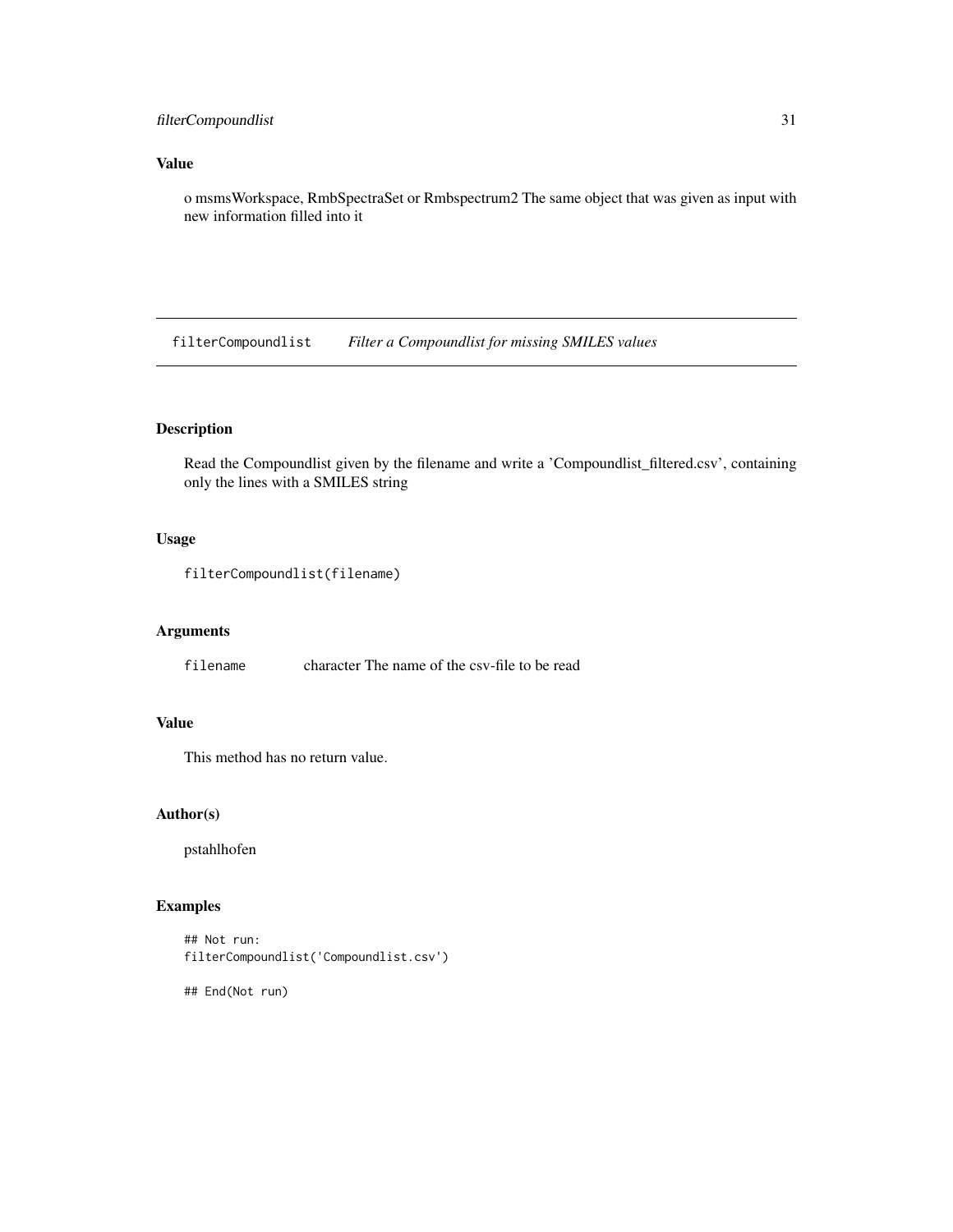## Value

o msmsWorkspace, RmbSpectraSet or Rmbspectrum2 The same object that was given as input with new information filled into it

---

## filterCompoundlist *Filter a Compoundlist for missing SMILES values*

---

### Description

Read the Compoundlist given by the filename and write a 'Compoundlist_filtered.csv', containing only the lines with a SMILES string

### Usage

```
filterCompoundlist(filename)
```

### Arguments

| | |
|---|---|
| filename | character The name of the csv-file to be read |

### Value

This method has no return value.

### Author(s)

pstahlhofen

### Examples

```
## Not run:
filterCompoundlist('Compoundlist.csv')

## End(Not run)
```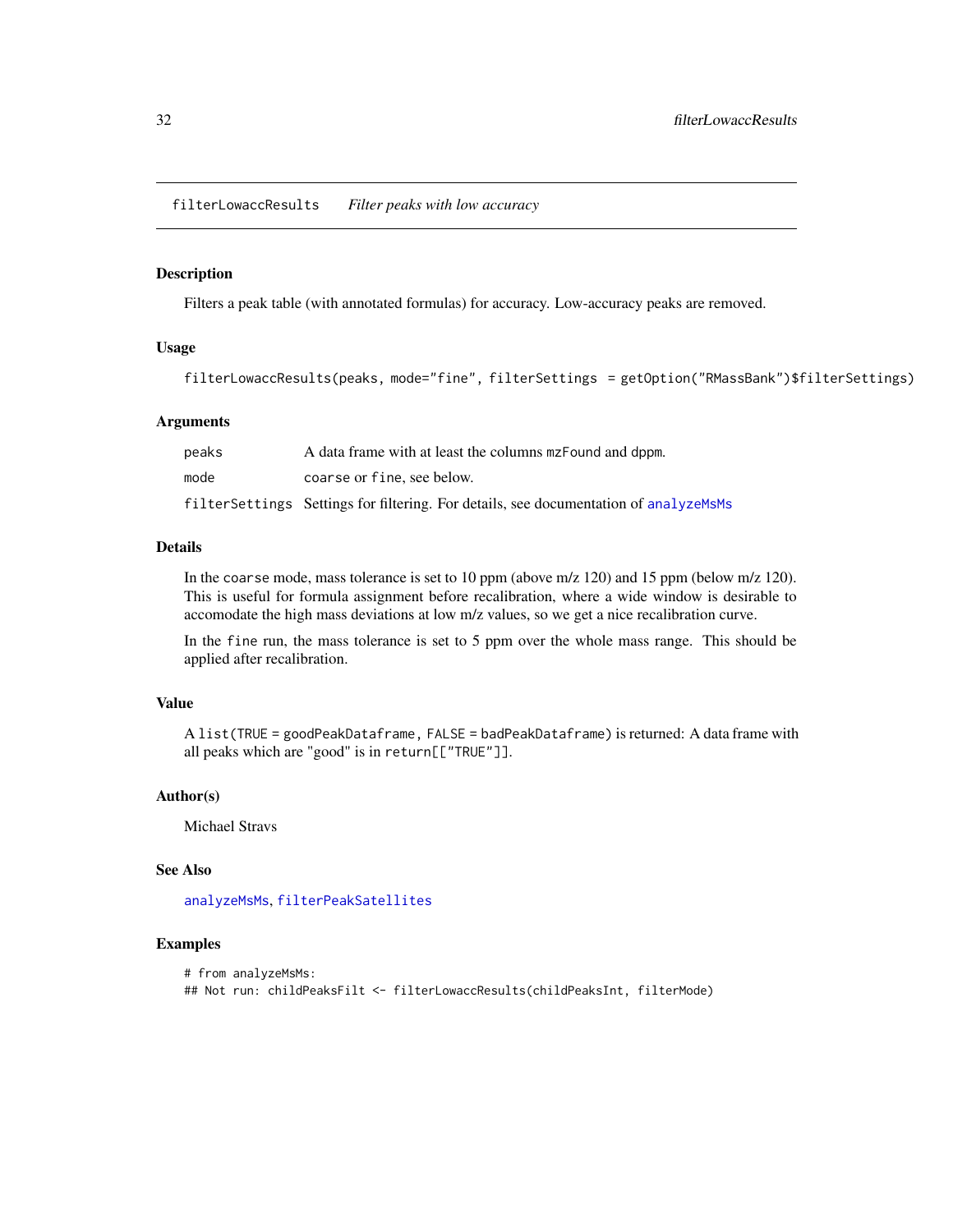filterLowaccResults *Filter peaks with low accuracy*

## Description

Filters a peak table (with annotated formulas) for accuracy. Low-accuracy peaks are removed.

## Usage

```
filterLowaccResults(peaks, mode="fine", filterSettings = getOption("RMassBank")$filterSettings)
```

## Arguments

| | |
|---|---|
| `peaks` | A data frame with at least the columns `mzFound` and `dppm`. |
| `mode` | `coarse` or `fine`, see below. |
| `filterSettings` | Settings for filtering. For details, see documentation of `analyzeMsMs` |

## Details

In the `coarse` mode, mass tolerance is set to 10 ppm (above m/z 120) and 15 ppm (below m/z 120). This is useful for formula assignment before recalibration, where a wide window is desirable to accomodate the high mass deviations at low m/z values, so we get a nice recalibration curve.

In the `fine` run, the mass tolerance is set to 5 ppm over the whole mass range. This should be applied after recalibration.

## Value

A `list(TRUE = goodPeakDataframe, FALSE = badPeakDataframe)` is returned: A data frame with all peaks which are "good" is in `return[["TRUE"]]`.

## Author(s)

Michael Stravs

## See Also

`analyzeMsMs`, `filterPeakSatellites`

## Examples

```
# from analyzeMsMs:
## Not run: childPeaksFilt <- filterLowaccResults(childPeaksInt, filterMode)
```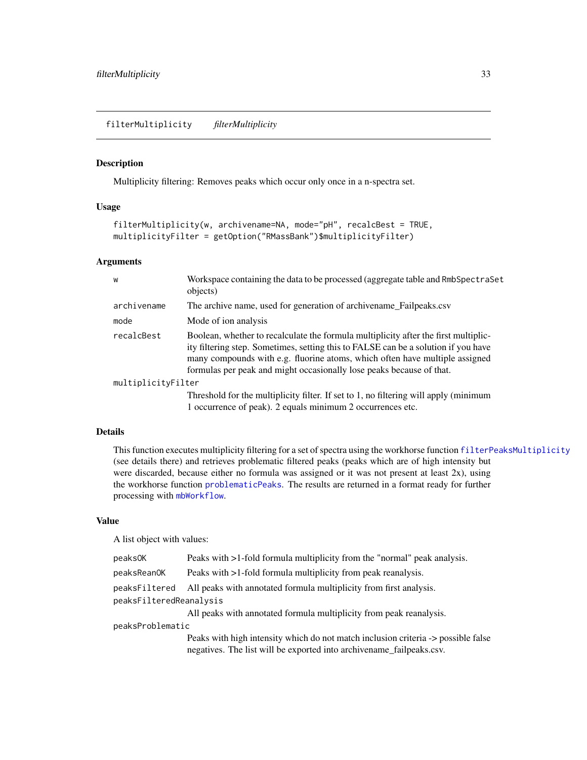filterMultiplicity &nbsp;&nbsp;&nbsp; *filterMultiplicity*

## Description

Multiplicity filtering: Removes peaks which occur only once in a n-spectra set.

## Usage

```
filterMultiplicity(w, archivename=NA, mode="pH", recalcBest = TRUE,
multiplicityFilter = getOption("RMassBank")$multiplicityFilter)
```

## Arguments

| | |
|---|---|
| `w` | Workspace containing the data to be processed (aggregate table and `RmbSpectraSet` objects) |
| `archivename` | The archive name, used for generation of archivename_Failpeaks.csv |
| `mode` | Mode of ion analysis |
| `recalcBest` | Boolean, whether to recalculate the formula multiplicity after the first multiplicity filtering step. Sometimes, setting this to FALSE can be a solution if you have many compounds with e.g. fluorine atoms, which often have multiple assigned formulas per peak and might occasionally lose peaks because of that. |
| `multiplicityFilter` | Threshold for the multiplicity filter. If set to 1, no filtering will apply (minimum 1 occurrence of peak). 2 equals minimum 2 occurrences etc. |

## Details

This function executes multiplicity filtering for a set of spectra using the workhorse function `filterPeaksMultiplicity` (see details there) and retrieves problematic filtered peaks (peaks which are of high intensity but were discarded, because either no formula was assigned or it was not present at least 2x), using the workhorse function `problematicPeaks`. The results are returned in a format ready for further processing with `mbWorkflow`.

## Value

A list object with values:

| | |
|---|---|
| `peaksOK` | Peaks with >1-fold formula multiplicity from the "normal" peak analysis. |
| `peaksReanOK` | Peaks with >1-fold formula multiplicity from peak reanalysis. |
| `peaksFiltered` | All peaks with annotated formula multiplicity from first analysis. |
| `peaksFilteredReanalysis` | All peaks with annotated formula multiplicity from peak reanalysis. |
| `peaksProblematic` | Peaks with high intensity which do not match inclusion criteria -> possible false negatives. The list will be exported into archivename_failpeaks.csv. |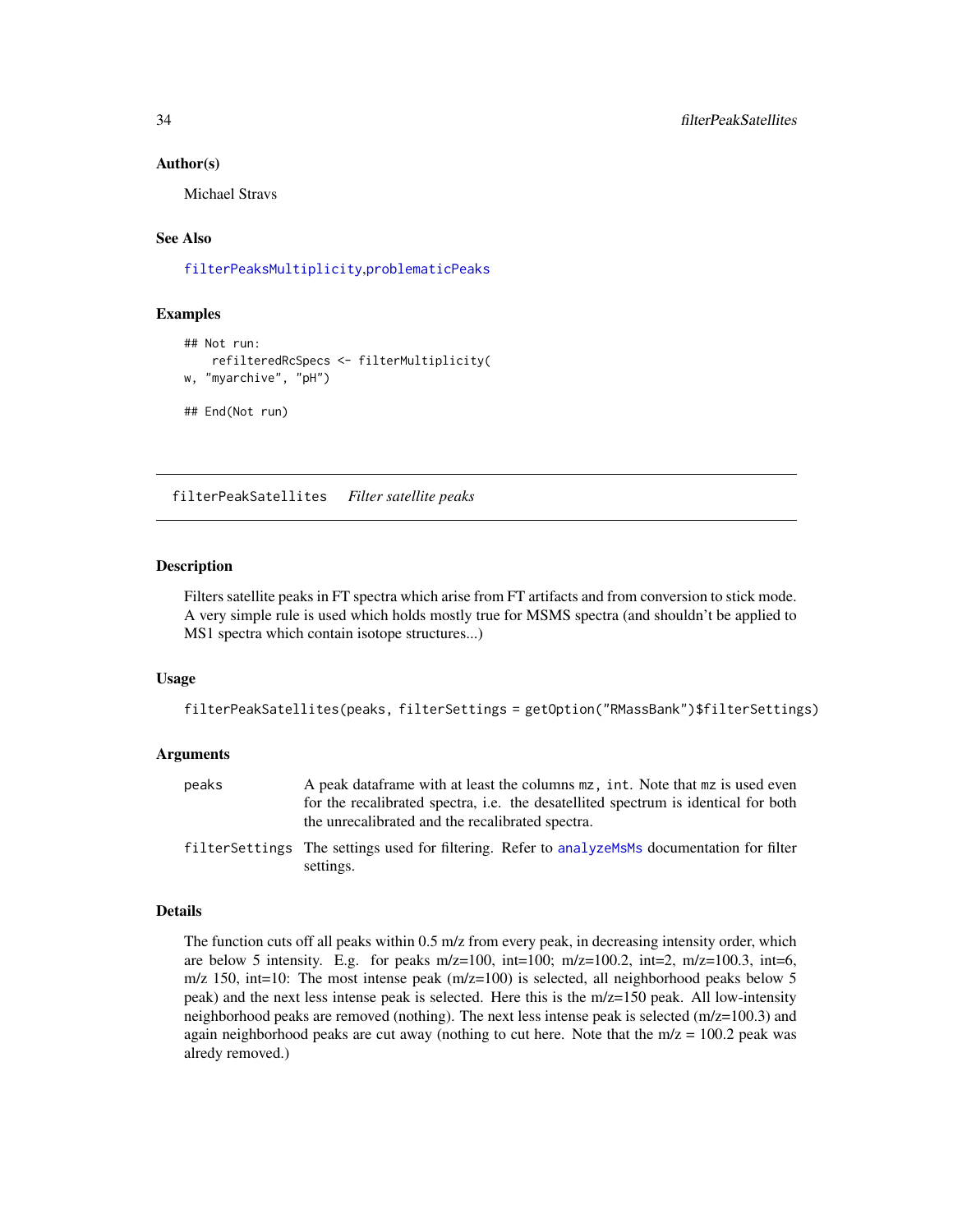### Author(s)

Michael Stravs

### See Also

filterPeaksMultiplicity,problematicPeaks

### Examples

```
## Not run:
    refilteredRcSpecs <- filterMultiplicity(
w, "myarchive", "pH")

## End(Not run)
```

---

## filterPeakSatellites *Filter satellite peaks*

---

### Description

Filters satellite peaks in FT spectra which arise from FT artifacts and from conversion to stick mode. A very simple rule is used which holds mostly true for MSMS spectra (and shouldn't be applied to MS1 spectra which contain isotope structures...)

### Usage

```
filterPeakSatellites(peaks, filterSettings = getOption("RMassBank")$filterSettings)
```

### Arguments

| | |
|---|---|
| peaks | A peak dataframe with at least the columns `mz, int`. Note that `mz` is used even for the recalibrated spectra, i.e. the desatellited spectrum is identical for both the unrecalibrated and the recalibrated spectra. |
| filterSettings | The settings used for filtering. Refer to analyzeMsMs documentation for filter settings. |

### Details

The function cuts off all peaks within 0.5 m/z from every peak, in decreasing intensity order, which are below 5 intensity. E.g. for peaks m/z=100, int=100; m/z=100.2, int=2, m/z=100.3, int=6, m/z 150, int=10: The most intense peak (m/z=100) is selected, all neighborhood peaks below 5 peak) and the next less intense peak is selected. Here this is the m/z=150 peak. All low-intensity neighborhood peaks are removed (nothing). The next less intense peak is selected (m/z=100.3) and again neighborhood peaks are cut away (nothing to cut here. Note that the m/z = 100.2 peak was alredy removed.)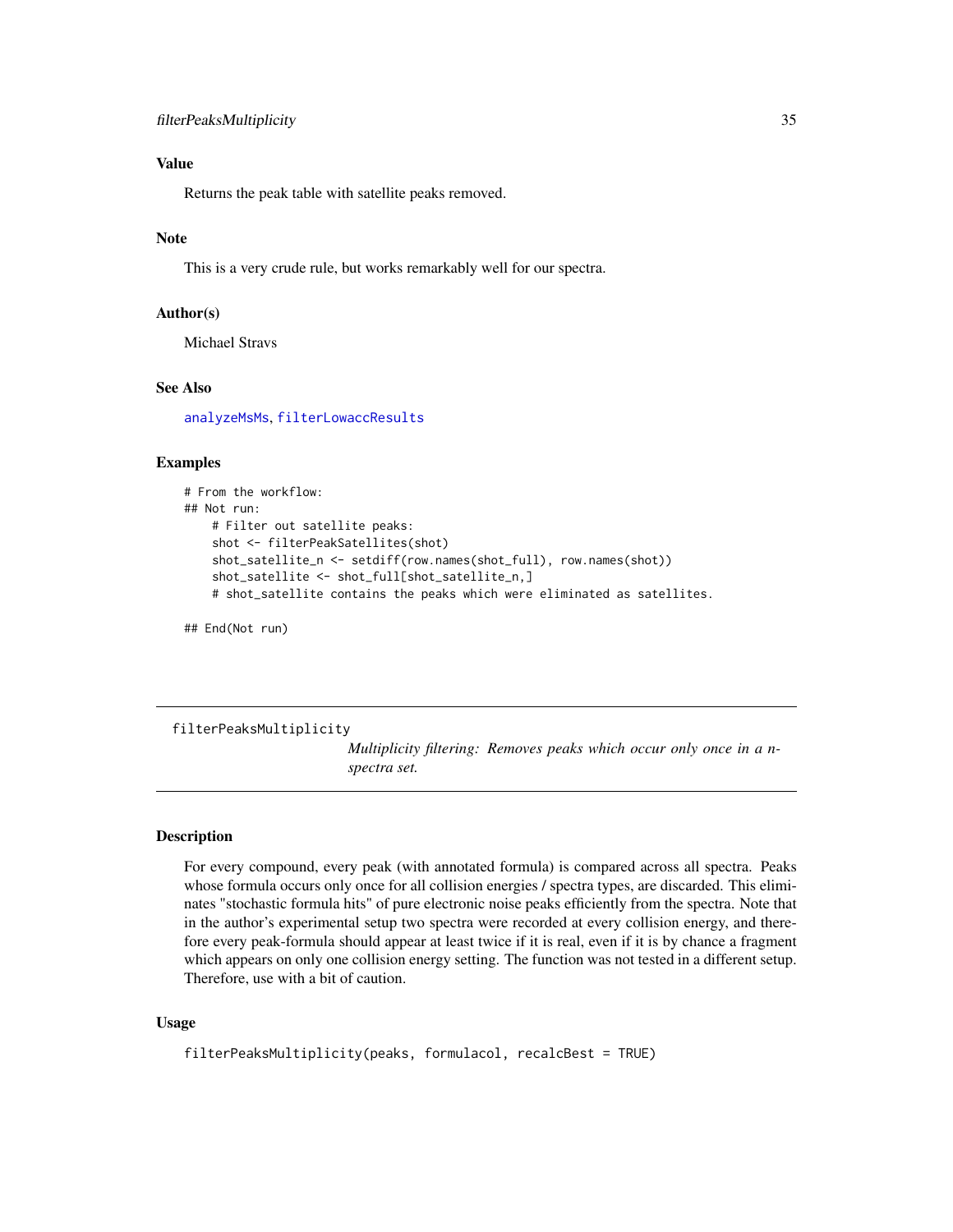### Value

Returns the peak table with satellite peaks removed.

### Note

This is a very crude rule, but works remarkably well for our spectra.

### Author(s)

Michael Stravs

### See Also

analyzeMsMs, filterLowaccResults

### Examples

```
# From the workflow:
## Not run:
    # Filter out satellite peaks:
    shot <- filterPeakSatellites(shot)
    shot_satellite_n <- setdiff(row.names(shot_full), row.names(shot))
    shot_satellite <- shot_full[shot_satellite_n,]
    # shot_satellite contains the peaks which were eliminated as satellites.

## End(Not run)
```

---

## filterPeaksMultiplicity

*Multiplicity filtering: Removes peaks which occur only once in a n-spectra set.*

---

### Description

For every compound, every peak (with annotated formula) is compared across all spectra. Peaks whose formula occurs only once for all collision energies / spectra types, are discarded. This eliminates "stochastic formula hits" of pure electronic noise peaks efficiently from the spectra. Note that in the author's experimental setup two spectra were recorded at every collision energy, and therefore every peak-formula should appear at least twice if it is real, even if it is by chance a fragment which appears on only one collision energy setting. The function was not tested in a different setup. Therefore, use with a bit of caution.

### Usage

```
filterPeaksMultiplicity(peaks, formulacol, recalcBest = TRUE)
```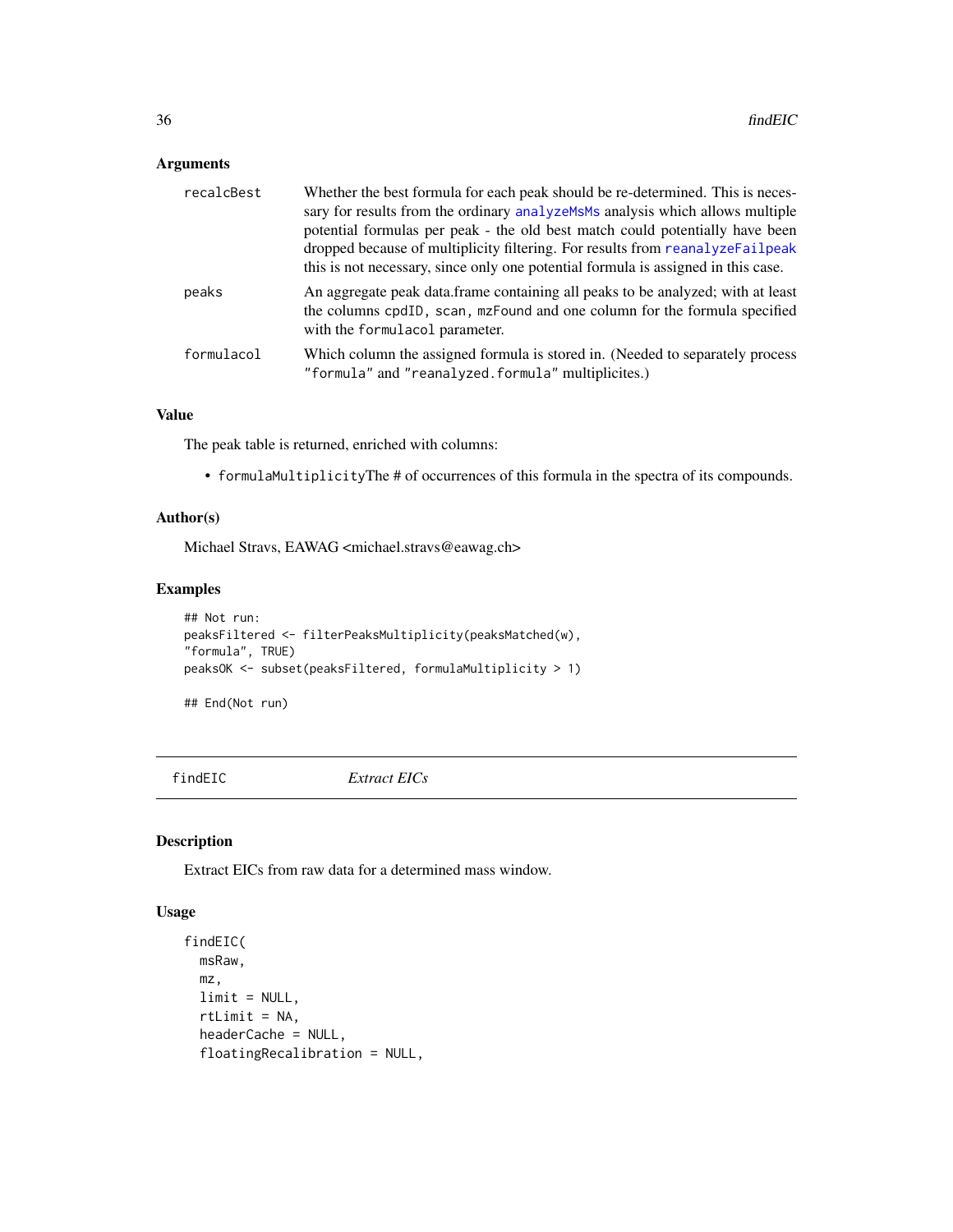## Arguments

| | |
|---|---|
| recalcBest | Whether the best formula for each peak should be re-determined. This is necessary for results from the ordinary analyzeMsMs analysis which allows multiple potential formulas per peak - the old best match could potentially have been dropped because of multiplicity filtering. For results from reanalyzeFailpeak this is not necessary, since only one potential formula is assigned in this case. |
| peaks | An aggregate peak data.frame containing all peaks to be analyzed; with at least the columns cpdID, scan, mzFound and one column for the formula specified with the formulacol parameter. |
| formulacol | Which column the assigned formula is stored in. (Needed to separately process "formula" and "reanalyzed.formula" multiplicites.) |

## Value

The peak table is returned, enriched with columns:

- formulaMultiplicityThe # of occurrences of this formula in the spectra of its compounds.

## Author(s)

Michael Stravs, EAWAG <michael.stravs@eawag.ch>

## Examples

```
## Not run:
peaksFiltered <- filterPeaksMultiplicity(peaksMatched(w),
"formula", TRUE)
peaksOK <- subset(peaksFiltered, formulaMultiplicity > 1)

## End(Not run)
```

---

# findEIC *Extract EICs*

## Description

Extract EICs from raw data for a determined mass window.

## Usage

```
findEIC(
  msRaw,
  mz,
  limit = NULL,
  rtLimit = NA,
  headerCache = NULL,
  floatingRecalibration = NULL,
```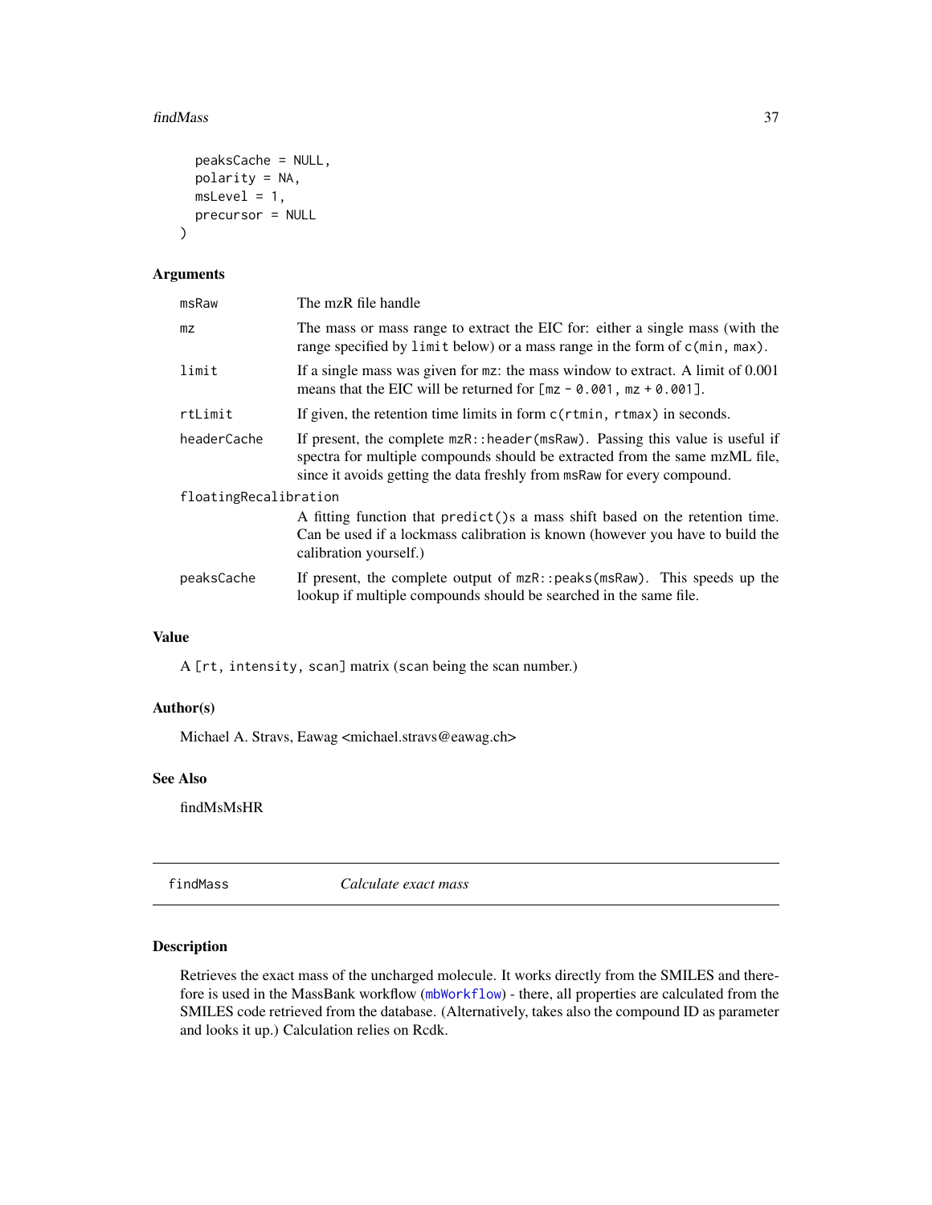```
  peaksCache = NULL,
  polarity = NA,
  msLevel = 1,
  precursor = NULL
)
```

### Arguments

| | |
|---|---|
| msRaw | The mzR file handle |
| mz | The mass or mass range to extract the EIC for: either a single mass (with the range specified by `limit` below) or a mass range in the form of `c(min, max)`. |
| limit | If a single mass was given for `mz`: the mass window to extract. A limit of 0.001 means that the EIC will be returned for `[mz - 0.001, mz + 0.001]`. |
| rtLimit | If given, the retention time limits in form `c(rtmin, rtmax)` in seconds. |
| headerCache | If present, the complete `mzR::header(msRaw)`. Passing this value is useful if spectra for multiple compounds should be extracted from the same mzML file, since it avoids getting the data freshly from `msRaw` for every compound. |
| floatingRecalibration | A fitting function that `predict()`s a mass shift based on the retention time. Can be used if a lockmass calibration is known (however you have to build the calibration yourself.) |
| peaksCache | If present, the complete output of `mzR::peaks(msRaw)`. This speeds up the lookup if multiple compounds should be searched in the same file. |

### Value

A `[rt, intensity, scan]` matrix (scan being the scan number.)

### Author(s)

Michael A. Stravs, Eawag <michael.stravs@eawag.ch>

### See Also

findMsMsHR

---

## findMass *Calculate exact mass*

---

### Description

Retrieves the exact mass of the uncharged molecule. It works directly from the SMILES and therefore is used in the MassBank workflow (`mbWorkflow`) - there, all properties are calculated from the SMILES code retrieved from the database. (Alternatively, takes also the compound ID as parameter and looks it up.) Calculation relies on Rcdk.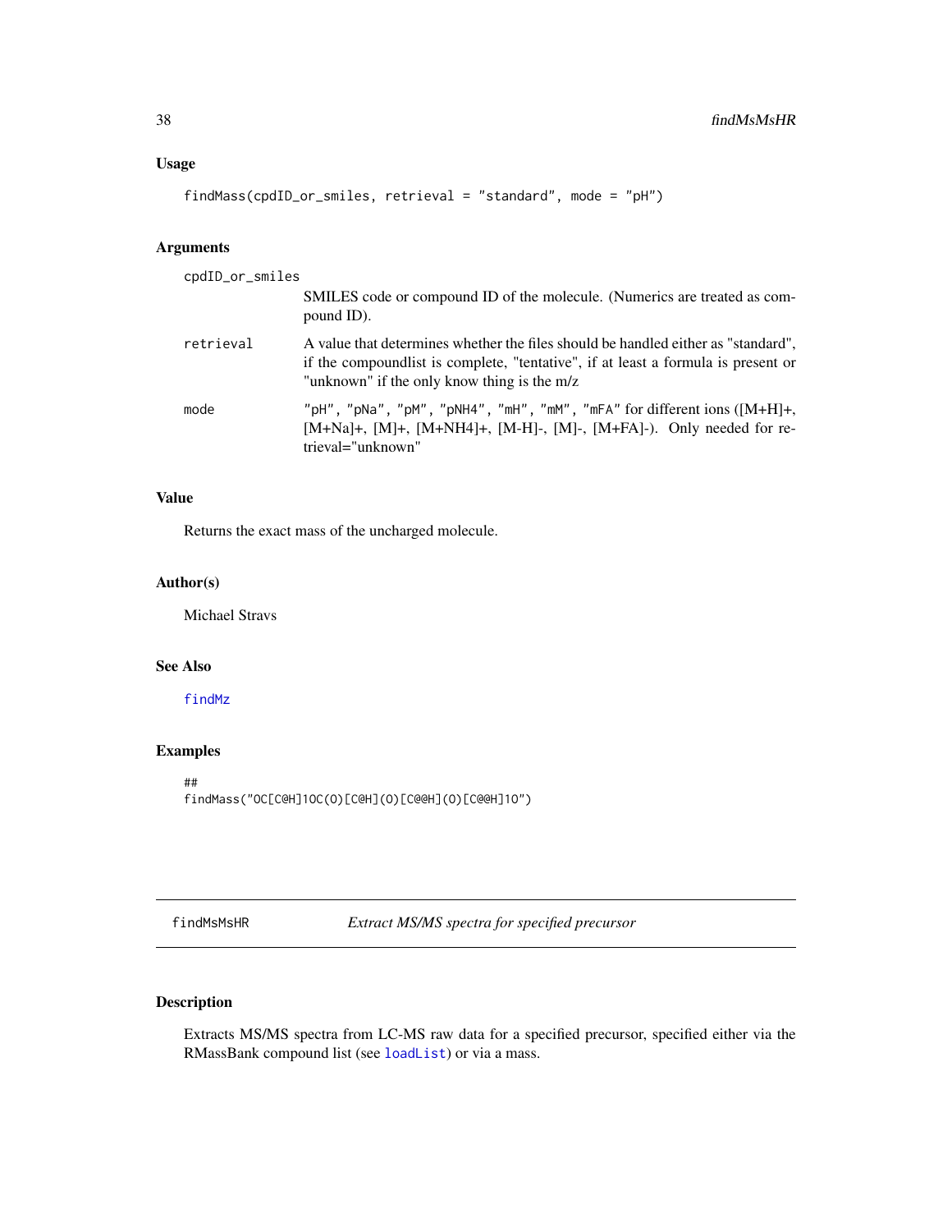### Usage

```
findMass(cpdID_or_smiles, retrieval = "standard", mode = "pH")
```

### Arguments

| | |
|---|---|
| cpdID_or_smiles | SMILES code or compound ID of the molecule. (Numerics are treated as compound ID). |
| retrieval | A value that determines whether the files should be handled either as "standard", if the compoundlist is complete, "tentative", if at least a formula is present or "unknown" if the only know thing is the m/z |
| mode | "pH", "pNa", "pM", "pNH4", "mH", "mM", "mFA" for different ions ([M+H]+, [M+Na]+, [M]+, [M+NH4]+, [M-H]-, [M]-, [M+FA]-). Only needed for retrieval="unknown" |

### Value

Returns the exact mass of the uncharged molecule.

### Author(s)

Michael Stravs

### See Also

findMz

### Examples

```
##
findMass("OC[C@H]1OC(O)[C@H](O)[C@@H](O)[C@@H]1O")
```

## findMsMsHR *Extract MS/MS spectra for specified precursor*

### Description

Extracts MS/MS spectra from LC-MS raw data for a specified precursor, specified either via the RMassBank compound list (see loadList) or via a mass.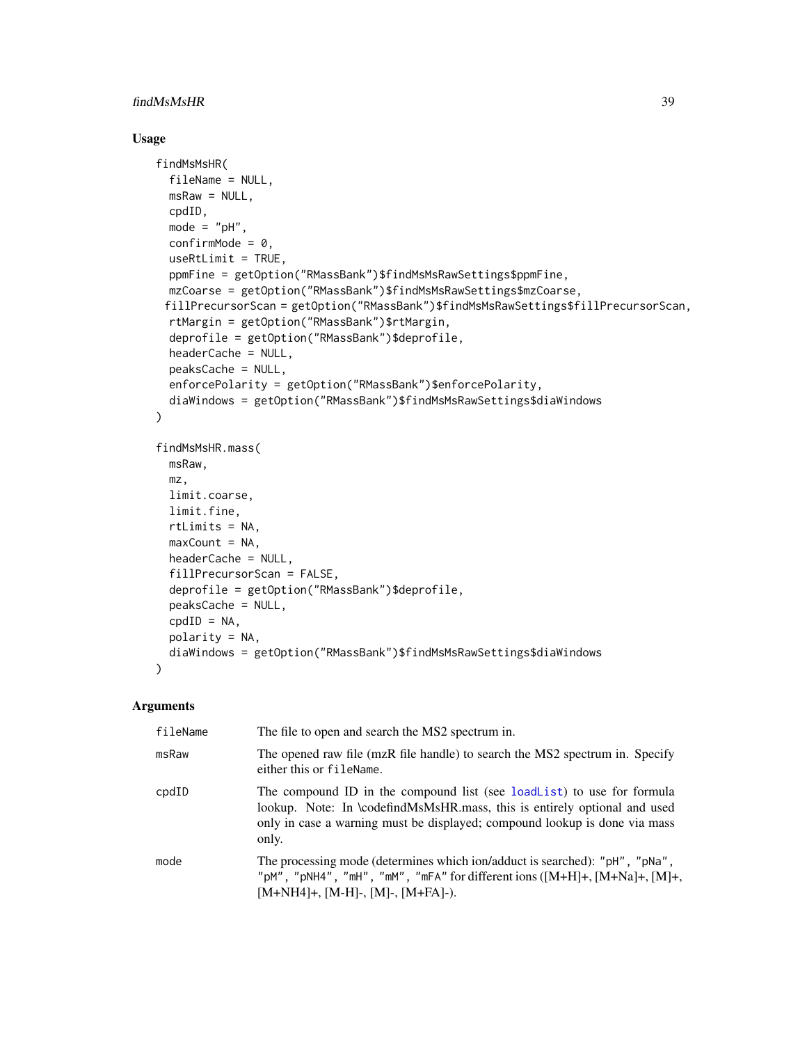## Usage

```
findMsMsHR(
  fileName = NULL,
  msRaw = NULL,
  cpdID,
  mode = "pH",
  confirmMode = 0,
  useRtLimit = TRUE,
  ppmFine = getOption("RMassBank")$findMsMsRawSettings$ppmFine,
  mzCoarse = getOption("RMassBank")$findMsMsRawSettings$mzCoarse,
 fillPrecursorScan = getOption("RMassBank")$findMsMsRawSettings$fillPrecursorScan,
  rtMargin = getOption("RMassBank")$rtMargin,
  deprofile = getOption("RMassBank")$deprofile,
  headerCache = NULL,
  peaksCache = NULL,
  enforcePolarity = getOption("RMassBank")$enforcePolarity,
  diaWindows = getOption("RMassBank")$findMsMsRawSettings$diaWindows
)

findMsMsHR.mass(
  msRaw,
  mz,
  limit.coarse,
  limit.fine,
  rtLimits = NA,
  maxCount = NA,
  headerCache = NULL,
  fillPrecursorScan = FALSE,
  deprofile = getOption("RMassBank")$deprofile,
  peaksCache = NULL,
  cpdID = NA,
  polarity = NA,
  diaWindows = getOption("RMassBank")$findMsMsRawSettings$diaWindows
)
```

## Arguments

| | |
|---|---|
| fileName | The file to open and search the MS2 spectrum in. |
| msRaw | The opened raw file (mzR file handle) to search the MS2 spectrum in. Specify either this or fileName. |
| cpdID | The compound ID in the compound list (see loadList) to use for formula lookup. Note: In \codefindMsMsHR.mass, this is entirely optional and used only in case a warning must be displayed; compound lookup is done via mass only. |
| mode | The processing mode (determines which ion/adduct is searched): "pH", "pNa", "pM", "pNH4", "mH", "mM", "mFA" for different ions ([M+H]+, [M+Na]+, [M]+, [M+NH4]+, [M-H]-, [M]-, [M+FA]-). |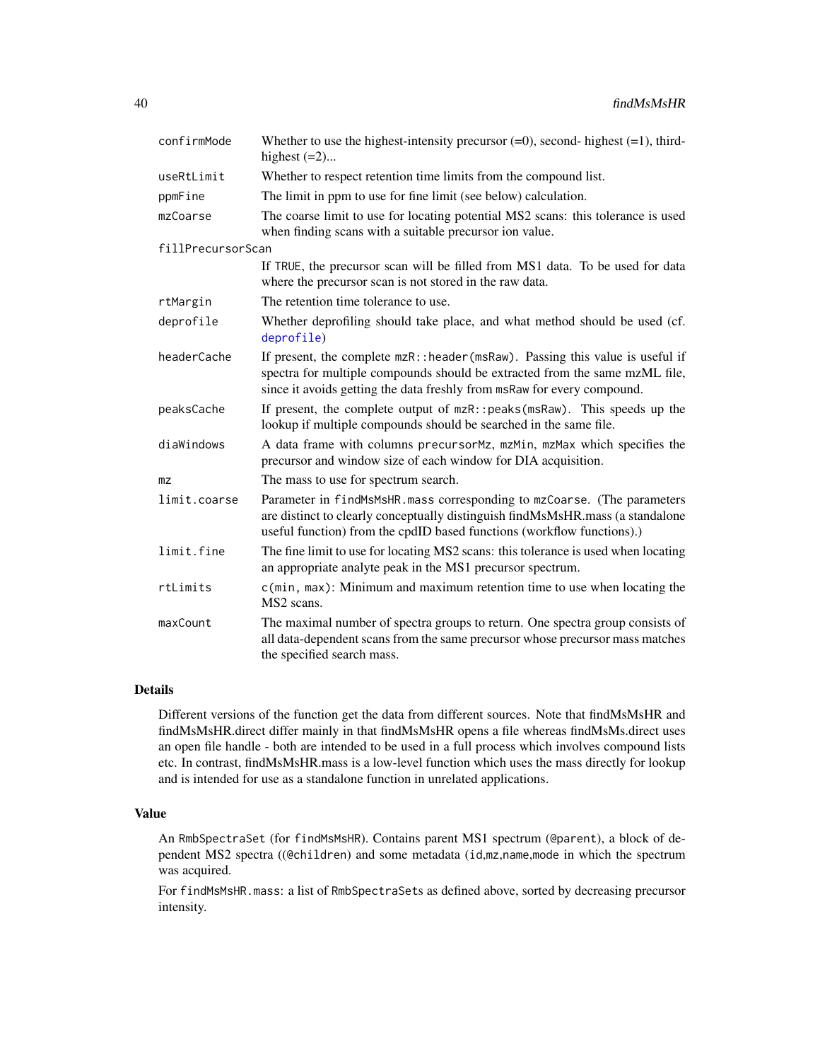| | |
|---|---|
| confirmMode | Whether to use the highest-intensity precursor (=0), second- highest (=1), third-highest (=2)... |
| useRtLimit | Whether to respect retention time limits from the compound list. |
| ppmFine | The limit in ppm to use for fine limit (see below) calculation. |
| mzCoarse | The coarse limit to use for locating potential MS2 scans: this tolerance is used when finding scans with a suitable precursor ion value. |
| fillPrecursorScan | If TRUE, the precursor scan will be filled from MS1 data. To be used for data where the precursor scan is not stored in the raw data. |
| rtMargin | The retention time tolerance to use. |
| deprofile | Whether deprofiling should take place, and what method should be used (cf. deprofile) |
| headerCache | If present, the complete mzR::header(msRaw). Passing this value is useful if spectra for multiple compounds should be extracted from the same mzML file, since it avoids getting the data freshly from msRaw for every compound. |
| peaksCache | If present, the complete output of mzR::peaks(msRaw). This speeds up the lookup if multiple compounds should be searched in the same file. |
| diaWindows | A data frame with columns precursorMz, mzMin, mzMax which specifies the precursor and window size of each window for DIA acquisition. |
| mz | The mass to use for spectrum search. |
| limit.coarse | Parameter in findMsMsHR.mass corresponding to mzCoarse. (The parameters are distinct to clearly conceptually distinguish findMsMsHR.mass (a standalone useful function) from the cpdID based functions (workflow functions).) |
| limit.fine | The fine limit to use for locating MS2 scans: this tolerance is used when locating an appropriate analyte peak in the MS1 precursor spectrum. |
| rtLimits | c(min, max): Minimum and maximum retention time to use when locating the MS2 scans. |
| maxCount | The maximal number of spectra groups to return. One spectra group consists of all data-dependent scans from the same precursor whose precursor mass matches the specified search mass. |

## Details

Different versions of the function get the data from different sources. Note that findMsMsHR and findMsMsHR.direct differ mainly in that findMsMsHR opens a file whereas findMsMs.direct uses an open file handle - both are intended to be used in a full process which involves compound lists etc. In contrast, findMsMsHR.mass is a low-level function which uses the mass directly for lookup and is intended for use as a standalone function in unrelated applications.

## Value

An RmbSpectraSet (for findMsMsHR). Contains parent MS1 spectrum (@parent), a block of dependent MS2 spectra ((@children) and some metadata (id,mz,name,mode in which the spectrum was acquired.

For findMsMsHR.mass: a list of RmbSpectraSets as defined above, sorted by decreasing precursor intensity.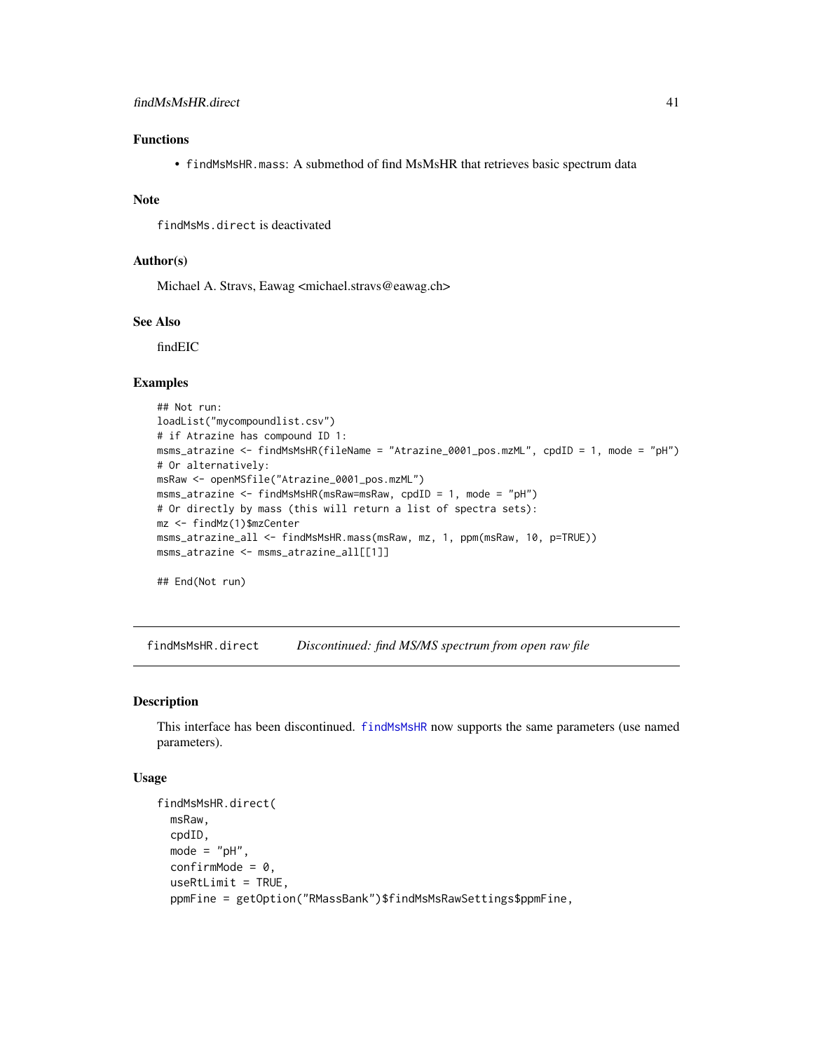### Functions

- `findMsMsHR.mass`: A submethod of find MsMsHR that retrieves basic spectrum data

### Note

`findMsMs.direct` is deactivated

### Author(s)

Michael A. Stravs, Eawag <michael.stravs@eawag.ch>

### See Also

findEIC

### Examples

```
## Not run:
loadList("mycompoundlist.csv")
# if Atrazine has compound ID 1:
msms_atrazine <- findMsMsHR(fileName = "Atrazine_0001_pos.mzML", cpdID = 1, mode = "pH")
# Or alternatively:
msRaw <- openMSfile("Atrazine_0001_pos.mzML")
msms_atrazine <- findMsMsHR(msRaw=msRaw, cpdID = 1, mode = "pH")
# Or directly by mass (this will return a list of spectra sets):
mz <- findMz(1)$mzCenter
msms_atrazine_all <- findMsMsHR.mass(msRaw, mz, 1, ppm(msRaw, 10, p=TRUE))
msms_atrazine <- msms_atrazine_all[[1]]

## End(Not run)
```

---

## findMsMsHR.direct — *Discontinued: find MS/MS spectrum from open raw file*

### Description

This interface has been discontinued. `findMsMsHR` now supports the same parameters (use named parameters).

### Usage

```
findMsMsHR.direct(
  msRaw,
  cpdID,
  mode = "pH",
  confirmMode = 0,
  useRtLimit = TRUE,
  ppmFine = getOption("RMassBank")$findMsMsRawSettings$ppmFine,
```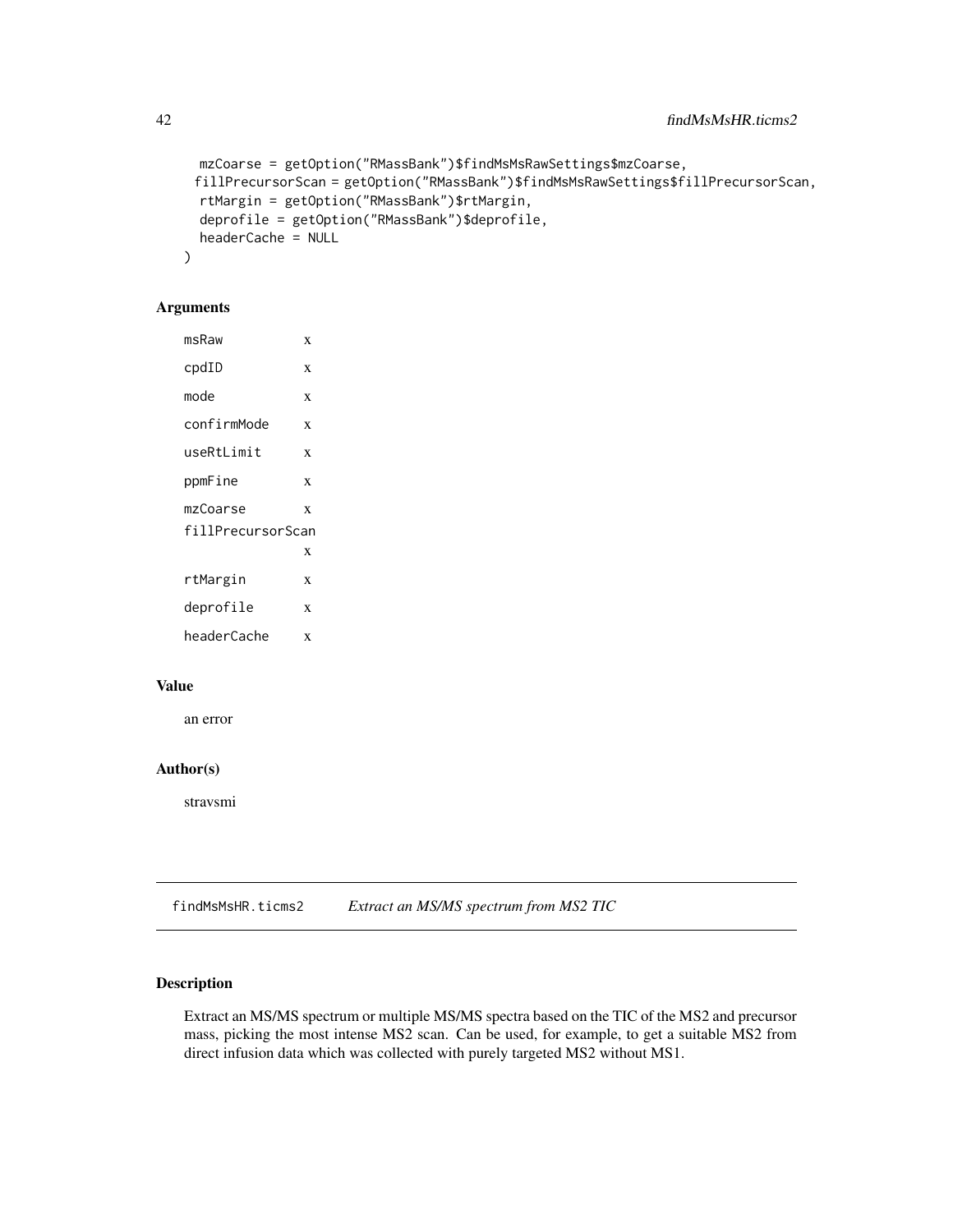```
  mzCoarse = getOption("RMassBank")$findMsMsRawSettings$mzCoarse,
  fillPrecursorScan = getOption("RMassBank")$findMsMsRawSettings$fillPrecursorScan,
  rtMargin = getOption("RMassBank")$rtMargin,
  deprofile = getOption("RMassBank")$deprofile,
  headerCache = NULL
)
```

### Arguments

| | |
|---|---|
| `msRaw` | x |
| `cpdID` | x |
| `mode` | x |
| `confirmMode` | x |
| `useRtLimit` | x |
| `ppmFine` | x |
| `mzCoarse` | x |
| `fillPrecursorScan` | x |
| `rtMargin` | x |
| `deprofile` | x |
| `headerCache` | x |

### Value

an error

### Author(s)

stravsmi

---

## `findMsMsHR.ticms2` *Extract an MS/MS spectrum from MS2 TIC*

---

### Description

Extract an MS/MS spectrum or multiple MS/MS spectra based on the TIC of the MS2 and precursor mass, picking the most intense MS2 scan. Can be used, for example, to get a suitable MS2 from direct infusion data which was collected with purely targeted MS2 without MS1.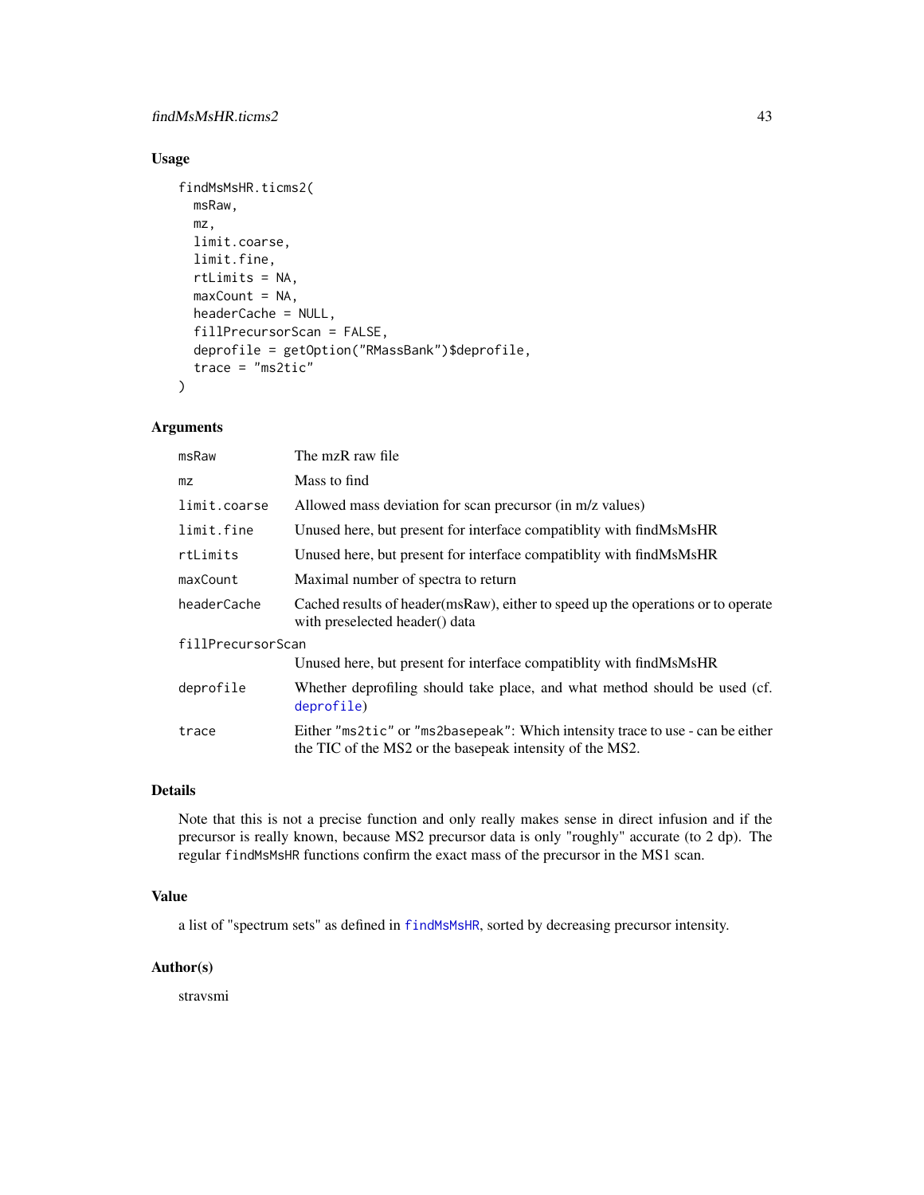## Usage

```
findMsMsHR.ticms2(
  msRaw,
  mz,
  limit.coarse,
  limit.fine,
  rtLimits = NA,
  maxCount = NA,
  headerCache = NULL,
  fillPrecursorScan = FALSE,
  deprofile = getOption("RMassBank")$deprofile,
  trace = "ms2tic"
)
```

## Arguments

| | |
|---|---|
| msRaw | The mzR raw file |
| mz | Mass to find |
| limit.coarse | Allowed mass deviation for scan precursor (in m/z values) |
| limit.fine | Unused here, but present for interface compatiblity with findMsMsHR |
| rtLimits | Unused here, but present for interface compatiblity with findMsMsHR |
| maxCount | Maximal number of spectra to return |
| headerCache | Cached results of header(msRaw), either to speed up the operations or to operate with preselected header() data |
| fillPrecursorScan | Unused here, but present for interface compatiblity with findMsMsHR |
| deprofile | Whether deprofiling should take place, and what method should be used (cf. deprofile) |
| trace | Either "ms2tic" or "ms2basepeak": Which intensity trace to use - can be either the TIC of the MS2 or the basepeak intensity of the MS2. |

## Details

Note that this is not a precise function and only really makes sense in direct infusion and if the precursor is really known, because MS2 precursor data is only "roughly" accurate (to 2 dp). The regular findMsMsHR functions confirm the exact mass of the precursor in the MS1 scan.

## Value

a list of "spectrum sets" as defined in findMsMsHR, sorted by decreasing precursor intensity.

## Author(s)

stravsmi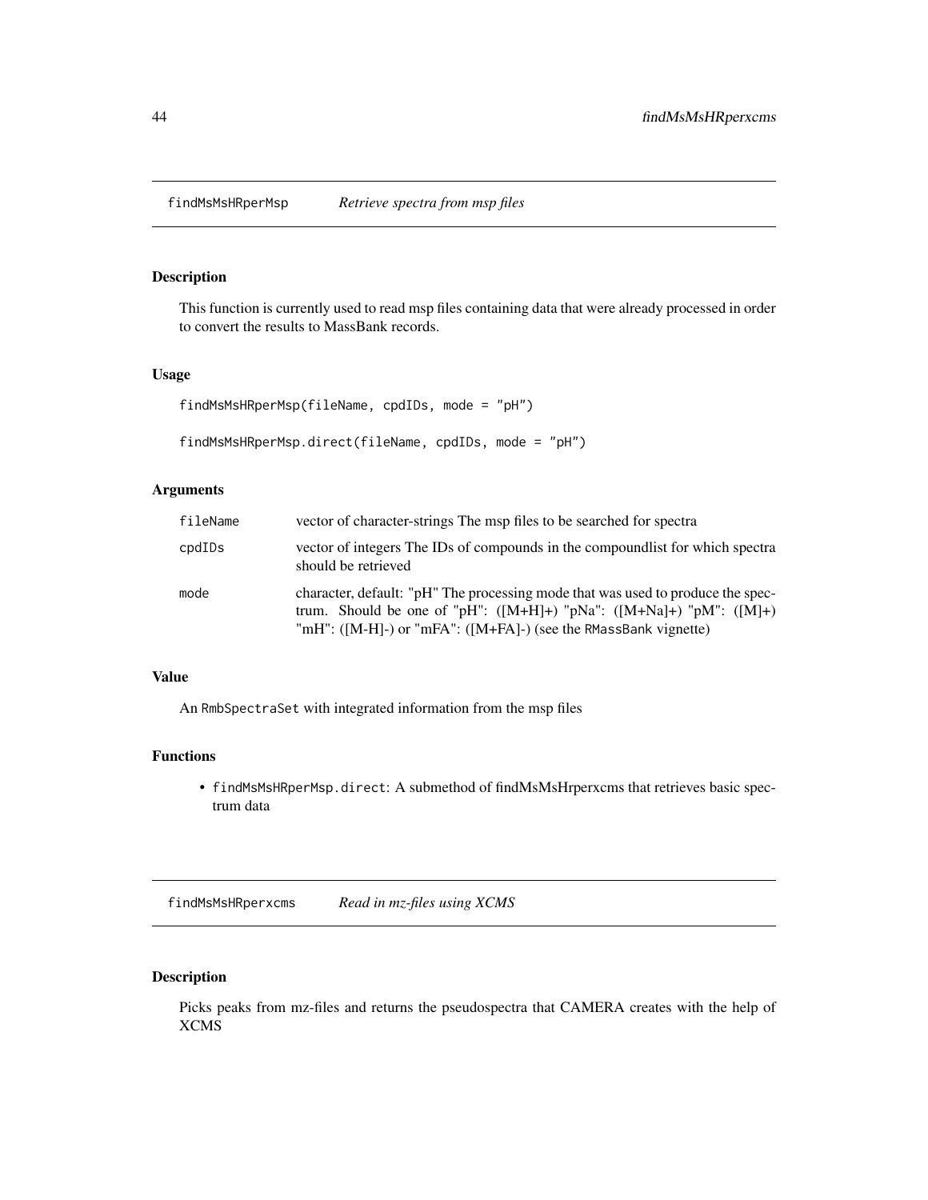## findMsMsHRperMsp — *Retrieve spectra from msp files*

### Description

This function is currently used to read msp files containing data that were already processed in order to convert the results to MassBank records.

### Usage

```
findMsMsHRperMsp(fileName, cpdIDs, mode = "pH")

findMsMsHRperMsp.direct(fileName, cpdIDs, mode = "pH")
```

### Arguments

| | |
|---|---|
| fileName | vector of character-strings The msp files to be searched for spectra |
| cpdIDs | vector of integers The IDs of compounds in the compoundlist for which spectra should be retrieved |
| mode | character, default: "pH" The processing mode that was used to produce the spectrum. Should be one of "pH": ([M+H]+) "pNa": ([M+Na]+) "pM": ([M]+) "mH": ([M-H]-) or "mFA": ([M+FA]-) (see the RMassBank vignette) |

### Value

An RmbSpectraSet with integrated information from the msp files

### Functions

- findMsMsHRperMsp.direct: A submethod of findMsMsHrperxcms that retrieves basic spectrum data

## findMsMsHRperxcms — *Read in mz-files using XCMS*

### Description

Picks peaks from mz-files and returns the pseudospectra that CAMERA creates with the help of XCMS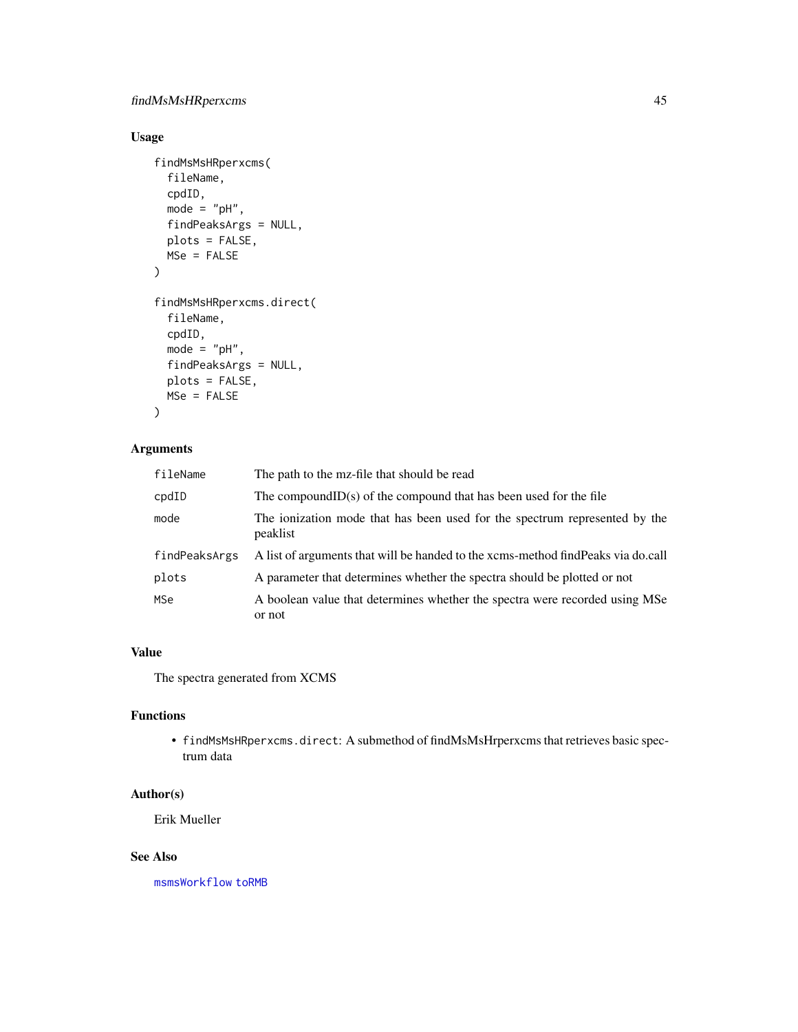## Usage

```
findMsMsHRperxcms(
  fileName,
  cpdID,
  mode = "pH",
  findPeaksArgs = NULL,
  plots = FALSE,
  MSe = FALSE
)

findMsMsHRperxcms.direct(
  fileName,
  cpdID,
  mode = "pH",
  findPeaksArgs = NULL,
  plots = FALSE,
  MSe = FALSE
)
```

## Arguments

| | |
|---|---|
| `fileName` | The path to the mz-file that should be read |
| `cpdID` | The compoundID(s) of the compound that has been used for the file |
| `mode` | The ionization mode that has been used for the spectrum represented by the peaklist |
| `findPeaksArgs` | A list of arguments that will be handed to the xcms-method findPeaks via do.call |
| `plots` | A parameter that determines whether the spectra should be plotted or not |
| `MSe` | A boolean value that determines whether the spectra were recorded using MSe or not |

## Value

The spectra generated from XCMS

## Functions

- `findMsMsHRperxcms.direct`: A submethod of findMsMsHrperxcms that retrieves basic spectrum data

## Author(s)

Erik Mueller

## See Also

`msmsWorkflow` `toRMB`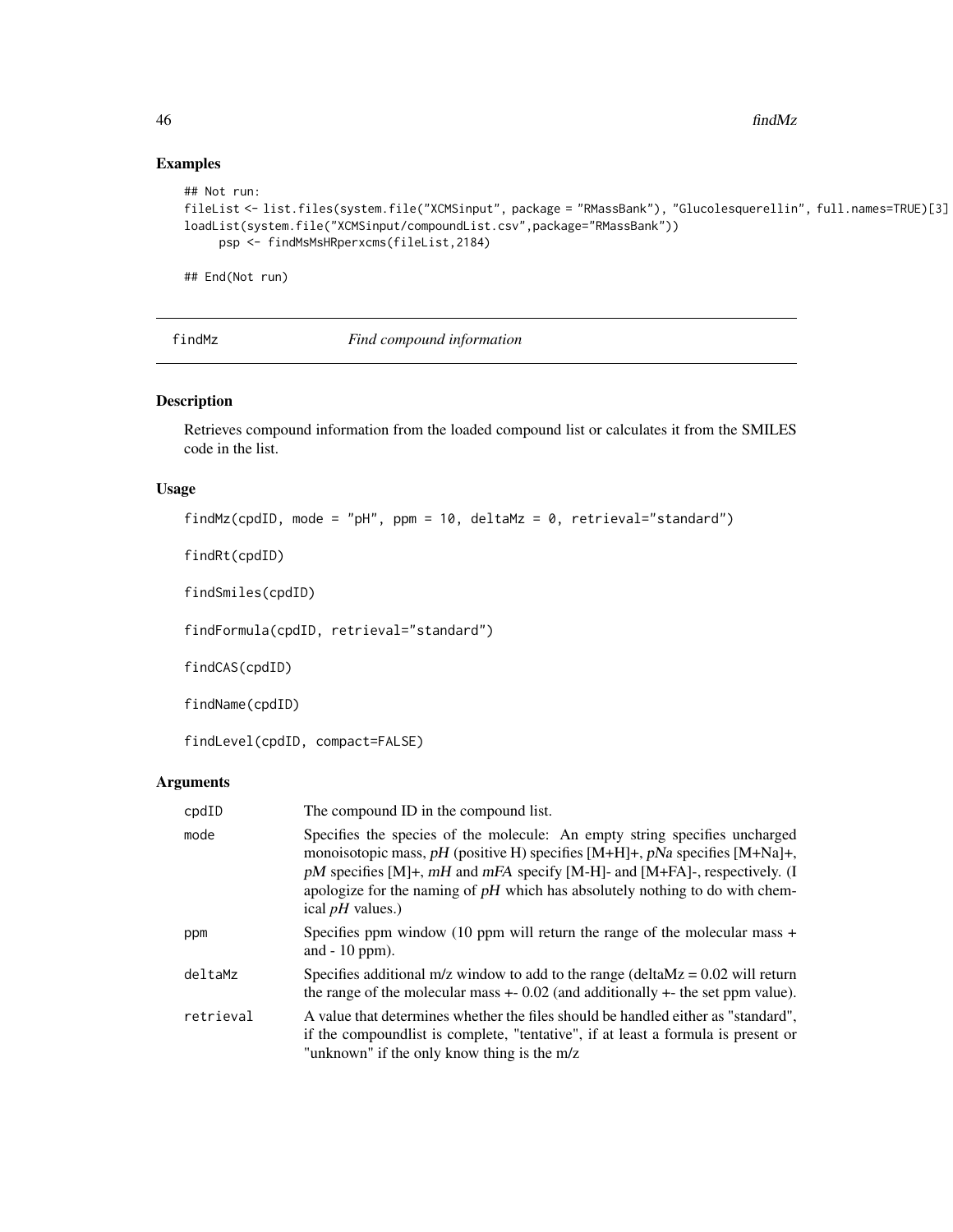## Examples

```
## Not run:
fileList <- list.files(system.file("XCMSinput", package = "RMassBank"), "Glucolesquerellin", full.names=TRUE)[3]
loadList(system.file("XCMSinput/compoundList.csv",package="RMassBank"))
     psp <- findMsMsHRperxcms(fileList,2184)

## End(Not run)
```

---

`findMz` *Find compound information*

---

## Description

Retrieves compound information from the loaded compound list or calculates it from the SMILES code in the list.

## Usage

```
findMz(cpdID, mode = "pH", ppm = 10, deltaMz = 0, retrieval="standard")

findRt(cpdID)

findSmiles(cpdID)

findFormula(cpdID, retrieval="standard")

findCAS(cpdID)

findName(cpdID)

findLevel(cpdID, compact=FALSE)
```

## Arguments

| | |
|---|---|
| `cpdID` | The compound ID in the compound list. |
| `mode` | Specifies the species of the molecule: An empty string specifies uncharged monoisotopic mass, *pH* (positive H) specifies [M+H]+, *pNa* specifies [M+Na]+, *pM* specifies [M]+, *mH* and *mFA* specify [M-H]- and [M+FA]-, respectively. (I apologize for the naming of *pH* which has absolutely nothing to do with chemical *pH* values.) |
| `ppm` | Specifies ppm window (10 ppm will return the range of the molecular mass + and - 10 ppm). |
| `deltaMz` | Specifies additional m/z window to add to the range (deltaMz = 0.02 will return the range of the molecular mass +- 0.02 (and additionally +- the set ppm value). |
| `retrieval` | A value that determines whether the files should be handled either as "standard", if the compoundlist is complete, "tentative", if at least a formula is present or "unknown" if the only know thing is the m/z |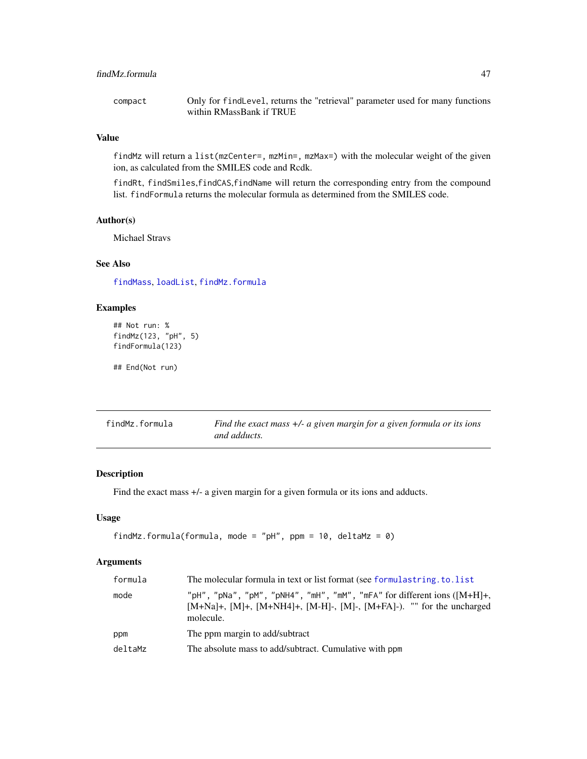| | |
|---|---|
| compact | Only for findLevel, returns the "retrieval" parameter used for many functions within RMassBank if TRUE |

### Value

findMz will return a list(mzCenter=, mzMin=, mzMax=) with the molecular weight of the given ion, as calculated from the SMILES code and Rcdk.

findRt, findSmiles,findCAS,findName will return the corresponding entry from the compound list. findFormula returns the molecular formula as determined from the SMILES code.

### Author(s)

Michael Stravs

### See Also

findMass, loadList, findMz.formula

### Examples

```
## Not run: %
findMz(123, "pH", 5)
findFormula(123)

## End(Not run)
```

---

## findMz.formula — *Find the exact mass +/- a given margin for a given formula or its ions and adducts.*

---

### Description

Find the exact mass +/- a given margin for a given formula or its ions and adducts.

### Usage

```
findMz.formula(formula, mode = "pH", ppm = 10, deltaMz = 0)
```

### Arguments

| | |
|---|---|
| formula | The molecular formula in text or list format (see formulastring.to.list |
| mode | "pH", "pNa", "pM", "pNH4", "mH", "mM", "mFA" for different ions ([M+H]+, [M+Na]+, [M]+, [M+NH4]+, [M-H]-, [M]-, [M+FA]-). "" for the uncharged molecule. |
| ppm | The ppm margin to add/subtract |
| deltaMz | The absolute mass to add/subtract. Cumulative with ppm |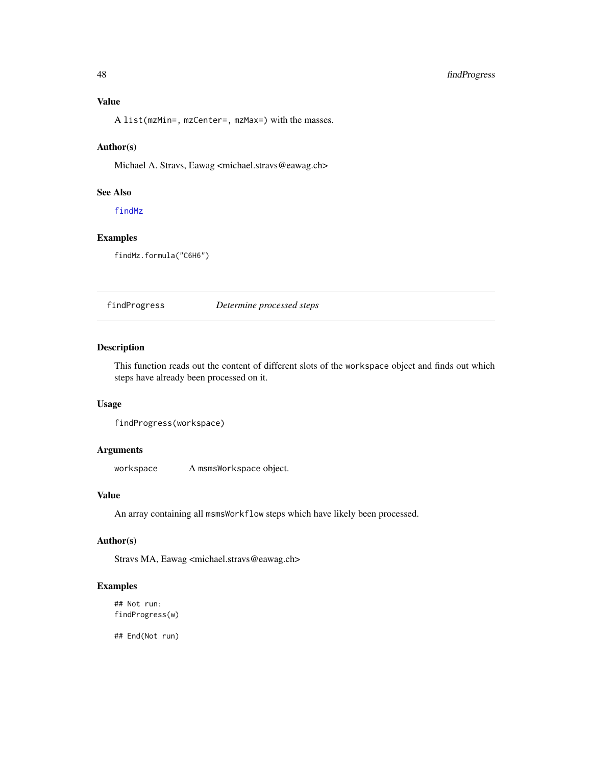### Value

A `list(mzMin=, mzCenter=, mzMax=)` with the masses.

### Author(s)

Michael A. Stravs, Eawag <michael.stravs@eawag.ch>

### See Also

`findMz`

### Examples

```
findMz.formula("C6H6")
```

---

## findProgress &nbsp;&nbsp;&nbsp;&nbsp; *Determine processed steps*

---

### Description

This function reads out the content of different slots of the `workspace` object and finds out which steps have already been processed on it.

### Usage

```
findProgress(workspace)
```

### Arguments

| | |
|---|---|
| `workspace` | A `msmsWorkspace` object. |

### Value

An array containing all `msmsWorkflow` steps which have likely been processed.

### Author(s)

Stravs MA, Eawag <michael.stravs@eawag.ch>

### Examples

```
## Not run:
findProgress(w)

## End(Not run)
```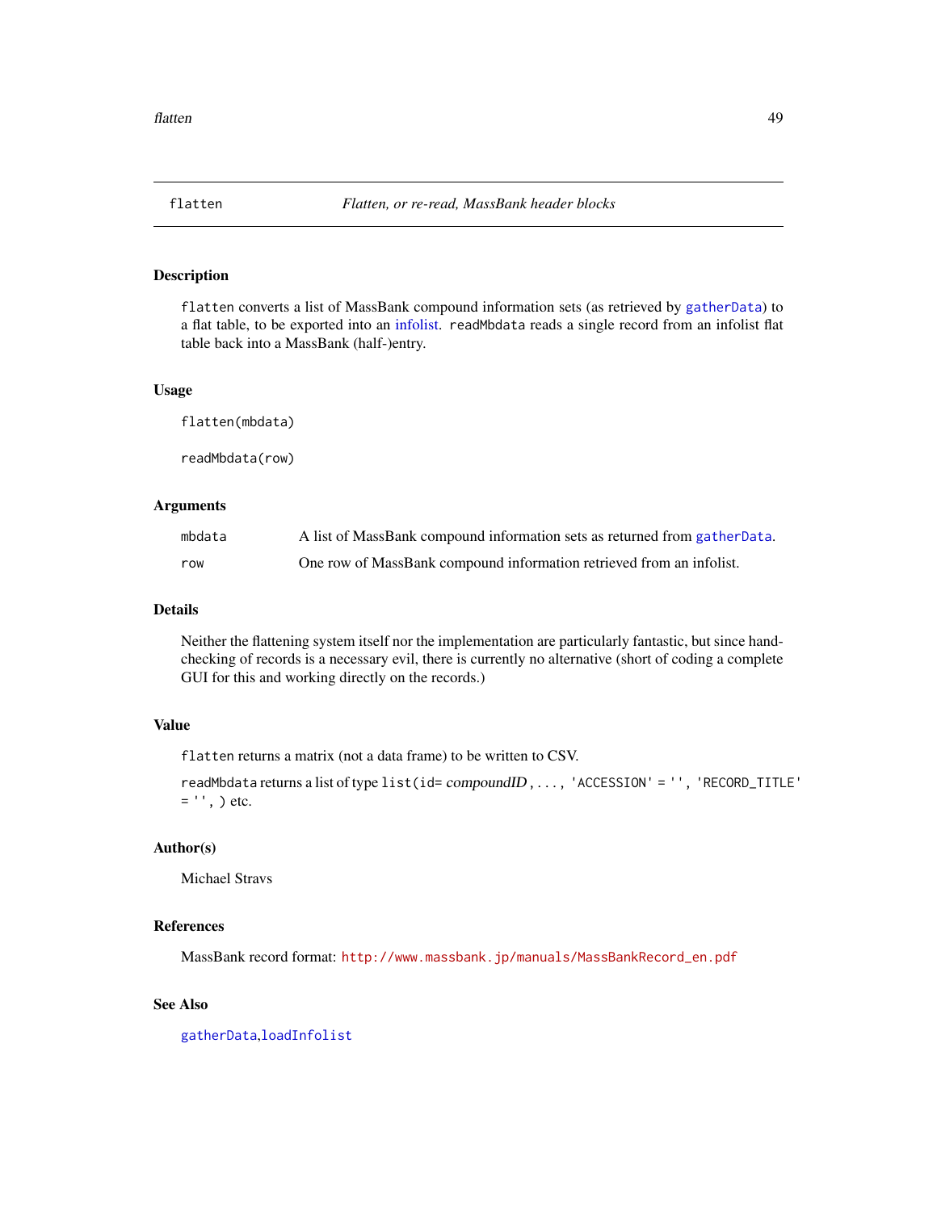# flatten — *Flatten, or re-read, MassBank header blocks*

## Description

`flatten` converts a list of MassBank compound information sets (as retrieved by `gatherData`) to a flat table, to be exported into an infolist. `readMbdata` reads a single record from an infolist flat table back into a MassBank (half-)entry.

## Usage

```
flatten(mbdata)

readMbdata(row)
```

## Arguments

| | |
|---|---|
| `mbdata` | A list of MassBank compound information sets as returned from `gatherData`. |
| `row` | One row of MassBank compound information retrieved from an infolist. |

## Details

Neither the flattening system itself nor the implementation are particularly fantastic, but since hand-checking of records is a necessary evil, there is currently no alternative (short of coding a complete GUI for this and working directly on the records.)

## Value

`flatten` returns a matrix (not a data frame) to be written to CSV.

`readMbdata` returns a list of type `list(id=` *compoundID* `, ..., 'ACCESSION' = '', 'RECORD_TITLE' = '', )` etc.

## Author(s)

Michael Stravs

## References

MassBank record format: `http://www.massbank.jp/manuals/MassBankRecord_en.pdf`

## See Also

`gatherData`, `loadInfolist`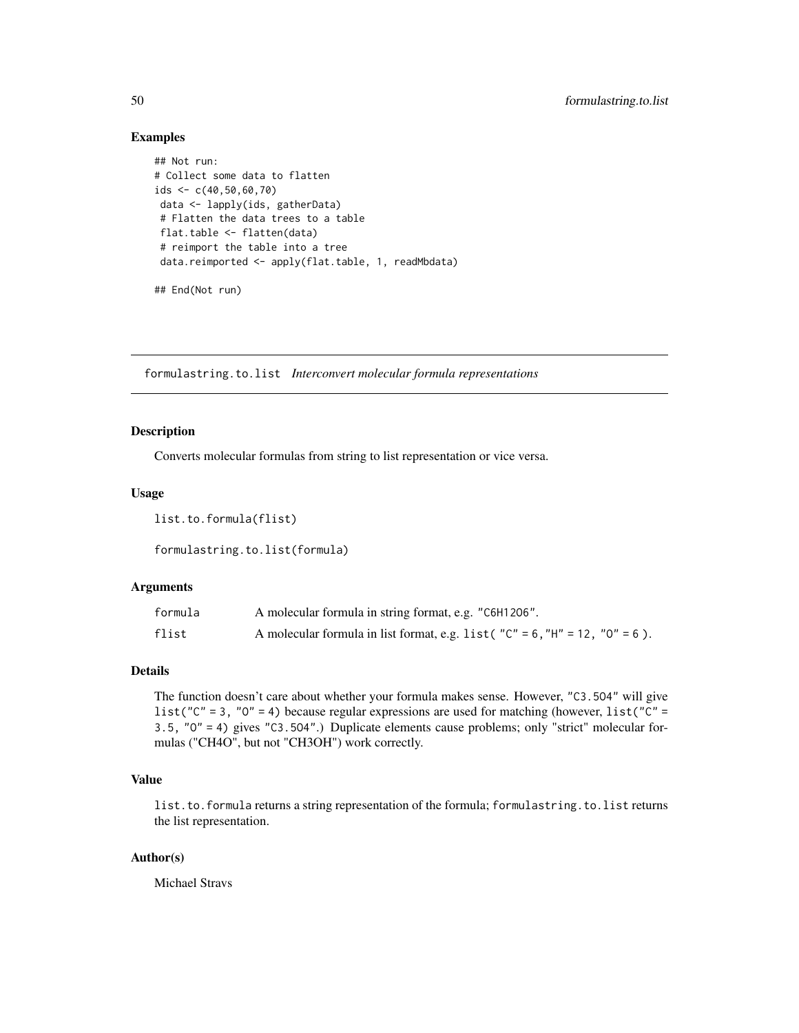### Examples

```
## Not run:
# Collect some data to flatten
ids <- c(40,50,60,70)
 data <- lapply(ids, gatherData)
 # Flatten the data trees to a table
 flat.table <- flatten(data)
 # reimport the table into a tree
 data.reimported <- apply(flat.table, 1, readMbdata)

## End(Not run)
```

---

## formulastring.to.list *Interconvert molecular formula representations*

---

### Description

Converts molecular formulas from string to list representation or vice versa.

### Usage

```
list.to.formula(flist)

formulastring.to.list(formula)
```

### Arguments

| | |
|---|---|
| formula | A molecular formula in string format, e.g. "C6H12O6". |
| flist | A molecular formula in list format, e.g. list( "C" = 6,"H" = 12, "O" = 6 ). |

### Details

The function doesn't care about whether your formula makes sense. However, "C3.5O4" will give list("C" = 3, "O" = 4) because regular expressions are used for matching (however, list("C" = 3.5, "O" = 4) gives "C3.5O4".) Duplicate elements cause problems; only "strict" molecular formulas ("CH4O", but not "CH3OH") work correctly.

### Value

list.to.formula returns a string representation of the formula; formulastring.to.list returns the list representation.

### Author(s)

Michael Stravs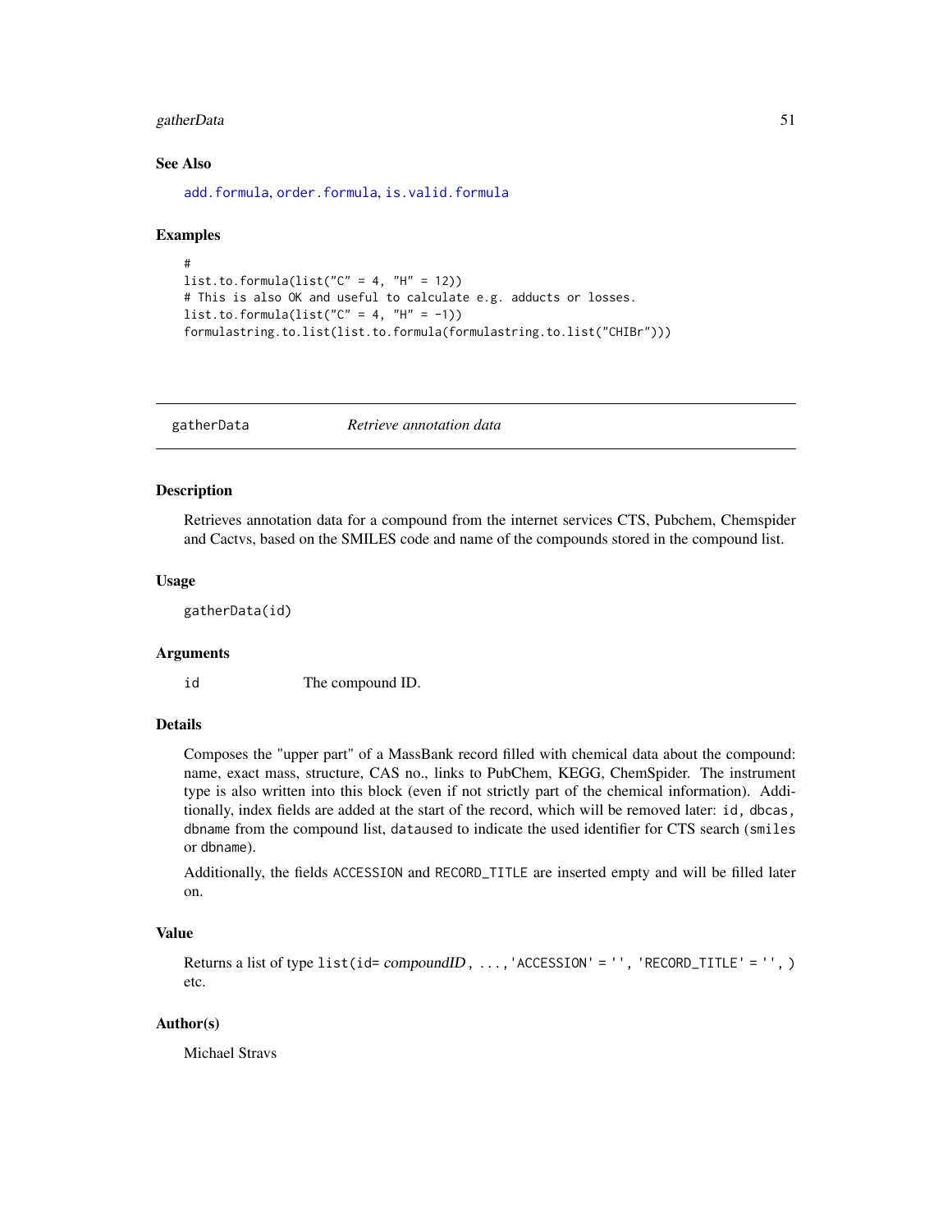### See Also

add.formula, order.formula, is.valid.formula

### Examples

```
#
list.to.formula(list("C" = 4, "H" = 12))
# This is also OK and useful to calculate e.g. adducts or losses.
list.to.formula(list("C" = 4, "H" = -1))
formulastring.to.list(list.to.formula(formulastring.to.list("CHIBr")))
```

---

## gatherData *Retrieve annotation data*

---

### Description

Retrieves annotation data for a compound from the internet services CTS, Pubchem, Chemspider and Cactvs, based on the SMILES code and name of the compounds stored in the compound list.

### Usage

```
gatherData(id)
```

### Arguments

| | |
|---|---|
| id | The compound ID. |

### Details

Composes the "upper part" of a MassBank record filled with chemical data about the compound: name, exact mass, structure, CAS no., links to PubChem, KEGG, ChemSpider. The instrument type is also written into this block (even if not strictly part of the chemical information). Additionally, index fields are added at the start of the record, which will be removed later: `id`, `dbcas`, `dbname` from the compound list, `dataused` to indicate the used identifier for CTS search (`smiles` or `dbname`).

Additionally, the fields `ACCESSION` and `RECORD_TITLE` are inserted empty and will be filled later on.

### Value

Returns a list of type `list(id=` *compoundID*`, ..., 'ACCESSION' = '', 'RECORD_TITLE' = '', )` etc.

### Author(s)

Michael Stravs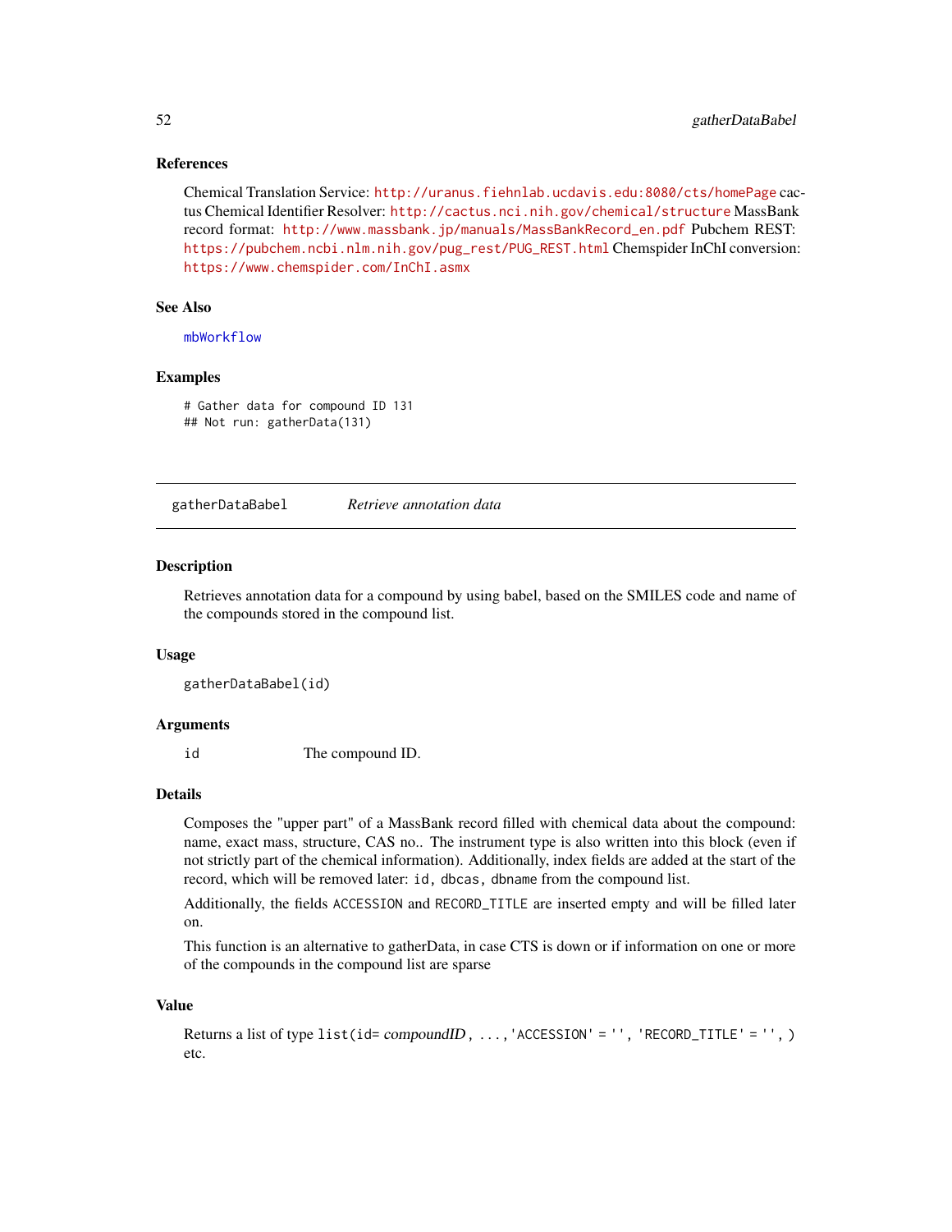### References

Chemical Translation Service: http://uranus.fiehnlab.ucdavis.edu:8080/cts/homePage cactus Chemical Identifier Resolver: http://cactus.nci.nih.gov/chemical/structure MassBank record format: http://www.massbank.jp/manuals/MassBankRecord_en.pdf Pubchem REST: https://pubchem.ncbi.nlm.nih.gov/pug_rest/PUG_REST.html Chemspider InChI conversion: https://www.chemspider.com/InChI.asmx

### See Also

mbWorkflow

### Examples

```
# Gather data for compound ID 131
## Not run: gatherData(131)
```

---

## gatherDataBabel *Retrieve annotation data*

### Description

Retrieves annotation data for a compound by using babel, based on the SMILES code and name of the compounds stored in the compound list.

### Usage

```
gatherDataBabel(id)
```

### Arguments

| | |
|---|---|
| id | The compound ID. |

### Details

Composes the "upper part" of a MassBank record filled with chemical data about the compound: name, exact mass, structure, CAS no.. The instrument type is also written into this block (even if not strictly part of the chemical information). Additionally, index fields are added at the start of the record, which will be removed later: `id, dbcas, dbname` from the compound list.

Additionally, the fields `ACCESSION` and `RECORD_TITLE` are inserted empty and will be filled later on.

This function is an alternative to gatherData, in case CTS is down or if information on one or more of the compounds in the compound list are sparse

### Value

Returns a list of type `list(id=` *compoundID* `, ...,'ACCESSION' = '', 'RECORD_TITLE' = '', )` etc.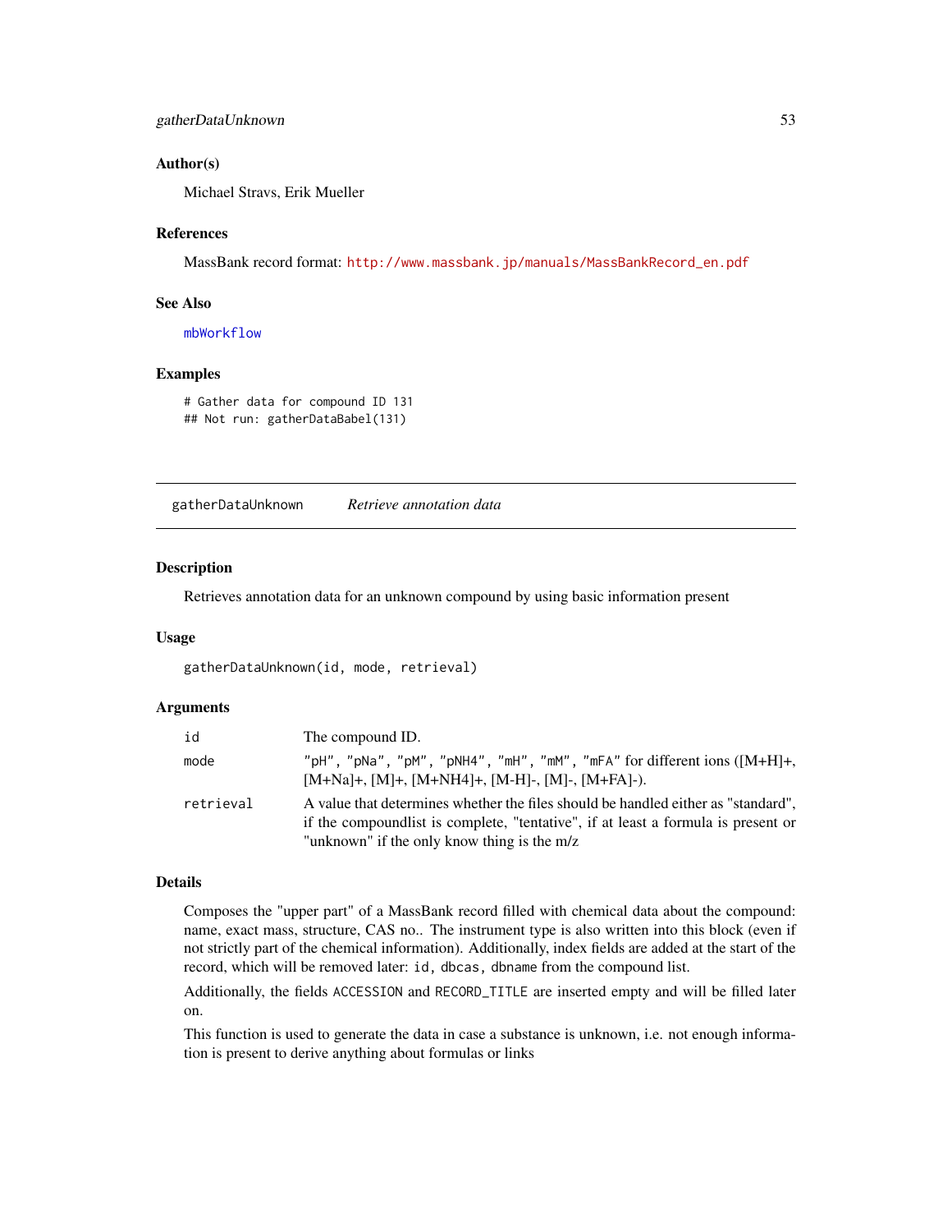### Author(s)

Michael Stravs, Erik Mueller

### References

MassBank record format: http://www.massbank.jp/manuals/MassBankRecord_en.pdf

### See Also

mbWorkflow

### Examples

```
# Gather data for compound ID 131
## Not run: gatherDataBabel(131)
```

---

## gatherDataUnknown *Retrieve annotation data*

---

### Description

Retrieves annotation data for an unknown compound by using basic information present

### Usage

```
gatherDataUnknown(id, mode, retrieval)
```

### Arguments

| | |
|---|---|
| id | The compound ID. |
| mode | "pH", "pNa", "pM", "pNH4", "mH", "mM", "mFA" for different ions ([M+H]+, [M+Na]+, [M]+, [M+NH4]+, [M-H]-, [M]-, [M+FA]-). |
| retrieval | A value that determines whether the files should be handled either as "standard", if the compoundlist is complete, "tentative", if at least a formula is present or "unknown" if the only know thing is the m/z |

### Details

Composes the "upper part" of a MassBank record filled with chemical data about the compound: name, exact mass, structure, CAS no.. The instrument type is also written into this block (even if not strictly part of the chemical information). Additionally, index fields are added at the start of the record, which will be removed later: id, dbcas, dbname from the compound list.

Additionally, the fields ACCESSION and RECORD_TITLE are inserted empty and will be filled later on.

This function is used to generate the data in case a substance is unknown, i.e. not enough information is present to derive anything about formulas or links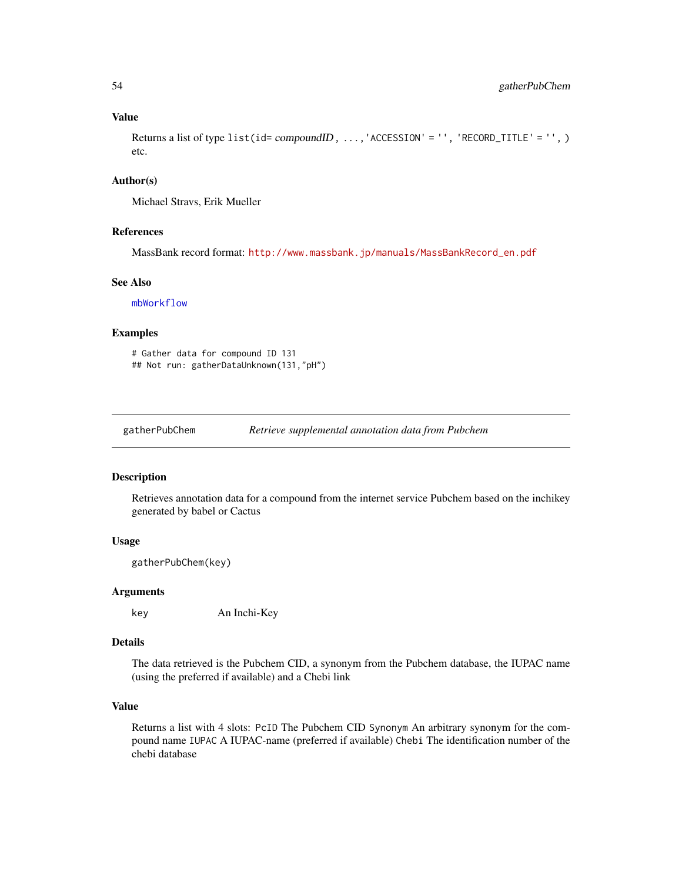## Value

Returns a list of type `list(id=` *compoundID*`, ..., 'ACCESSION' = '', 'RECORD_TITLE' = '', )` etc.

## Author(s)

Michael Stravs, Erik Mueller

## References

MassBank record format: http://www.massbank.jp/manuals/MassBankRecord_en.pdf

## See Also

mbWorkflow

## Examples

```
# Gather data for compound ID 131
## Not run: gatherDataUnknown(131,"pH")
```

---

# gatherPubChem — *Retrieve supplemental annotation data from Pubchem*

## Description

Retrieves annotation data for a compound from the internet service Pubchem based on the inchikey generated by babel or Cactus

## Usage

```
gatherPubChem(key)
```

## Arguments

| | |
|---|---|
| `key` | An Inchi-Key |

## Details

The data retrieved is the Pubchem CID, a synonym from the Pubchem database, the IUPAC name (using the preferred if available) and a Chebi link

## Value

Returns a list with 4 slots: `PcID` The Pubchem CID `Synonym` An arbitrary synonym for the compound name `IUPAC` A IUPAC-name (preferred if available) `Chebi` The identification number of the chebi database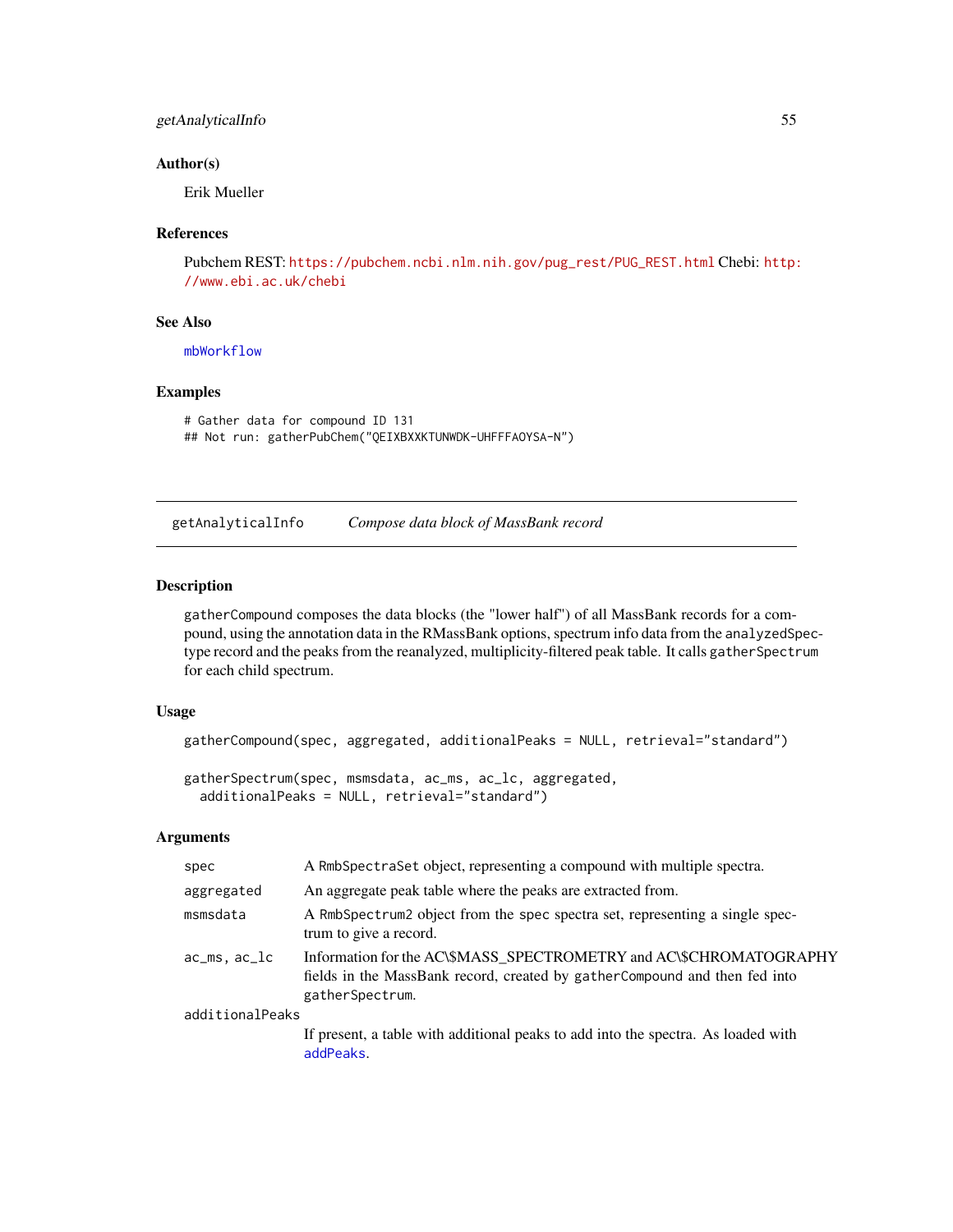### Author(s)

Erik Mueller

### References

Pubchem REST: https://pubchem.ncbi.nlm.nih.gov/pug_rest/PUG_REST.html Chebi: http://www.ebi.ac.uk/chebi

### See Also

mbWorkflow

### Examples

```
# Gather data for compound ID 131
## Not run: gatherPubChem("QEIXBXXKTUNWDK-UHFFFAOYSA-N")
```

---

## getAnalyticalInfo    *Compose data block of MassBank record*

---

### Description

gatherCompound composes the data blocks (the "lower half") of all MassBank records for a compound, using the annotation data in the RMassBank options, spectrum info data from the analyzedSpec-type record and the peaks from the reanalyzed, multiplicity-filtered peak table. It calls gatherSpectrum for each child spectrum.

### Usage

```
gatherCompound(spec, aggregated, additionalPeaks = NULL, retrieval="standard")

gatherSpectrum(spec, msmsdata, ac_ms, ac_lc, aggregated,
  additionalPeaks = NULL, retrieval="standard")
```

### Arguments

| | |
|---|---|
| spec | A RmbSpectraSet object, representing a compound with multiple spectra. |
| aggregated | An aggregate peak table where the peaks are extracted from. |
| msmsdata | A RmbSpectrum2 object from the spec spectra set, representing a single spectrum to give a record. |
| ac_ms, ac_lc | Information for the AC\$MASS_SPECTROMETRY and AC\$CHROMATOGRAPHY fields in the MassBank record, created by gatherCompound and then fed into gatherSpectrum. |
| additionalPeaks | If present, a table with additional peaks to add into the spectra. As loaded with addPeaks. |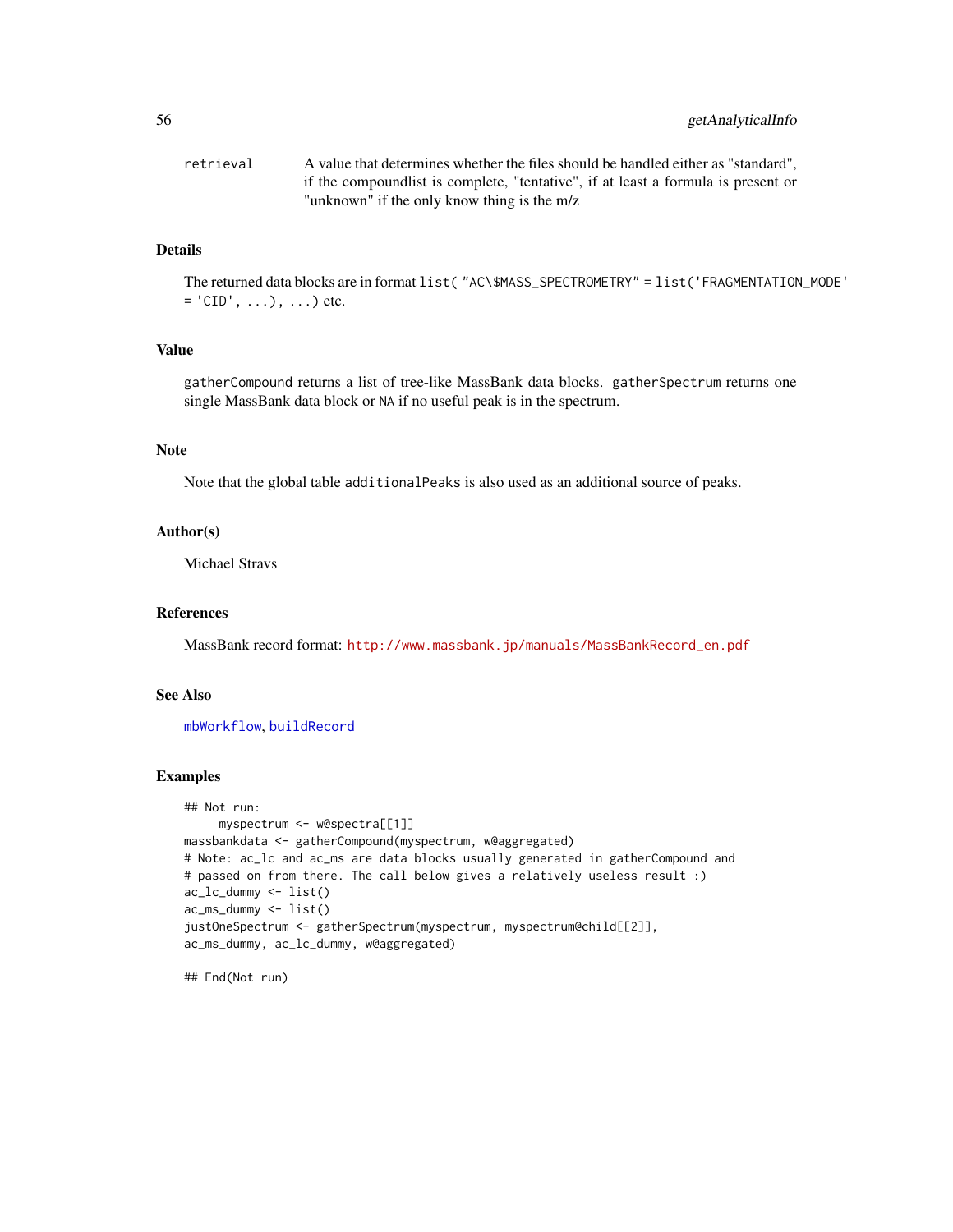retrieval A value that determines whether the files should be handled either as "standard", if the compoundlist is complete, "tentative", if at least a formula is present or "unknown" if the only know thing is the m/z

## Details

The returned data blocks are in format `list( "AC\$MASS_SPECTROMETRY" = list('FRAGMENTATION_MODE' = 'CID', ...), ...)` etc.

## Value

`gatherCompound` returns a list of tree-like MassBank data blocks. `gatherSpectrum` returns one single MassBank data block or `NA` if no useful peak is in the spectrum.

## Note

Note that the global table `additionalPeaks` is also used as an additional source of peaks.

## Author(s)

Michael Stravs

## References

MassBank record format: http://www.massbank.jp/manuals/MassBankRecord_en.pdf

## See Also

mbWorkflow, buildRecord

## Examples

```
## Not run:
     myspectrum <- w@spectra[[1]]
massbankdata <- gatherCompound(myspectrum, w@aggregated)
# Note: ac_lc and ac_ms are data blocks usually generated in gatherCompound and
# passed on from there. The call below gives a relatively useless result :)
ac_lc_dummy <- list()
ac_ms_dummy <- list()
justOneSpectrum <- gatherSpectrum(myspectrum, myspectrum@child[[2]],
ac_ms_dummy, ac_lc_dummy, w@aggregated)

## End(Not run)
```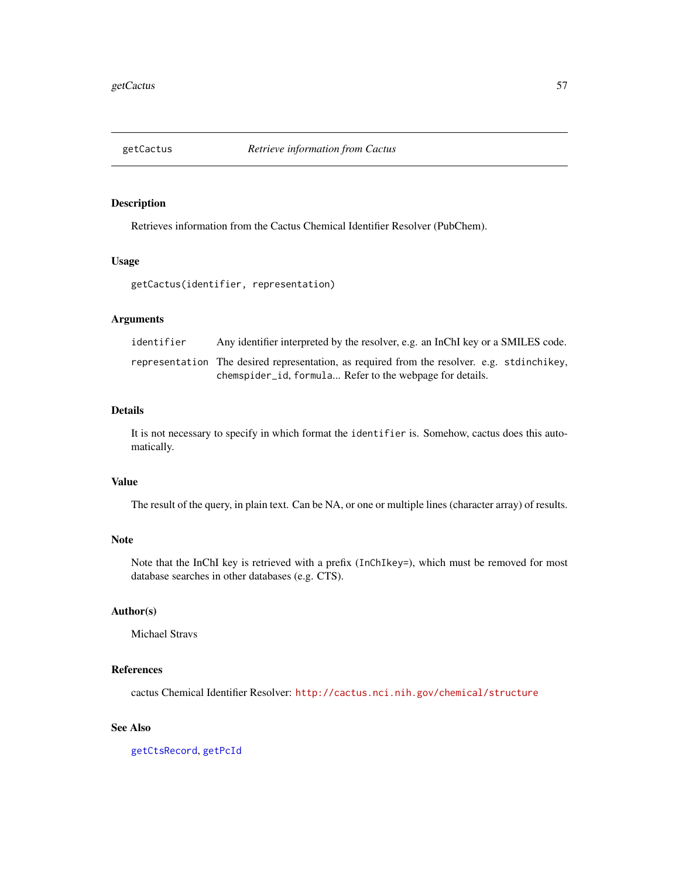## getCactus *Retrieve information from Cactus*

### Description

Retrieves information from the Cactus Chemical Identifier Resolver (PubChem).

### Usage

```
getCactus(identifier, representation)
```

### Arguments

| | |
|---|---|
| `identifier` | Any identifier interpreted by the resolver, e.g. an InChI key or a SMILES code. |
| `representation` | The desired representation, as required from the resolver. e.g. `stdinchikey`, `chemspider_id`, `formula`... Refer to the webpage for details. |

### Details

It is not necessary to specify in which format the `identifier` is. Somehow, cactus does this automatically.

### Value

The result of the query, in plain text. Can be NA, or one or multiple lines (character array) of results.

### Note

Note that the InChI key is retrieved with a prefix (`InChIkey=`), which must be removed for most database searches in other databases (e.g. CTS).

### Author(s)

Michael Stravs

### References

cactus Chemical Identifier Resolver: http://cactus.nci.nih.gov/chemical/structure

### See Also

`getCtsRecord`, `getPcId`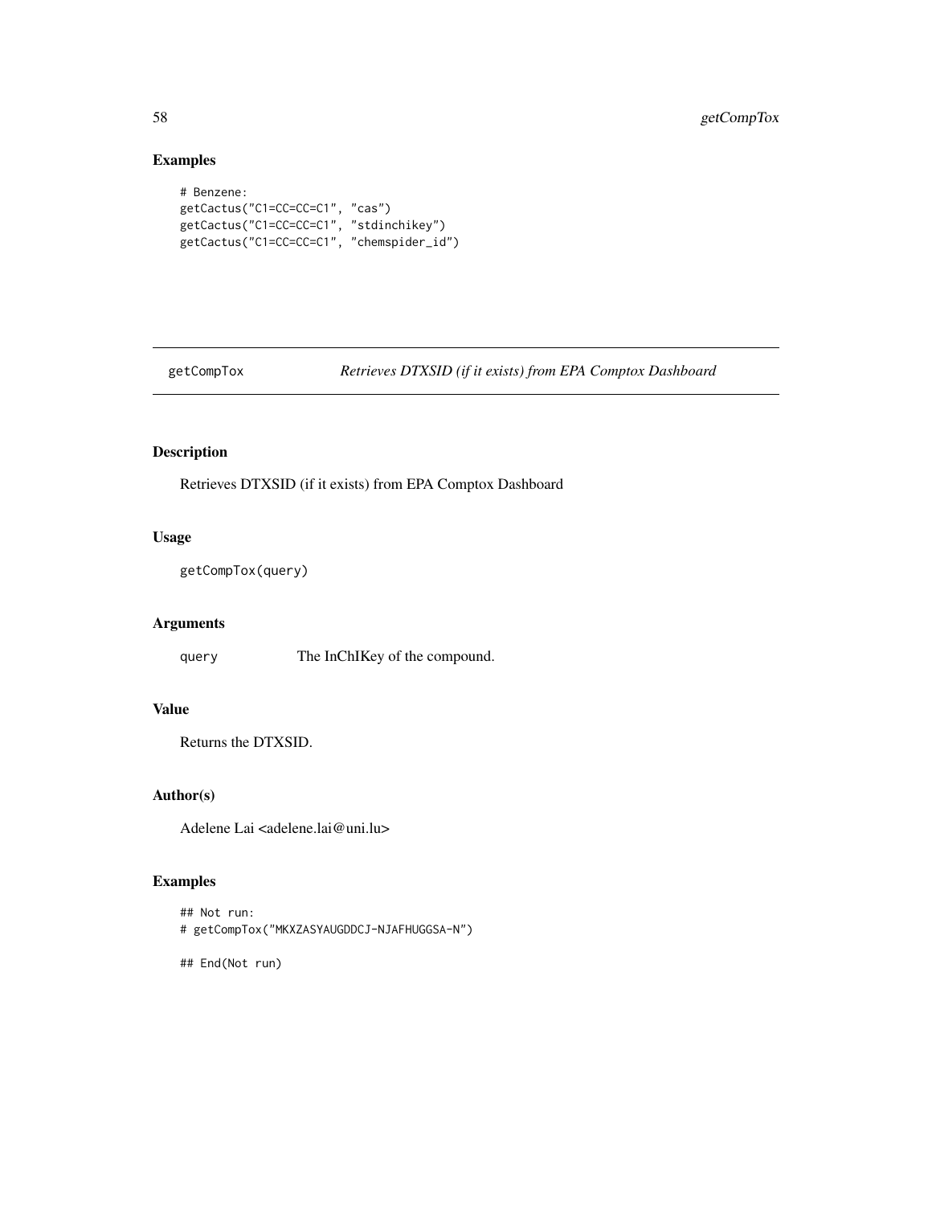### Examples

```
# Benzene:
getCactus("C1=CC=CC=C1", "cas")
getCactus("C1=CC=CC=C1", "stdinchikey")
getCactus("C1=CC=CC=C1", "chemspider_id")
```

---

## getCompTox    *Retrieves DTXSID (if it exists) from EPA Comptox Dashboard*

---

### Description

Retrieves DTXSID (if it exists) from EPA Comptox Dashboard

### Usage

```
getCompTox(query)
```

### Arguments

| | |
|---|---|
| query | The InChIKey of the compound. |

### Value

Returns the DTXSID.

### Author(s)

Adelene Lai <adelene.lai@uni.lu>

### Examples

```
## Not run:
# getCompTox("MKXZASYAUGDDCJ-NJAFHUGGSA-N")

## End(Not run)
```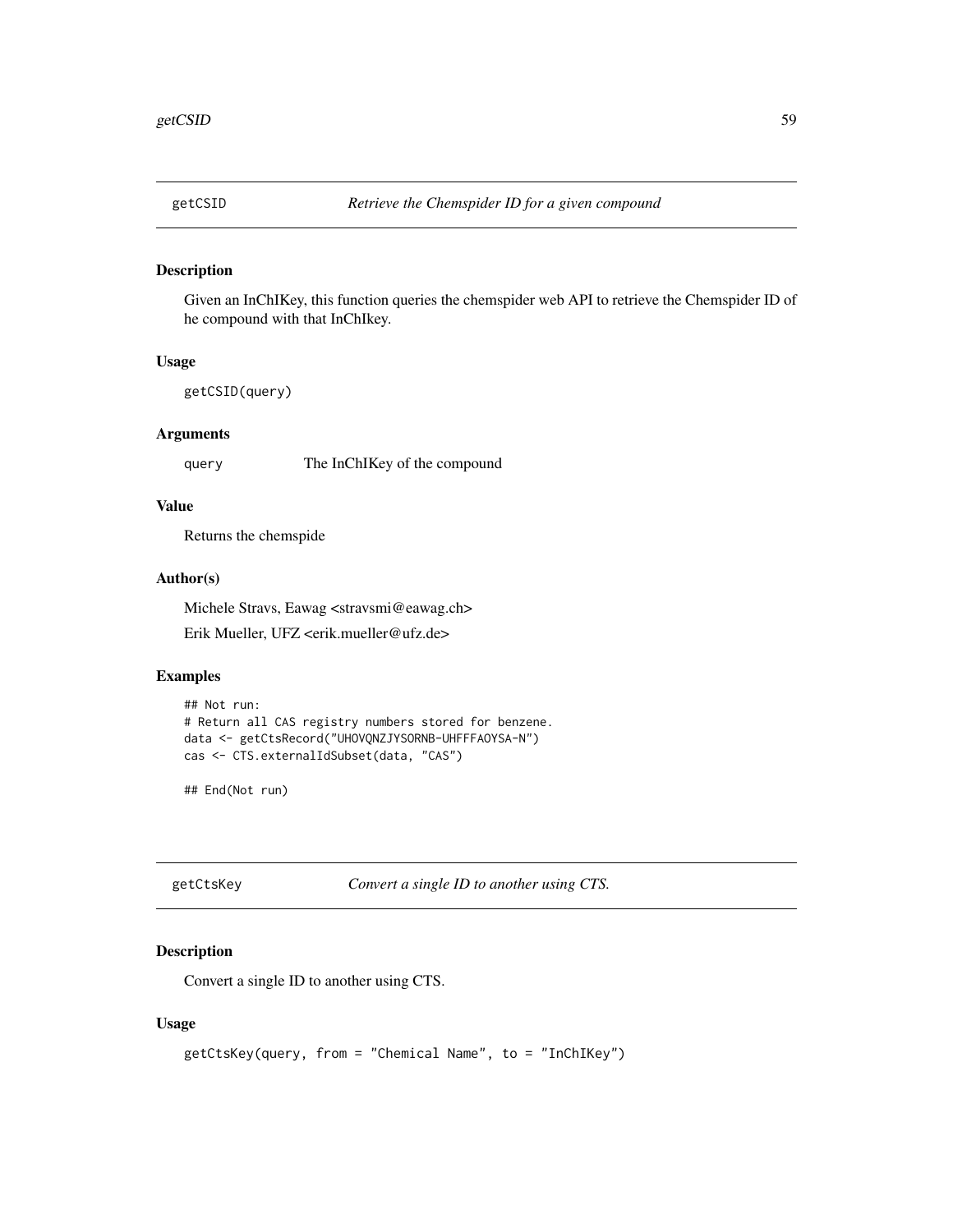## getCSID *Retrieve the Chemspider ID for a given compound*

### Description

Given an InChIKey, this function queries the chemspider web API to retrieve the Chemspider ID of he compound with that InChIkey.

### Usage

```
getCSID(query)
```

### Arguments

| | |
|---|---|
| query | The InChIKey of the compound |

### Value

Returns the chemspide

### Author(s)

Michele Stravs, Eawag <stravsmi@eawag.ch>

Erik Mueller, UFZ <erik.mueller@ufz.de>

### Examples

```
## Not run:
# Return all CAS registry numbers stored for benzene.
data <- getCtsRecord("UHOVQNZJYSORNB-UHFFFAOYSA-N")
cas <- CTS.externalIdSubset(data, "CAS")

## End(Not run)
```

## getCtsKey *Convert a single ID to another using CTS.*

### Description

Convert a single ID to another using CTS.

### Usage

```
getCtsKey(query, from = "Chemical Name", to = "InChIKey")
```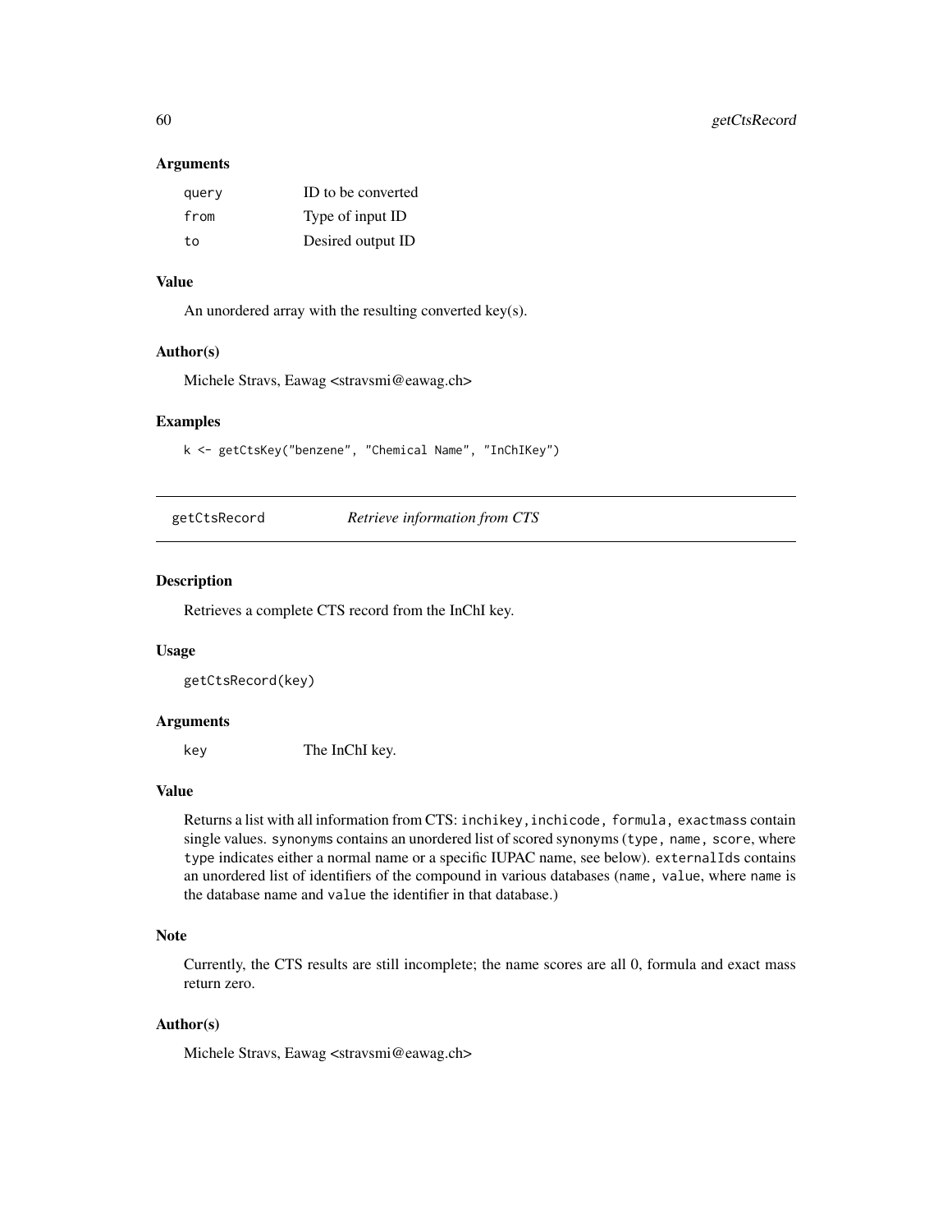### Arguments

| | |
|---|---|
| query | ID to be converted |
| from | Type of input ID |
| to | Desired output ID |

### Value

An unordered array with the resulting converted key(s).

### Author(s)

Michele Stravs, Eawag <stravsmi@eawag.ch>

### Examples

```
k <- getCtsKey("benzene", "Chemical Name", "InChIKey")
```

---

## getCtsRecord *Retrieve information from CTS*

---

### Description

Retrieves a complete CTS record from the InChI key.

### Usage

```
getCtsRecord(key)
```

### Arguments

| | |
|---|---|
| key | The InChI key. |

### Value

Returns a list with all information from CTS: `inchikey,inchicode, formula, exactmass` contain single values. `synonyms` contains an unordered list of scored synonyms (`type, name, score`, where `type` indicates either a normal name or a specific IUPAC name, see below). `externalIds` contains an unordered list of identifiers of the compound in various databases (`name, value`, where `name` is the database name and `value` the identifier in that database.)

### Note

Currently, the CTS results are still incomplete; the name scores are all 0, formula and exact mass return zero.

### Author(s)

Michele Stravs, Eawag <stravsmi@eawag.ch>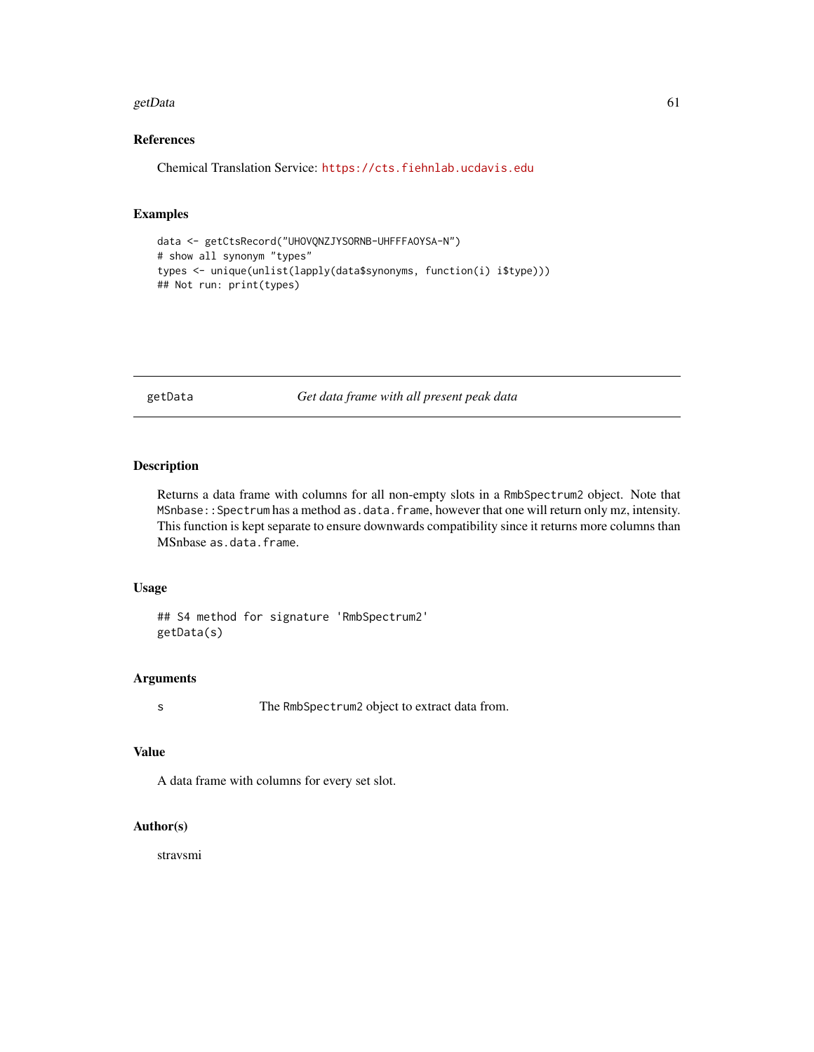### References

Chemical Translation Service: https://cts.fiehnlab.ucdavis.edu

### Examples

```
data <- getCtsRecord("UHOVQNZJYSORNB-UHFFFAOYSA-N")
# show all synonym "types"
types <- unique(unlist(lapply(data$synonyms, function(i) i$type)))
## Not run: print(types)
```

## getData *Get data frame with all present peak data*

### Description

Returns a data frame with columns for all non-empty slots in a `RmbSpectrum2` object. Note that `MSnbase::Spectrum` has a method `as.data.frame`, however that one will return only mz, intensity. This function is kept separate to ensure downwards compatibility since it returns more columns than MSnbase `as.data.frame`.

### Usage

```
## S4 method for signature 'RmbSpectrum2'
getData(s)
```

### Arguments

| | |
|---|---|
| s | The `RmbSpectrum2` object to extract data from. |

### Value

A data frame with columns for every set slot.

### Author(s)

stravsmi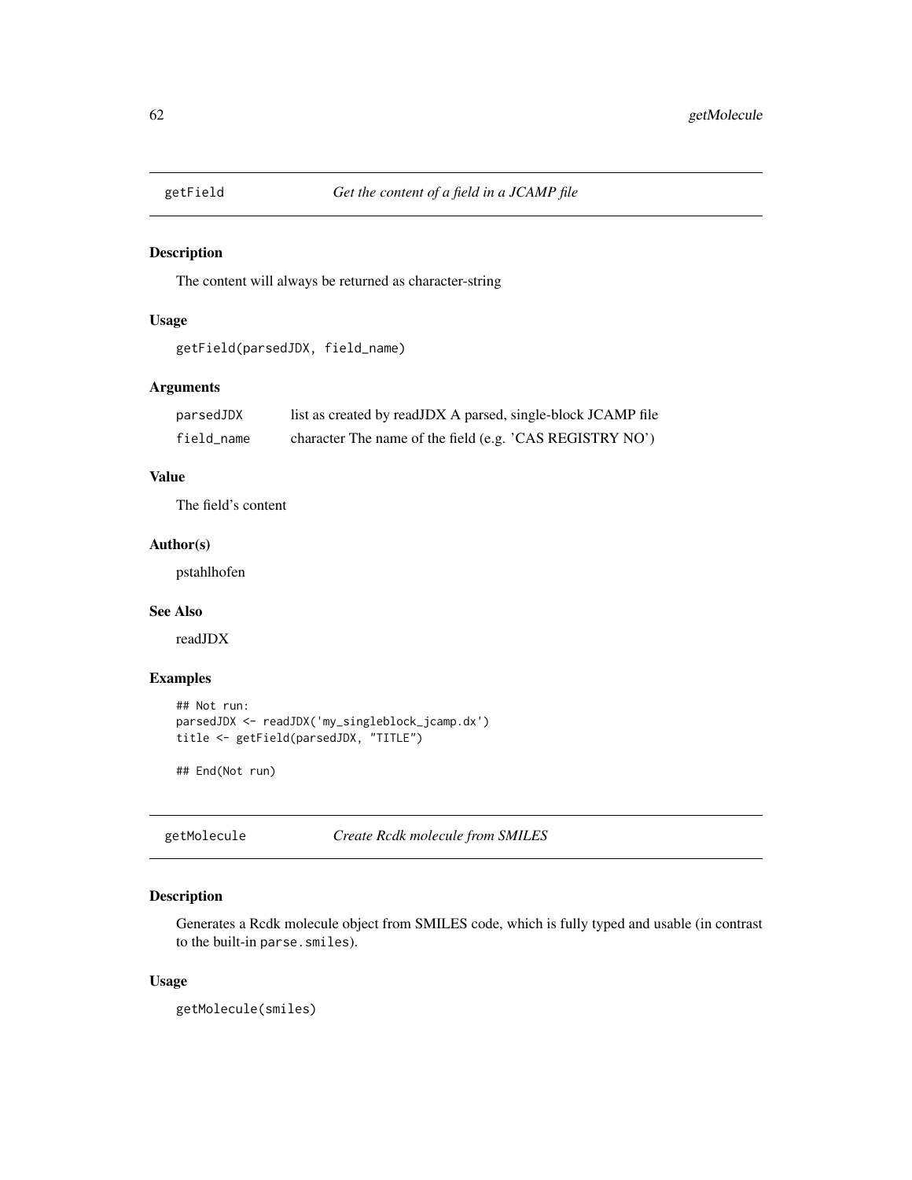## getField *Get the content of a field in a JCAMP file*

### Description

The content will always be returned as character-string

### Usage

```
getField(parsedJDX, field_name)
```

### Arguments

| | |
|---|---|
| parsedJDX | list as created by readJDX A parsed, single-block JCAMP file |
| field_name | character The name of the field (e.g. 'CAS REGISTRY NO') |

### Value

The field's content

### Author(s)

pstahlhofen

### See Also

readJDX

### Examples

```
## Not run:
parsedJDX <- readJDX('my_singleblock_jcamp.dx')
title <- getField(parsedJDX, "TITLE")

## End(Not run)
```

## getMolecule *Create Rcdk molecule from SMILES*

### Description

Generates a Rcdk molecule object from SMILES code, which is fully typed and usable (in contrast to the built-in `parse.smiles`).

### Usage

```
getMolecule(smiles)
```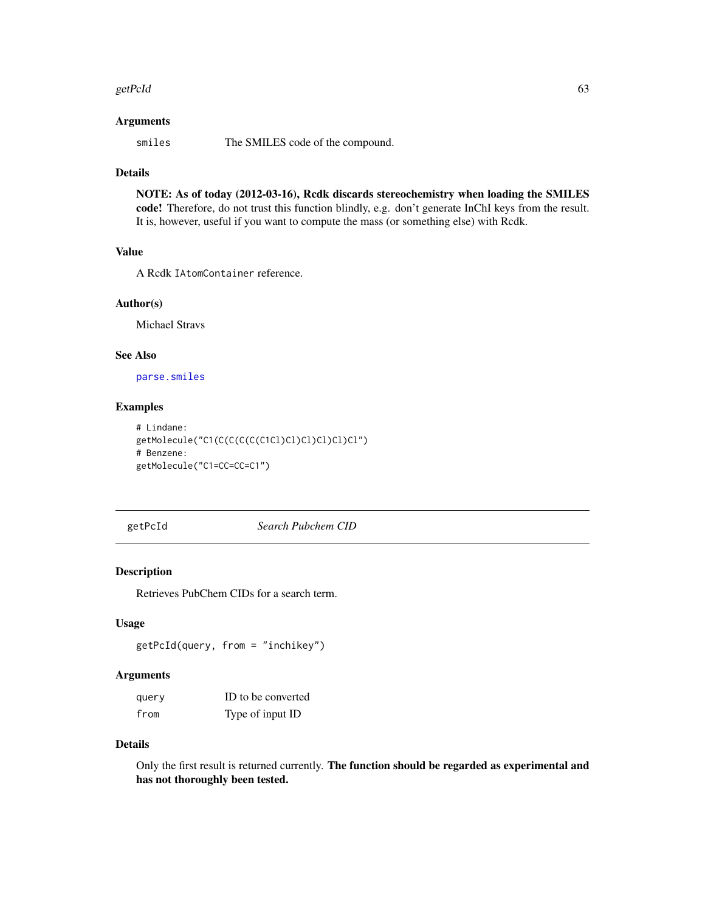### Arguments

| | |
|---|---|
| smiles | The SMILES code of the compound. |

### Details

**NOTE: As of today (2012-03-16), Rcdk discards stereochemistry when loading the SMILES code!** Therefore, do not trust this function blindly, e.g. don't generate InChI keys from the result. It is, however, useful if you want to compute the mass (or something else) with Rcdk.

### Value

A Rcdk `IAtomContainer` reference.

### Author(s)

Michael Stravs

### See Also

`parse.smiles`

### Examples

```
# Lindane:
getMolecule("C1(C(C(C(C(C1Cl)Cl)Cl)Cl)Cl)Cl")
# Benzene:
getMolecule("C1=CC=CC=C1")
```

---

## getPcId *Search Pubchem CID*

### Description

Retrieves PubChem CIDs for a search term.

### Usage

```
getPcId(query, from = "inchikey")
```

### Arguments

| | |
|---|---|
| query | ID to be converted |
| from | Type of input ID |

### Details

Only the first result is returned currently. **The function should be regarded as experimental and has not thoroughly been tested.**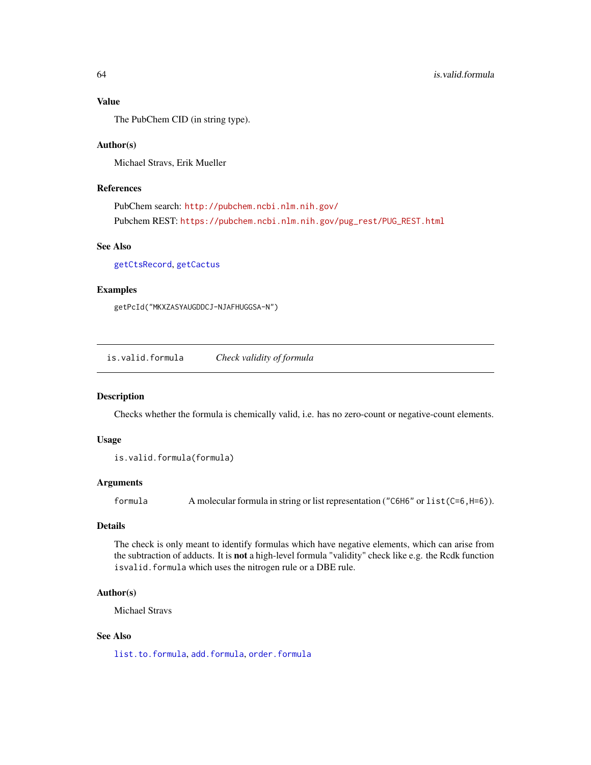### Value

The PubChem CID (in string type).

### Author(s)

Michael Stravs, Erik Mueller

### References

PubChem search: http://pubchem.ncbi.nlm.nih.gov/

Pubchem REST: https://pubchem.ncbi.nlm.nih.gov/pug_rest/PUG_REST.html

### See Also

getCtsRecord, getCactus

### Examples

```
getPcId("MKXZASYAUGDDCJ-NJAFHUGGSA-N")
```

---

## is.valid.formula *Check validity of formula*

---

### Description

Checks whether the formula is chemically valid, i.e. has no zero-count or negative-count elements.

### Usage

```
is.valid.formula(formula)
```

### Arguments

| | |
|---|---|
| formula | A molecular formula in string or list representation ("C6H6" or list(C=6,H=6)). |

### Details

The check is only meant to identify formulas which have negative elements, which can arise from the subtraction of adducts. It is **not** a high-level formula "validity" check like e.g. the Rcdk function `isvalid.formula` which uses the nitrogen rule or a DBE rule.

### Author(s)

Michael Stravs

### See Also

list.to.formula, add.formula, order.formula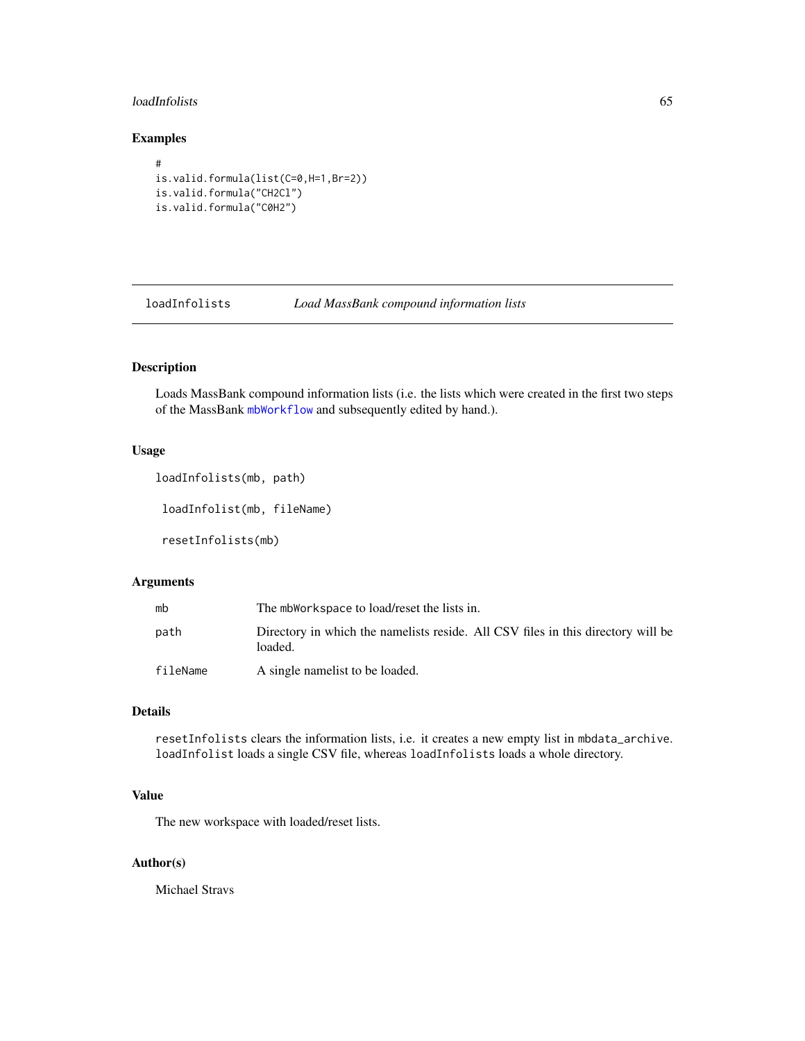## Examples

```
#
is.valid.formula(list(C=0,H=1,Br=2))
is.valid.formula("CH2Cl")
is.valid.formula("C0H2")
```

---

loadInfolists *Load MassBank compound information lists*

---

### Description

Loads MassBank compound information lists (i.e. the lists which were created in the first two steps of the MassBank mbWorkflow and subsequently edited by hand.).

### Usage

```
loadInfolists(mb, path)

 loadInfolist(mb, fileName)

 resetInfolists(mb)
```

### Arguments

| | |
|---|---|
| mb | The mbWorkspace to load/reset the lists in. |
| path | Directory in which the namelists reside. All CSV files in this directory will be loaded. |
| fileName | A single namelist to be loaded. |

### Details

resetInfolists clears the information lists, i.e. it creates a new empty list in mbdata_archive. loadInfolist loads a single CSV file, whereas loadInfolists loads a whole directory.

### Value

The new workspace with loaded/reset lists.

### Author(s)

Michael Stravs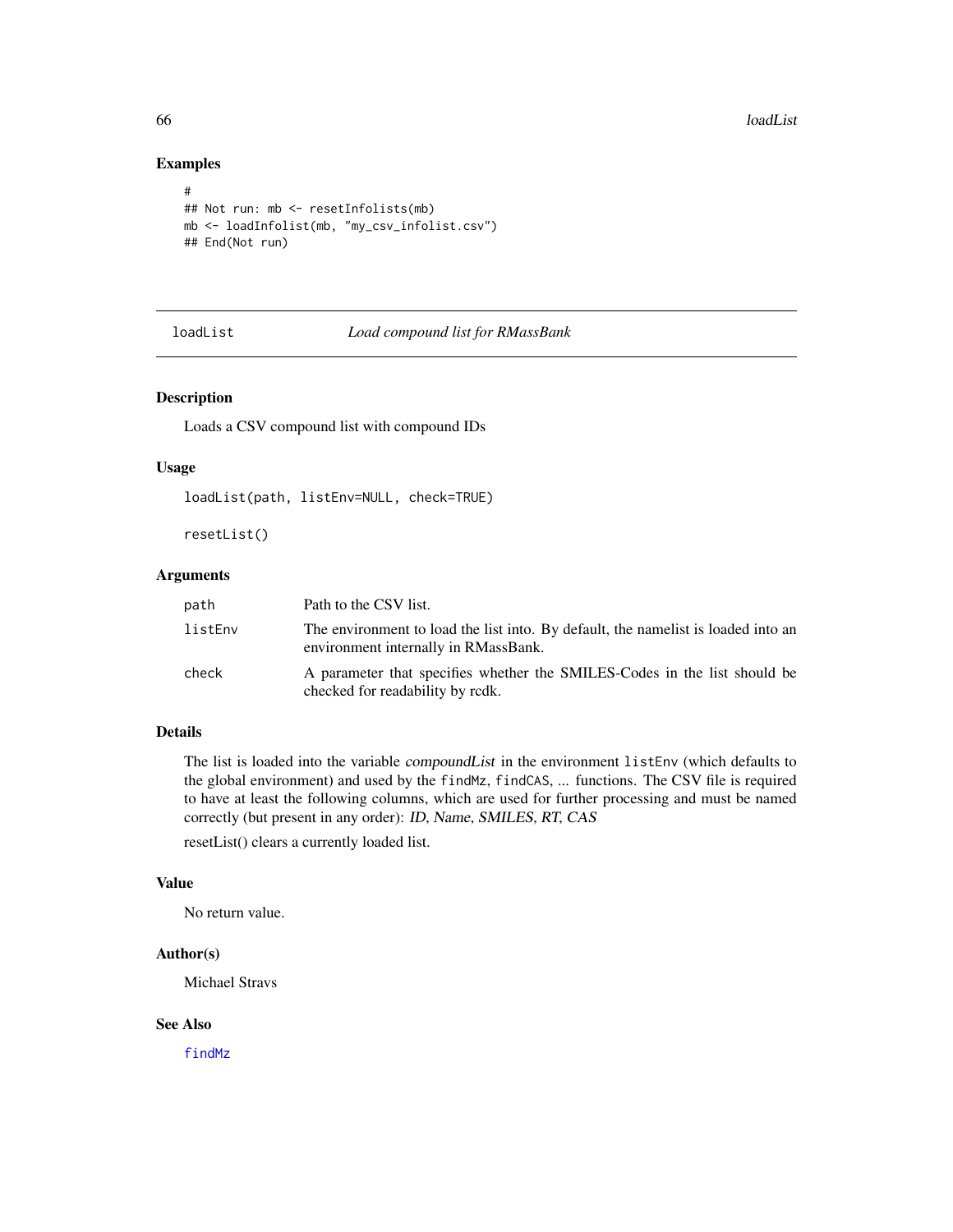## Examples

```
#
## Not run: mb <- resetInfolists(mb)
mb <- loadInfolist(mb, "my_csv_infolist.csv")
## End(Not run)
```

---

## loadList — *Load compound list for RMassBank*

### Description

Loads a CSV compound list with compound IDs

### Usage

```
loadList(path, listEnv=NULL, check=TRUE)

resetList()
```

### Arguments

| | |
|---|---|
| `path` | Path to the CSV list. |
| `listEnv` | The environment to load the list into. By default, the namelist is loaded into an environment internally in RMassBank. |
| `check` | A parameter that specifies whether the SMILES-Codes in the list should be checked for readability by rcdk. |

### Details

The list is loaded into the variable *compoundList* in the environment `listEnv` (which defaults to the global environment) and used by the `findMz`, `findCAS`, ... functions. The CSV file is required to have at least the following columns, which are used for further processing and must be named correctly (but present in any order): *ID, Name, SMILES, RT, CAS*

resetList() clears a currently loaded list.

### Value

No return value.

### Author(s)

Michael Stravs

### See Also

`findMz`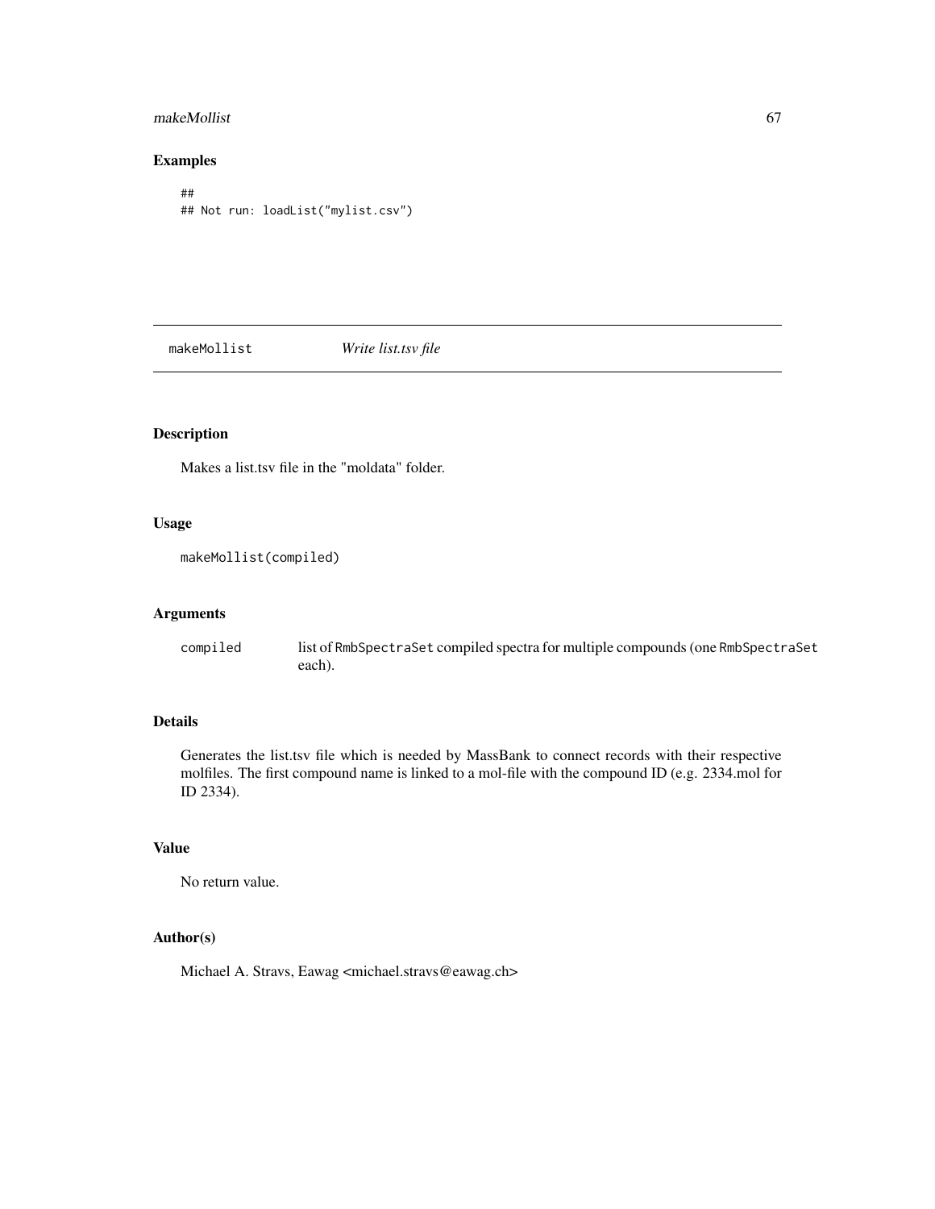## Examples

```
##
## Not run: loadList("mylist.csv")
```

---

makeMollist *Write list.tsv file*

---

## Description

Makes a list.tsv file in the "moldata" folder.

## Usage

```
makeMollist(compiled)
```

## Arguments

| | |
|---|---|
| compiled | list of RmbSpectraSet compiled spectra for multiple compounds (one RmbSpectraSet each). |

## Details

Generates the list.tsv file which is needed by MassBank to connect records with their respective molfiles. The first compound name is linked to a mol-file with the compound ID (e.g. 2334.mol for ID 2334).

## Value

No return value.

## Author(s)

Michael A. Stravs, Eawag <michael.stravs@eawag.ch>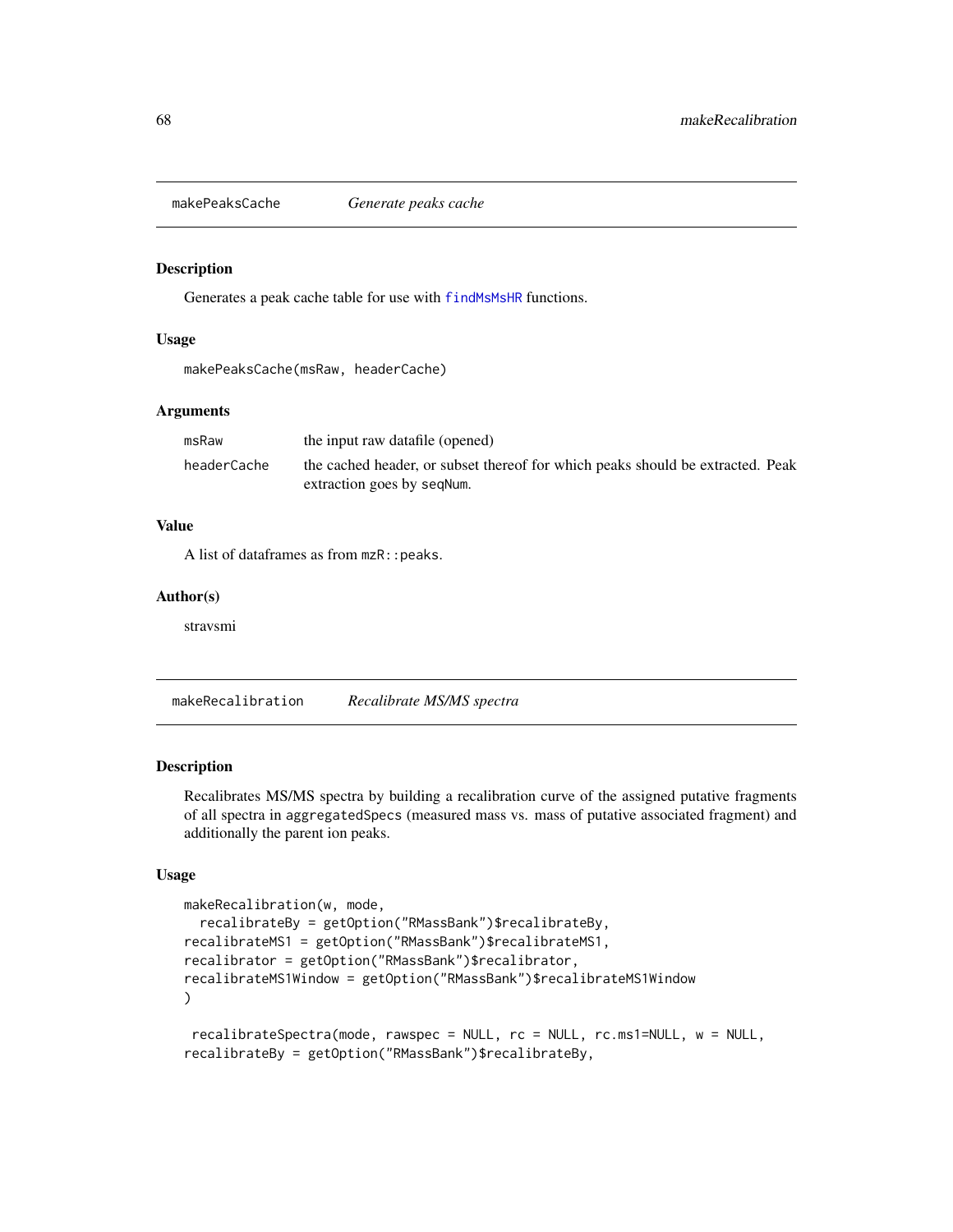## makePeaksCache *Generate peaks cache*

### Description

Generates a peak cache table for use with findMsMsHR functions.

### Usage

```
makePeaksCache(msRaw, headerCache)
```

### Arguments

| | |
|---|---|
| msRaw | the input raw datafile (opened) |
| headerCache | the cached header, or subset thereof for which peaks should be extracted. Peak extraction goes by seqNum. |

### Value

A list of dataframes as from mzR::peaks.

### Author(s)

stravsmi

## makeRecalibration *Recalibrate MS/MS spectra*

### Description

Recalibrates MS/MS spectra by building a recalibration curve of the assigned putative fragments of all spectra in aggregatedSpecs (measured mass vs. mass of putative associated fragment) and additionally the parent ion peaks.

### Usage

```
makeRecalibration(w, mode,
  recalibrateBy = getOption("RMassBank")$recalibrateBy,
recalibrateMS1 = getOption("RMassBank")$recalibrateMS1,
recalibrator = getOption("RMassBank")$recalibrator,
recalibrateMS1Window = getOption("RMassBank")$recalibrateMS1Window
)

 recalibrateSpectra(mode, rawspec = NULL, rc = NULL, rc.ms1=NULL, w = NULL,
recalibrateBy = getOption("RMassBank")$recalibrateBy,
```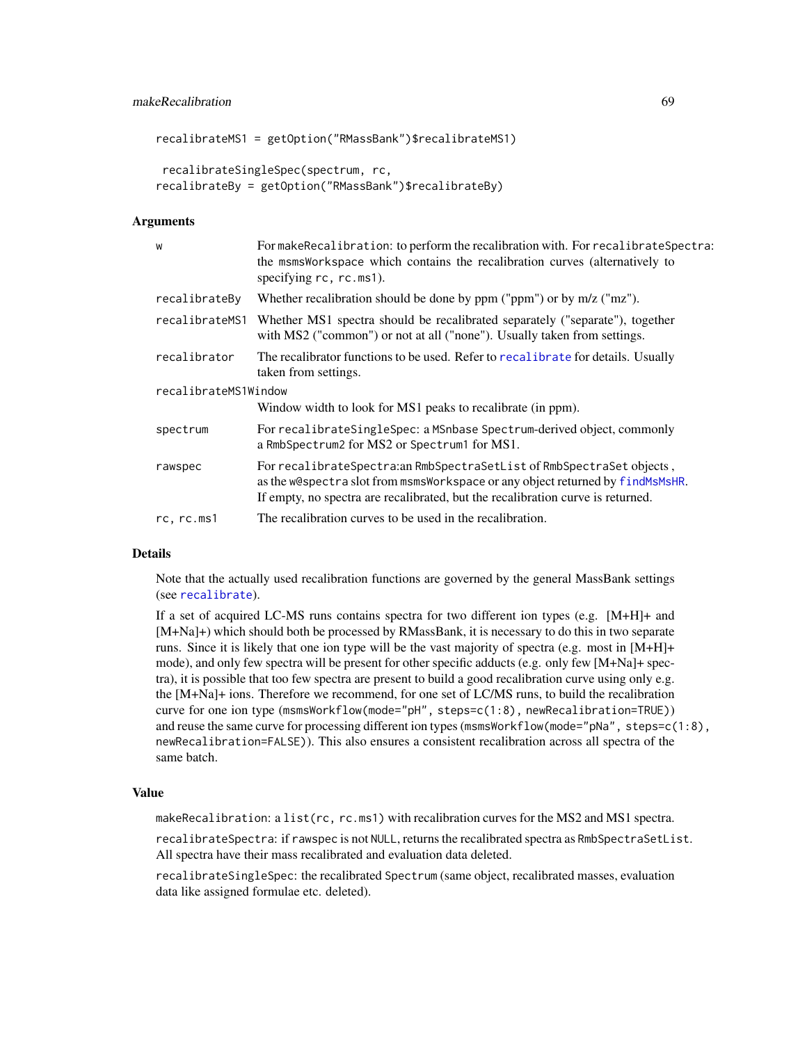```
recalibrateMS1 = getOption("RMassBank")$recalibrateMS1)

 recalibrateSingleSpec(spectrum, rc,
recalibrateBy = getOption("RMassBank")$recalibrateBy)
```

### Arguments

| | |
|---|---|
| w | For makeRecalibration: to perform the recalibration with. For recalibrateSpectra: the msmsWorkspace which contains the recalibration curves (alternatively to specifying rc, rc.ms1). |
| recalibrateBy | Whether recalibration should be done by ppm ("ppm") or by m/z ("mz"). |
| recalibrateMS1 | Whether MS1 spectra should be recalibrated separately ("separate"), together with MS2 ("common") or not at all ("none"). Usually taken from settings. |
| recalibrator | The recalibrator functions to be used. Refer to recalibrate for details. Usually taken from settings. |
| recalibrateMS1Window | Window width to look for MS1 peaks to recalibrate (in ppm). |
| spectrum | For recalibrateSingleSpec: a MSnbase Spectrum-derived object, commonly a RmbSpectrum2 for MS2 or Spectrum1 for MS1. |
| rawspec | For recalibrateSpectra:an RmbSpectraSetList of RmbSpectraSet objects , as the w@spectra slot from msmsWorkspace or any object returned by findMsMsHR. If empty, no spectra are recalibrated, but the recalibration curve is returned. |
| rc, rc.ms1 | The recalibration curves to be used in the recalibration. |

### Details

Note that the actually used recalibration functions are governed by the general MassBank settings (see recalibrate).

If a set of acquired LC-MS runs contains spectra for two different ion types (e.g. [M+H]+ and [M+Na]+) which should both be processed by RMassBank, it is necessary to do this in two separate runs. Since it is likely that one ion type will be the vast majority of spectra (e.g. most in [M+H]+ mode), and only few spectra will be present for other specific adducts (e.g. only few [M+Na]+ spectra), it is possible that too few spectra are present to build a good recalibration curve using only e.g. the [M+Na]+ ions. Therefore we recommend, for one set of LC/MS runs, to build the recalibration curve for one ion type (msmsWorkflow(mode="pH", steps=c(1:8), newRecalibration=TRUE)) and reuse the same curve for processing different ion types (msmsWorkflow(mode="pNa", steps=c(1:8), newRecalibration=FALSE)). This also ensures a consistent recalibration across all spectra of the same batch.

### Value

makeRecalibration: a list(rc, rc.ms1) with recalibration curves for the MS2 and MS1 spectra.

recalibrateSpectra: if rawspec is not NULL, returns the recalibrated spectra as RmbSpectraSetList. All spectra have their mass recalibrated and evaluation data deleted.

recalibrateSingleSpec: the recalibrated Spectrum (same object, recalibrated masses, evaluation data like assigned formulae etc. deleted).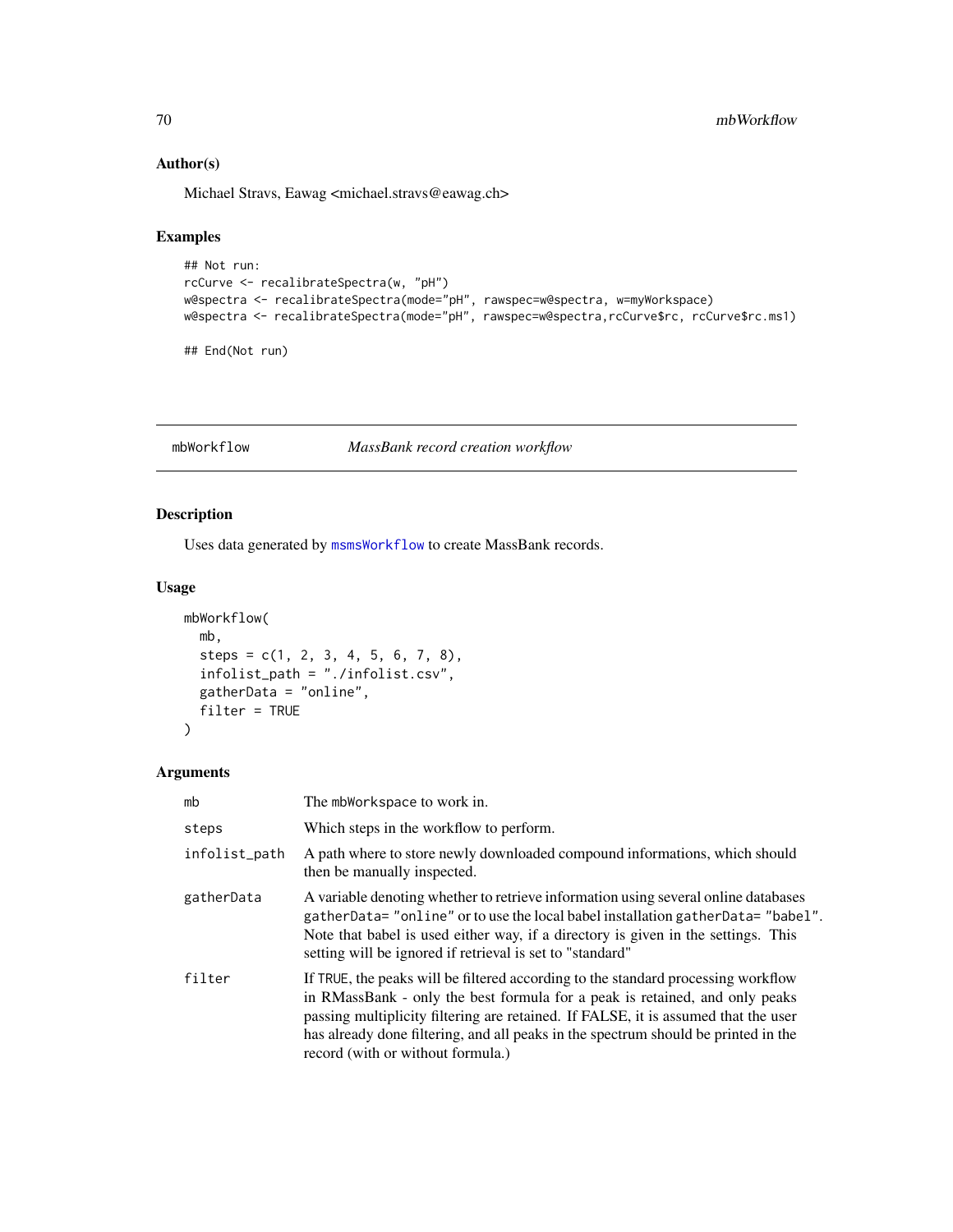### Author(s)

Michael Stravs, Eawag <michael.stravs@eawag.ch>

### Examples

```
## Not run:
rcCurve <- recalibrateSpectra(w, "pH")
w@spectra <- recalibrateSpectra(mode="pH", rawspec=w@spectra, w=myWorkspace)
w@spectra <- recalibrateSpectra(mode="pH", rawspec=w@spectra,rcCurve$rc, rcCurve$rc.ms1)

## End(Not run)
```

---

## mbWorkflow — *MassBank record creation workflow*

---

### Description

Uses data generated by `msmsWorkflow` to create MassBank records.

### Usage

```
mbWorkflow(
  mb,
  steps = c(1, 2, 3, 4, 5, 6, 7, 8),
  infolist_path = "./infolist.csv",
  gatherData = "online",
  filter = TRUE
)
```

### Arguments

| | |
|---|---|
| mb | The `mbWorkspace` to work in. |
| steps | Which steps in the workflow to perform. |
| infolist_path | A path where to store newly downloaded compound informations, which should then be manually inspected. |
| gatherData | A variable denoting whether to retrieve information using several online databases `gatherData= "online"` or to use the local babel installation `gatherData= "babel"`. Note that babel is used either way, if a directory is given in the settings. This setting will be ignored if retrieval is set to "standard" |
| filter | If `TRUE`, the peaks will be filtered according to the standard processing workflow in RMassBank - only the best formula for a peak is retained, and only peaks passing multiplicity filtering are retained. If FALSE, it is assumed that the user has already done filtering, and all peaks in the spectrum should be printed in the record (with or without formula.) |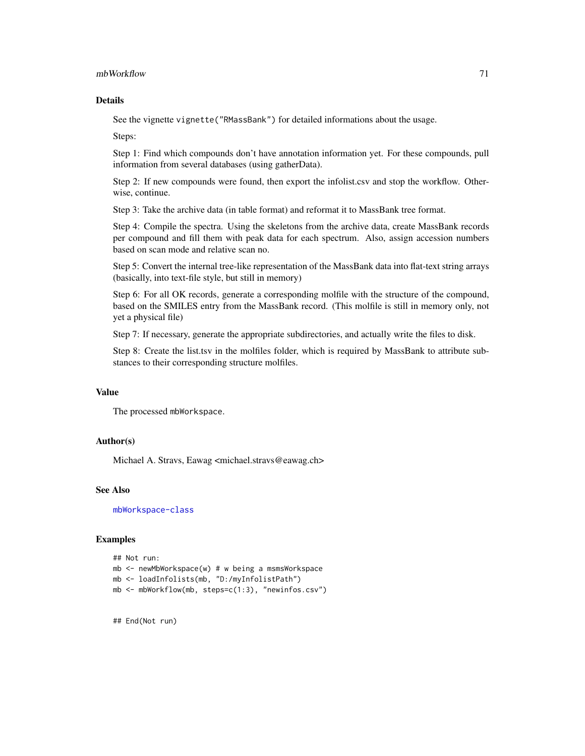## Details

See the vignette `vignette("RMassBank")` for detailed informations about the usage.

Steps:

Step 1: Find which compounds don't have annotation information yet. For these compounds, pull information from several databases (using gatherData).

Step 2: If new compounds were found, then export the infolist.csv and stop the workflow. Otherwise, continue.

Step 3: Take the archive data (in table format) and reformat it to MassBank tree format.

Step 4: Compile the spectra. Using the skeletons from the archive data, create MassBank records per compound and fill them with peak data for each spectrum. Also, assign accession numbers based on scan mode and relative scan no.

Step 5: Convert the internal tree-like representation of the MassBank data into flat-text string arrays (basically, into text-file style, but still in memory)

Step 6: For all OK records, generate a corresponding molfile with the structure of the compound, based on the SMILES entry from the MassBank record. (This molfile is still in memory only, not yet a physical file)

Step 7: If necessary, generate the appropriate subdirectories, and actually write the files to disk.

Step 8: Create the list.tsv in the molfiles folder, which is required by MassBank to attribute substances to their corresponding structure molfiles.

## Value

The processed `mbWorkspace`.

## Author(s)

Michael A. Stravs, Eawag <michael.stravs@eawag.ch>

## See Also

`mbWorkspace-class`

## Examples

```
## Not run:
mb <- newMbWorkspace(w) # w being a msmsWorkspace
mb <- loadInfolists(mb, "D:/myInfolistPath")
mb <- mbWorkflow(mb, steps=c(1:3), "newinfos.csv")


## End(Not run)
```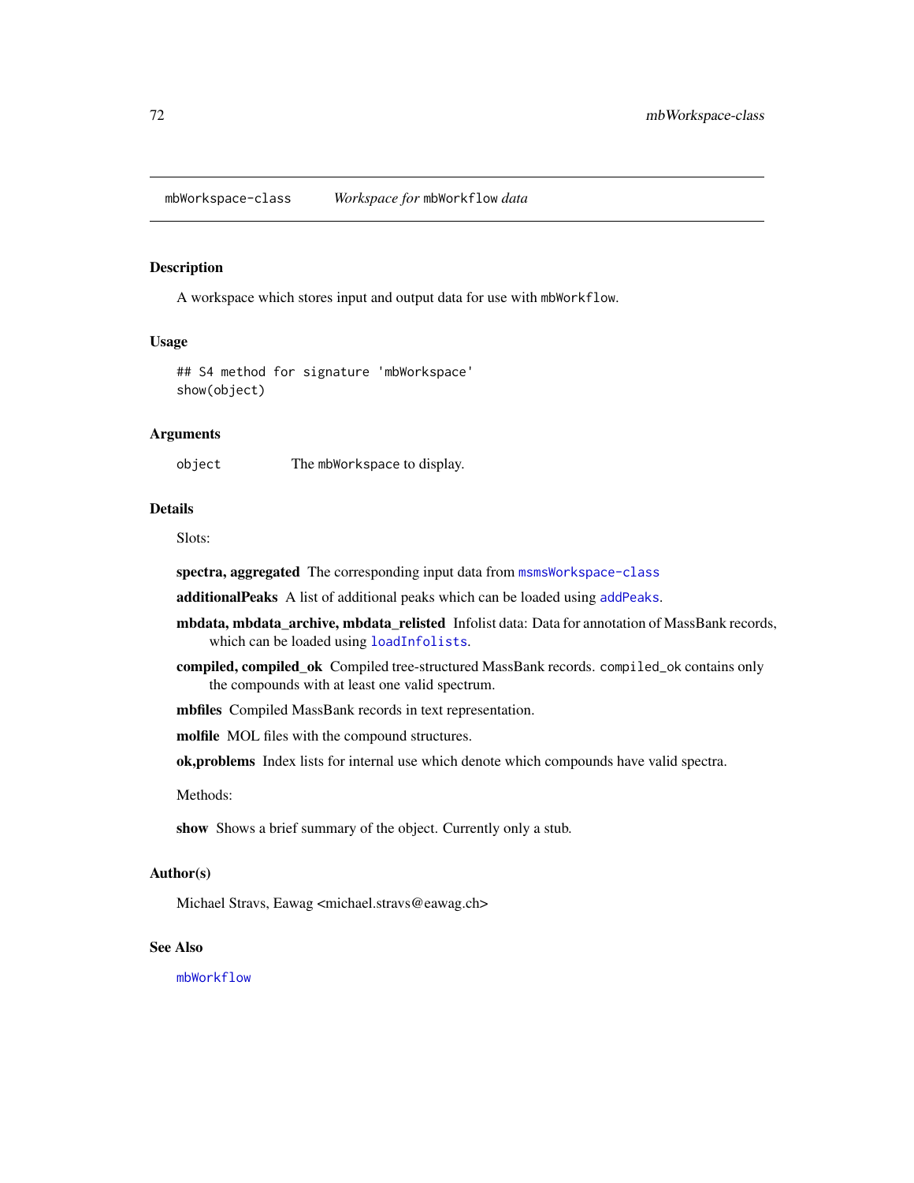## mbWorkspace-class *Workspace for* `mbWorkflow` *data*

### Description

A workspace which stores input and output data for use with `mbWorkflow`.

### Usage

```
## S4 method for signature 'mbWorkspace'
show(object)
```

### Arguments

`object` The `mbWorkspace` to display.

### Details

Slots:

**spectra, aggregated** The corresponding input data from `msmsWorkspace-class`

**additionalPeaks** A list of additional peaks which can be loaded using `addPeaks`.

**mbdata, mbdata_archive, mbdata_relisted** Infolist data: Data for annotation of MassBank records, which can be loaded using `loadInfolists`.

**compiled, compiled_ok** Compiled tree-structured MassBank records. `compiled_ok` contains only the compounds with at least one valid spectrum.

**mbfiles** Compiled MassBank records in text representation.

**molfile** MOL files with the compound structures.

**ok,problems** Index lists for internal use which denote which compounds have valid spectra.

Methods:

**show** Shows a brief summary of the object. Currently only a stub.

### Author(s)

Michael Stravs, Eawag <michael.stravs@eawag.ch>

### See Also

`mbWorkflow`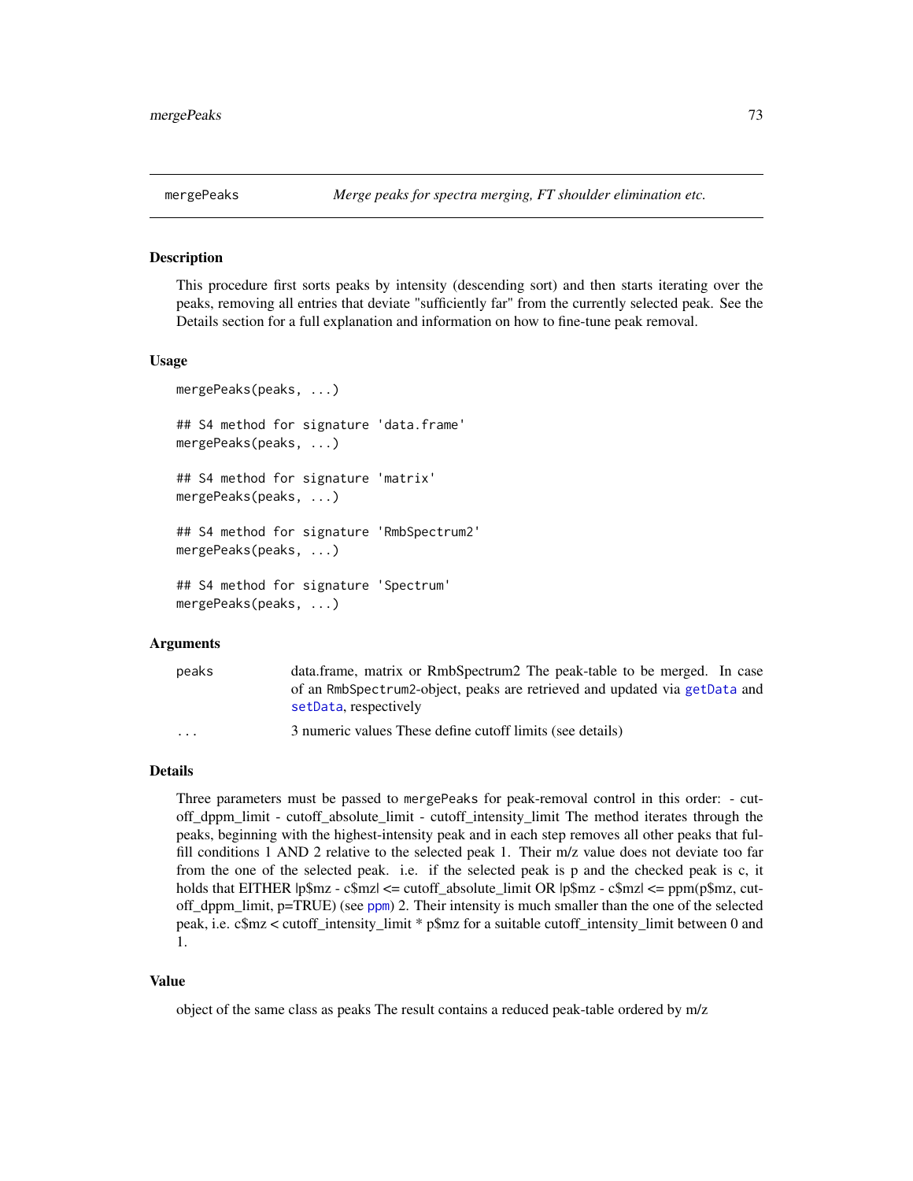mergePeaks *Merge peaks for spectra merging, FT shoulder elimination etc.*

## Description

This procedure first sorts peaks by intensity (descending sort) and then starts iterating over the peaks, removing all entries that deviate "sufficiently far" from the currently selected peak. See the Details section for a full explanation and information on how to fine-tune peak removal.

## Usage

```
mergePeaks(peaks, ...)

## S4 method for signature 'data.frame'
mergePeaks(peaks, ...)

## S4 method for signature 'matrix'
mergePeaks(peaks, ...)

## S4 method for signature 'RmbSpectrum2'
mergePeaks(peaks, ...)

## S4 method for signature 'Spectrum'
mergePeaks(peaks, ...)
```

## Arguments

| | |
|---|---|
| peaks | data.frame, matrix or RmbSpectrum2 The peak-table to be merged. In case of an RmbSpectrum2-object, peaks are retrieved and updated via getData and setData, respectively |
| ... | 3 numeric values These define cutoff limits (see details) |

## Details

Three parameters must be passed to mergePeaks for peak-removal control in this order: - cutoff_dppm_limit - cutoff_absolute_limit - cutoff_intensity_limit The method iterates through the peaks, beginning with the highest-intensity peak and in each step removes all other peaks that fulfill conditions 1 AND 2 relative to the selected peak 1. Their m/z value does not deviate too far from the one of the selected peak. i.e. if the selected peak is p and the checked peak is c, it holds that EITHER |p$mz - c$mz| <= cutoff_absolute_limit OR |p$mz - c$mz| <= ppm(p$mz, cutoff_dppm_limit, p=TRUE) (see ppm) 2. Their intensity is much smaller than the one of the selected peak, i.e. c$mz < cutoff_intensity_limit * p$mz for a suitable cutoff_intensity_limit between 0 and 1.

## Value

object of the same class as peaks The result contains a reduced peak-table ordered by m/z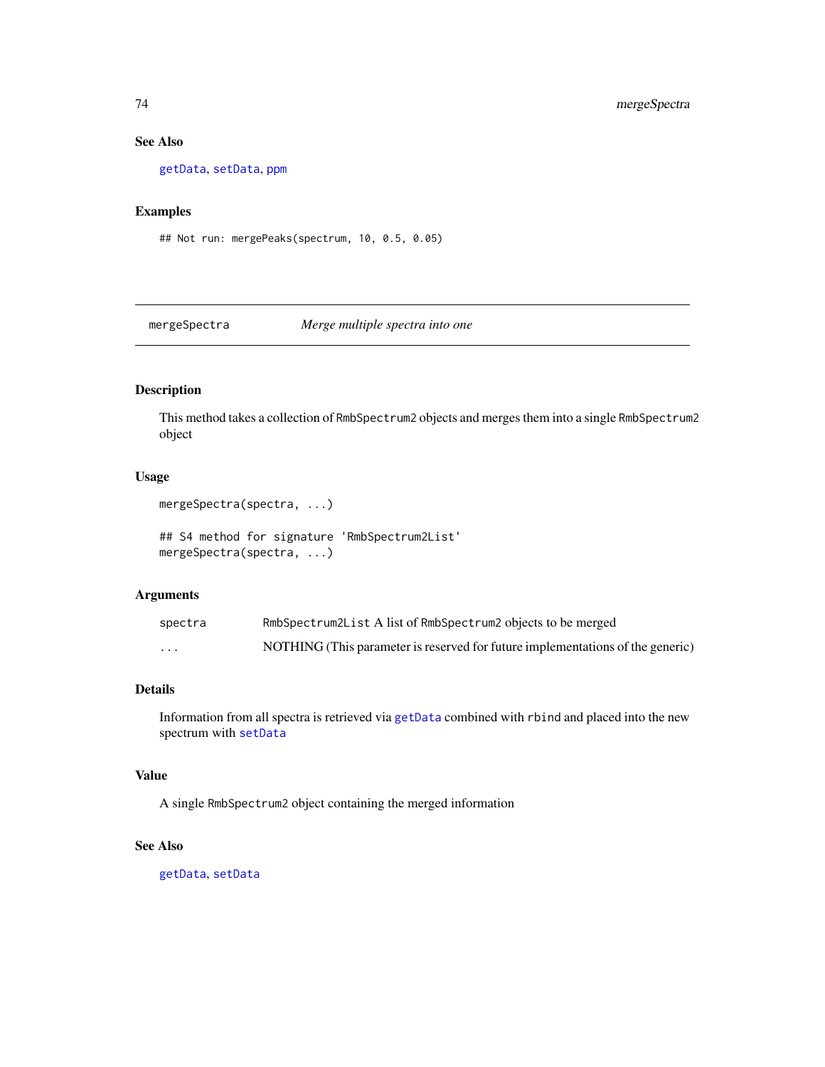## See Also

getData, setData, ppm

## Examples

```
## Not run: mergePeaks(spectrum, 10, 0.5, 0.05)
```

---

# mergeSpectra *Merge multiple spectra into one*

---

## Description

This method takes a collection of `RmbSpectrum2` objects and merges them into a single `RmbSpectrum2` object

## Usage

```
mergeSpectra(spectra, ...)

## S4 method for signature 'RmbSpectrum2List'
mergeSpectra(spectra, ...)
```

## Arguments

| | |
|---|---|
| spectra | `RmbSpectrum2List` A list of `RmbSpectrum2` objects to be merged |
| ... | NOTHING (This parameter is reserved for future implementations of the generic) |

## Details

Information from all spectra is retrieved via getData combined with `rbind` and placed into the new spectrum with setData

## Value

A single `RmbSpectrum2` object containing the merged information

## See Also

getData, setData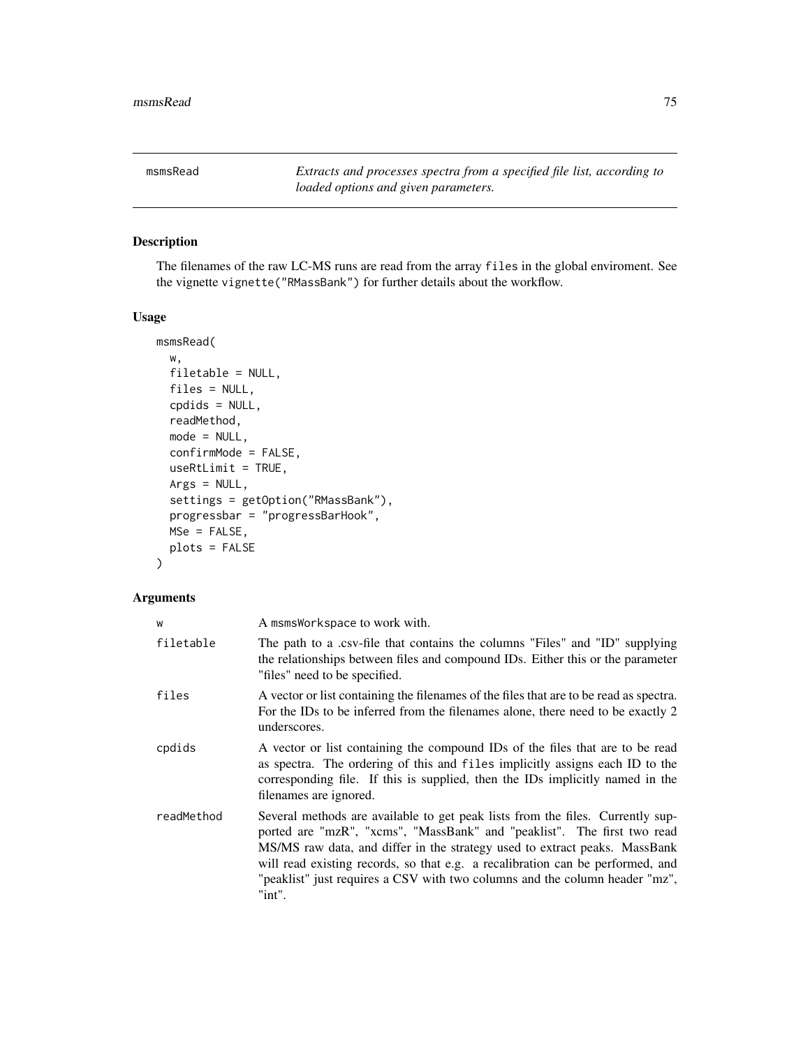# msmsRead

*Extracts and processes spectra from a specified file list, according to loaded options and given parameters.*

## Description

The filenames of the raw LC-MS runs are read from the array `files` in the global enviroment. See the vignette `vignette("RMassBank")` for further details about the workflow.

## Usage

```
msmsRead(
  w,
  filetable = NULL,
  files = NULL,
  cpdids = NULL,
  readMethod,
  mode = NULL,
  confirmMode = FALSE,
  useRtLimit = TRUE,
  Args = NULL,
  settings = getOption("RMassBank"),
  progressbar = "progressBarHook",
  MSe = FALSE,
  plots = FALSE
)
```

## Arguments

| | |
|---|---|
| `w` | A `msmsWorkspace` to work with. |
| `filetable` | The path to a .csv-file that contains the columns "Files" and "ID" supplying the relationships between files and compound IDs. Either this or the parameter "files" need to be specified. |
| `files` | A vector or list containing the filenames of the files that are to be read as spectra. For the IDs to be inferred from the filenames alone, there need to be exactly 2 underscores. |
| `cpdids` | A vector or list containing the compound IDs of the files that are to be read as spectra. The ordering of this and `files` implicitly assigns each ID to the corresponding file. If this is supplied, then the IDs implicitly named in the filenames are ignored. |
| `readMethod` | Several methods are available to get peak lists from the files. Currently supported are "mzR", "xcms", "MassBank" and "peaklist". The first two read MS/MS raw data, and differ in the strategy used to extract peaks. MassBank will read existing records, so that e.g. a recalibration can be performed, and "peaklist" just requires a CSV with two columns and the column header "mz", "int". |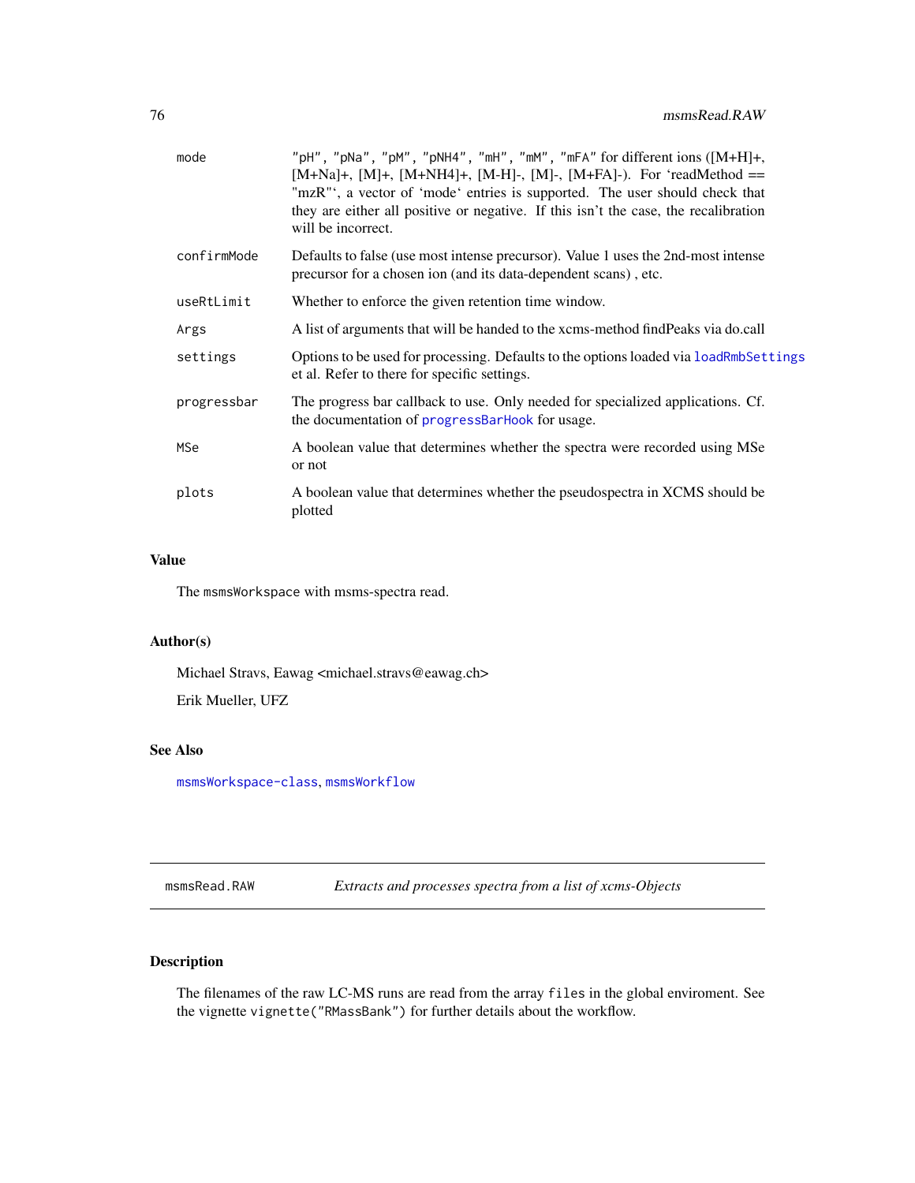| | |
|---|---|
| mode | "pH", "pNa", "pM", "pNH4", "mH", "mM", "mFA" for different ions ([M+H]+, [M+Na]+, [M]+, [M+NH4]+, [M-H]-, [M]-, [M+FA]-). For 'readMethod == "mzR"', a vector of 'mode' entries is supported. The user should check that they are either all positive or negative. If this isn't the case, the recalibration will be incorrect. |
| confirmMode | Defaults to false (use most intense precursor). Value 1 uses the 2nd-most intense precursor for a chosen ion (and its data-dependent scans) , etc. |
| useRtLimit | Whether to enforce the given retention time window. |
| Args | A list of arguments that will be handed to the xcms-method findPeaks via do.call |
| settings | Options to be used for processing. Defaults to the options loaded via `loadRmbSettings` et al. Refer to there for specific settings. |
| progressbar | The progress bar callback to use. Only needed for specialized applications. Cf. the documentation of `progressBarHook` for usage. |
| MSe | A boolean value that determines whether the spectra were recorded using MSe or not |
| plots | A boolean value that determines whether the pseudospectra in XCMS should be plotted |

### Value

The `msmsWorkspace` with msms-spectra read.

### Author(s)

Michael Stravs, Eawag <michael.stravs@eawag.ch>

Erik Mueller, UFZ

### See Also

`msmsWorkspace-class`, `msmsWorkflow`

---

## msmsRead.RAW — *Extracts and processes spectra from a list of xcms-Objects*

---

### Description

The filenames of the raw LC-MS runs are read from the array `files` in the global enviroment. See the vignette `vignette("RMassBank")` for further details about the workflow.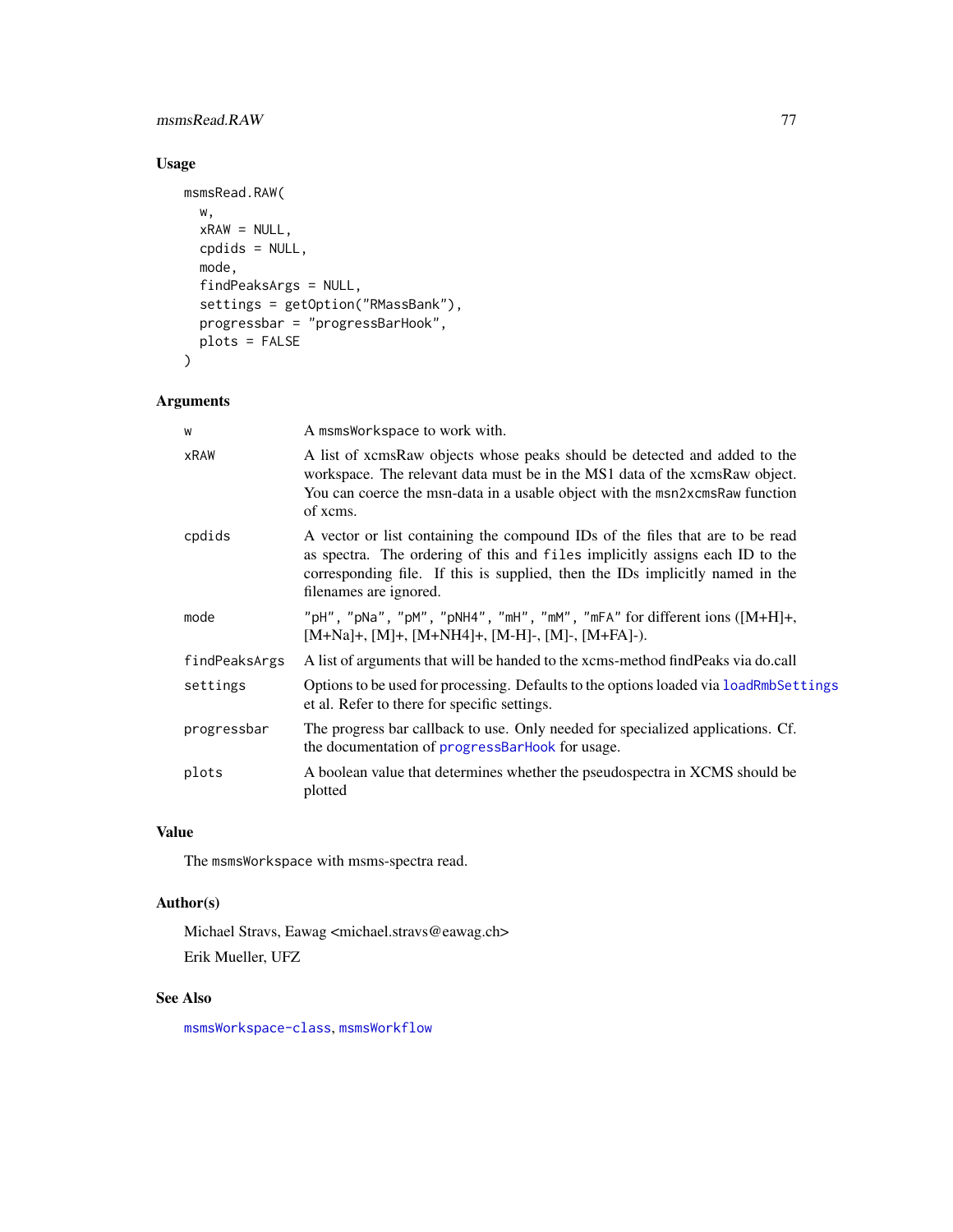## Usage

```
msmsRead.RAW(
  w,
  xRAW = NULL,
  cpdids = NULL,
  mode,
  findPeaksArgs = NULL,
  settings = getOption("RMassBank"),
  progressbar = "progressBarHook",
  plots = FALSE
)
```

## Arguments

| | |
|---|---|
| w | A msmsWorkspace to work with. |
| xRAW | A list of xcmsRaw objects whose peaks should be detected and added to the workspace. The relevant data must be in the MS1 data of the xcmsRaw object. You can coerce the msn-data in a usable object with the msn2xcmsRaw function of xcms. |
| cpdids | A vector or list containing the compound IDs of the files that are to be read as spectra. The ordering of this and files implicitly assigns each ID to the corresponding file. If this is supplied, then the IDs implicitly named in the filenames are ignored. |
| mode | "pH", "pNa", "pM", "pNH4", "mH", "mM", "mFA" for different ions ([M+H]+, [M+Na]+, [M]+, [M+NH4]+, [M-H]-, [M]-, [M+FA]-). |
| findPeaksArgs | A list of arguments that will be handed to the xcms-method findPeaks via do.call |
| settings | Options to be used for processing. Defaults to the options loaded via loadRmbSettings et al. Refer to there for specific settings. |
| progressbar | The progress bar callback to use. Only needed for specialized applications. Cf. the documentation of progressBarHook for usage. |
| plots | A boolean value that determines whether the pseudospectra in XCMS should be plotted |

## Value

The msmsWorkspace with msms-spectra read.

## Author(s)

Michael Stravs, Eawag <michael.stravs@eawag.ch>

Erik Mueller, UFZ

## See Also

msmsWorkspace-class, msmsWorkflow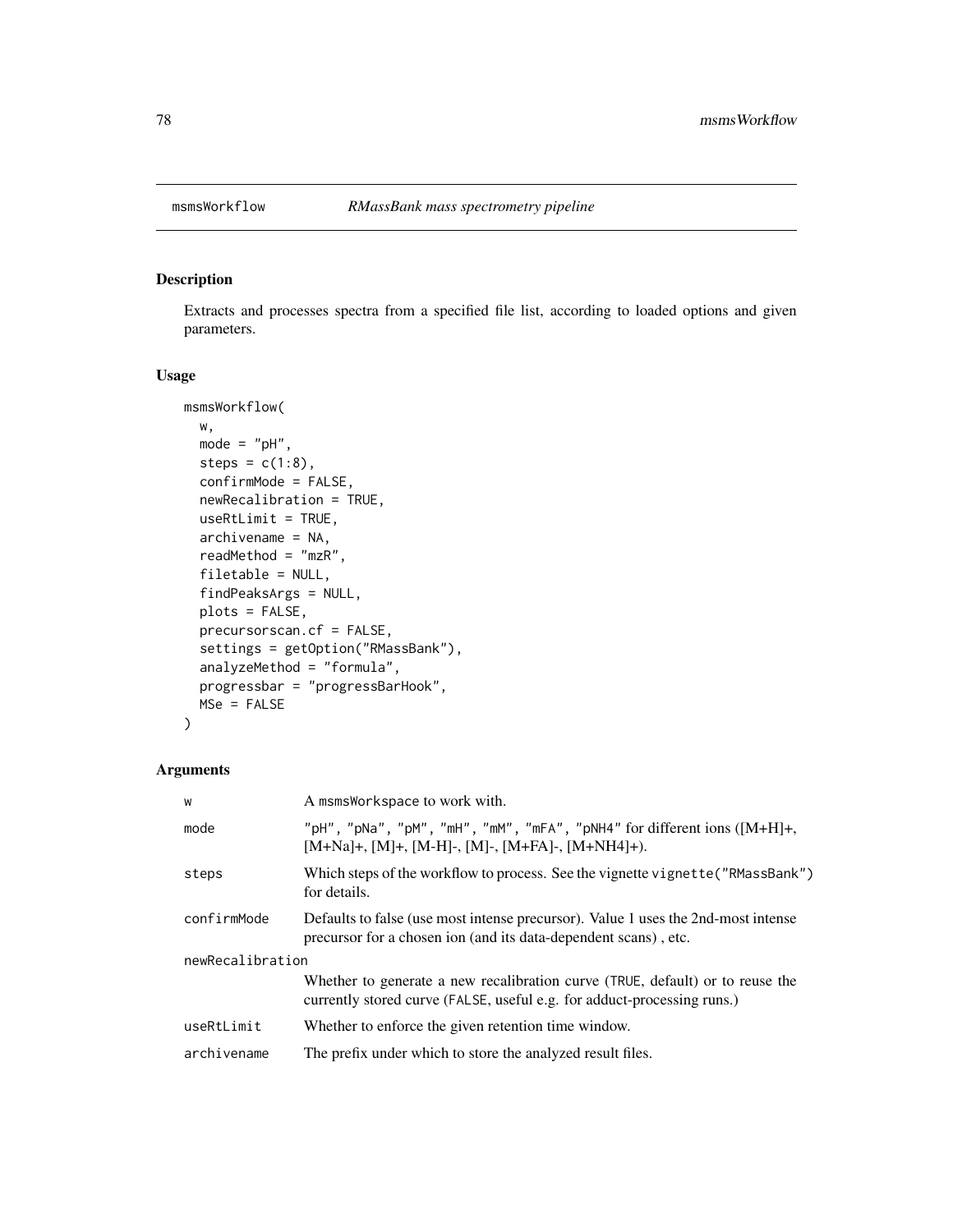msmsWorkflow *RMassBank mass spectrometry pipeline*

## Description

Extracts and processes spectra from a specified file list, according to loaded options and given parameters.

## Usage

```
msmsWorkflow(
  w,
  mode = "pH",
  steps = c(1:8),
  confirmMode = FALSE,
  newRecalibration = TRUE,
  useRtLimit = TRUE,
  archivename = NA,
  readMethod = "mzR",
  filetable = NULL,
  findPeaksArgs = NULL,
  plots = FALSE,
  precursorscan.cf = FALSE,
  settings = getOption("RMassBank"),
  analyzeMethod = "formula",
  progressbar = "progressBarHook",
  MSe = FALSE
)
```

## Arguments

| | |
|---|---|
| w | A msmsWorkspace to work with. |
| mode | "pH", "pNa", "pM", "mH", "mM", "mFA", "pNH4" for different ions ([M+H]+, [M+Na]+, [M]+, [M-H]-, [M]-, [M+FA]-, [M+NH4]+). |
| steps | Which steps of the workflow to process. See the vignette vignette("RMassBank") for details. |
| confirmMode | Defaults to false (use most intense precursor). Value 1 uses the 2nd-most intense precursor for a chosen ion (and its data-dependent scans) , etc. |
| newRecalibration | Whether to generate a new recalibration curve (TRUE, default) or to reuse the currently stored curve (FALSE, useful e.g. for adduct-processing runs.) |
| useRtLimit | Whether to enforce the given retention time window. |
| archivename | The prefix under which to store the analyzed result files. |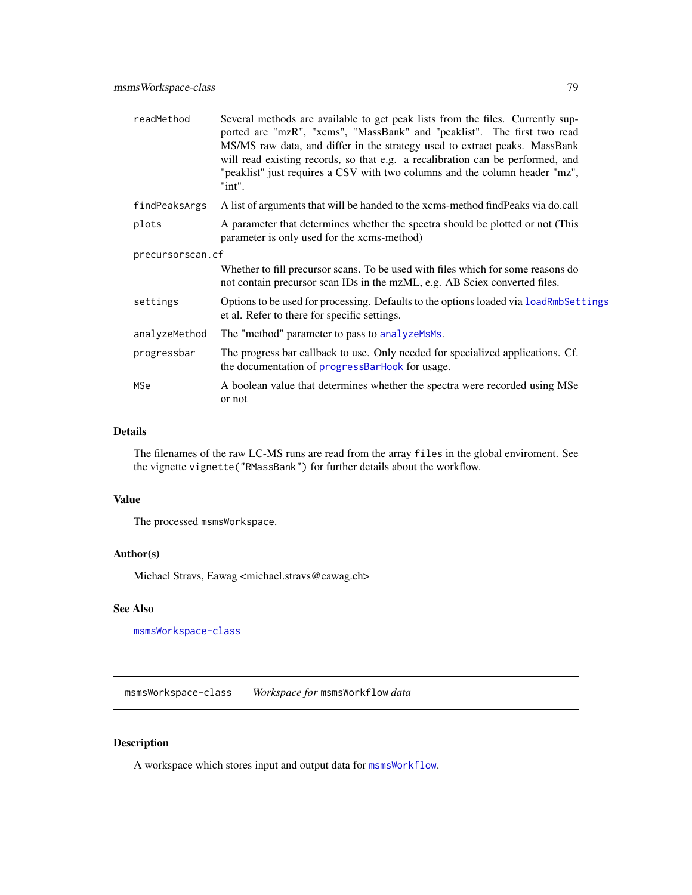| | |
|---|---|
| `readMethod` | Several methods are available to get peak lists from the files. Currently supported are "mzR", "xcms", "MassBank" and "peaklist". The first two read MS/MS raw data, and differ in the strategy used to extract peaks. MassBank will read existing records, so that e.g. a recalibration can be performed, and "peaklist" just requires a CSV with two columns and the column header "mz", "int". |
| `findPeaksArgs` | A list of arguments that will be handed to the xcms-method findPeaks via do.call |
| `plots` | A parameter that determines whether the spectra should be plotted or not (This parameter is only used for the xcms-method) |
| `precursorscan.cf` | Whether to fill precursor scans. To be used with files which for some reasons do not contain precursor scan IDs in the mzML, e.g. AB Sciex converted files. |
| `settings` | Options to be used for processing. Defaults to the options loaded via `loadRmbSettings` et al. Refer to there for specific settings. |
| `analyzeMethod` | The "method" parameter to pass to `analyzeMsMs`. |
| `progressbar` | The progress bar callback to use. Only needed for specialized applications. Cf. the documentation of `progressBarHook` for usage. |
| `MSe` | A boolean value that determines whether the spectra were recorded using MSe or not |

## Details

The filenames of the raw LC-MS runs are read from the array `files` in the global enviroment. See the vignette `vignette("RMassBank")` for further details about the workflow.

## Value

The processed `msmsWorkspace`.

## Author(s)

Michael Stravs, Eawag <michael.stravs@eawag.ch>

## See Also

`msmsWorkspace-class`

---

# `msmsWorkspace-class` *Workspace for* `msmsWorkflow` *data*

## Description

A workspace which stores input and output data for `msmsWorkflow`.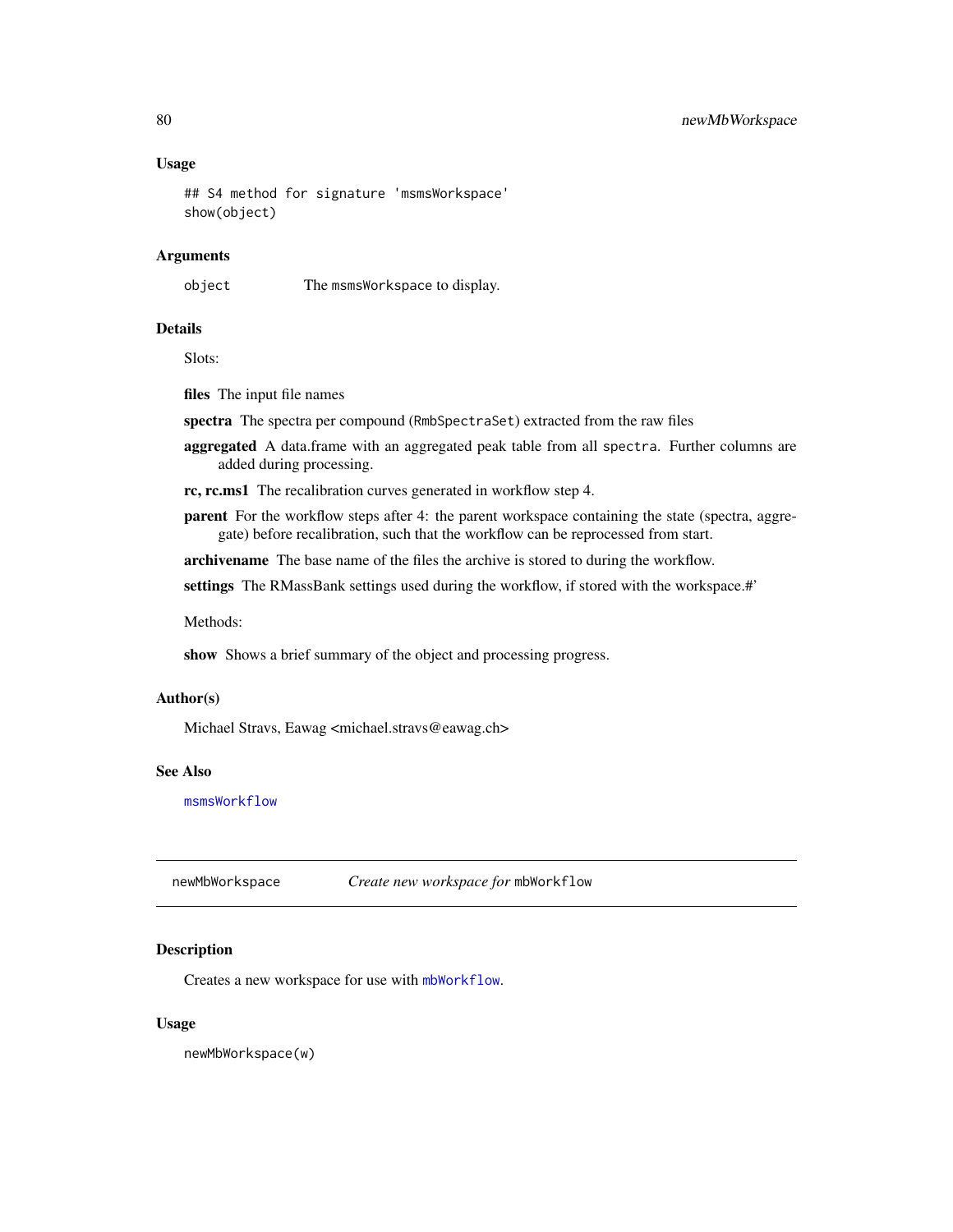### Usage

```
## S4 method for signature 'msmsWorkspace'
show(object)
```

### Arguments

| | |
|---|---|
| `object` | The `msmsWorkspace` to display. |

### Details

Slots:

**files** The input file names

**spectra** The spectra per compound (`RmbSpectraSet`) extracted from the raw files

**aggregated** A data.frame with an aggregated peak table from all `spectra`. Further columns are added during processing.

**rc, rc.ms1** The recalibration curves generated in workflow step 4.

**parent** For the workflow steps after 4: the parent workspace containing the state (spectra, aggregate) before recalibration, such that the workflow can be reprocessed from start.

**archivename** The base name of the files the archive is stored to during the workflow.

**settings** The RMassBank settings used during the workflow, if stored with the workspace.#'

Methods:

**show** Shows a brief summary of the object and processing progress.

### Author(s)

Michael Stravs, Eawag <michael.stravs@eawag.ch>

### See Also

`msmsWorkflow`

---

## newMbWorkspace — *Create new workspace for* `mbWorkflow`

### Description

Creates a new workspace for use with `mbWorkflow`.

### Usage

```
newMbWorkspace(w)
```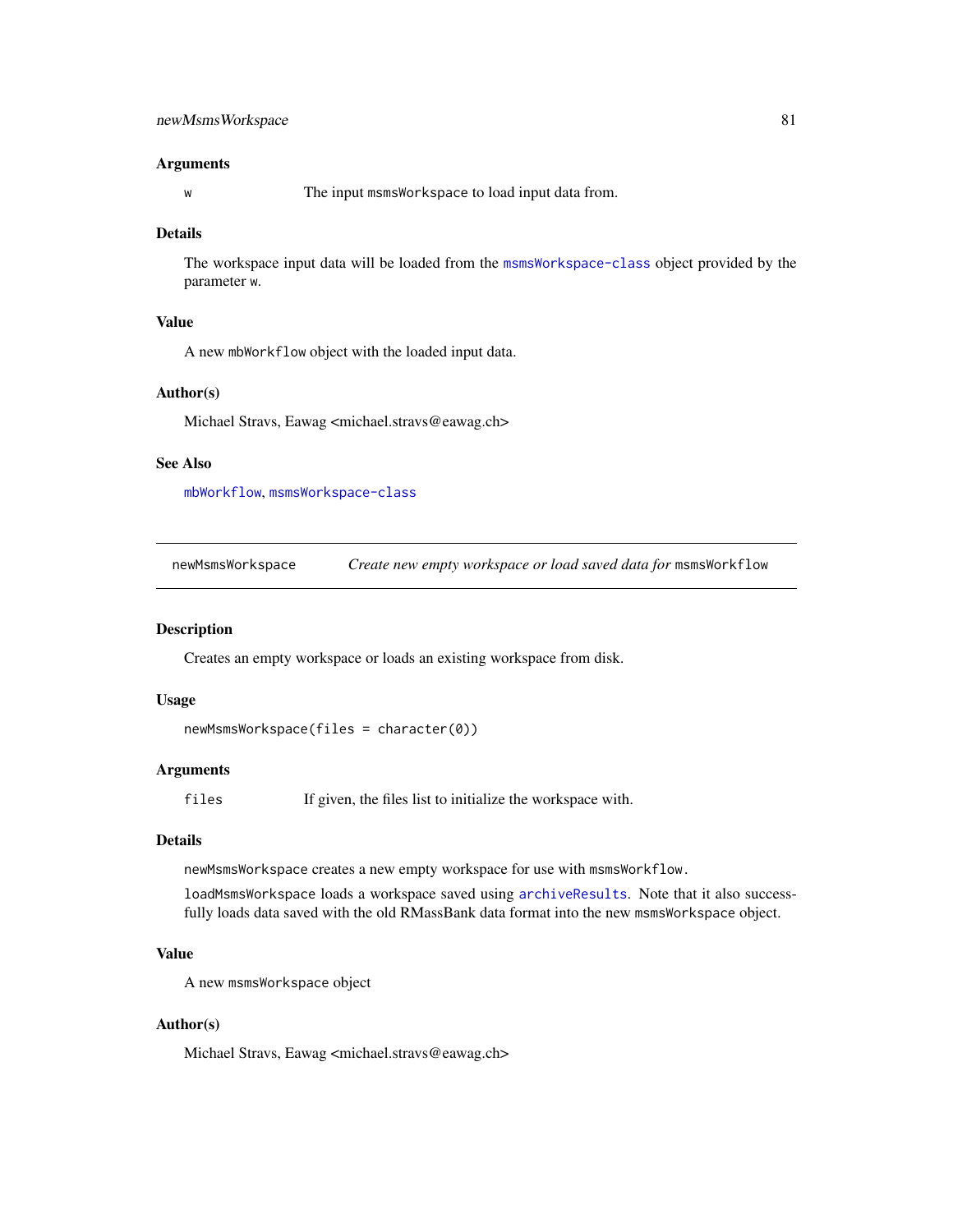### Arguments

`w` The input `msmsWorkspace` to load input data from.

### Details

The workspace input data will be loaded from the `msmsWorkspace-class` object provided by the parameter `w`.

### Value

A new `mbWorkflow` object with the loaded input data.

### Author(s)

Michael Stravs, Eawag <michael.stravs@eawag.ch>

### See Also

`mbWorkflow`, `msmsWorkspace-class`

---

## newMsmsWorkspace — *Create new empty workspace or load saved data for* `msmsWorkflow`

### Description

Creates an empty workspace or loads an existing workspace from disk.

### Usage

```
newMsmsWorkspace(files = character(0))
```

### Arguments

`files` If given, the files list to initialize the workspace with.

### Details

`newMsmsWorkspace` creates a new empty workspace for use with `msmsWorkflow`.

`loadMsmsWorkspace` loads a workspace saved using `archiveResults`. Note that it also successfully loads data saved with the old RMassBank data format into the new `msmsWorkspace` object.

### Value

A new `msmsWorkspace` object

### Author(s)

Michael Stravs, Eawag <michael.stravs@eawag.ch>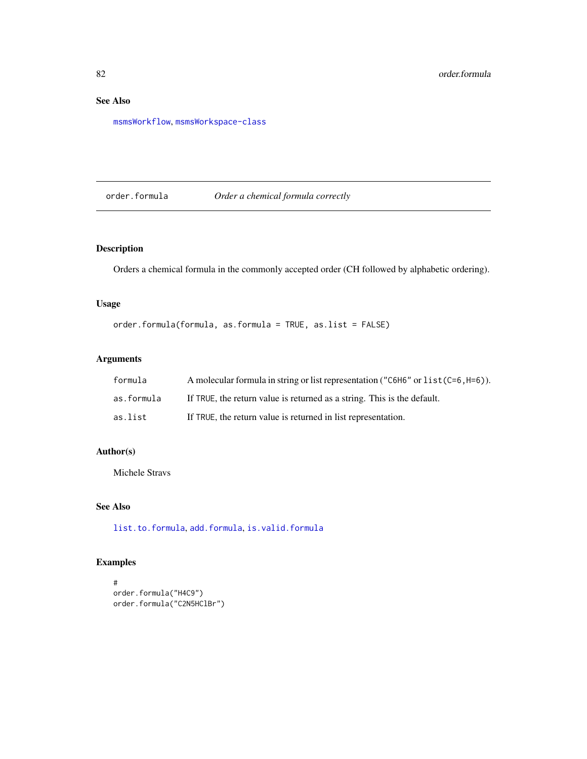## See Also

msmsWorkflow, msmsWorkspace-class

---

## order.formula *Order a chemical formula correctly*

---

### Description

Orders a chemical formula in the commonly accepted order (CH followed by alphabetic ordering).

### Usage

```
order.formula(formula, as.formula = TRUE, as.list = FALSE)
```

### Arguments

| | |
|---|---|
| formula | A molecular formula in string or list representation ("C6H6" or list(C=6,H=6)). |
| as.formula | If TRUE, the return value is returned as a string. This is the default. |
| as.list | If TRUE, the return value is returned in list representation. |

### Author(s)

Michele Stravs

### See Also

list.to.formula, add.formula, is.valid.formula

### Examples

```
#
order.formula("H4C9")
order.formula("C2N5HClBr")
```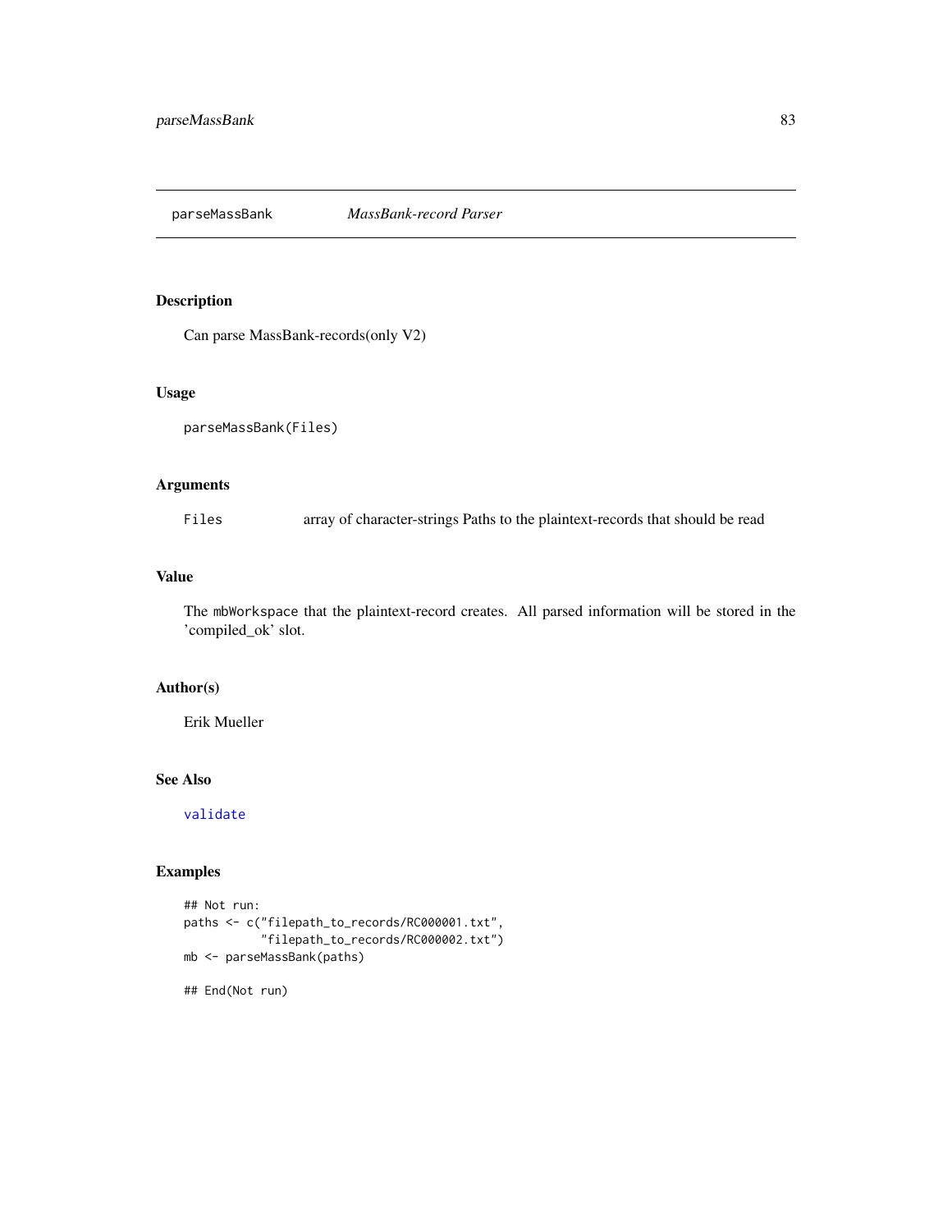parseMassBank    *MassBank-record Parser*

## Description

Can parse MassBank-records(only V2)

## Usage

```
parseMassBank(Files)
```

## Arguments

| | |
|---|---|
| Files | array of character-strings Paths to the plaintext-records that should be read |

## Value

The mbWorkspace that the plaintext-record creates. All parsed information will be stored in the 'compiled_ok' slot.

## Author(s)

Erik Mueller

## See Also

validate

## Examples

```
## Not run:
paths <- c("filepath_to_records/RC000001.txt",
           "filepath_to_records/RC000002.txt")
mb <- parseMassBank(paths)

## End(Not run)
```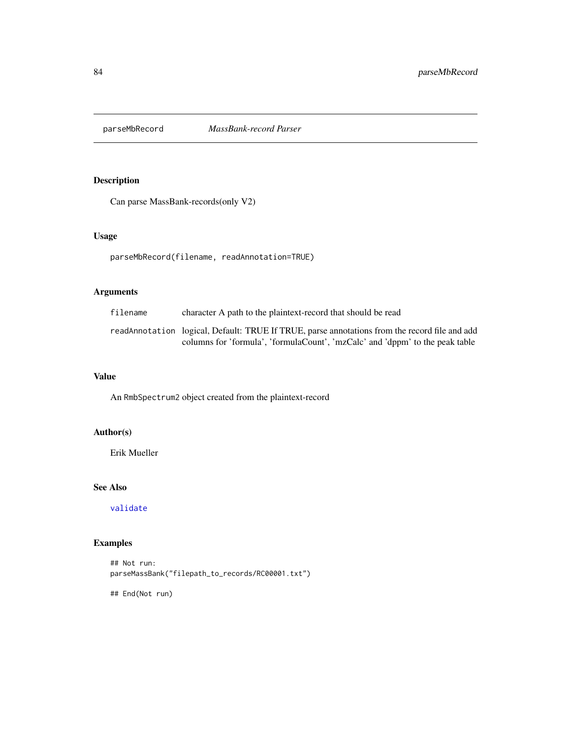parseMbRecord *MassBank-record Parser*

## Description

Can parse MassBank-records(only V2)

## Usage

```
parseMbRecord(filename, readAnnotation=TRUE)
```

## Arguments

| | |
|---|---|
| filename | character A path to the plaintext-record that should be read |
| readAnnotation | logical, Default: TRUE If TRUE, parse annotations from the record file and add columns for 'formula', 'formulaCount', 'mzCalc' and 'dppm' to the peak table |

## Value

An RmbSpectrum2 object created from the plaintext-record

## Author(s)

Erik Mueller

## See Also

validate

## Examples

```
## Not run:
parseMassBank("filepath_to_records/RC00001.txt")

## End(Not run)
```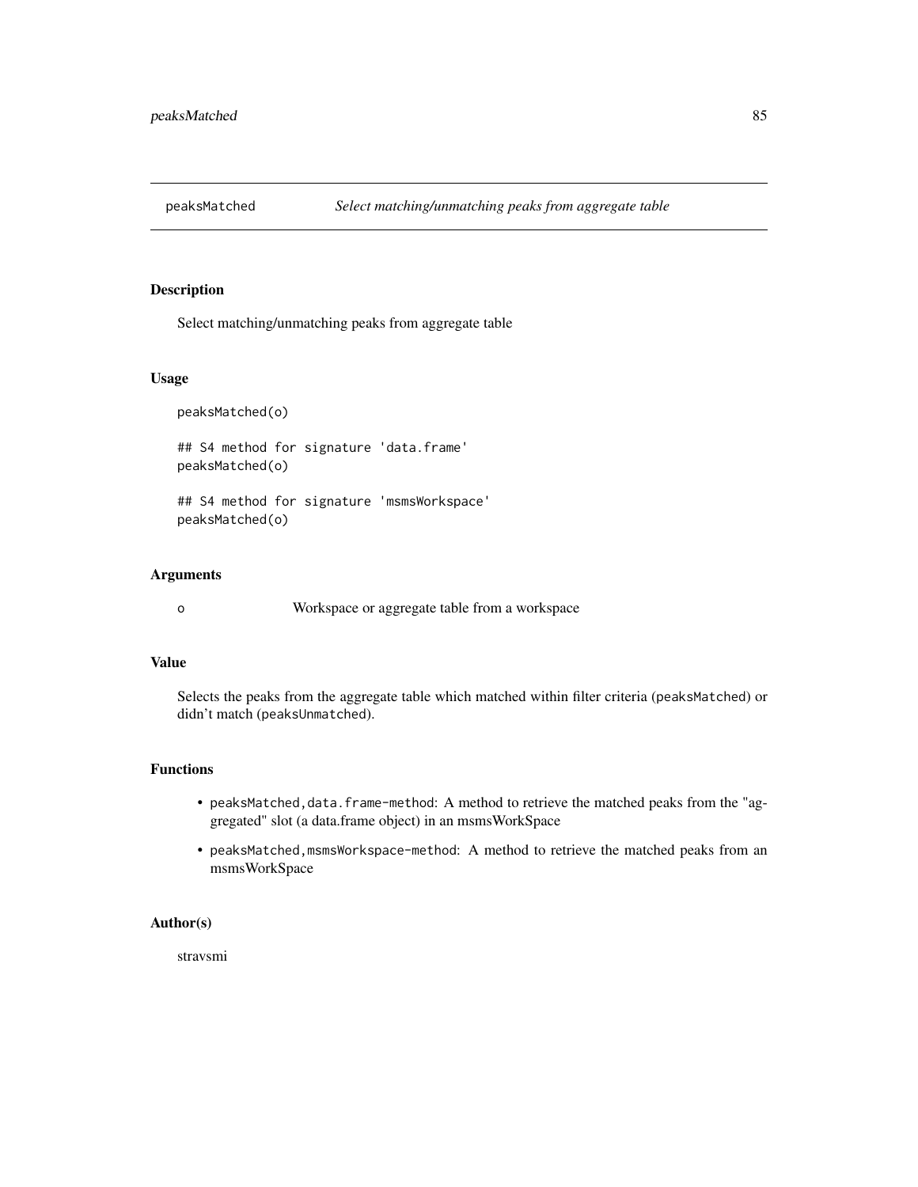# peaksMatched — *Select matching/unmatching peaks from aggregate table*

## Description

Select matching/unmatching peaks from aggregate table

## Usage

```
peaksMatched(o)

## S4 method for signature 'data.frame'
peaksMatched(o)

## S4 method for signature 'msmsWorkspace'
peaksMatched(o)
```

## Arguments

| | |
|---|---|
| o | Workspace or aggregate table from a workspace |

## Value

Selects the peaks from the aggregate table which matched within filter criteria (`peaksMatched`) or didn't match (`peaksUnmatched`).

## Functions

- `peaksMatched,data.frame-method`: A method to retrieve the matched peaks from the "aggregated" slot (a data.frame object) in an msmsWorkSpace
- `peaksMatched,msmsWorkspace-method`: A method to retrieve the matched peaks from an msmsWorkSpace

## Author(s)

stravsmi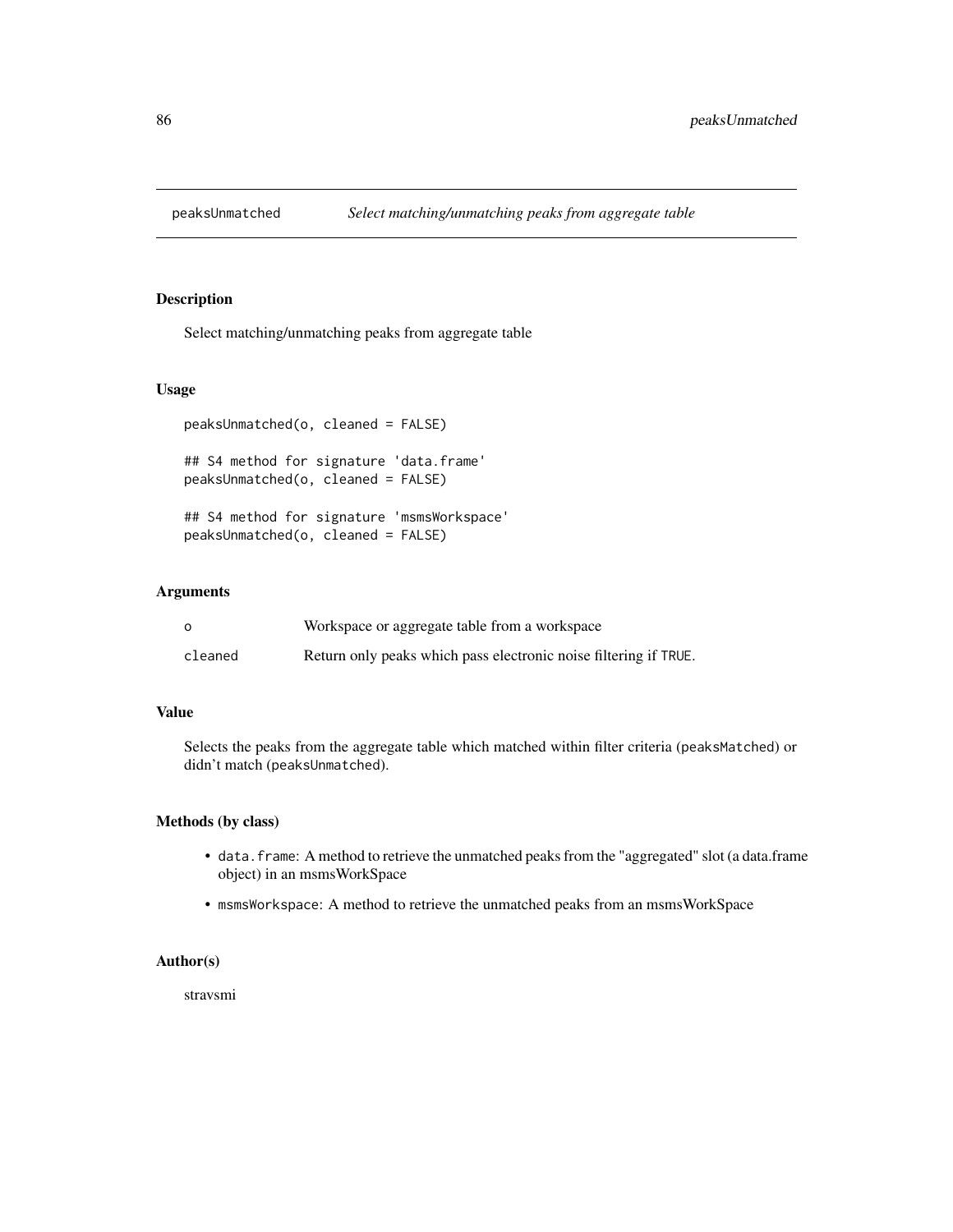peaksUnmatched *Select matching/unmatching peaks from aggregate table*

## Description

Select matching/unmatching peaks from aggregate table

## Usage

```
peaksUnmatched(o, cleaned = FALSE)

## S4 method for signature 'data.frame'
peaksUnmatched(o, cleaned = FALSE)

## S4 method for signature 'msmsWorkspace'
peaksUnmatched(o, cleaned = FALSE)
```

## Arguments

| | |
|---|---|
| o | Workspace or aggregate table from a workspace |
| cleaned | Return only peaks which pass electronic noise filtering if TRUE. |

## Value

Selects the peaks from the aggregate table which matched within filter criteria (peaksMatched) or didn't match (peaksUnmatched).

## Methods (by class)

- data.frame: A method to retrieve the unmatched peaks from the "aggregated" slot (a data.frame object) in an msmsWorkSpace
- msmsWorkspace: A method to retrieve the unmatched peaks from an msmsWorkSpace

## Author(s)

stravsmi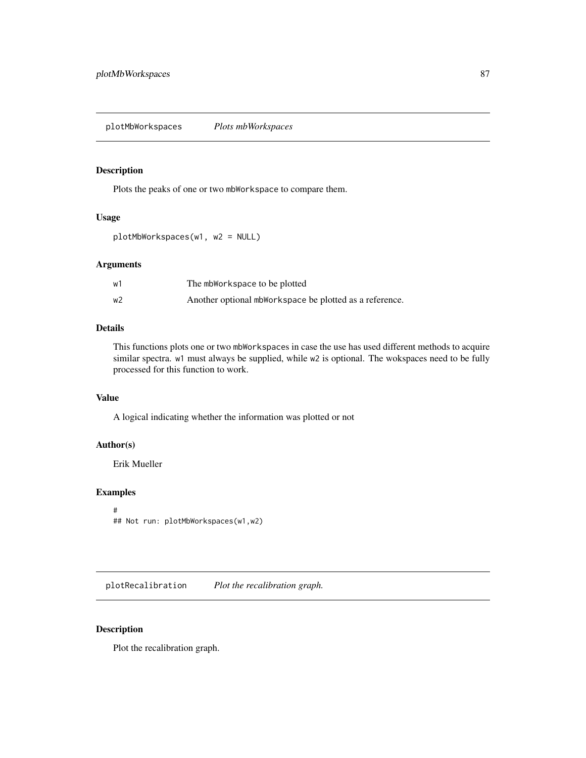## plotMbWorkspaces *Plots mbWorkspaces*

### Description

Plots the peaks of one or two `mbWorkspace` to compare them.

### Usage

```
plotMbWorkspaces(w1, w2 = NULL)
```

### Arguments

| | |
|---|---|
| w1 | The `mbWorkspace` to be plotted |
| w2 | Another optional `mbWorkspace` be plotted as a reference. |

### Details

This functions plots one or two `mbWorkspaces` in case the use has used different methods to acquire similar spectra. `w1` must always be supplied, while `w2` is optional. The wokspaces need to be fully processed for this function to work.

### Value

A logical indicating whether the information was plotted or not

### Author(s)

Erik Mueller

### Examples

```
#
## Not run: plotMbWorkspaces(w1,w2)
```

## plotRecalibration *Plot the recalibration graph.*

### Description

Plot the recalibration graph.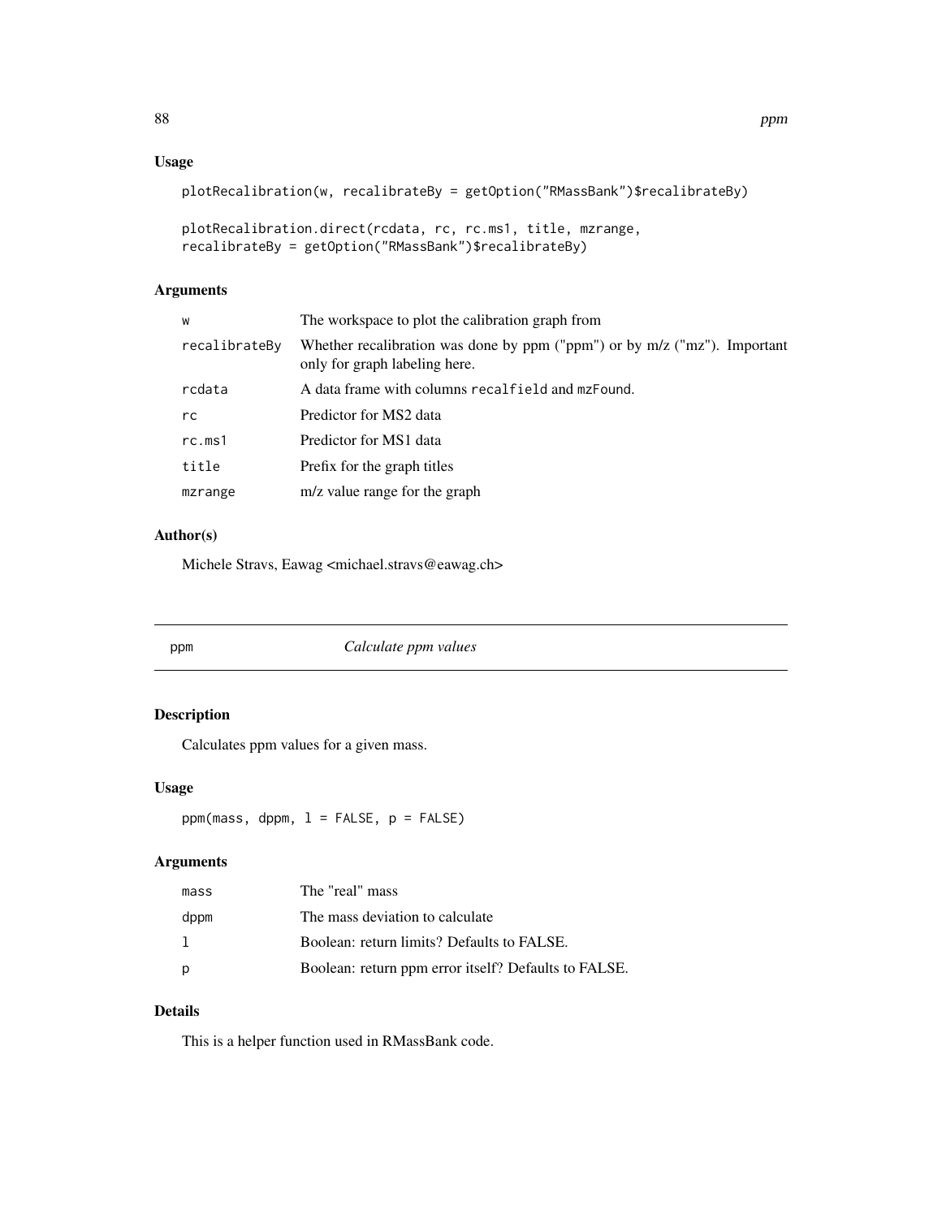### Usage

```
plotRecalibration(w, recalibrateBy = getOption("RMassBank")$recalibrateBy)

plotRecalibration.direct(rcdata, rc, rc.ms1, title, mzrange,
recalibrateBy = getOption("RMassBank")$recalibrateBy)
```

### Arguments

| | |
|---|---|
| w | The workspace to plot the calibration graph from |
| recalibrateBy | Whether recalibration was done by ppm ("ppm") or by m/z ("mz"). Important only for graph labeling here. |
| rcdata | A data frame with columns recalfield and mzFound. |
| rc | Predictor for MS2 data |
| rc.ms1 | Predictor for MS1 data |
| title | Prefix for the graph titles |
| mzrange | m/z value range for the graph |

### Author(s)

Michele Stravs, Eawag <michael.stravs@eawag.ch>

## ppm *Calculate ppm values*

### Description

Calculates ppm values for a given mass.

### Usage

```
ppm(mass, dppm, l = FALSE, p = FALSE)
```

### Arguments

| | |
|---|---|
| mass | The "real" mass |
| dppm | The mass deviation to calculate |
| l | Boolean: return limits? Defaults to FALSE. |
| p | Boolean: return ppm error itself? Defaults to FALSE. |

### Details

This is a helper function used in RMassBank code.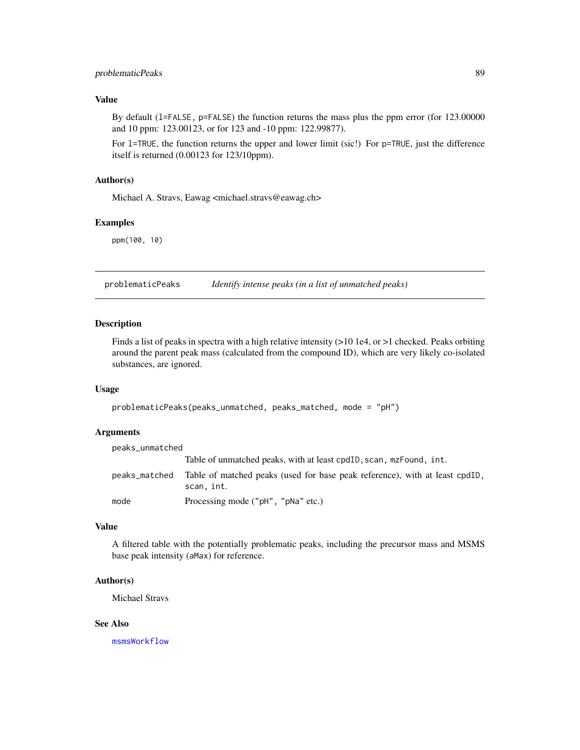## Value

By default (`l=FALSE, p=FALSE`) the function returns the mass plus the ppm error (for 123.00000 and 10 ppm: 123.00123, or for 123 and -10 ppm: 122.99877).

For `l=TRUE`, the function returns the upper and lower limit (sic!) For `p=TRUE`, just the difference itself is returned (0.00123 for 123/10ppm).

## Author(s)

Michael A. Stravs, Eawag <michael.stravs@eawag.ch>

## Examples

```
ppm(100, 10)
```

---

# problematicPeaks — *Identify intense peaks (in a list of unmatched peaks)*

---

## Description

Finds a list of peaks in spectra with a high relative intensity (>10 1e4, or >1 checked. Peaks orbiting around the parent peak mass (calculated from the compound ID), which are very likely co-isolated substances, are ignored.

## Usage

```
problematicPeaks(peaks_unmatched, peaks_matched, mode = "pH")
```

## Arguments

| | |
|---|---|
| `peaks_unmatched` | Table of unmatched peaks, with at least `cpdID,scan, mzFound, int`. |
| `peaks_matched` | Table of matched peaks (used for base peak reference), with at least `cpdID, scan, int`. |
| `mode` | Processing mode (`"pH", "pNa"` etc.) |

## Value

A filtered table with the potentially problematic peaks, including the precursor mass and MSMS base peak intensity (`aMax`) for reference.

## Author(s)

Michael Stravs

## See Also

`msmsWorkflow`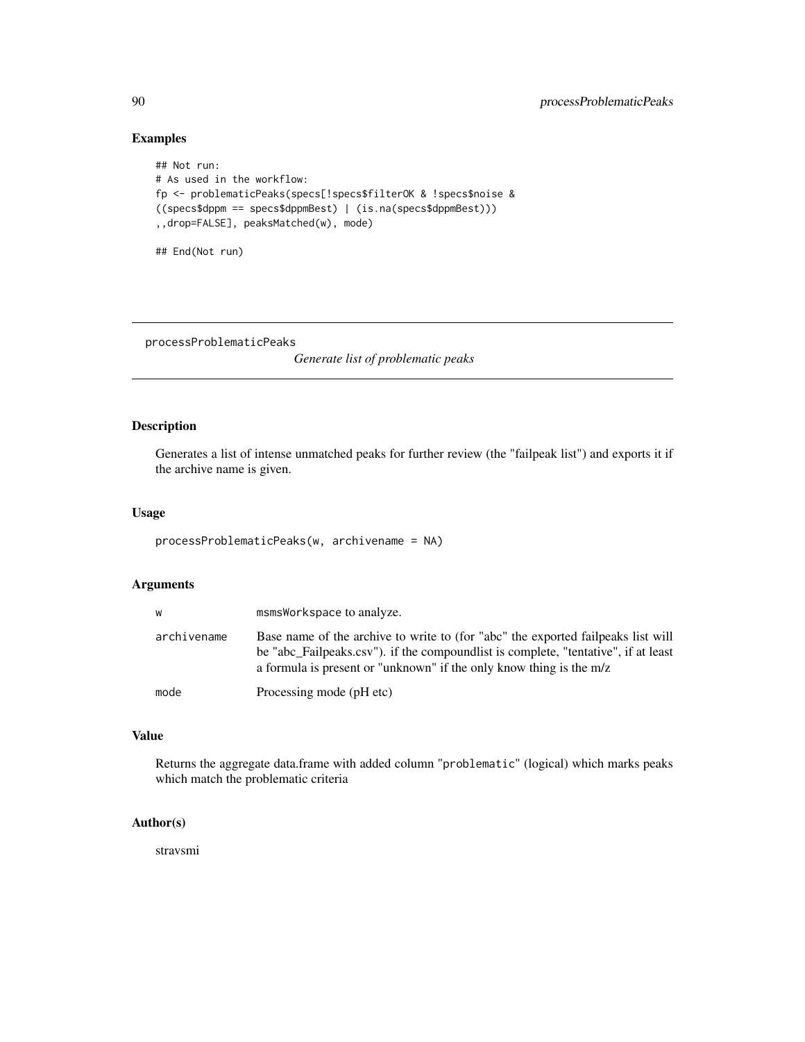## Examples

```
## Not run:
# As used in the workflow:
fp <- problematicPeaks(specs[!specs$filterOK & !specs$noise &
((specs$dppm == specs$dppmBest) | (is.na(specs$dppmBest)))
,,drop=FALSE], peaksMatched(w), mode)

## End(Not run)
```

---

# processProblematicPeaks

*Generate list of problematic peaks*

---

## Description

Generates a list of intense unmatched peaks for further review (the "failpeak list") and exports it if the archive name is given.

## Usage

```
processProblematicPeaks(w, archivename = NA)
```

## Arguments

| | |
|---|---|
| w | msmsWorkspace to analyze. |
| archivename | Base name of the archive to write to (for "abc" the exported failpeaks list will be "abc_Failpeaks.csv"). if the compoundlist is complete, "tentative", if at least a formula is present or "unknown" if the only know thing is the m/z |
| mode | Processing mode (pH etc) |

## Value

Returns the aggregate data.frame with added column "problematic" (logical) which marks peaks which match the problematic criteria

## Author(s)

stravsmi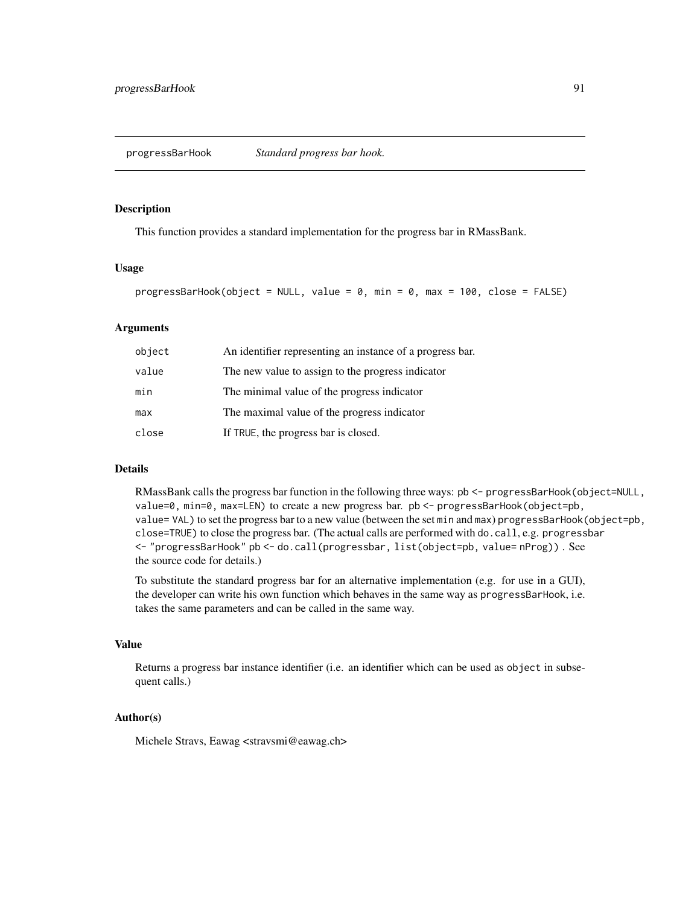# progressBarHook *Standard progress bar hook.*

## Description

This function provides a standard implementation for the progress bar in RMassBank.

## Usage

```
progressBarHook(object = NULL, value = 0, min = 0, max = 100, close = FALSE)
```

## Arguments

| | |
|---|---|
| object | An identifier representing an instance of a progress bar. |
| value | The new value to assign to the progress indicator |
| min | The minimal value of the progress indicator |
| max | The maximal value of the progress indicator |
| close | If TRUE, the progress bar is closed. |

## Details

RMassBank calls the progress bar function in the following three ways: `pb <- progressBarHook(object=NULL, value=0, min=0, max=LEN)` to create a new progress bar. `pb <- progressBarHook(object=pb, value= VAL)` to set the progress bar to a new value (between the set `min` and `max`) `progressBarHook(object=pb, close=TRUE)` to close the progress bar. (The actual calls are performed with `do.call`, e.g. `progressbar <- "progressBarHook" pb <- do.call(progressbar, list(object=pb, value= nProg))` . See the source code for details.)

To substitute the standard progress bar for an alternative implementation (e.g. for use in a GUI), the developer can write his own function which behaves in the same way as `progressBarHook`, i.e. takes the same parameters and can be called in the same way.

## Value

Returns a progress bar instance identifier (i.e. an identifier which can be used as `object` in subsequent calls.)

## Author(s)

Michele Stravs, Eawag <stravsmi@eawag.ch>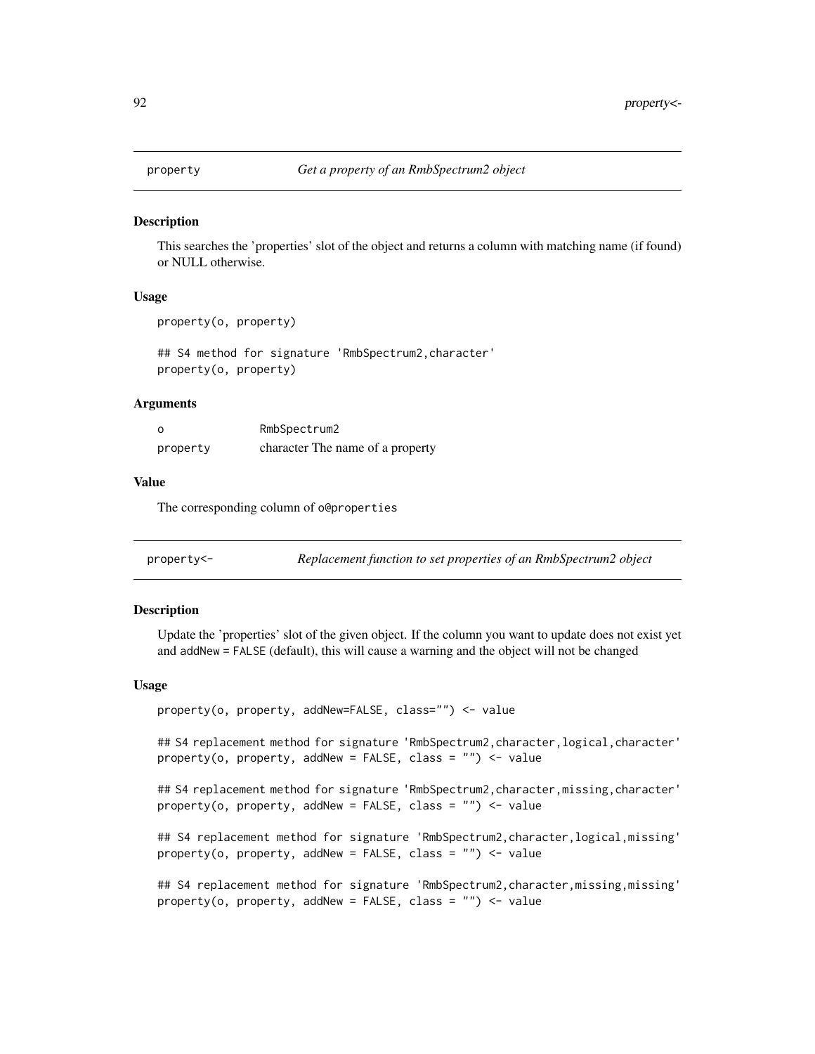## property — *Get a property of an RmbSpectrum2 object*

### Description

This searches the 'properties' slot of the object and returns a column with matching name (if found) or NULL otherwise.

### Usage

```
property(o, property)

## S4 method for signature 'RmbSpectrum2,character'
property(o, property)
```

### Arguments

| | |
|---|---|
| o | RmbSpectrum2 |
| property | character The name of a property |

### Value

The corresponding column of `o@properties`

## property<- — *Replacement function to set properties of an RmbSpectrum2 object*

### Description

Update the 'properties' slot of the given object. If the column you want to update does not exist yet and `addNew = FALSE` (default), this will cause a warning and the object will not be changed

### Usage

```
property(o, property, addNew=FALSE, class="") <- value

## S4 replacement method for signature 'RmbSpectrum2,character,logical,character'
property(o, property, addNew = FALSE, class = "") <- value

## S4 replacement method for signature 'RmbSpectrum2,character,missing,character'
property(o, property, addNew = FALSE, class = "") <- value

## S4 replacement method for signature 'RmbSpectrum2,character,logical,missing'
property(o, property, addNew = FALSE, class = "") <- value

## S4 replacement method for signature 'RmbSpectrum2,character,missing,missing'
property(o, property, addNew = FALSE, class = "") <- value
```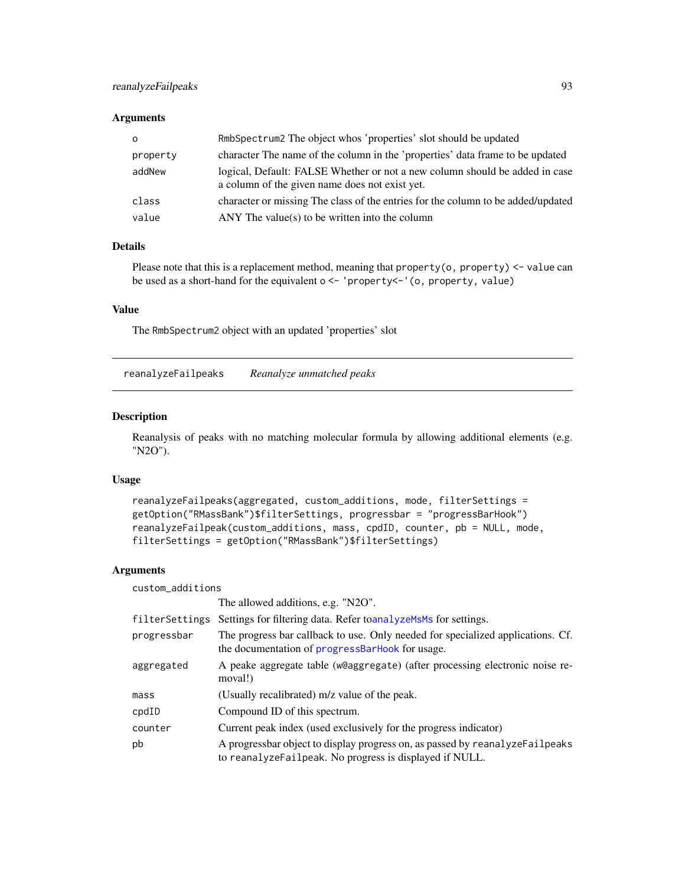## Arguments

| | |
|---|---|
| o | RmbSpectrum2 The object whos 'properties' slot should be updated |
| property | character The name of the column in the 'properties' data frame to be updated |
| addNew | logical, Default: FALSE Whether or not a new column should be added in case a column of the given name does not exist yet. |
| class | character or missing The class of the entries for the column to be added/updated |
| value | ANY The value(s) to be written into the column |

## Details

Please note that this is a replacement method, meaning that `property(o, property) <- value` can be used as a short-hand for the equivalent `o <- 'property<-'(o, property, value)`

## Value

The `RmbSpectrum2` object with an updated 'properties' slot

---

# reanalyzeFailpeaks *Reanalyze unmatched peaks*

## Description

Reanalysis of peaks with no matching molecular formula by allowing additional elements (e.g. "N2O").

## Usage

```
reanalyzeFailpeaks(aggregated, custom_additions, mode, filterSettings =
getOption("RMassBank")$filterSettings, progressbar = "progressBarHook")
reanalyzeFailpeak(custom_additions, mass, cpdID, counter, pb = NULL, mode,
filterSettings = getOption("RMassBank")$filterSettings)
```

## Arguments

| | |
|---|---|
| custom_additions | The allowed additions, e.g. "N2O". |
| filterSettings | Settings for filtering data. Refer to analyzeMsMs for settings. |
| progressbar | The progress bar callback to use. Only needed for specialized applications. Cf. the documentation of progressBarHook for usage. |
| aggregated | A peake aggregate table (w@aggregate) (after processing electronic noise removal!) |
| mass | (Usually recalibrated) m/z value of the peak. |
| cpdID | Compound ID of this spectrum. |
| counter | Current peak index (used exclusively for the progress indicator) |
| pb | A progressbar object to display progress on, as passed by reanalyzeFailpeaks to reanalyzeFailpeak. No progress is displayed if NULL. |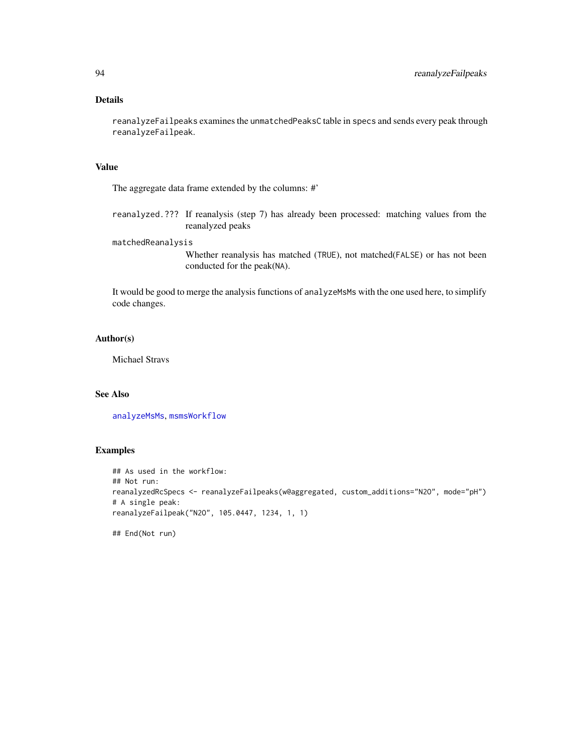## Details

`reanalyzeFailpeaks` examines the `unmatchedPeaksC` table in `specs` and sends every peak through `reanalyzeFailpeak`.

## Value

The aggregate data frame extended by the columns: #'

`reanalyzed.???` If reanalysis (step 7) has already been processed: matching values from the reanalyzed peaks

`matchedReanalysis`
Whether reanalysis has matched (`TRUE`), not matched(`FALSE`) or has not been conducted for the peak(`NA`).

It would be good to merge the analysis functions of `analyzeMsMs` with the one used here, to simplify code changes.

## Author(s)

Michael Stravs

## See Also

`analyzeMsMs`, `msmsWorkflow`

## Examples

```
## As used in the workflow:
## Not run:
reanalyzedRcSpecs <- reanalyzeFailpeaks(w@aggregated, custom_additions="N2O", mode="pH")
# A single peak:
reanalyzeFailpeak("N2O", 105.0447, 1234, 1, 1)

## End(Not run)
```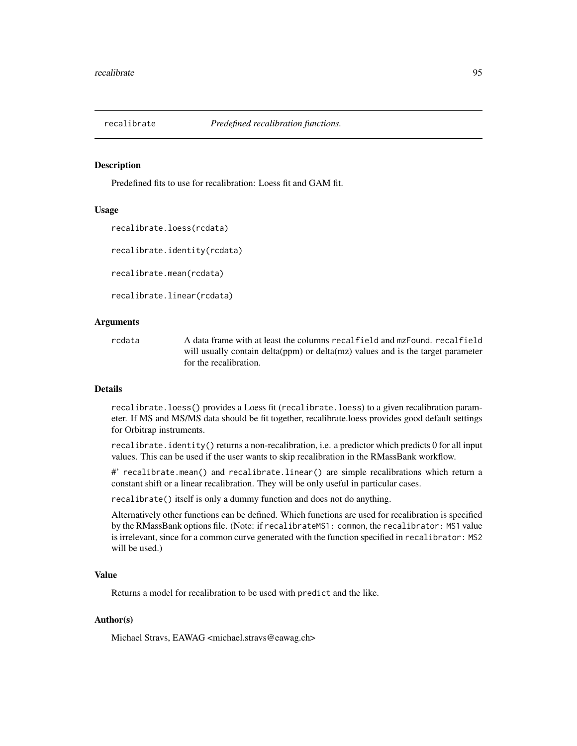# recalibrate — *Predefined recalibration functions.*

## Description

Predefined fits to use for recalibration: Loess fit and GAM fit.

## Usage

```
recalibrate.loess(rcdata)

recalibrate.identity(rcdata)

recalibrate.mean(rcdata)

recalibrate.linear(rcdata)
```

## Arguments

| | |
|---|---|
| rcdata | A data frame with at least the columns `recalfield` and `mzFound`. `recalfield` will usually contain delta(ppm) or delta(mz) values and is the target parameter for the recalibration. |

## Details

`recalibrate.loess()` provides a Loess fit (`recalibrate.loess`) to a given recalibration parameter. If MS and MS/MS data should be fit together, recalibrate.loess provides good default settings for Orbitrap instruments.

`recalibrate.identity()` returns a non-recalibration, i.e. a predictor which predicts 0 for all input values. This can be used if the user wants to skip recalibration in the RMassBank workflow.

#' `recalibrate.mean()` and `recalibrate.linear()` are simple recalibrations which return a constant shift or a linear recalibration. They will be only useful in particular cases.

`recalibrate()` itself is only a dummy function and does not do anything.

Alternatively other functions can be defined. Which functions are used for recalibration is specified by the RMassBank options file. (Note: if `recalibrateMS1: common`, the `recalibrator: MS1` value is irrelevant, since for a common curve generated with the function specified in `recalibrator: MS2` will be used.)

## Value

Returns a model for recalibration to be used with `predict` and the like.

## Author(s)

Michael Stravs, EAWAG <michael.stravs@eawag.ch>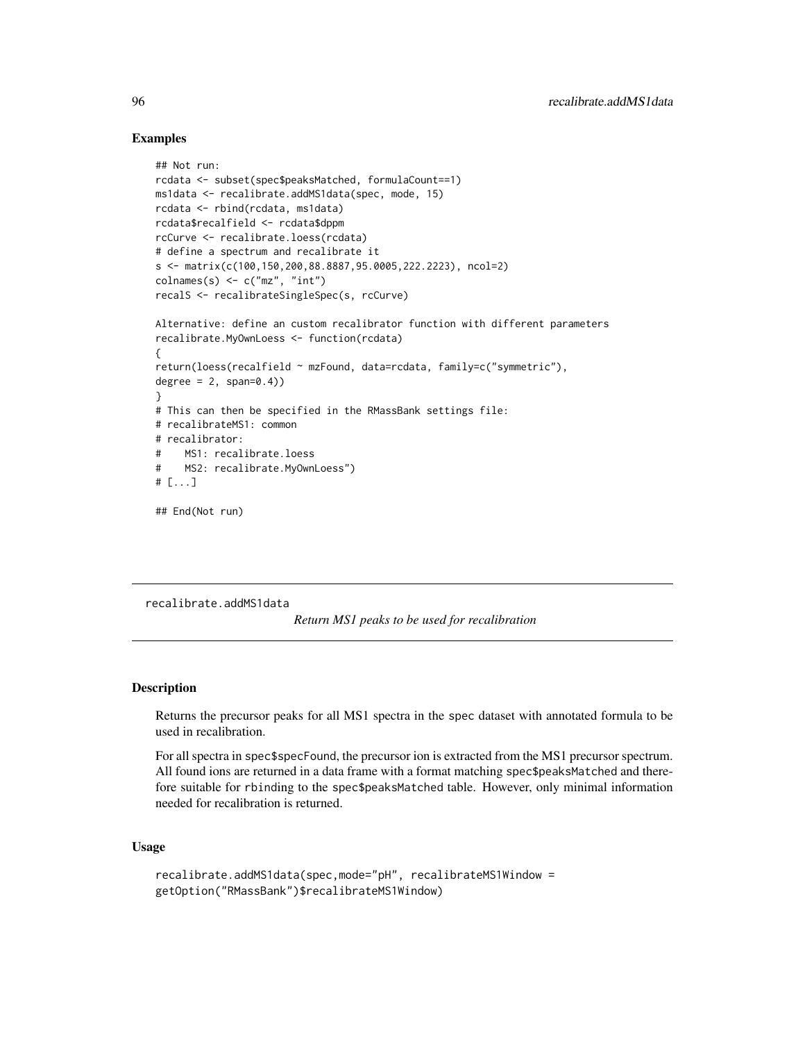## Examples

```
## Not run:
rcdata <- subset(spec$peaksMatched, formulaCount==1)
ms1data <- recalibrate.addMS1data(spec, mode, 15)
rcdata <- rbind(rcdata, ms1data)
rcdata$recalfield <- rcdata$dppm
rcCurve <- recalibrate.loess(rcdata)
# define a spectrum and recalibrate it
s <- matrix(c(100,150,200,88.8887,95.0005,222.2223), ncol=2)
colnames(s) <- c("mz", "int")
recalS <- recalibrateSingleSpec(s, rcCurve)

Alternative: define an custom recalibrator function with different parameters
recalibrate.MyOwnLoess <- function(rcdata)
{
return(loess(recalfield ~ mzFound, data=rcdata, family=c("symmetric"),
degree = 2, span=0.4))
}
# This can then be specified in the RMassBank settings file:
# recalibrateMS1: common
# recalibrator:
#    MS1: recalibrate.loess
#    MS2: recalibrate.MyOwnLoess")
# [...]

## End(Not run)
```

---

recalibrate.addMS1data *Return MS1 peaks to be used for recalibration*

---

## Description

Returns the precursor peaks for all MS1 spectra in the spec dataset with annotated formula to be used in recalibration.

For all spectra in spec$specFound, the precursor ion is extracted from the MS1 precursor spectrum. All found ions are returned in a data frame with a format matching spec$peaksMatched and therefore suitable for rbinding to the spec$peaksMatched table. However, only minimal information needed for recalibration is returned.

## Usage

```
recalibrate.addMS1data(spec,mode="pH", recalibrateMS1Window =
getOption("RMassBank")$recalibrateMS1Window)
```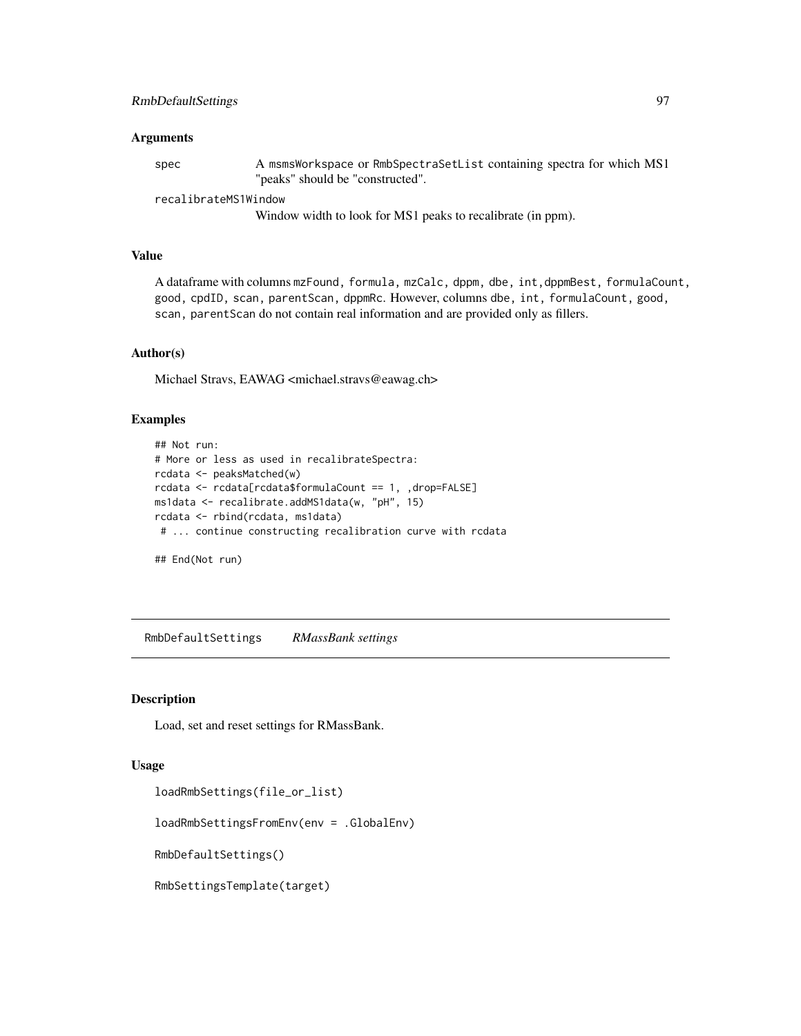### Arguments

spec A msmsWorkspace or RmbSpectraSetList containing spectra for which MS1 "peaks" should be "constructed".

recalibrateMS1Window
Window width to look for MS1 peaks to recalibrate (in ppm).

### Value

A dataframe with columns mzFound, formula, mzCalc, dppm, dbe, int, dppmBest, formulaCount, good, cpdID, scan, parentScan, dppmRc. However, columns dbe, int, formulaCount, good, scan, parentScan do not contain real information and are provided only as fillers.

### Author(s)

Michael Stravs, EAWAG <michael.stravs@eawag.ch>

### Examples

```
## Not run:
# More or less as used in recalibrateSpectra:
rcdata <- peaksMatched(w)
rcdata <- rcdata[rcdata$formulaCount == 1, ,drop=FALSE]
ms1data <- recalibrate.addMS1data(w, "pH", 15)
rcdata <- rbind(rcdata, ms1data)
 # ... continue constructing recalibration curve with rcdata

## End(Not run)
```

---

## RmbDefaultSettings *RMassBank settings*

---

### Description

Load, set and reset settings for RMassBank.

### Usage

```
loadRmbSettings(file_or_list)

loadRmbSettingsFromEnv(env = .GlobalEnv)

RmbDefaultSettings()

RmbSettingsTemplate(target)
```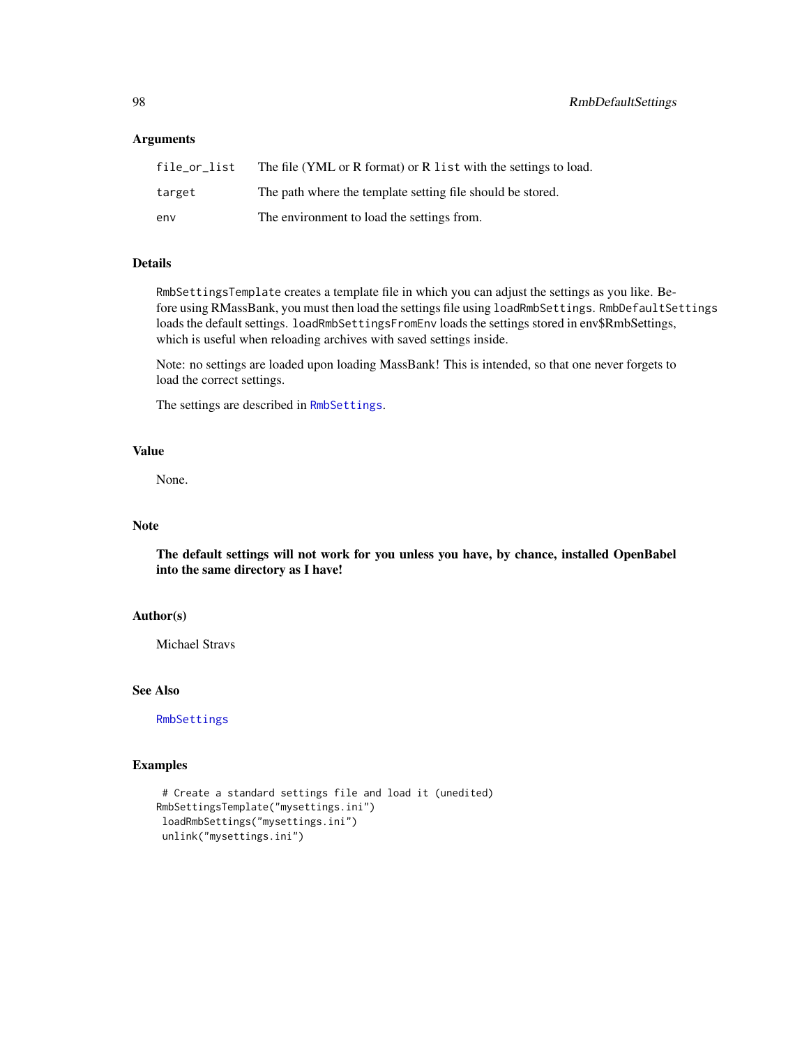### Arguments

| | |
|---|---|
| `file_or_list` | The file (YML or R format) or R `list` with the settings to load. |
| `target` | The path where the template setting file should be stored. |
| `env` | The environment to load the settings from. |

### Details

`RmbSettingsTemplate` creates a template file in which you can adjust the settings as you like. Before using RMassBank, you must then load the settings file using `loadRmbSettings`. `RmbDefaultSettings` loads the default settings. `loadRmbSettingsFromEnv` loads the settings stored in env$RmbSettings, which is useful when reloading archives with saved settings inside.

Note: no settings are loaded upon loading MassBank! This is intended, so that one never forgets to load the correct settings.

The settings are described in `RmbSettings`.

### Value

None.

### Note

**The default settings will not work for you unless you have, by chance, installed OpenBabel into the same directory as I have!**

### Author(s)

Michael Stravs

### See Also

`RmbSettings`

### Examples

```
 # Create a standard settings file and load it (unedited)
RmbSettingsTemplate("mysettings.ini")
 loadRmbSettings("mysettings.ini")
 unlink("mysettings.ini")
```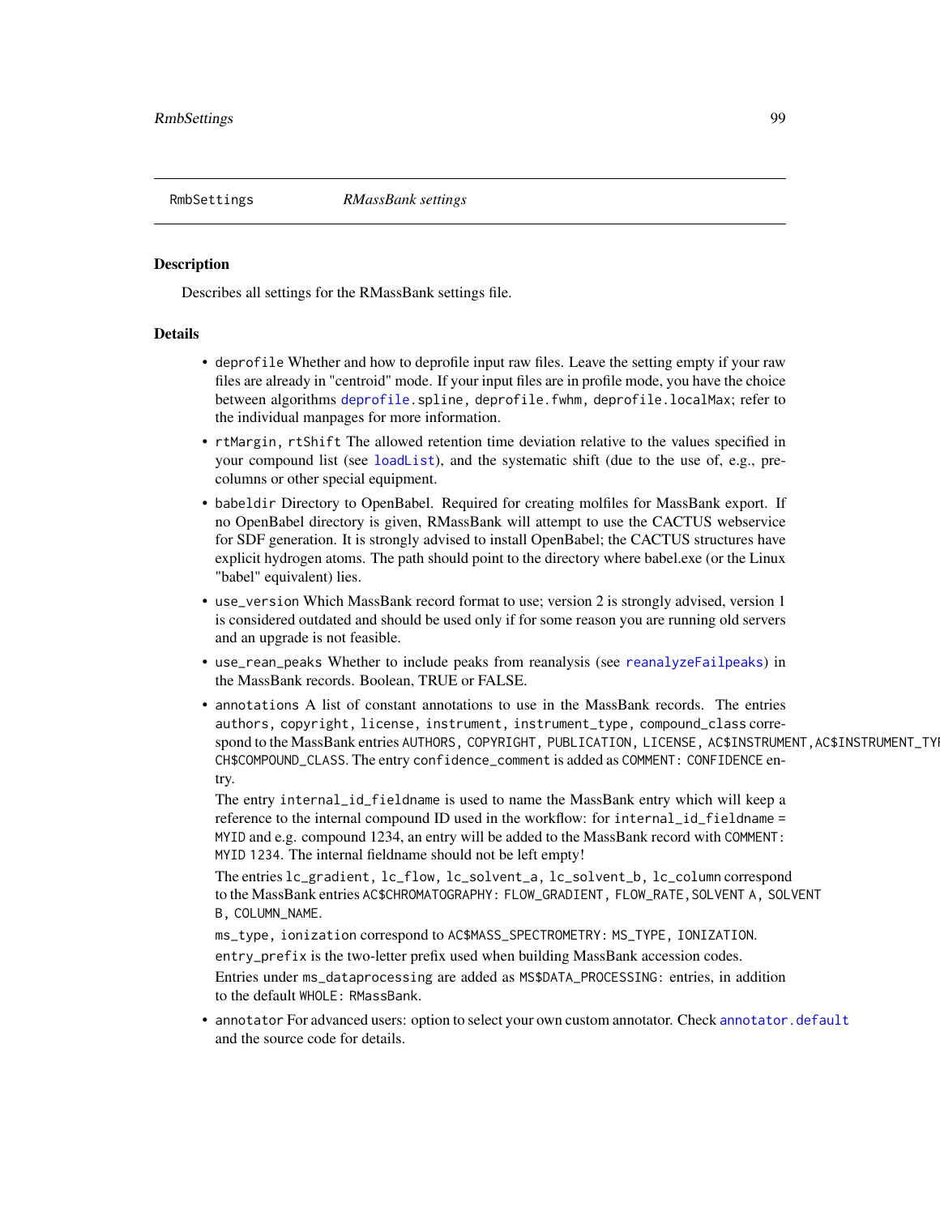RmbSettings *RMassBank settings*

## Description

Describes all settings for the RMassBank settings file.

## Details

- `deprofile` Whether and how to deprofile input raw files. Leave the setting empty if your raw files are already in "centroid" mode. If your input files are in profile mode, you have the choice between algorithms `deprofile.spline`, `deprofile.fwhm`, `deprofile.localMax`; refer to the individual manpages for more information.
- `rtMargin`, `rtShift` The allowed retention time deviation relative to the values specified in your compound list (see `loadList`), and the systematic shift (due to the use of, e.g., pre-columns or other special equipment.
- `babeldir` Directory to OpenBabel. Required for creating molfiles for MassBank export. If no OpenBabel directory is given, RMassBank will attempt to use the CACTUS webservice for SDF generation. It is strongly advised to install OpenBabel; the CACTUS structures have explicit hydrogen atoms. The path should point to the directory where babel.exe (or the Linux "babel" equivalent) lies.
- `use_version` Which MassBank record format to use; version 2 is strongly advised, version 1 is considered outdated and should be used only if for some reason you are running old servers and an upgrade is not feasible.
- `use_rean_peaks` Whether to include peaks from reanalysis (see `reanalyzeFailpeaks`) in the MassBank records. Boolean, TRUE or FALSE.
- `annotations` A list of constant annotations to use in the MassBank records. The entries `authors`, `copyright`, `license`, `instrument`, `instrument_type`, `compound_class` correspond to the MassBank entries `AUTHORS`, `COPYRIGHT`, `PUBLICATION`, `LICENSE`, `AC$INSTRUMENT`, `AC$INSTRUMENT_TYPE`, `CH$COMPOUND_CLASS`. The entry `confidence_comment` is added as `COMMENT: CONFIDENCE` entry.

  The entry `internal_id_fieldname` is used to name the MassBank entry which will keep a reference to the internal compound ID used in the workflow: for `internal_id_fieldname = MYID` and e.g. compound 1234, an entry will be added to the MassBank record with `COMMENT: MYID 1234`. The internal fieldname should not be left empty!

  The entries `lc_gradient`, `lc_flow`, `lc_solvent_a`, `lc_solvent_b`, `lc_column` correspond to the MassBank entries `AC$CHROMATOGRAPHY: FLOW_GRADIENT`, `FLOW_RATE`, `SOLVENT A`, `SOLVENT B`, `COLUMN_NAME`.

  `ms_type`, `ionization` correspond to `AC$MASS_SPECTROMETRY: MS_TYPE`, `IONIZATION`.

  `entry_prefix` is the two-letter prefix used when building MassBank accession codes.

  Entries under `ms_dataprocessing` are added as `MS$DATA_PROCESSING:` entries, in addition to the default `WHOLE: RMassBank`.
- `annotator` For advanced users: option to select your own custom annotator. Check `annotator.default` and the source code for details.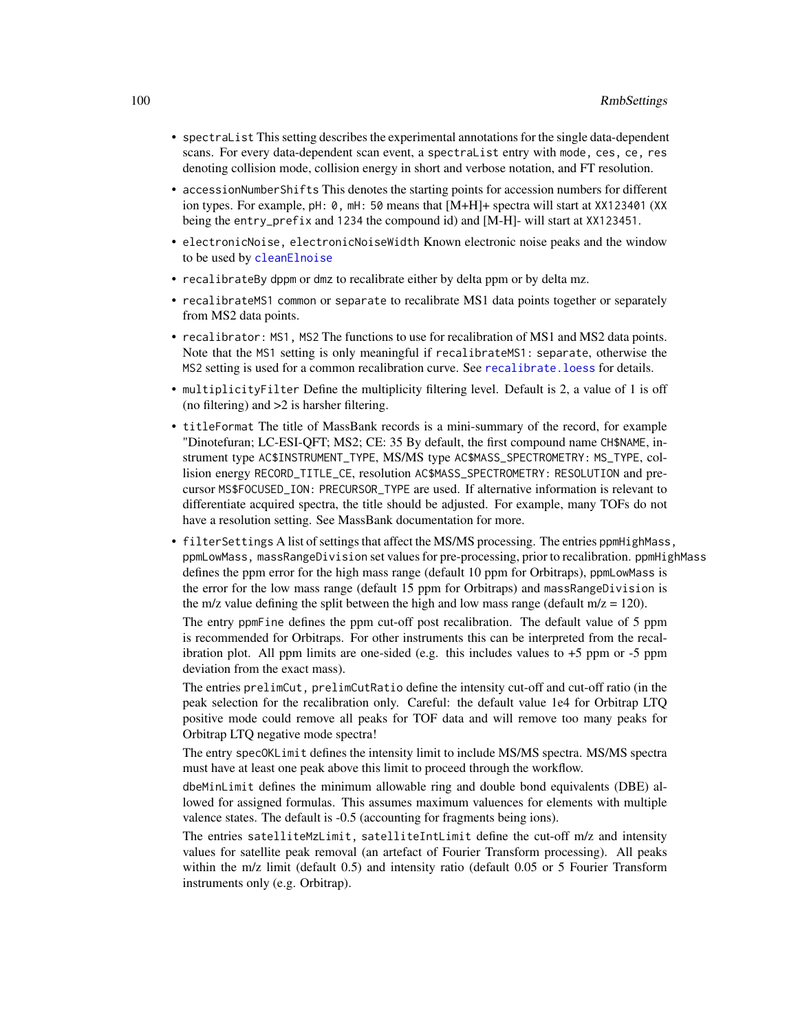- `spectraList` This setting describes the experimental annotations for the single data-dependent scans. For every data-dependent scan event, a `spectraList` entry with `mode, ces, ce, res` denoting collision mode, collision energy in short and verbose notation, and FT resolution.
- `accessionNumberShifts` This denotes the starting points for accession numbers for different ion types. For example, `pH: 0, mH: 50` means that [M+H]+ spectra will start at `XX123401` (`XX` being the `entry_prefix` and `1234` the compound id) and [M-H]- will start at `XX123451`.
- `electronicNoise, electronicNoiseWidth` Known electronic noise peaks and the window to be used by `cleanElnoise`
- `recalibrateBy` `dppm` or `dmz` to recalibrate either by delta ppm or by delta mz.
- `recalibrateMS1` `common` or `separate` to recalibrate MS1 data points together or separately from MS2 data points.
- `recalibrator: MS1, MS2` The functions to use for recalibration of MS1 and MS2 data points. Note that the `MS1` setting is only meaningful if `recalibrateMS1: separate`, otherwise the `MS2` setting is used for a common recalibration curve. See `recalibrate.loess` for details.
- `multiplicityFilter` Define the multiplicity filtering level. Default is 2, a value of 1 is off (no filtering) and >2 is harsher filtering.
- `titleFormat` The title of MassBank records is a mini-summary of the record, for example "Dinotefuran; LC-ESI-QFT; MS2; CE: 35 By default, the first compound name `CH$NAME`, instrument type `AC$INSTRUMENT_TYPE`, MS/MS type `AC$MASS_SPECTROMETRY: MS_TYPE`, collision energy `RECORD_TITLE_CE`, resolution `AC$MASS_SPECTROMETRY: RESOLUTION` and precursor `MS$FOCUSED_ION: PRECURSOR_TYPE` are used. If alternative information is relevant to differentiate acquired spectra, the title should be adjusted. For example, many TOFs do not have a resolution setting. See MassBank documentation for more.
- `filterSettings` A list of settings that affect the MS/MS processing. The entries `ppmHighMass, ppmLowMass, massRangeDivision` set values for pre-processing, prior to recalibration. `ppmHighMass` defines the ppm error for the high mass range (default 10 ppm for Orbitraps), `ppmLowMass` is the error for the low mass range (default 15 ppm for Orbitraps) and `massRangeDivision` is the m/z value defining the split between the high and low mass range (default m/z = 120).

  The entry `ppmFine` defines the ppm cut-off post recalibration. The default value of 5 ppm is recommended for Orbitraps. For other instruments this can be interpreted from the recalibration plot. All ppm limits are one-sided (e.g. this includes values to +5 ppm or -5 ppm deviation from the exact mass).

  The entries `prelimCut, prelimCutRatio` define the intensity cut-off and cut-off ratio (in the peak selection for the recalibration only. Careful: the default value 1e4 for Orbitrap LTQ positive mode could remove all peaks for TOF data and will remove too many peaks for Orbitrap LTQ negative mode spectra!

  The entry `specOKLimit` defines the intensity limit to include MS/MS spectra. MS/MS spectra must have at least one peak above this limit to proceed through the workflow.

  `dbeMinLimit` defines the minimum allowable ring and double bond equivalents (DBE) allowed for assigned formulas. This assumes maximum valuences for elements with multiple valence states. The default is -0.5 (accounting for fragments being ions).

  The entries `satelliteMzLimit, satelliteIntLimit` define the cut-off m/z and intensity values for satellite peak removal (an artefact of Fourier Transform processing). All peaks within the m/z limit (default 0.5) and intensity ratio (default 0.05 or 5 Fourier Transform instruments only (e.g. Orbitrap).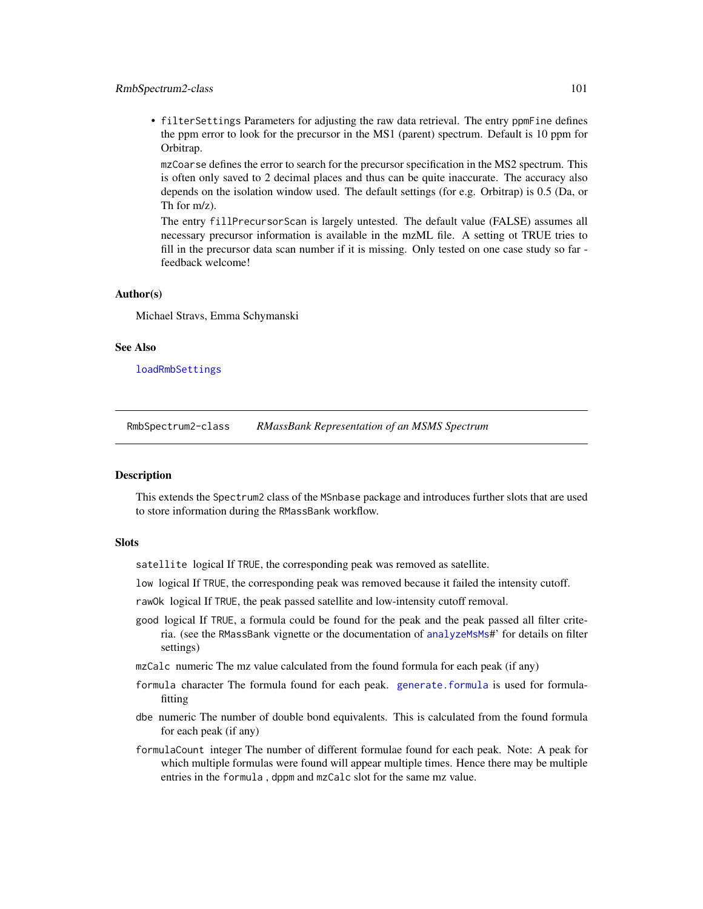- `filterSettings` Parameters for adjusting the raw data retrieval. The entry `ppmFine` defines the ppm error to look for the precursor in the MS1 (parent) spectrum. Default is 10 ppm for Orbitrap.

  `mzCoarse` defines the error to search for the precursor specification in the MS2 spectrum. This is often only saved to 2 decimal places and thus can be quite inaccurate. The accuracy also depends on the isolation window used. The default settings (for e.g. Orbitrap) is 0.5 (Da, or Th for m/z).

  The entry `fillPrecursorScan` is largely untested. The default value (FALSE) assumes all necessary precursor information is available in the mzML file. A setting ot TRUE tries to fill in the precursor data scan number if it is missing. Only tested on one case study so far - feedback welcome!

### Author(s)

Michael Stravs, Emma Schymanski

### See Also

`loadRmbSettings`

---

## RmbSpectrum2-class — *RMassBank Representation of an MSMS Spectrum*

---

### Description

This extends the `Spectrum2` class of the `MSnbase` package and introduces further slots that are used to store information during the `RMassBank` workflow.

### Slots

`satellite` logical If `TRUE`, the corresponding peak was removed as satellite.

`low` logical If `TRUE`, the corresponding peak was removed because it failed the intensity cutoff.

`rawOk` logical If `TRUE`, the peak passed satellite and low-intensity cutoff removal.

`good` logical If `TRUE`, a formula could be found for the peak and the peak passed all filter criteria. (see the `RMassBank` vignette or the documentation of `analyzeMsMs`#' for details on filter settings)

`mzCalc` numeric The mz value calculated from the found formula for each peak (if any)

`formula` character The formula found for each peak. `generate.formula` is used for formula-fitting

`dbe` numeric The number of double bond equivalents. This is calculated from the found formula for each peak (if any)

`formulaCount` integer The number of different formulae found for each peak. Note: A peak for which multiple formulas were found will appear multiple times. Hence there may be multiple entries in the `formula` , `dppm` and `mzCalc` slot for the same mz value.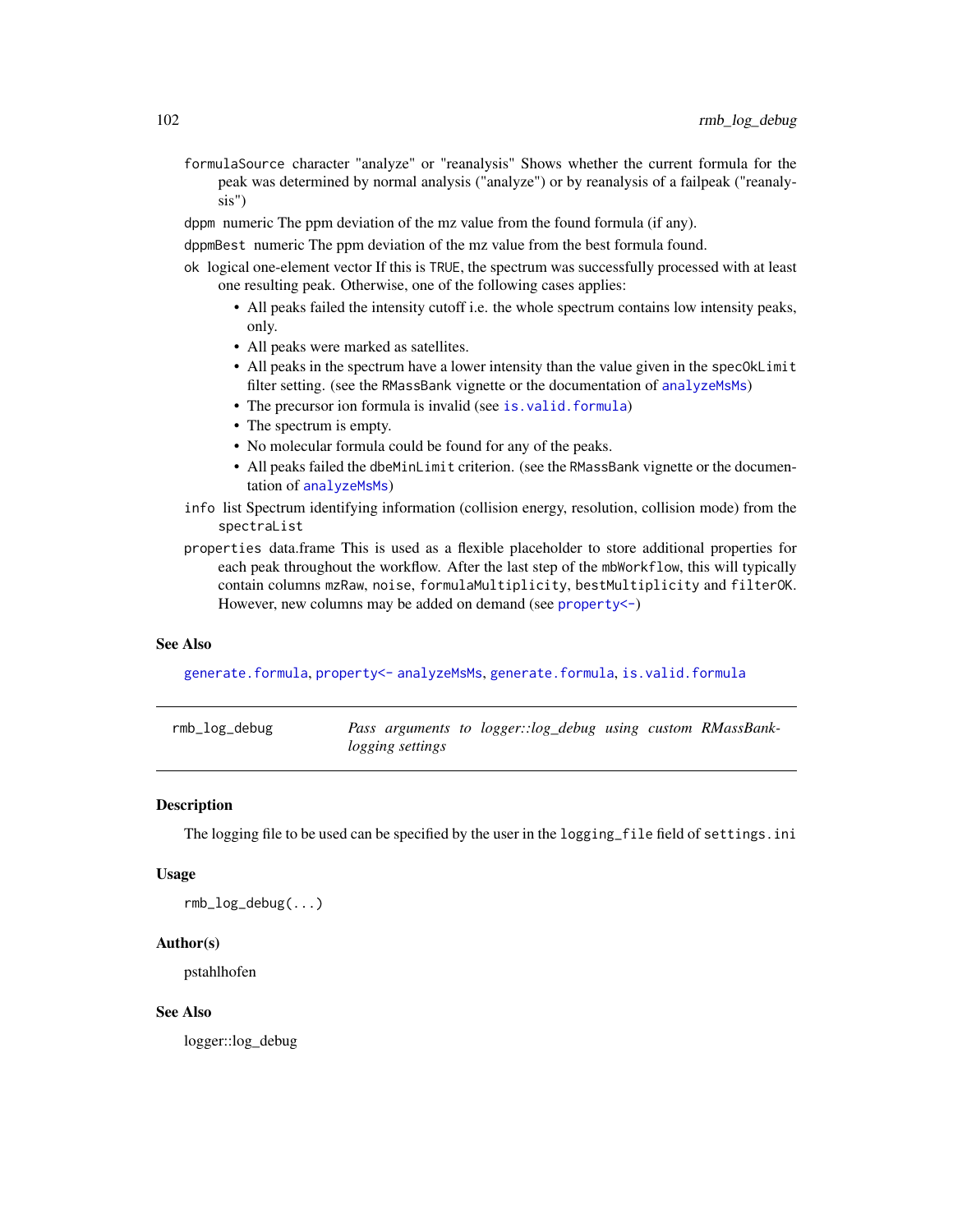formulaSource character "analyze" or "reanalysis" Shows whether the current formula for the peak was determined by normal analysis ("analyze") or by reanalysis of a failpeak ("reanalysis")

dppm numeric The ppm deviation of the mz value from the found formula (if any).

dppmBest numeric The ppm deviation of the mz value from the best formula found.

ok logical one-element vector If this is TRUE, the spectrum was successfully processed with at least one resulting peak. Otherwise, one of the following cases applies:

- All peaks failed the intensity cutoff i.e. the whole spectrum contains low intensity peaks, only.
- All peaks were marked as satellites.
- All peaks in the spectrum have a lower intensity than the value given in the specOkLimit filter setting. (see the RMassBank vignette or the documentation of analyzeMsMs)
- The precursor ion formula is invalid (see is.valid.formula)
- The spectrum is empty.
- No molecular formula could be found for any of the peaks.
- All peaks failed the dbeMinLimit criterion. (see the RMassBank vignette or the documentation of analyzeMsMs)

info list Spectrum identifying information (collision energy, resolution, collision mode) from the spectraList

properties data.frame This is used as a flexible placeholder to store additional properties for each peak throughout the workflow. After the last step of the mbWorkflow, this will typically contain columns mzRaw, noise, formulaMultiplicity, bestMultiplicity and filterOK. However, new columns may be added on demand (see property<-)

### See Also

generate.formula, property<- analyzeMsMs, generate.formula, is.valid.formula

---

## rmb_log_debug — *Pass arguments to logger::log_debug using custom RMassBank-logging settings*

### Description

The logging file to be used can be specified by the user in the logging_file field of settings.ini

### Usage

```
rmb_log_debug(...)
```

### Author(s)

pstahlhofen

### See Also

logger::log_debug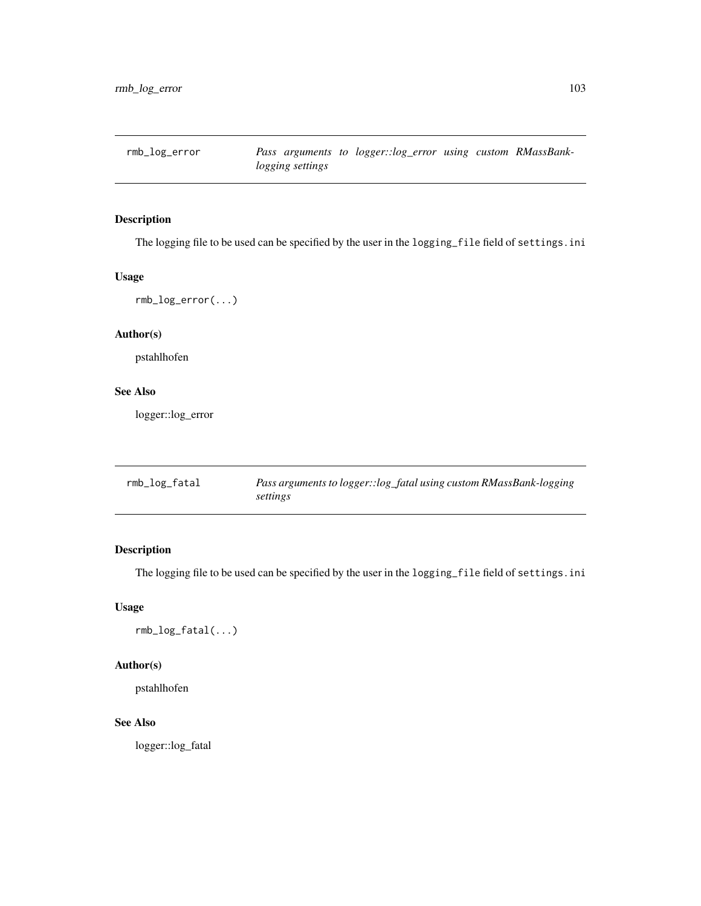## rmb_log_error — *Pass arguments to logger::log_error using custom RMassBank-logging settings*

### Description

The logging file to be used can be specified by the user in the `logging_file` field of `settings.ini`

### Usage

```
rmb_log_error(...)
```

### Author(s)

pstahlhofen

### See Also

logger::log_error

## rmb_log_fatal — *Pass arguments to logger::log_fatal using custom RMassBank-logging settings*

### Description

The logging file to be used can be specified by the user in the `logging_file` field of `settings.ini`

### Usage

```
rmb_log_fatal(...)
```

### Author(s)

pstahlhofen

### See Also

logger::log_fatal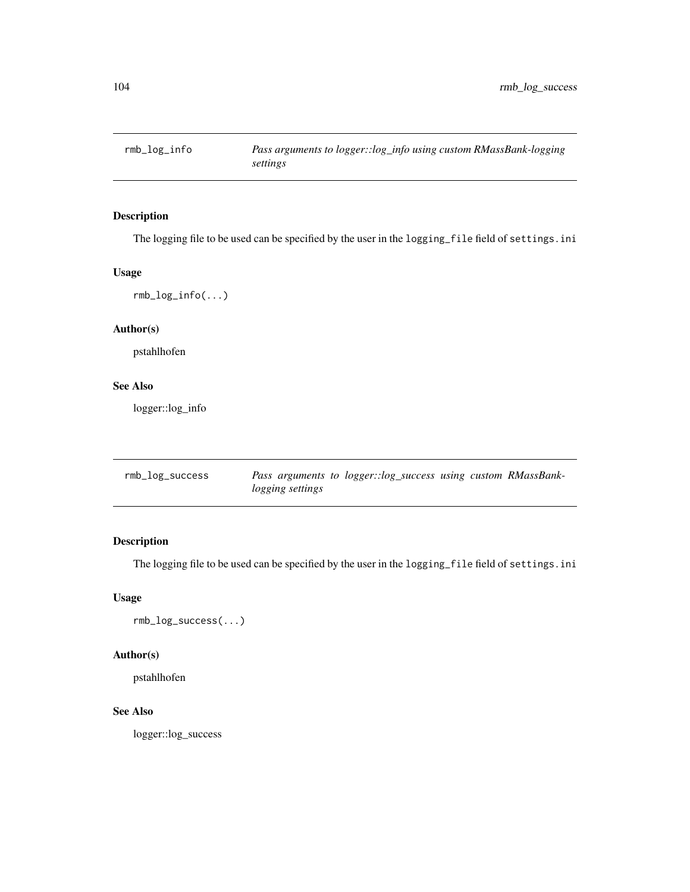## rmb_log_info — *Pass arguments to logger::log_info using custom RMassBank-logging settings*

### Description

The logging file to be used can be specified by the user in the `logging_file` field of `settings.ini`

### Usage

```
rmb_log_info(...)
```

### Author(s)

pstahlhofen

### See Also

logger::log_info

## rmb_log_success — *Pass arguments to logger::log_success using custom RMassBank-logging settings*

### Description

The logging file to be used can be specified by the user in the `logging_file` field of `settings.ini`

### Usage

```
rmb_log_success(...)
```

### Author(s)

pstahlhofen

### See Also

logger::log_success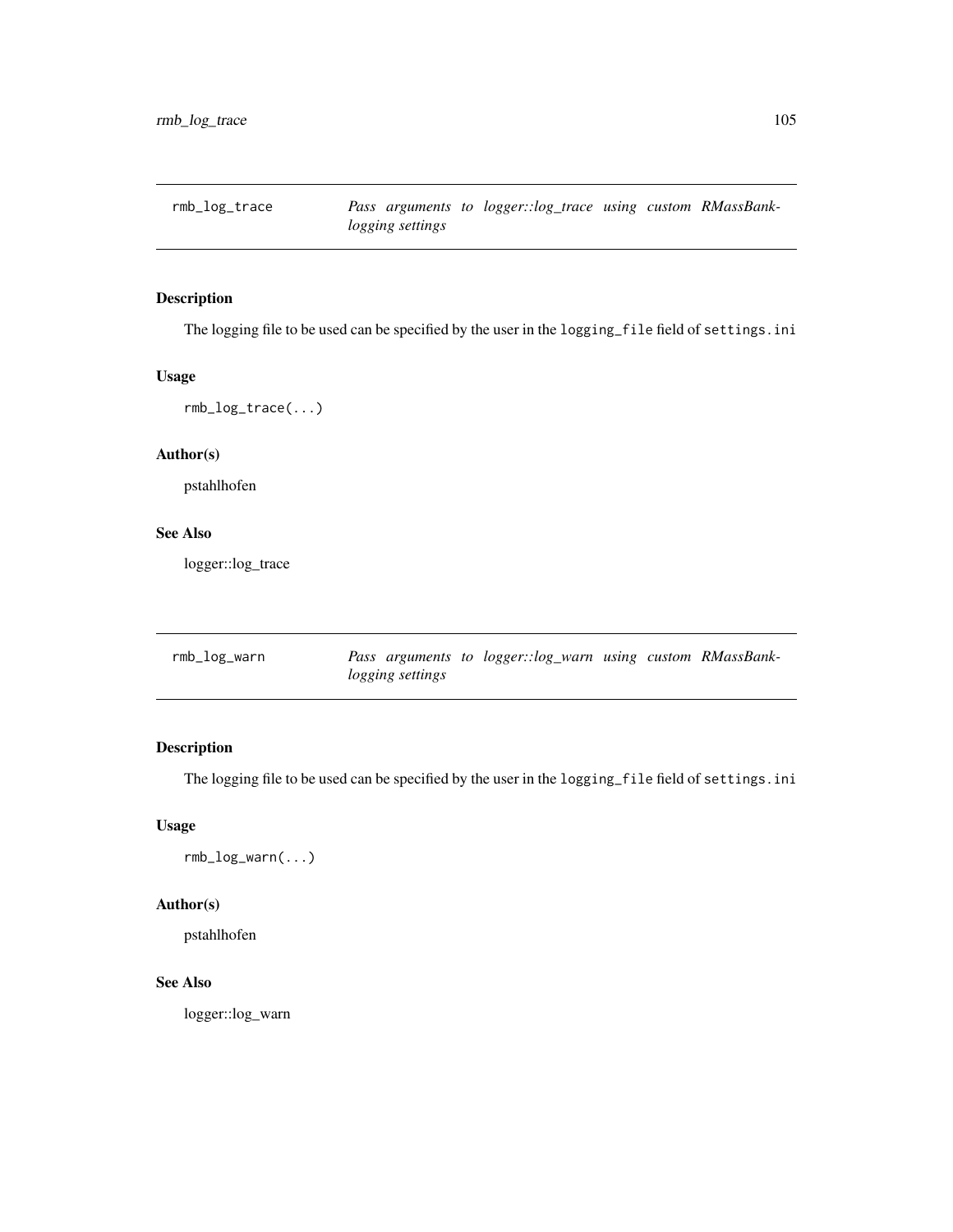## rmb_log_trace

*Pass arguments to logger::log_trace using custom RMassBank-logging settings*

### Description

The logging file to be used can be specified by the user in the `logging_file` field of `settings.ini`

### Usage

```
rmb_log_trace(...)
```

### Author(s)

pstahlhofen

### See Also

logger::log_trace

## rmb_log_warn

*Pass arguments to logger::log_warn using custom RMassBank-logging settings*

### Description

The logging file to be used can be specified by the user in the `logging_file` field of `settings.ini`

### Usage

```
rmb_log_warn(...)
```

### Author(s)

pstahlhofen

### See Also

logger::log_warn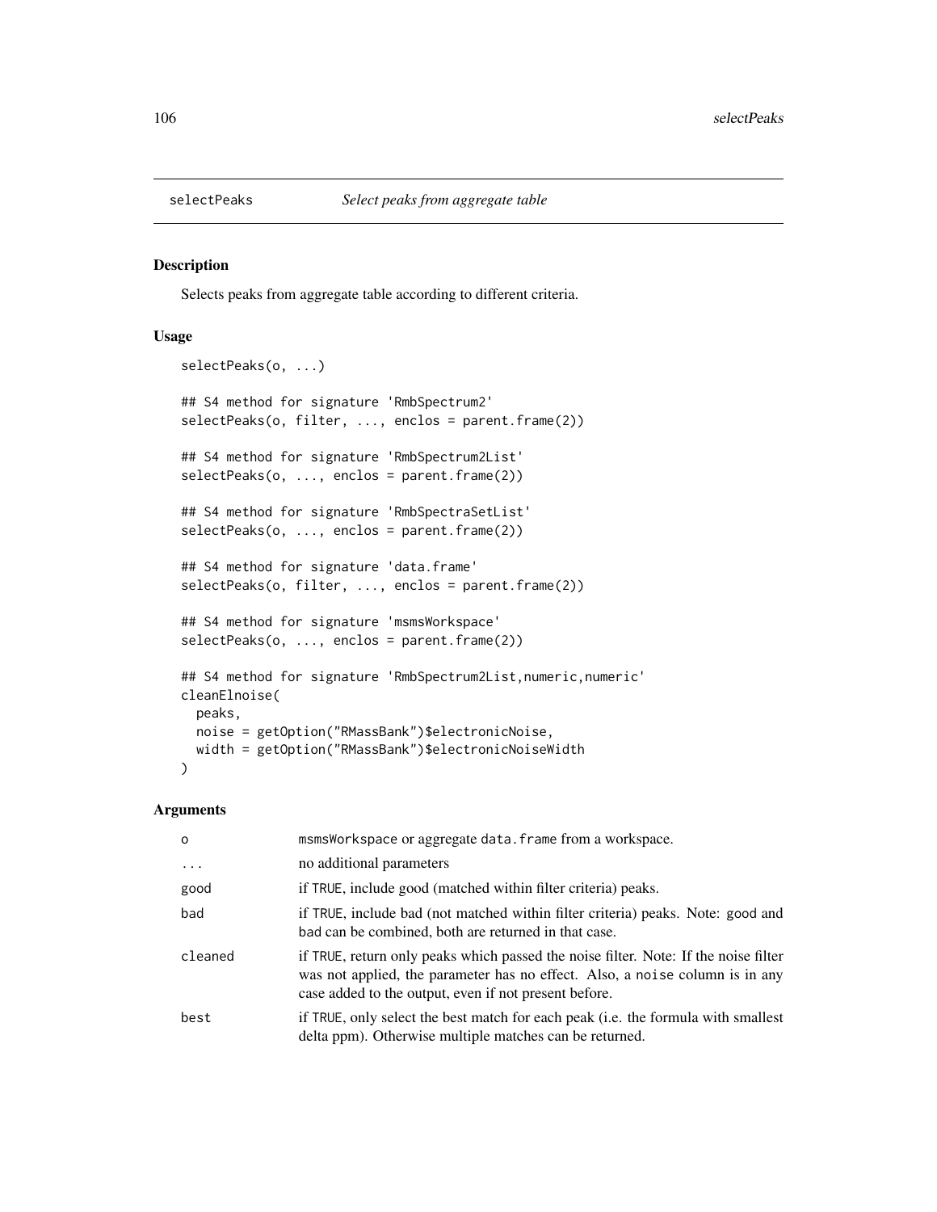# selectPeaks *Select peaks from aggregate table*

## Description

Selects peaks from aggregate table according to different criteria.

## Usage

```
selectPeaks(o, ...)

## S4 method for signature 'RmbSpectrum2'
selectPeaks(o, filter, ..., enclos = parent.frame(2))

## S4 method for signature 'RmbSpectrum2List'
selectPeaks(o, ..., enclos = parent.frame(2))

## S4 method for signature 'RmbSpectraSetList'
selectPeaks(o, ..., enclos = parent.frame(2))

## S4 method for signature 'data.frame'
selectPeaks(o, filter, ..., enclos = parent.frame(2))

## S4 method for signature 'msmsWorkspace'
selectPeaks(o, ..., enclos = parent.frame(2))

## S4 method for signature 'RmbSpectrum2List,numeric,numeric'
cleanElnoise(
  peaks,
  noise = getOption("RMassBank")$electronicNoise,
  width = getOption("RMassBank")$electronicNoiseWidth
)
```

## Arguments

| | |
|---|---|
| o | msmsWorkspace or aggregate data.frame from a workspace. |
| ... | no additional parameters |
| good | if TRUE, include good (matched within filter criteria) peaks. |
| bad | if TRUE, include bad (not matched within filter criteria) peaks. Note: good and bad can be combined, both are returned in that case. |
| cleaned | if TRUE, return only peaks which passed the noise filter. Note: If the noise filter was not applied, the parameter has no effect. Also, a noise column is in any case added to the output, even if not present before. |
| best | if TRUE, only select the best match for each peak (i.e. the formula with smallest delta ppm). Otherwise multiple matches can be returned. |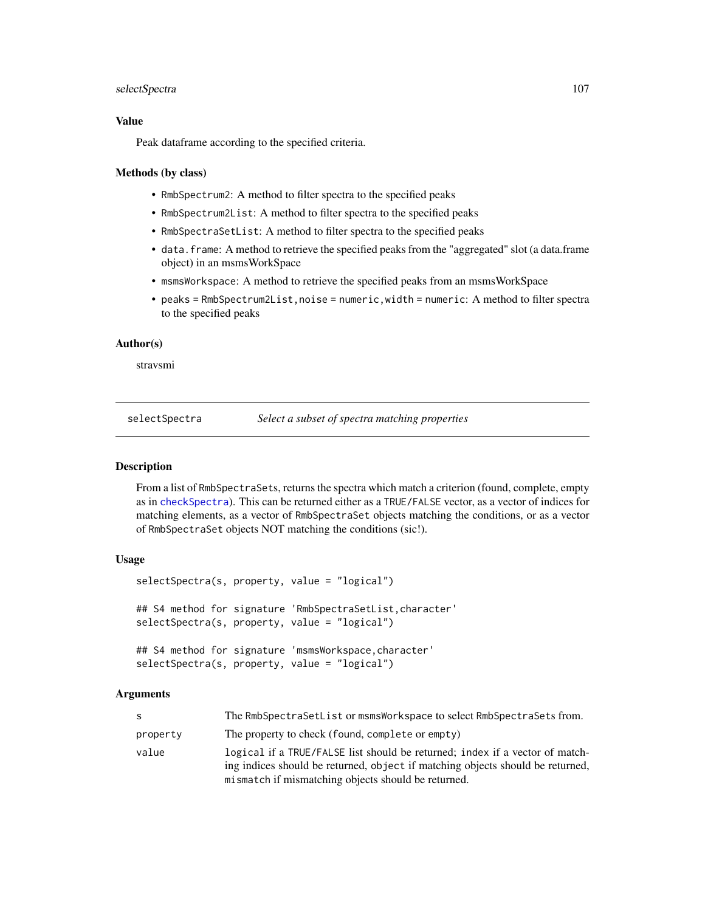### Value

Peak dataframe according to the specified criteria.

### Methods (by class)

- `RmbSpectrum2`: A method to filter spectra to the specified peaks
- `RmbSpectrum2List`: A method to filter spectra to the specified peaks
- `RmbSpectraSetList`: A method to filter spectra to the specified peaks
- `data.frame`: A method to retrieve the specified peaks from the "aggregated" slot (a data.frame object) in an msmsWorkSpace
- `msmsWorkspace`: A method to retrieve the specified peaks from an msmsWorkSpace
- `peaks = RmbSpectrum2List,noise = numeric,width = numeric`: A method to filter spectra to the specified peaks

### Author(s)

stravsmi

---

## selectSpectra — *Select a subset of spectra matching properties*

### Description

From a list of `RmbSpectraSet`s, returns the spectra which match a criterion (found, complete, empty as in `checkSpectra`). This can be returned either as a `TRUE/FALSE` vector, as a vector of indices for matching elements, as a vector of `RmbSpectraSet` objects matching the conditions, or as a vector of `RmbSpectraSet` objects NOT matching the conditions (sic!).

### Usage

```
selectSpectra(s, property, value = "logical")

## S4 method for signature 'RmbSpectraSetList,character'
selectSpectra(s, property, value = "logical")

## S4 method for signature 'msmsWorkspace,character'
selectSpectra(s, property, value = "logical")
```

### Arguments

| | |
|---|---|
| `s` | The `RmbSpectraSetList` or `msmsWorkspace` to select `RmbSpectraSet`s from. |
| `property` | The property to check (`found`, `complete` or `empty`) |
| `value` | `logical` if a `TRUE/FALSE` list should be returned; `index` if a vector of matching indices should be returned, `object` if matching objects should be returned, `mismatch` if mismatching objects should be returned. |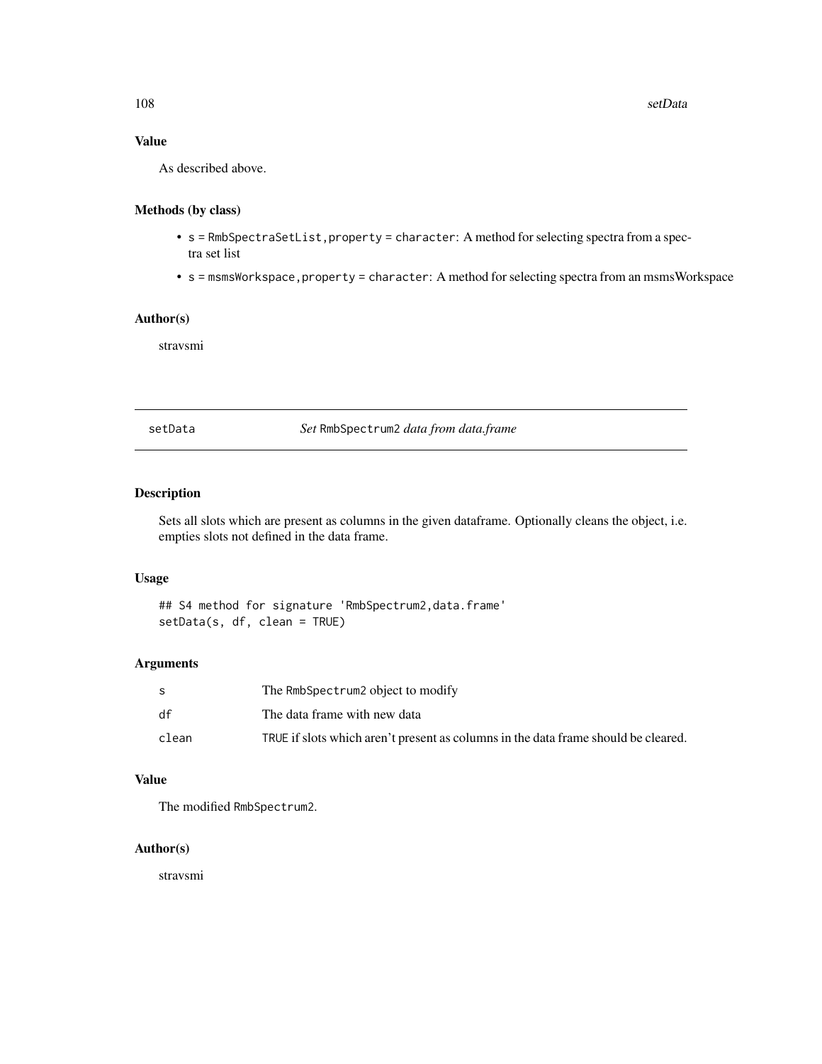### Value

As described above.

### Methods (by class)

- `s = RmbSpectraSetList,property = character`: A method for selecting spectra from a spectra set list
- `s = msmsWorkspace,property = character`: A method for selecting spectra from an msmsWorkspace

### Author(s)

stravsmi

---

## setData — *Set* `RmbSpectrum2` *data from data.frame*

---

### Description

Sets all slots which are present as columns in the given dataframe. Optionally cleans the object, i.e. empties slots not defined in the data frame.

### Usage

```
## S4 method for signature 'RmbSpectrum2,data.frame'
setData(s, df, clean = TRUE)
```

### Arguments

| | |
|---|---|
| s | The `RmbSpectrum2` object to modify |
| df | The data frame with new data |
| clean | `TRUE` if slots which aren't present as columns in the data frame should be cleared. |

### Value

The modified `RmbSpectrum2`.

### Author(s)

stravsmi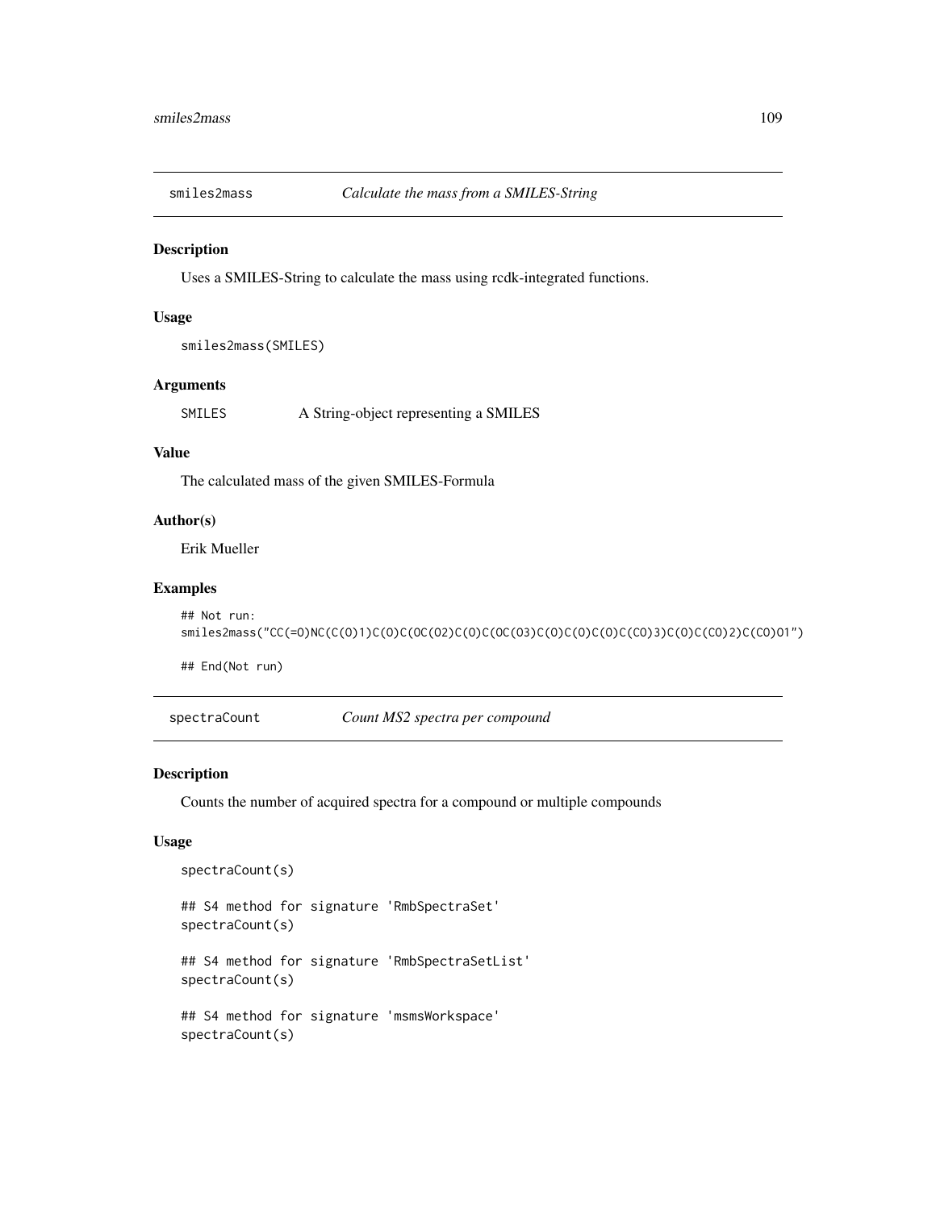## smiles2mass — *Calculate the mass from a SMILES-String*

### Description

Uses a SMILES-String to calculate the mass using rcdk-integrated functions.

### Usage

```
smiles2mass(SMILES)
```

### Arguments

| | |
|---|---|
| SMILES | A String-object representing a SMILES |

### Value

The calculated mass of the given SMILES-Formula

### Author(s)

Erik Mueller

### Examples

```
## Not run:
smiles2mass("CC(=O)NC(C(O)1)C(O)C(OC(O2)C(O)C(OC(O3)C(O)C(O)C(O)C(CO)3)C(O)C(CO)2)C(CO)O1")

## End(Not run)
```

## spectraCount — *Count MS2 spectra per compound*

### Description

Counts the number of acquired spectra for a compound or multiple compounds

### Usage

```
spectraCount(s)

## S4 method for signature 'RmbSpectraSet'
spectraCount(s)

## S4 method for signature 'RmbSpectraSetList'
spectraCount(s)

## S4 method for signature 'msmsWorkspace'
spectraCount(s)
```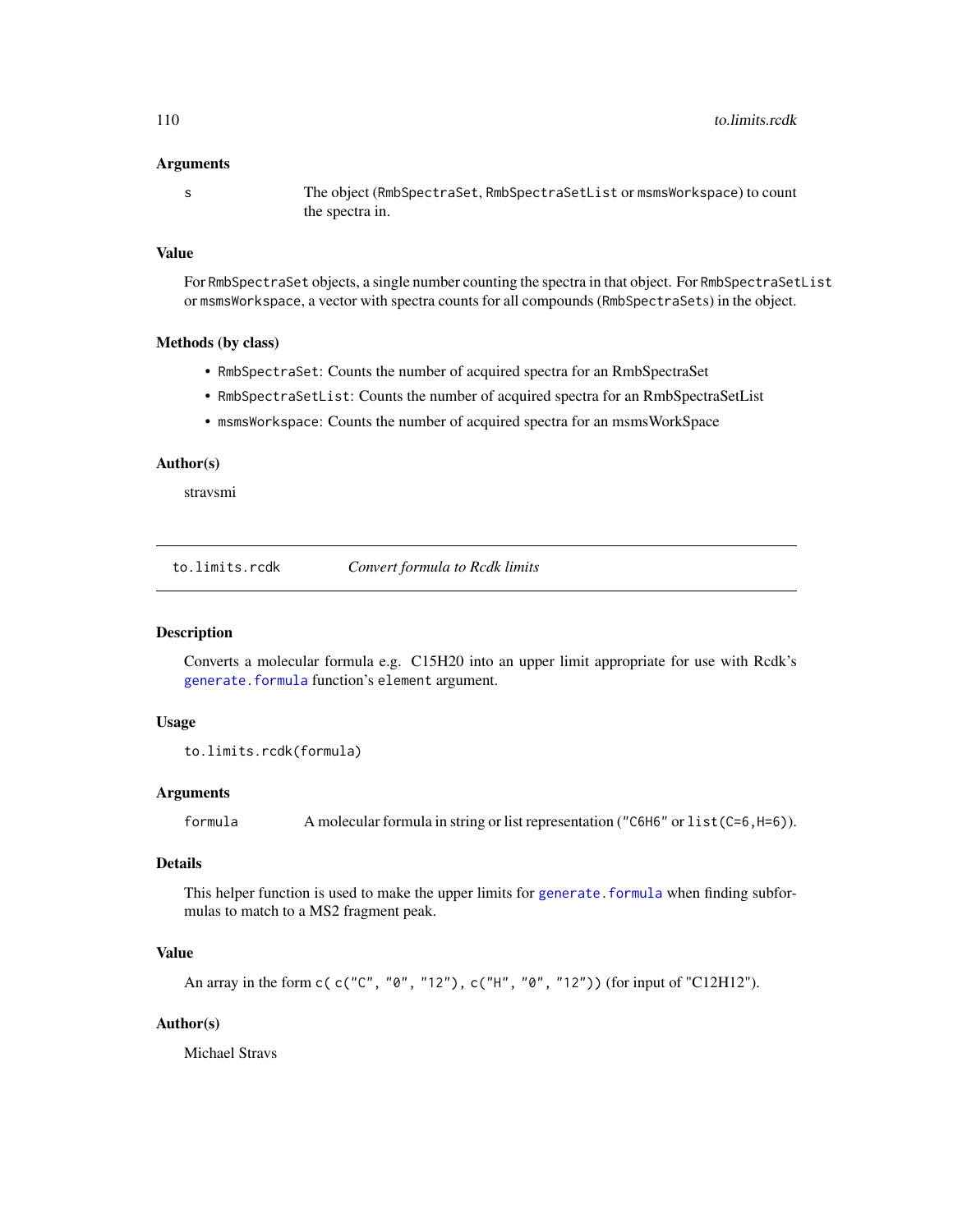### Arguments

s The object (`RmbSpectraSet`, `RmbSpectraSetList` or `msmsWorkspace`) to count the spectra in.

### Value

For `RmbSpectraSet` objects, a single number counting the spectra in that object. For `RmbSpectraSetList` or `msmsWorkspace`, a vector with spectra counts for all compounds (`RmbSpectraSets`) in the object.

### Methods (by class)

- `RmbSpectraSet`: Counts the number of acquired spectra for an RmbSpectraSet
- `RmbSpectraSetList`: Counts the number of acquired spectra for an RmbSpectraSetList
- `msmsWorkspace`: Counts the number of acquired spectra for an msmsWorkSpace

### Author(s)

stravsmi

---

## to.limits.rcdk *Convert formula to Rcdk limits*

### Description

Converts a molecular formula e.g. C15H20 into an upper limit appropriate for use with Rcdk's `generate.formula` function's `element` argument.

### Usage

```
to.limits.rcdk(formula)
```

### Arguments

formula A molecular formula in string or list representation (`"C6H6"` or `list(C=6,H=6)`).

### Details

This helper function is used to make the upper limits for `generate.formula` when finding subformulas to match to a MS2 fragment peak.

### Value

An array in the form `c( c("C", "0", "12"), c("H", "0", "12"))` (for input of "C12H12").

### Author(s)

Michael Stravs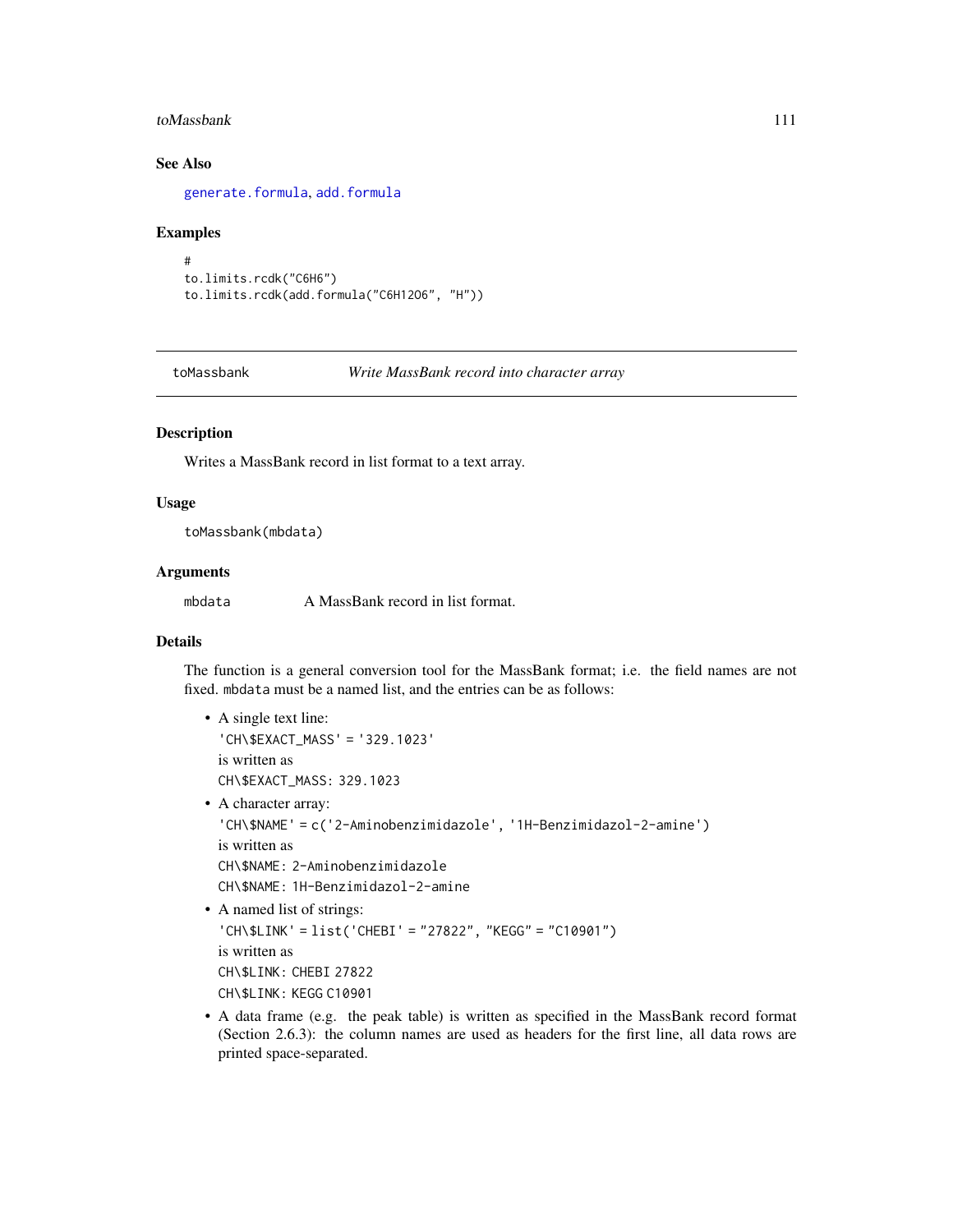### See Also

generate.formula, add.formula

### Examples

```
#
to.limits.rcdk("C6H6")
to.limits.rcdk(add.formula("C6H12O6", "H"))
```

---

## toMassbank — *Write MassBank record into character array*

### Description

Writes a MassBank record in list format to a text array.

### Usage

```
toMassbank(mbdata)
```

### Arguments

| | |
|---|---|
| mbdata | A MassBank record in list format. |

### Details

The function is a general conversion tool for the MassBank format; i.e. the field names are not fixed. mbdata must be a named list, and the entries can be as follows:

- A single text line:
  `'CH\$EXACT_MASS' = '329.1023'`
  is written as
  `CH\$EXACT_MASS: 329.1023`
- A character array:
  `'CH\$NAME' = c('2-Aminobenzimidazole', '1H-Benzimidazol-2-amine')`
  is written as
  `CH\$NAME: 2-Aminobenzimidazole`
  `CH\$NAME: 1H-Benzimidazol-2-amine`
- A named list of strings:
  `'CH\$LINK' = list('CHEBI' = "27822", "KEGG" = "C10901")`
  is written as
  `CH\$LINK: CHEBI 27822`
  `CH\$LINK: KEGG C10901`
- A data frame (e.g. the peak table) is written as specified in the MassBank record format (Section 2.6.3): the column names are used as headers for the first line, all data rows are printed space-separated.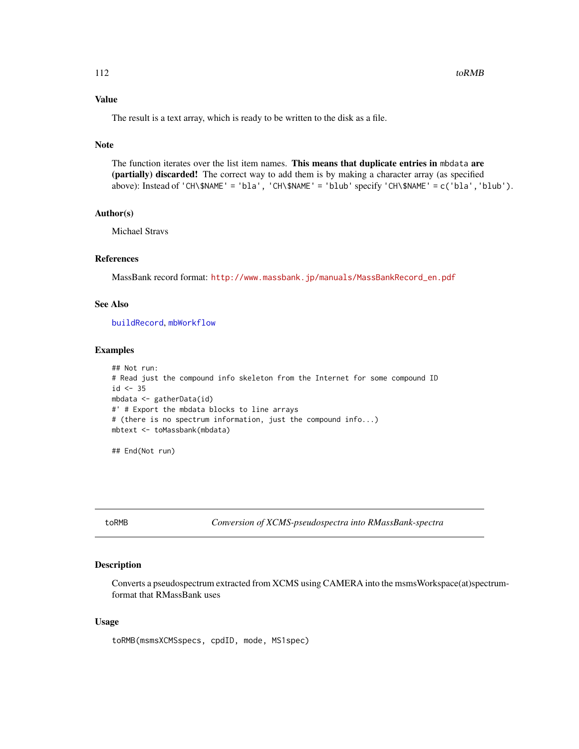## Value

The result is a text array, which is ready to be written to the disk as a file.

## Note

The function iterates over the list item names. **This means that duplicate entries in** `mbdata` **are (partially) discarded!** The correct way to add them is by making a character array (as specified above): Instead of `'CH\$NAME' = 'bla', 'CH\$NAME' = 'blub'` specify `'CH\$NAME' = c('bla','blub')`.

## Author(s)

Michael Stravs

## References

MassBank record format: http://www.massbank.jp/manuals/MassBankRecord_en.pdf

## See Also

`buildRecord`, `mbWorkflow`

## Examples

```
## Not run:
# Read just the compound info skeleton from the Internet for some compound ID
id <- 35
mbdata <- gatherData(id)
#' # Export the mbdata blocks to line arrays
# (there is no spectrum information, just the compound info...)
mbtext <- toMassbank(mbdata)

## End(Not run)
```

---

# toRMB — *Conversion of XCMS-pseudospectra into RMassBank-spectra*

## Description

Converts a pseudospectrum extracted from XCMS using CAMERA into the msmsWorkspace(at)spectrum-format that RMassBank uses

## Usage

```
toRMB(msmsXCMSspecs, cpdID, mode, MS1spec)
```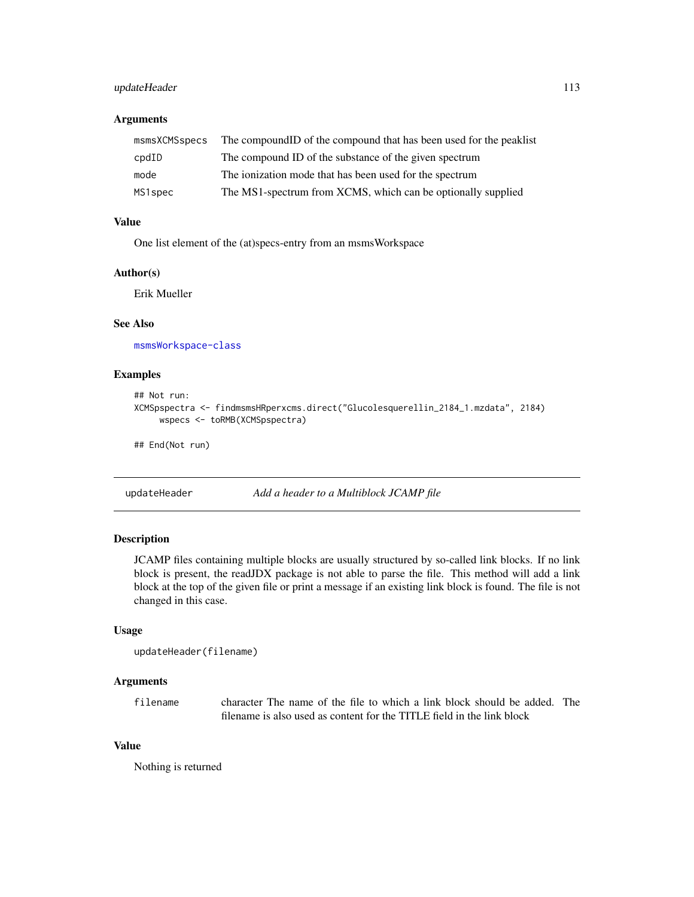### Arguments

| | |
|---|---|
| msmsXCMSspecs | The compoundID of the compound that has been used for the peaklist |
| cpdID | The compound ID of the substance of the given spectrum |
| mode | The ionization mode that has been used for the spectrum |
| MS1spec | The MS1-spectrum from XCMS, which can be optionally supplied |

### Value

One list element of the (at)specs-entry from an msmsWorkspace

### Author(s)

Erik Mueller

### See Also

msmsWorkspace-class

### Examples

```
## Not run:
XCMSpspectra <- findmsmsHRperxcms.direct("Glucolesquerellin_2184_1.mzdata", 2184)
     wspecs <- toRMB(XCMSpspectra)

## End(Not run)
```

---

## updateHeader — *Add a header to a Multiblock JCAMP file*

### Description

JCAMP files containing multiple blocks are usually structured by so-called link blocks. If no link block is present, the readJDX package is not able to parse the file. This method will add a link block at the top of the given file or print a message if an existing link block is found. The file is not changed in this case.

### Usage

```
updateHeader(filename)
```

### Arguments

| | |
|---|---|
| filename | character The name of the file to which a link block should be added. The filename is also used as content for the TITLE field in the link block |

### Value

Nothing is returned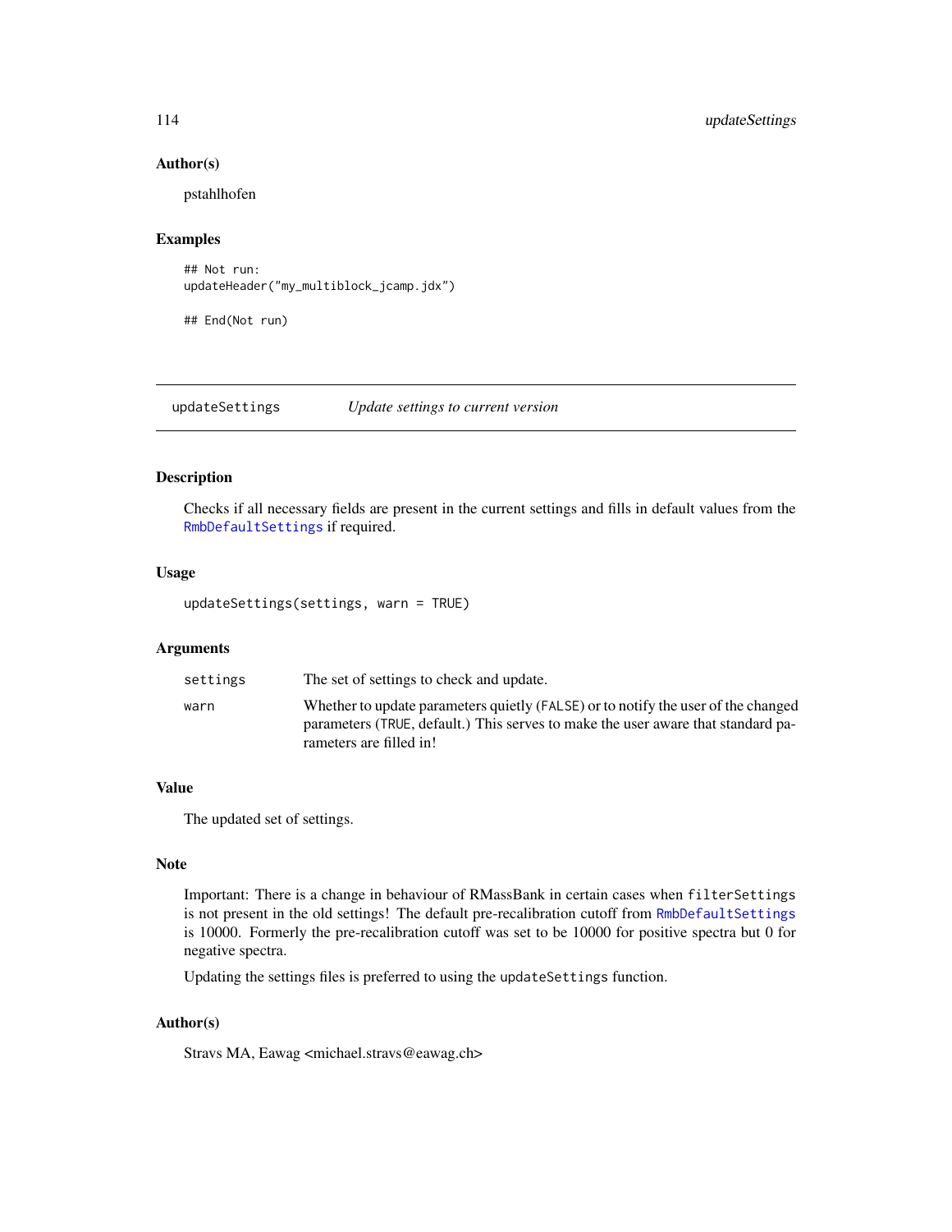### Author(s)

pstahlhofen

### Examples

```
## Not run:
updateHeader("my_multiblock_jcamp.jdx")

## End(Not run)
```

---

## updateSettings *Update settings to current version*

---

### Description

Checks if all necessary fields are present in the current settings and fills in default values from the RmbDefaultSettings if required.

### Usage

```
updateSettings(settings, warn = TRUE)
```

### Arguments

| | |
|---|---|
| settings | The set of settings to check and update. |
| warn | Whether to update parameters quietly (FALSE) or to notify the user of the changed parameters (TRUE, default.) This serves to make the user aware that standard parameters are filled in! |

### Value

The updated set of settings.

### Note

Important: There is a change in behaviour of RMassBank in certain cases when filterSettings is not present in the old settings! The default pre-recalibration cutoff from RmbDefaultSettings is 10000. Formerly the pre-recalibration cutoff was set to be 10000 for positive spectra but 0 for negative spectra.

Updating the settings files is preferred to using the updateSettings function.

### Author(s)

Stravs MA, Eawag <michael.stravs@eawag.ch>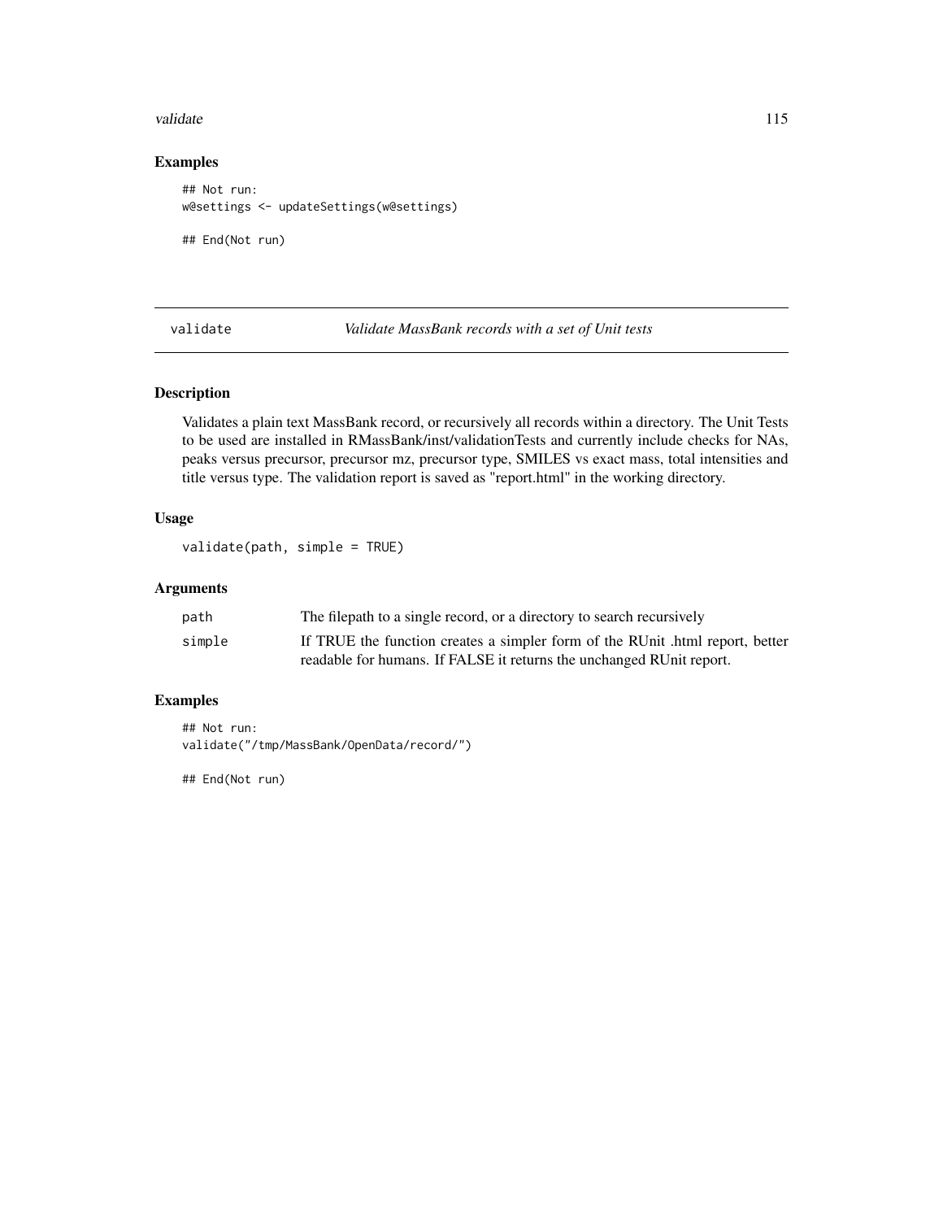## Examples

```
## Not run:
w@settings <- updateSettings(w@settings)

## End(Not run)
```

---

# validate *Validate MassBank records with a set of Unit tests*

---

## Description

Validates a plain text MassBank record, or recursively all records within a directory. The Unit Tests to be used are installed in RMassBank/inst/validationTests and currently include checks for NAs, peaks versus precursor, precursor mz, precursor type, SMILES vs exact mass, total intensities and title versus type. The validation report is saved as "report.html" in the working directory.

## Usage

```
validate(path, simple = TRUE)
```

## Arguments

| | |
|---|---|
| path | The filepath to a single record, or a directory to search recursively |
| simple | If TRUE the function creates a simpler form of the RUnit .html report, better readable for humans. If FALSE it returns the unchanged RUnit report. |

## Examples

```
## Not run:
validate("/tmp/MassBank/OpenData/record/")

## End(Not run)
```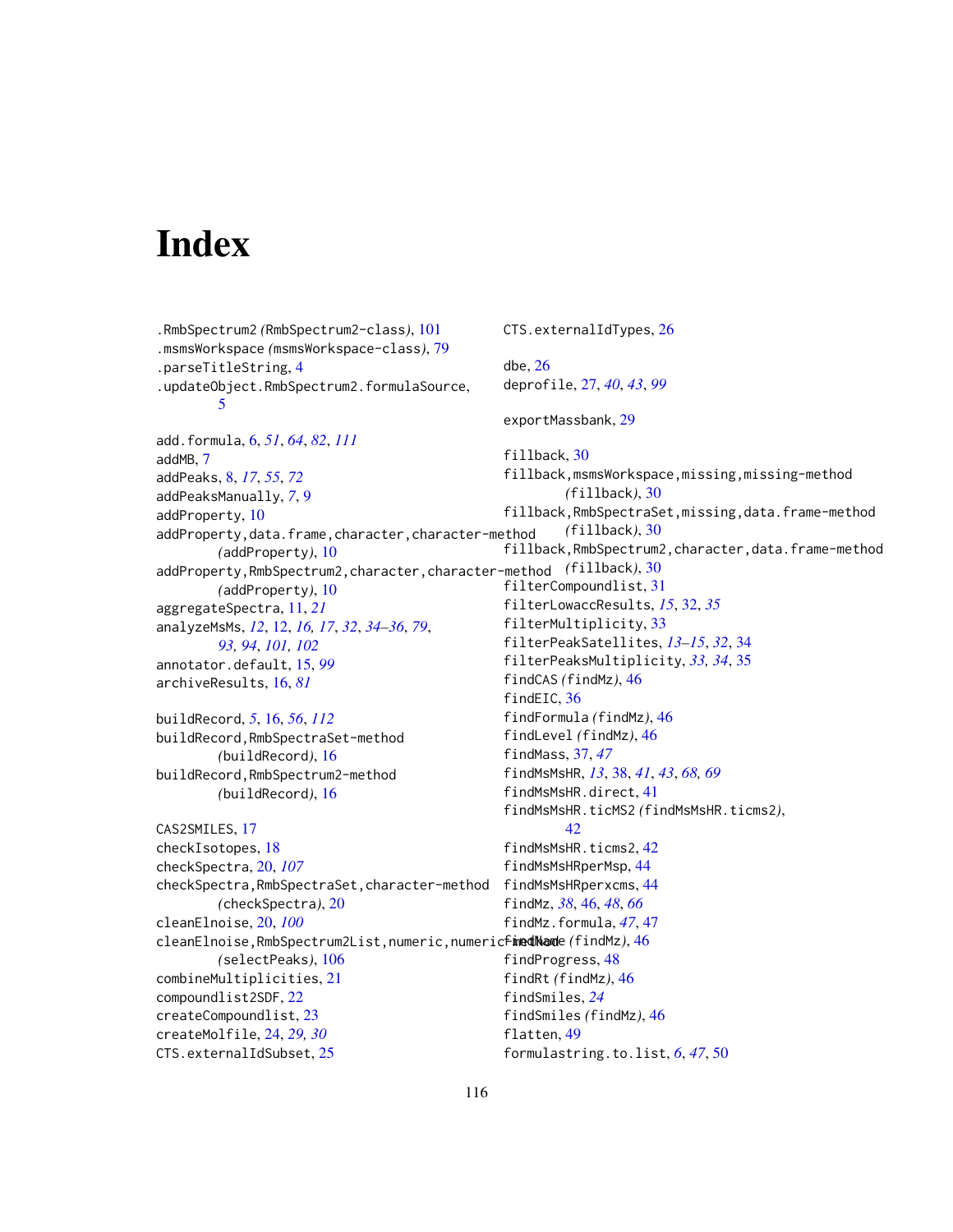# Index

.RmbSpectrum2 *(RmbSpectrum2-class)*, 101
.msmsWorkspace *(msmsWorkspace-class)*, 79
.parseTitleString, 4
.updateObject.RmbSpectrum2.formulaSource, 5

add.formula, 6, *51*, *64*, *82*, *111*
addMB, 7
addPeaks, 8, *17*, *55*, *72*
addPeaksManually, *7*, 9
addProperty, 10
addProperty,data.frame,character,character-method *(addProperty)*, 10
addProperty,RmbSpectrum2,character,character-method *(addProperty)*, 10
aggregateSpectra, 11, *21*
analyzeMsMs, *12*, 12, *16*, *17*, *32*, *34–36*, *79*, *93*, *94*, *101*, *102*
annotator.default, 15, *99*
archiveResults, 16, *81*

buildRecord, *5*, 16, *56*, *112*
buildRecord,RmbSpectraSet-method *(buildRecord)*, 16
buildRecord,RmbSpectrum2-method *(buildRecord)*, 16

CAS2SMILES, 17
checkIsotopes, 18
checkSpectra, 20, *107*
checkSpectra,RmbSpectraSet,character-method *(checkSpectra)*, 20
cleanElnoise, 20, *100*
cleanElnoise,RmbSpectrum2List,numeric,numeric-method *(selectPeaks)*, 106
combineMultiplicities, 21
compoundlist2SDF, 22
createCompoundlist, 23
createMolfile, 24, *29*, *30*
CTS.externalIdSubset, 25
CTS.externalIdTypes, 26

dbe, 26
deprofile, 27, *40*, *43*, *99*

exportMassbank, 29

fillback, 30
fillback,msmsWorkspace,missing,missing-method *(fillback)*, 30
fillback,RmbSpectraSet,missing,data.frame-method *(fillback)*, 30
fillback,RmbSpectrum2,character,data.frame-method *(fillback)*, 30
filterCompoundlist, 31
filterLowaccResults, *15*, 32, *35*
filterMultiplicity, 33
filterPeakSatellites, *13–15*, *32*, 34
filterPeaksMultiplicity, *33*, *34*, 35
findCAS *(findMz)*, 46
findEIC, 36
findFormula *(findMz)*, 46
findLevel *(findMz)*, 46
findMass, 37, *47*
findMsMsHR, *13*, 38, *41*, *43*, *68*, *69*
findMsMsHR.direct, 41
findMsMsHR.ticMS2 *(findMsMsHR.ticms2)*, 42
findMsMsHR.ticms2, 42
findMsMsHRperMsp, 44
findMsMsHRperxcms, 44
findMz, *38*, 46, *48*, *66*
findMz.formula, *47*, 47
findName *(findMz)*, 46
findProgress, 48
findRt *(findMz)*, 46
findSmiles, *24*
findSmiles *(findMz)*, 46
flatten, 49
formulastring.to.list, *6*, *47*, 50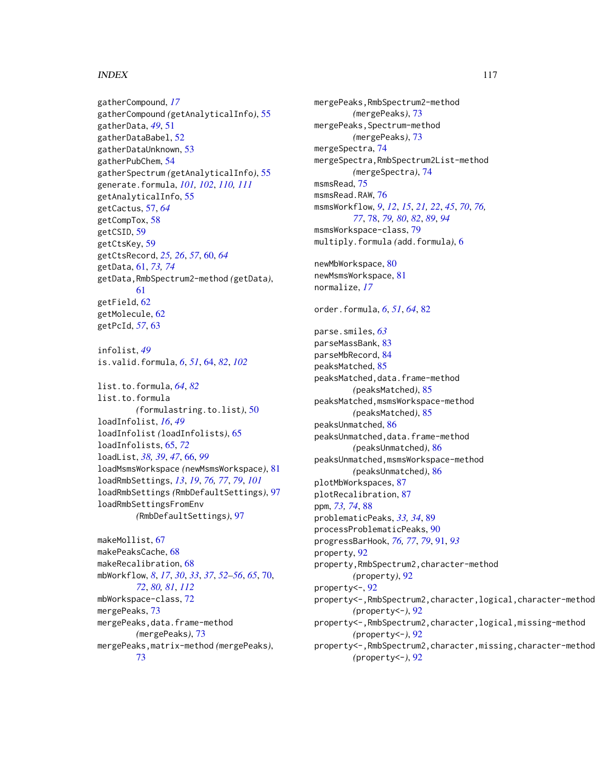gatherCompound, *17*
gatherCompound *(*getAnalyticalInfo*)*, 55
gatherData, *49*, 51
gatherDataBabel, 52
gatherDataUnknown, 53
gatherPubChem, 54
gatherSpectrum *(*getAnalyticalInfo*)*, 55
generate.formula, *101, 102*, *110, 111*
getAnalyticalInfo, 55
getCactus, 57, *64*
getCompTox, 58
getCSID, 59
getCtsKey, 59
getCtsRecord, *25, 26*, *57*, 60, *64*
getData, 61, *73, 74*
getData,RmbSpectrum2-method *(*getData*)*, 61
getField, 62
getMolecule, 62
getPcId, *57*, 63

infolist, *49*
is.valid.formula, *6*, *51*, 64, *82*, *102*

list.to.formula, *64*, *82*
list.to.formula *(*formulastring.to.list*)*, 50
loadInfolist, *16*, *49*
loadInfolist *(*loadInfolists*)*, 65
loadInfolists, 65, *72*
loadList, *38, 39*, *47*, 66, *99*
loadMsmsWorkspace *(*newMsmsWorkspace*)*, 81
loadRmbSettings, *13*, *19*, *76, 77*, *79*, *101*
loadRmbSettings *(*RmbDefaultSettings*)*, 97
loadRmbSettingsFromEnv *(*RmbDefaultSettings*)*, 97

makeMollist, 67
makePeaksCache, 68
makeRecalibration, 68
mbWorkflow, *8*, *17*, *30*, *33*, *37*, *52–56*, *65*, 70, *72*, *80, 81*, *112*
mbWorkspace-class, 72
mergePeaks, 73
mergePeaks,data.frame-method *(*mergePeaks*)*, 73
mergePeaks,matrix-method *(*mergePeaks*)*, 73
mergePeaks,RmbSpectrum2-method *(*mergePeaks*)*, 73
mergePeaks,Spectrum-method *(*mergePeaks*)*, 73
mergeSpectra, 74
mergeSpectra,RmbSpectrum2List-method *(*mergeSpectra*)*, 74
msmsRead, 75
msmsRead.RAW, 76
msmsWorkflow, *9*, *12*, *15*, *21, 22*, *45*, *70*, *76, 77*, 78, *79, 80*, *82*, *89*, *94*
msmsWorkspace-class, 79
multiply.formula *(*add.formula*)*, 6

newMbWorkspace, 80
newMsmsWorkspace, 81
normalize, *17*

order.formula, *6*, *51*, *64*, 82

parse.smiles, *63*
parseMassBank, 83
parseMbRecord, 84
peaksMatched, 85
peaksMatched,data.frame-method *(*peaksMatched*)*, 85
peaksMatched,msmsWorkspace-method *(*peaksMatched*)*, 85
peaksUnmatched, 86
peaksUnmatched,data.frame-method *(*peaksUnmatched*)*, 86
peaksUnmatched,msmsWorkspace-method *(*peaksUnmatched*)*, 86
plotMbWorkspaces, 87
plotRecalibration, 87
ppm, *73, 74*, 88
problematicPeaks, *33, 34*, 89
processProblematicPeaks, 90
progressBarHook, *76, 77*, *79*, 91, *93*
property, 92
property,RmbSpectrum2,character-method *(*property*)*, 92
property<-, 92
property<-,RmbSpectrum2,character,logical,character-method *(*property<-*)*, 92
property<-,RmbSpectrum2,character,logical,missing-method *(*property<-*)*, 92
property<-,RmbSpectrum2,character,missing,character-method *(*property<-*)*, 92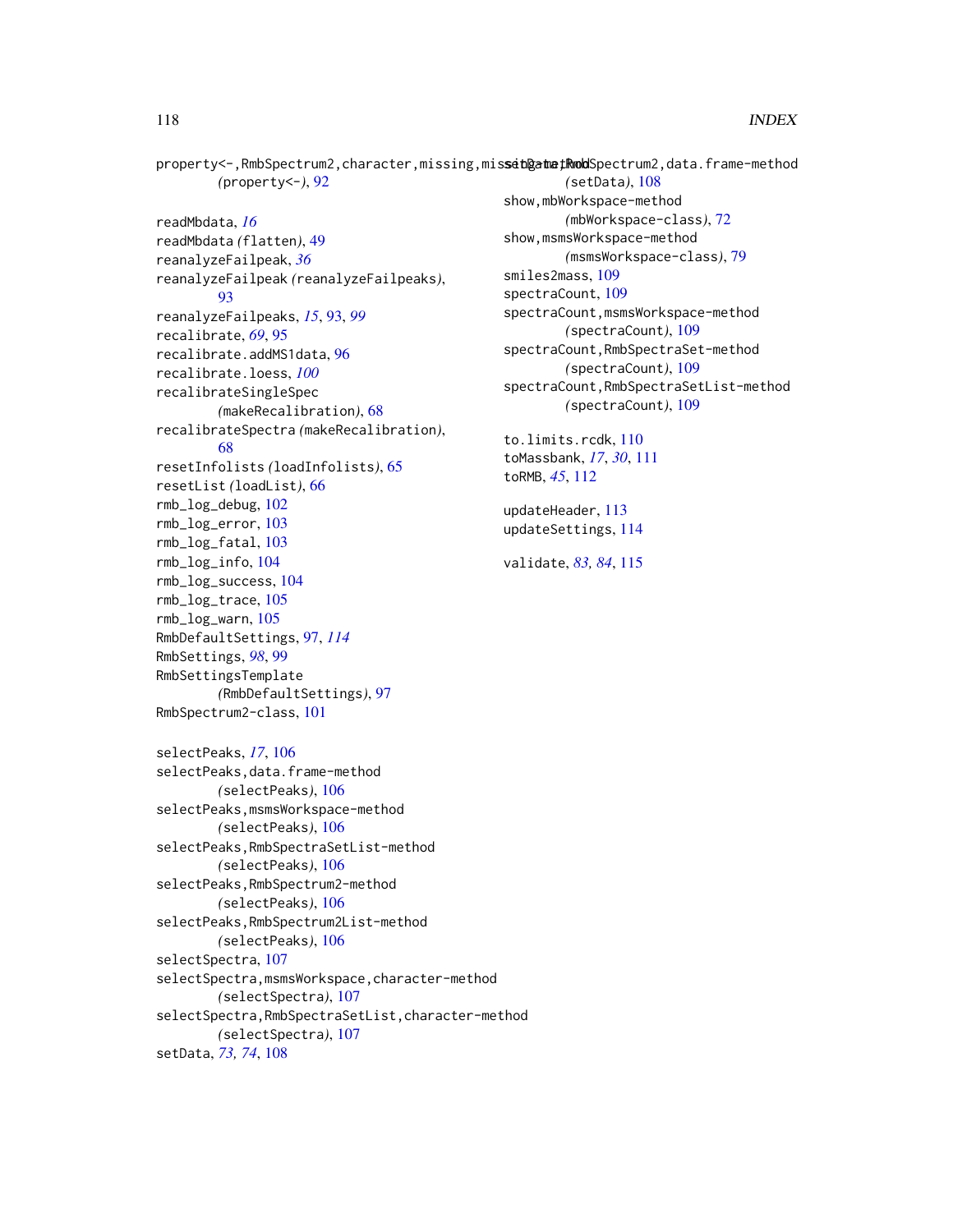property<-,RmbSpectrum2,character,missing,missing-method
    (property<-), 92

readMbdata, *16*
readMbdata (flatten), 49
reanalyzeFailpeak, *36*
reanalyzeFailpeak (reanalyzeFailpeaks), 93
reanalyzeFailpeaks, *15*, 93, *99*
recalibrate, *69*, 95
recalibrate.addMS1data, 96
recalibrate.loess, *100*
recalibrateSingleSpec
    (makeRecalibration), 68
recalibrateSpectra (makeRecalibration), 68
resetInfolists (loadInfolists), 65
resetList (loadList), 66
rmb_log_debug, 102
rmb_log_error, 103
rmb_log_fatal, 103
rmb_log_info, 104
rmb_log_success, 104
rmb_log_trace, 105
rmb_log_warn, 105
RmbDefaultSettings, 97, *114*
RmbSettings, *98*, 99
RmbSettingsTemplate
    (RmbDefaultSettings), 97
RmbSpectrum2-class, 101

selectPeaks, *17*, 106
selectPeaks,data.frame-method
    (selectPeaks), 106
selectPeaks,msmsWorkspace-method
    (selectPeaks), 106
selectPeaks,RmbSpectraSetList-method
    (selectPeaks), 106
selectPeaks,RmbSpectrum2-method
    (selectPeaks), 106
selectPeaks,RmbSpectrum2List-method
    (selectPeaks), 106
selectSpectra, 107
selectSpectra,msmsWorkspace,character-method
    (selectSpectra), 107
selectSpectra,RmbSpectraSetList,character-method
    (selectSpectra), 107
setData, *73, 74*, 108
setData,RmbSpectrum2,data.frame-method
    (setData), 108
show,mbWorkspace-method
    (mbWorkspace-class), 72
show,msmsWorkspace-method
    (msmsWorkspace-class), 79
smiles2mass, 109
spectraCount, 109
spectraCount,msmsWorkspace-method
    (spectraCount), 109
spectraCount,RmbSpectraSet-method
    (spectraCount), 109
spectraCount,RmbSpectraSetList-method
    (spectraCount), 109

to.limits.rcdk, 110
toMassbank, *17*, *30*, 111
toRMB, *45*, 112

updateHeader, 113
updateSettings, 114

validate, *83, 84*, 115